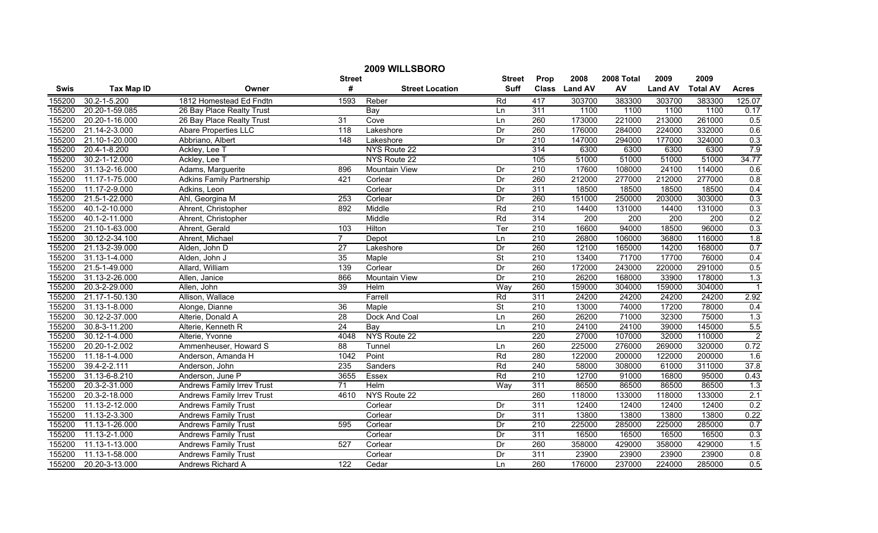# 2009 WILLSBORO

| Swis | Tax Map ID | Owner | Street # | Street Location | Street Suff | Prop Class | 2008 Land AV | 2008 Total AV | 2009 Land AV | 2009 Total AV | Acres |
|---|---|---|---|---|---|---|---|---|---|---|---|
| 155200 | 30.2-1-5.200 | 1812 Homestead Ed Fndtn | 1593 | Reber | Rd | 417 | 303700 | 383300 | 303700 | 383300 | 125.07 |
| 155200 | 20.20-1-59.085 | 26 Bay Place Realty Trust | | Bay | Ln | 311 | 1100 | 1100 | 1100 | 1100 | 0.17 |
| 155200 | 20.20-1-16.000 | 26 Bay Place Realty Trust | 31 | Cove | Ln | 260 | 173000 | 221000 | 213000 | 261000 | 0.5 |
| 155200 | 21.14-2-3.000 | Abare Properties LLC | 118 | Lakeshore | Dr | 260 | 176000 | 284000 | 224000 | 332000 | 0.6 |
| 155200 | 21.10-1-20.000 | Abbriano, Albert | 148 | Lakeshore | Dr | 210 | 147000 | 294000 | 177000 | 324000 | 0.3 |
| 155200 | 20.4-1-8.200 | Ackley, Lee T | | NYS Route 22 | | 314 | 6300 | 6300 | 6300 | 6300 | 7.9 |
| 155200 | 30.2-1-12.000 | Ackley, Lee T | | NYS Route 22 | | 105 | 51000 | 51000 | 51000 | 51000 | 34.77 |
| 155200 | 31.13-2-16.000 | Adams, Marguerite | 896 | Mountain View | Dr | 210 | 17600 | 108000 | 24100 | 114000 | 0.6 |
| 155200 | 11.17-1-75.000 | Adkins Family Partnership | 421 | Corlear | Dr | 260 | 212000 | 277000 | 212000 | 277000 | 0.8 |
| 155200 | 11.17-2-9.000 | Adkins, Leon | | Corlear | Dr | 311 | 18500 | 18500 | 18500 | 18500 | 0.4 |
| 155200 | 21.5-1-22.000 | Ahl, Georgina M | 253 | Corlear | Dr | 260 | 151000 | 250000 | 203000 | 303000 | 0.3 |
| 155200 | 40.1-2-10.000 | Ahrent, Christopher | 892 | Middle | Rd | 210 | 14400 | 131000 | 14400 | 131000 | 0.3 |
| 155200 | 40.1-2-11.000 | Ahrent, Christopher | | Middle | Rd | 314 | 200 | 200 | 200 | 200 | 0.2 |
| 155200 | 21.10-1-63.000 | Ahrent, Gerald | 103 | Hilton | Ter | 210 | 16600 | 94000 | 18500 | 96000 | 0.3 |
| 155200 | 30.12-2-34.100 | Ahrent, Michael | 7 | Depot | Ln | 210 | 26800 | 106000 | 36800 | 116000 | 1.8 |
| 155200 | 21.13-2-39.000 | Alden, John D | 27 | Lakeshore | Dr | 260 | 12100 | 165000 | 14200 | 168000 | 0.7 |
| 155200 | 31.13-1-4.000 | Alden, John J | 35 | Maple | St | 210 | 13400 | 71700 | 17700 | 76000 | 0.4 |
| 155200 | 21.5-1-49.000 | Allard, William | 139 | Corlear | Dr | 260 | 172000 | 243000 | 220000 | 291000 | 0.5 |
| 155200 | 31.13-2-26.000 | Allen, Janice | 866 | Mountain View | Dr | 210 | 26200 | 168000 | 33900 | 178000 | 1.3 |
| 155200 | 20.3-2-29.000 | Allen, John | 39 | Helm | Way | 260 | 159000 | 304000 | 159000 | 304000 | 1 |
| 155200 | 21.17-1-50.130 | Allison, Wallace | | Farrell | Rd | 311 | 24200 | 24200 | 24200 | 24200 | 2.92 |
| 155200 | 31.13-1-8.000 | Alonge, Dianne | 36 | Maple | St | 210 | 13000 | 74000 | 17200 | 78000 | 0.4 |
| 155200 | 30.12-2-37.000 | Alterie, Donald A | 28 | Dock And Coal | Ln | 260 | 26200 | 71000 | 32300 | 75000 | 1.3 |
| 155200 | 30.8-3-11.200 | Alterie, Kenneth R | 24 | Bay | Ln | 210 | 24100 | 24100 | 39000 | 145000 | 5.5 |
| 155200 | 30.12-1-4.000 | Alterie, Yvonne | 4048 | NYS Route 22 | | 220 | 27000 | 107000 | 32000 | 110000 | 2 |
| 155200 | 20.20-1-2.002 | Ammenheuser, Howard S | 88 | Tunnel | Ln | 260 | 225000 | 276000 | 269000 | 320000 | 0.72 |
| 155200 | 11.18-1-4.000 | Anderson, Amanda H | 1042 | Point | Rd | 280 | 122000 | 200000 | 122000 | 200000 | 1.6 |
| 155200 | 39.4-2-2.111 | Anderson, John | 235 | Sanders | Rd | 240 | 58000 | 308000 | 61000 | 311000 | 37.8 |
| 155200 | 31.13-6-8.210 | Anderson, June P | 3655 | Essex | Rd | 210 | 12700 | 91000 | 16800 | 95000 | 0.43 |
| 155200 | 20.3-2-31.000 | Andrews Family Irrev Trust | 71 | Helm | Way | 311 | 86500 | 86500 | 86500 | 86500 | 1.3 |
| 155200 | 20.3-2-18.000 | Andrews Family Irrev Trust | 4610 | NYS Route 22 | | 260 | 118000 | 133000 | 118000 | 133000 | 2.1 |
| 155200 | 11.13-2-12.000 | Andrews Family Trust | | Corlear | Dr | 311 | 12400 | 12400 | 12400 | 12400 | 0.2 |
| 155200 | 11.13-2-3.300 | Andrews Family Trust | | Corlear | Dr | 311 | 13800 | 13800 | 13800 | 13800 | 0.22 |
| 155200 | 11.13-1-26.000 | Andrews Family Trust | 595 | Corlear | Dr | 210 | 225000 | 285000 | 225000 | 285000 | 0.7 |
| 155200 | 11.13-2-1.000 | Andrews Family Trust | | Corlear | Dr | 311 | 16500 | 16500 | 16500 | 16500 | 0.3 |
| 155200 | 11.13-1-13.000 | Andrews Family Trust | 527 | Corlear | Dr | 260 | 358000 | 429000 | 358000 | 429000 | 1.5 |
| 155200 | 11.13-1-58.000 | Andrews Family Trust | | Corlear | Dr | 311 | 23900 | 23900 | 23900 | 23900 | 0.8 |
| 155200 | 20.20-3-13.000 | Andrews Richard A | 122 | Cedar | Ln | 260 | 176000 | 237000 | 224000 | 285000 | 0.5 |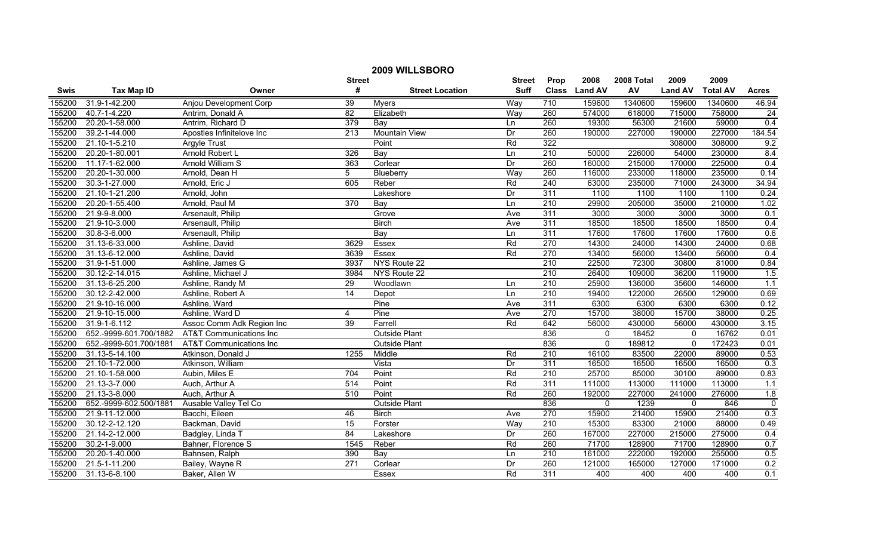# 2009 WILLSBORO

| Swis | Tax Map ID | Owner | Street # | Street Location | Street Suff | Prop Class | 2008 Land AV | 2008 Total AV | 2009 Land AV | 2009 Total AV | Acres |
|---|---|---|---|---|---|---|---|---|---|---|---|
| 155200 | 31.9-1-42.200 | Anjou Development Corp | 39 | Myers | Way | 710 | 159600 | 1340600 | 159600 | 1340600 | 46.94 |
| 155200 | 40.7-1-4.220 | Antrim, Donald A | 82 | Elizabeth | Way | 260 | 574000 | 618000 | 715000 | 758000 | 24 |
| 155200 | 20.20-1-58.000 | Antrim, Richard D | 379 | Bay | Ln | 260 | 19300 | 56300 | 21600 | 59000 | 0.4 |
| 155200 | 39.2-1-44.000 | Apostles Infinitelove Inc | 213 | Mountain View | Dr | 260 | 190000 | 227000 | 190000 | 227000 | 184.54 |
| 155200 | 21.10-1-5.210 | Argyle Trust | | Point | Rd | 322 | | | 308000 | 308000 | 9.2 |
| 155200 | 20.20-1-80.001 | Arnold Robert L | 326 | Bay | Ln | 210 | 50000 | 226000 | 54000 | 230000 | 8.4 |
| 155200 | 11.17-1-62.000 | Arnold William S | 363 | Corlear | Dr | 260 | 160000 | 215000 | 170000 | 225000 | 0.4 |
| 155200 | 20.20-1-30.000 | Arnold, Dean H | 5 | Blueberry | Way | 260 | 116000 | 233000 | 118000 | 235000 | 0.14 |
| 155200 | 30.3-1-27.000 | Arnold, Eric J | 605 | Reber | Rd | 240 | 63000 | 235000 | 71000 | 243000 | 34.94 |
| 155200 | 21.10-1-21.200 | Arnold, John | | Lakeshore | Dr | 311 | 1100 | 1100 | 1100 | 1100 | 0.24 |
| 155200 | 20.20-1-55.400 | Arnold, Paul M | 370 | Bay | Ln | 210 | 29900 | 205000 | 35000 | 210000 | 1.02 |
| 155200 | 21.9-9-8.000 | Arsenault, Philip | | Grove | Ave | 311 | 3000 | 3000 | 3000 | 3000 | 0.1 |
| 155200 | 21.9-10-3.000 | Arsenault, Philip | | Birch | Ave | 311 | 18500 | 18500 | 18500 | 18500 | 0.4 |
| 155200 | 30.8-3-6.000 | Arsenault, Philip | | Bay | Ln | 311 | 17600 | 17600 | 17600 | 17600 | 0.6 |
| 155200 | 31.13-6-33.000 | Ashline, David | 3629 | Essex | Rd | 270 | 14300 | 24000 | 14300 | 24000 | 0.68 |
| 155200 | 31.13-6-12.000 | Ashline, David | 3639 | Essex | Rd | 270 | 13400 | 56000 | 13400 | 56000 | 0.4 |
| 155200 | 31.9-1-51.000 | Ashline, James G | 3937 | NYS Route 22 | | 210 | 22500 | 72300 | 30800 | 81000 | 0.84 |
| 155200 | 30.12-2-14.015 | Ashline, Michael J | 3984 | NYS Route 22 | | 210 | 26400 | 109000 | 36200 | 119000 | 1.5 |
| 155200 | 31.13-6-25.200 | Ashline, Randy M | 29 | Woodlawn | Ln | 210 | 25900 | 136000 | 35600 | 146000 | 1.1 |
| 155200 | 30.12-2-42.000 | Ashline, Robert A | 14 | Depot | Ln | 210 | 19400 | 122000 | 26500 | 129000 | 0.69 |
| 155200 | 21.9-10-16.000 | Ashline, Ward | | Pine | Ave | 311 | 6300 | 6300 | 6300 | 6300 | 0.12 |
| 155200 | 21.9-10-15.000 | Ashline, Ward D | 4 | Pine | Ave | 270 | 15700 | 38000 | 15700 | 38000 | 0.25 |
| 155200 | 31.9-1-6.112 | Assoc Comm Adk Region Inc | 39 | Farrell | Rd | 642 | 56000 | 430000 | 56000 | 430000 | 3.15 |
| 155200 | 652.-9999-601.700/1882 | AT&T Communications Inc | | Outside Plant | | 836 | 0 | 18452 | 0 | 16762 | 0.01 |
| 155200 | 652.-9999-601.700/1881 | AT&T Communications Inc | | Outside Plant | | 836 | 0 | 189812 | 0 | 172423 | 0.01 |
| 155200 | 31.13-5-14.100 | Atkinson, Donald J | 1255 | Middle | Rd | 210 | 16100 | 83500 | 22000 | 89000 | 0.53 |
| 155200 | 21.10-1-72.000 | Atkinson, William | | Vista | Dr | 311 | 16500 | 16500 | 16500 | 16500 | 0.3 |
| 155200 | 21.10-1-58.000 | Aubin, Miles E | 704 | Point | Rd | 210 | 25700 | 85000 | 30100 | 89000 | 0.83 |
| 155200 | 21.13-3-7.000 | Auch, Arthur A | 514 | Point | Rd | 311 | 111000 | 113000 | 111000 | 113000 | 1.1 |
| 155200 | 21.13-3-8.000 | Auch, Arthur A | 510 | Point | Rd | 260 | 192000 | 227000 | 241000 | 276000 | 1.8 |
| 155200 | 652.-9999-602.500/1881 | Ausable Valley Tel Co | | Outside Plant | | 836 | 0 | 1239 | 0 | 846 | 0 |
| 155200 | 21.9-11-12.000 | Bacchi, Eileen | 46 | Birch | Ave | 270 | 15900 | 21400 | 15900 | 21400 | 0.3 |
| 155200 | 30.12-2-12.120 | Backman, David | 15 | Forster | Way | 210 | 15300 | 83300 | 21000 | 88000 | 0.49 |
| 155200 | 21.14-2-12.000 | Badgley, Linda T | 84 | Lakeshore | Dr | 260 | 167000 | 227000 | 215000 | 275000 | 0.4 |
| 155200 | 30.2-1-9.000 | Bahner, Florence S | 1545 | Reber | Rd | 260 | 71700 | 128900 | 71700 | 128900 | 0.7 |
| 155200 | 20.20-1-40.000 | Bahnsen, Ralph | 390 | Bay | Ln | 210 | 161000 | 222000 | 192000 | 255000 | 0.5 |
| 155200 | 21.5-1-11.200 | Bailey, Wayne R | 271 | Corlear | Dr | 260 | 121000 | 165000 | 127000 | 171000 | 0.2 |
| 155200 | 31.13-6-8.100 | Baker, Allen W | | Essex | Rd | 311 | 400 | 400 | 400 | 400 | 0.1 |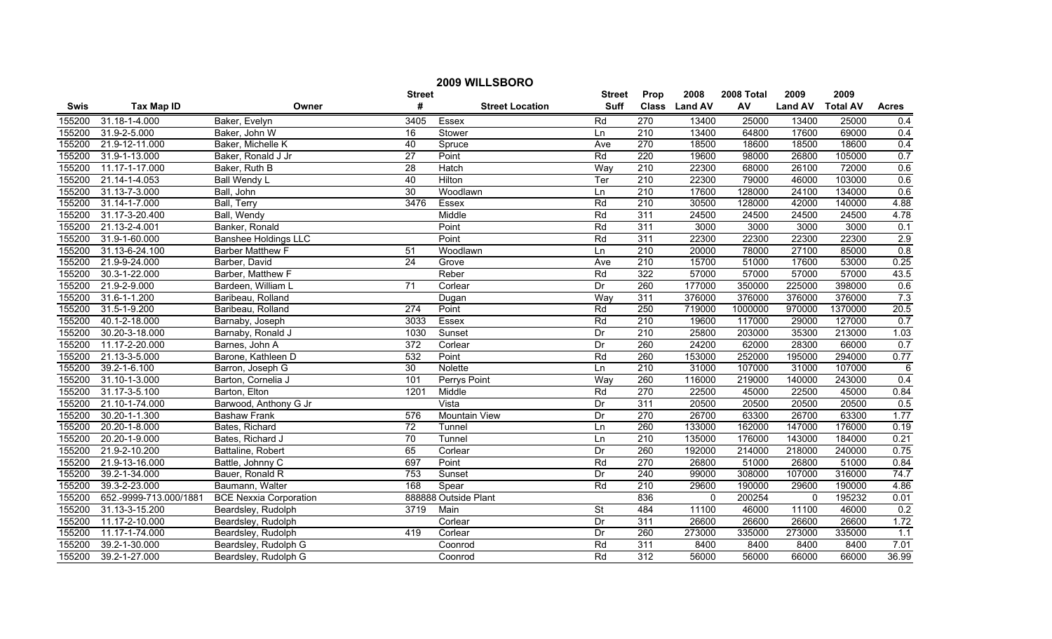# 2009 WILLSBORO

| Swis | Tax Map ID | Owner | Street # | Street Location | Street Suff | Prop Class | 2008 Land AV | 2008 Total AV | 2009 Land AV | 2009 Total AV | Acres |
|---|---|---|---|---|---|---|---|---|---|---|---|
| 155200 | 31.18-1-4.000 | Baker, Evelyn | 3405 | Essex | Rd | 270 | 13400 | 25000 | 13400 | 25000 | 0.4 |
| 155200 | 31.9-2-5.000 | Baker, John W | 16 | Stower | Ln | 210 | 13400 | 64800 | 17600 | 69000 | 0.4 |
| 155200 | 21.9-12-11.000 | Baker, Michelle K | 40 | Spruce | Ave | 270 | 18500 | 18600 | 18500 | 18600 | 0.4 |
| 155200 | 31.9-1-13.000 | Baker, Ronald J Jr | 27 | Point | Rd | 220 | 19600 | 98000 | 26800 | 105000 | 0.7 |
| 155200 | 11.17-1-17.000 | Baker, Ruth B | 28 | Hatch | Way | 210 | 22300 | 68000 | 26100 | 72000 | 0.6 |
| 155200 | 21.14-1-4.053 | Ball Wendy L | 40 | Hilton | Ter | 210 | 22300 | 79000 | 46000 | 103000 | 0.6 |
| 155200 | 31.13-7-3.000 | Ball, John | 30 | Woodlawn | Ln | 210 | 17600 | 128000 | 24100 | 134000 | 0.6 |
| 155200 | 31.14-1-7.000 | Ball, Terry | 3476 | Essex | Rd | 210 | 30500 | 128000 | 42000 | 140000 | 4.88 |
| 155200 | 31.17-3-20.400 | Ball, Wendy | | Middle | Rd | 311 | 24500 | 24500 | 24500 | 24500 | 4.78 |
| 155200 | 21.13-2-4.001 | Banker, Ronald | | Point | Rd | 311 | 3000 | 3000 | 3000 | 3000 | 0.1 |
| 155200 | 31.9-1-60.000 | Banshee Holdings LLC | | Point | Rd | 311 | 22300 | 22300 | 22300 | 22300 | 2.9 |
| 155200 | 31.13-6-24.100 | Barber Matthew F | 51 | Woodlawn | Ln | 210 | 20000 | 78000 | 27100 | 85000 | 0.8 |
| 155200 | 21.9-9-24.000 | Barber, David | 24 | Grove | Ave | 210 | 15700 | 51000 | 17600 | 53000 | 0.25 |
| 155200 | 30.3-1-22.000 | Barber, Matthew F | | Reber | Rd | 322 | 57000 | 57000 | 57000 | 57000 | 43.5 |
| 155200 | 21.9-2-9.000 | Bardeen, William L | 71 | Corlear | Dr | 260 | 177000 | 350000 | 225000 | 398000 | 0.6 |
| 155200 | 31.6-1-1.200 | Baribeau, Rolland | | Dugan | Way | 311 | 376000 | 376000 | 376000 | 376000 | 7.3 |
| 155200 | 31.5-1-9.200 | Baribeau, Rolland | 274 | Point | Rd | 250 | 719000 | 1000000 | 970000 | 1370000 | 20.5 |
| 155200 | 40.1-2-18.000 | Barnaby, Joseph | 3033 | Essex | Rd | 210 | 19600 | 117000 | 29000 | 127000 | 0.7 |
| 155200 | 30.20-3-18.000 | Barnaby, Ronald J | 1030 | Sunset | Dr | 210 | 25800 | 203000 | 35300 | 213000 | 1.03 |
| 155200 | 11.17-2-20.000 | Barnes, John A | 372 | Corlear | Dr | 260 | 24200 | 62000 | 28300 | 66000 | 0.7 |
| 155200 | 21.13-3-5.000 | Barone, Kathleen D | 532 | Point | Rd | 260 | 153000 | 252000 | 195000 | 294000 | 0.77 |
| 155200 | 39.2-1-6.100 | Barron, Joseph G | 30 | Nolette | Ln | 210 | 31000 | 107000 | 31000 | 107000 | 6 |
| 155200 | 31.10-1-3.000 | Barton, Cornelia J | 101 | Perrys Point | Way | 260 | 116000 | 219000 | 140000 | 243000 | 0.4 |
| 155200 | 31.17-3-5.100 | Barton, Elton | 1201 | Middle | Rd | 270 | 22500 | 45000 | 22500 | 45000 | 0.84 |
| 155200 | 21.10-1-74.000 | Barwood, Anthony G Jr | | Vista | Dr | 311 | 20500 | 20500 | 20500 | 20500 | 0.5 |
| 155200 | 30.20-1-1.300 | Bashaw Frank | 576 | Mountain View | Dr | 270 | 26700 | 63300 | 26700 | 63300 | 1.77 |
| 155200 | 20.20-1-8.000 | Bates, Richard | 72 | Tunnel | Ln | 260 | 133000 | 162000 | 147000 | 176000 | 0.19 |
| 155200 | 20.20-1-9.000 | Bates, Richard J | 70 | Tunnel | Ln | 210 | 135000 | 176000 | 143000 | 184000 | 0.21 |
| 155200 | 21.9-2-10.200 | Battaline, Robert | 65 | Corlear | Dr | 260 | 192000 | 214000 | 218000 | 240000 | 0.75 |
| 155200 | 21.9-13-16.000 | Battle, Johnny C | 697 | Point | Rd | 270 | 26800 | 51000 | 26800 | 51000 | 0.84 |
| 155200 | 39.2-1-34.000 | Bauer, Ronald R | 753 | Sunset | Dr | 240 | 99000 | 308000 | 107000 | 316000 | 74.7 |
| 155200 | 39.3-2-23.000 | Baumann, Walter | 168 | Spear | Rd | 210 | 29600 | 190000 | 29600 | 190000 | 4.86 |
| 155200 | 652.-9999-713.000/1881 | BCE Nexxia Corporation | 888888 | Outside Plant | | 836 | 0 | 200254 | 0 | 195232 | 0.01 |
| 155200 | 31.13-3-15.200 | Beardsley, Rudolph | 3719 | Main | St | 484 | 11100 | 46000 | 11100 | 46000 | 0.2 |
| 155200 | 11.17-2-10.000 | Beardsley, Rudolph | | Corlear | Dr | 311 | 26600 | 26600 | 26600 | 26600 | 1.72 |
| 155200 | 11.17-1-74.000 | Beardsley, Rudolph | 419 | Corlear | Dr | 260 | 273000 | 335000 | 273000 | 335000 | 1.1 |
| 155200 | 39.2-1-30.000 | Beardsley, Rudolph G | | Coonrod | Rd | 311 | 8400 | 8400 | 8400 | 8400 | 7.01 |
| 155200 | 39.2-1-27.000 | Beardsley, Rudolph G | | Coonrod | Rd | 312 | 56000 | 56000 | 66000 | 66000 | 36.99 |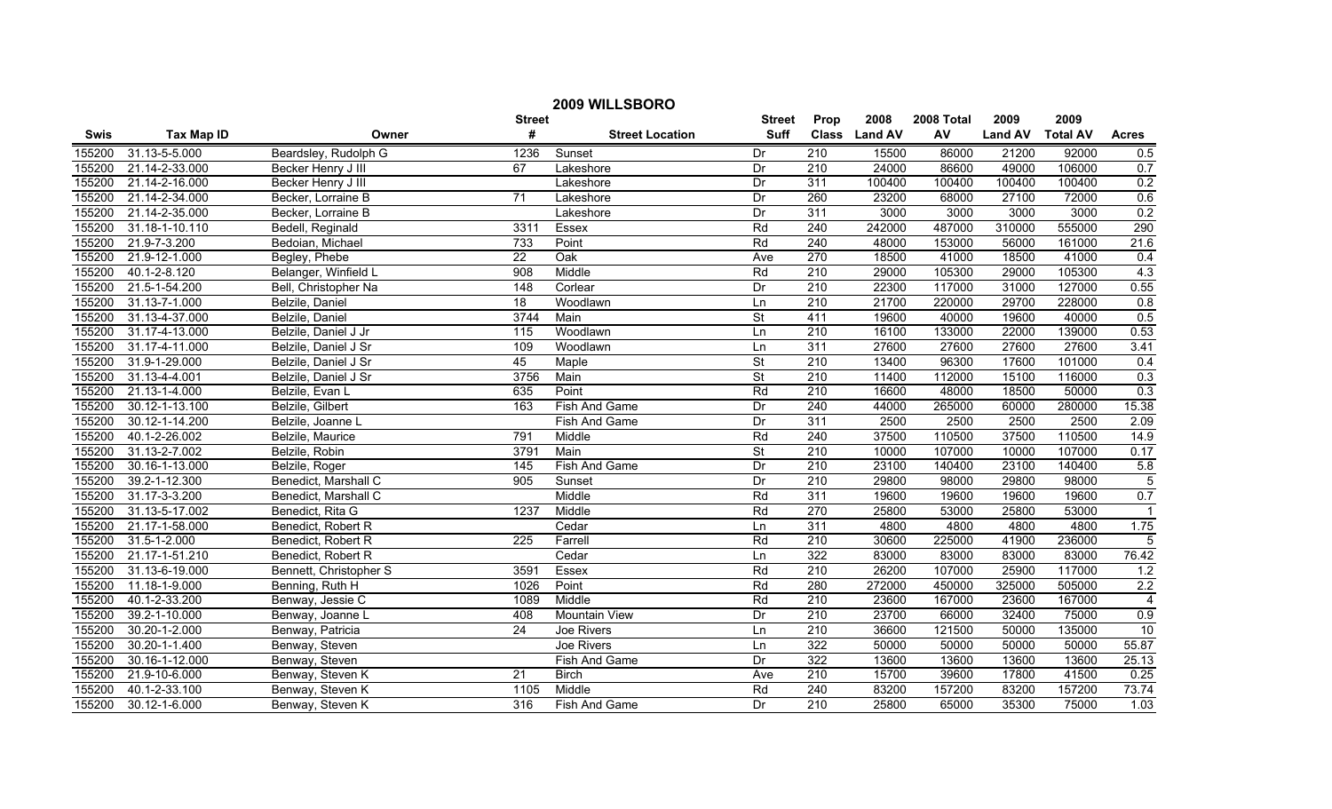# 2009 WILLSBORO

| Swis | Tax Map ID | Owner | Street # | Street Location | Street Suff | Prop Class | 2008 Land AV | 2008 Total AV | 2009 Land AV | 2009 Total AV | Acres |
|---|---|---|---|---|---|---|---|---|---|---|---|
| 155200 | 31.13-5-5.000 | Beardsley, Rudolph G | 1236 | Sunset | Dr | 210 | 15500 | 86000 | 21200 | 92000 | 0.5 |
| 155200 | 21.14-2-33.000 | Becker Henry J III | 67 | Lakeshore | Dr | 210 | 24000 | 86600 | 49000 | 106000 | 0.7 |
| 155200 | 21.14-2-16.000 | Becker Henry J III | | Lakeshore | Dr | 311 | 100400 | 100400 | 100400 | 100400 | 0.2 |
| 155200 | 21.14-2-34.000 | Becker, Lorraine B | 71 | Lakeshore | Dr | 260 | 23200 | 68000 | 27100 | 72000 | 0.6 |
| 155200 | 21.14-2-35.000 | Becker, Lorraine B | | Lakeshore | Dr | 311 | 3000 | 3000 | 3000 | 3000 | 0.2 |
| 155200 | 31.18-1-10.110 | Bedell, Reginald | 3311 | Essex | Rd | 240 | 242000 | 487000 | 310000 | 555000 | 290 |
| 155200 | 21.9-7-3.200 | Bedoian, Michael | 733 | Point | Rd | 240 | 48000 | 153000 | 56000 | 161000 | 21.6 |
| 155200 | 21.9-12-1.000 | Begley, Phebe | 22 | Oak | Ave | 270 | 18500 | 41000 | 18500 | 41000 | 0.4 |
| 155200 | 40.1-2-8.120 | Belanger, Winfield L | 908 | Middle | Rd | 210 | 29000 | 105300 | 29000 | 105300 | 4.3 |
| 155200 | 21.5-1-54.200 | Bell, Christopher Na | 148 | Corlear | Dr | 210 | 22300 | 117000 | 31000 | 127000 | 0.55 |
| 155200 | 31.13-7-1.000 | Belzile, Daniel | 18 | Woodlawn | Ln | 210 | 21700 | 220000 | 29700 | 228000 | 0.8 |
| 155200 | 31.13-4-37.000 | Belzile, Daniel | 3744 | Main | St | 411 | 19600 | 40000 | 19600 | 40000 | 0.5 |
| 155200 | 31.17-4-13.000 | Belzile, Daniel J Jr | 115 | Woodlawn | Ln | 210 | 16100 | 133000 | 22000 | 139000 | 0.53 |
| 155200 | 31.17-4-11.000 | Belzile, Daniel J Sr | 109 | Woodlawn | Ln | 311 | 27600 | 27600 | 27600 | 27600 | 3.41 |
| 155200 | 31.9-1-29.000 | Belzile, Daniel J Sr | 45 | Maple | St | 210 | 13400 | 96300 | 17600 | 101000 | 0.4 |
| 155200 | 31.13-4-4.001 | Belzile, Daniel J Sr | 3756 | Main | St | 210 | 11400 | 112000 | 15100 | 116000 | 0.3 |
| 155200 | 21.13-1-4.000 | Belzile, Evan L | 635 | Point | Rd | 210 | 16600 | 48000 | 18500 | 50000 | 0.3 |
| 155200 | 30.12-1-13.100 | Belzile, Gilbert | 163 | Fish And Game | Dr | 240 | 44000 | 265000 | 60000 | 280000 | 15.38 |
| 155200 | 30.12-1-14.200 | Belzile, Joanne L | | Fish And Game | Dr | 311 | 2500 | 2500 | 2500 | 2500 | 2.09 |
| 155200 | 40.1-2-26.002 | Belzile, Maurice | 791 | Middle | Rd | 240 | 37500 | 110500 | 37500 | 110500 | 14.9 |
| 155200 | 31.13-2-7.002 | Belzile, Robin | 3791 | Main | St | 210 | 10000 | 107000 | 10000 | 107000 | 0.17 |
| 155200 | 30.16-1-13.000 | Belzile, Roger | 145 | Fish And Game | Dr | 210 | 23100 | 140400 | 23100 | 140400 | 5.8 |
| 155200 | 39.2-1-12.300 | Benedict, Marshall C | 905 | Sunset | Dr | 210 | 29800 | 98000 | 29800 | 98000 | 5 |
| 155200 | 31.17-3-3.200 | Benedict, Marshall C | | Middle | Rd | 311 | 19600 | 19600 | 19600 | 19600 | 0.7 |
| 155200 | 31.13-5-17.002 | Benedict, Rita G | 1237 | Middle | Rd | 270 | 25800 | 53000 | 25800 | 53000 | 1 |
| 155200 | 21.17-1-58.000 | Benedict, Robert R | | Cedar | Ln | 311 | 4800 | 4800 | 4800 | 4800 | 1.75 |
| 155200 | 31.5-1-2.000 | Benedict, Robert R | 225 | Farrell | Rd | 210 | 30600 | 225000 | 41900 | 236000 | 5 |
| 155200 | 21.17-1-51.210 | Benedict, Robert R | | Cedar | Ln | 322 | 83000 | 83000 | 83000 | 83000 | 76.42 |
| 155200 | 31.13-6-19.000 | Bennett, Christopher S | 3591 | Essex | Rd | 210 | 26200 | 107000 | 25900 | 117000 | 1.2 |
| 155200 | 11.18-1-9.000 | Benning, Ruth H | 1026 | Point | Rd | 280 | 272000 | 450000 | 325000 | 505000 | 2.2 |
| 155200 | 40.1-2-33.200 | Benway, Jessie C | 1089 | Middle | Rd | 210 | 23600 | 167000 | 23600 | 167000 | 4 |
| 155200 | 39.2-1-10.000 | Benway, Joanne L | 408 | Mountain View | Dr | 210 | 23700 | 66000 | 32400 | 75000 | 0.9 |
| 155200 | 30.20-1-2.000 | Benway, Patricia | 24 | Joe Rivers | Ln | 210 | 36600 | 121500 | 50000 | 135000 | 10 |
| 155200 | 30.20-1-1.400 | Benway, Steven | | Joe Rivers | Ln | 322 | 50000 | 50000 | 50000 | 50000 | 55.87 |
| 155200 | 30.16-1-12.000 | Benway, Steven | | Fish And Game | Dr | 322 | 13600 | 13600 | 13600 | 13600 | 25.13 |
| 155200 | 21.9-10-6.000 | Benway, Steven K | 21 | Birch | Ave | 210 | 15700 | 39600 | 17800 | 41500 | 0.25 |
| 155200 | 40.1-2-33.100 | Benway, Steven K | 1105 | Middle | Rd | 240 | 83200 | 157200 | 83200 | 157200 | 73.74 |
| 155200 | 30.12-1-6.000 | Benway, Steven K | 316 | Fish And Game | Dr | 210 | 25800 | 65000 | 35300 | 75000 | 1.03 |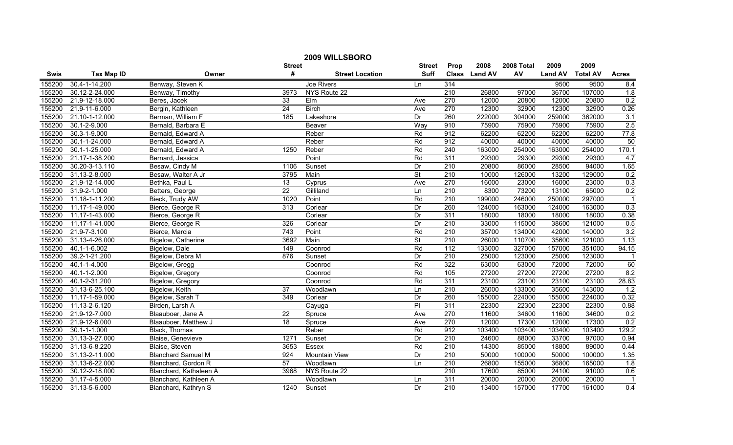# 2009 WILLSBORO

| Swis | Tax Map ID | Owner | Street # | Street Location | Street Suff | Prop Class | 2008 Land AV | 2008 Total AV | 2009 Land AV | 2009 Total AV | Acres |
|---|---|---|---|---|---|---|---|---|---|---|---|
| 155200 | 30.4-1-14.200 | Benway, Steven K | | Joe Rivers | Ln | 314 | | | 9500 | 9500 | 8.4 |
| 155200 | 30.12-2-24.000 | Benway, Timothy | 3973 | NYS Route 22 | | 210 | 26800 | 97000 | 36700 | 107000 | 1.8 |
| 155200 | 21.9-12-18.000 | Beres, Jacek | 33 | Elm | Ave | 270 | 12000 | 20800 | 12000 | 20800 | 0.2 |
| 155200 | 21.9-11-6.000 | Bergin, Kathleen | 24 | Birch | Ave | 270 | 12300 | 32900 | 12300 | 32900 | 0.26 |
| 155200 | 21.10-1-12.000 | Berman, William F | 185 | Lakeshore | Dr | 260 | 222000 | 304000 | 259000 | 362000 | 3.1 |
| 155200 | 30.1-2-9.000 | Bernald, Barbara E | | Beaver | Way | 910 | 75900 | 75900 | 75900 | 75900 | 2.5 |
| 155200 | 30.3-1-9.000 | Bernald, Edward A | | Reber | Rd | 912 | 62200 | 62200 | 62200 | 62200 | 77.8 |
| 155200 | 30.1-1-24.000 | Bernald, Edward A | | Reber | Rd | 912 | 40000 | 40000 | 40000 | 40000 | 50 |
| 155200 | 30.1-1-25.000 | Bernald, Edward A | 1250 | Reber | Rd | 240 | 163000 | 254000 | 163000 | 254000 | 170.1 |
| 155200 | 21.17-1-38.200 | Bernard, Jessica | | Point | Rd | 311 | 29300 | 29300 | 29300 | 29300 | 4.7 |
| 155200 | 30.20-3-13.110 | Besaw, Cindy M | 1106 | Sunset | Dr | 210 | 20800 | 86000 | 28500 | 94000 | 1.65 |
| 155200 | 31.13-2-8.000 | Besaw, Walter A Jr | 3795 | Main | St | 210 | 10000 | 126000 | 13200 | 129000 | 0.2 |
| 155200 | 21.9-12-14.000 | Bethka, Paul L | 13 | Cyprus | Ave | 270 | 16000 | 23000 | 16000 | 23000 | 0.3 |
| 155200 | 31.9-2-1.000 | Betters, George | 22 | Gilliland | Ln | 210 | 8300 | 73200 | 13100 | 65000 | 0.2 |
| 155200 | 11.18-1-11.200 | Bieck, Trudy AW | 1020 | Point | Rd | 210 | 199000 | 246000 | 250000 | 297000 | 1 |
| 155200 | 11.17-1-49.000 | Bierce, George R | 313 | Corlear | Dr | 260 | 124000 | 163000 | 124000 | 163000 | 0.3 |
| 155200 | 11.17-1-43.000 | Bierce, George R | | Corlear | Dr | 311 | 18000 | 18000 | 18000 | 18000 | 0.38 |
| 155200 | 11.17-1-41.000 | Bierce, George R | 326 | Corlear | Dr | 210 | 33000 | 115000 | 38600 | 121000 | 0.5 |
| 155200 | 21.9-7-3.100 | Bierce, Marcia | 743 | Point | Rd | 210 | 35700 | 134000 | 42000 | 140000 | 3.2 |
| 155200 | 31.13-4-26.000 | Bigelow, Catherine | 3692 | Main | St | 210 | 26000 | 110700 | 35600 | 121000 | 1.13 |
| 155200 | 40.1-1-6.002 | Bigelow, Dale | 149 | Coonrod | Rd | 112 | 133000 | 327000 | 157000 | 351000 | 94.15 |
| 155200 | 39.2-1-21.200 | Bigelow, Debra M | 876 | Sunset | Dr | 210 | 25000 | 123000 | 25000 | 123000 | 1 |
| 155200 | 40.1-1-4.000 | Bigelow, Gregg | | Coonrod | Rd | 322 | 63000 | 63000 | 72000 | 72000 | 60 |
| 155200 | 40.1-1-2.000 | Bigelow, Gregory | | Coonrod | Rd | 105 | 27200 | 27200 | 27200 | 27200 | 8.2 |
| 155200 | 40.1-2-31.200 | Bigelow, Gregory | | Coonrod | Rd | 311 | 23100 | 23100 | 23100 | 23100 | 28.83 |
| 155200 | 31.13-6-25.100 | Bigelow, Keith | 37 | Woodlawn | Ln | 210 | 26000 | 133000 | 35600 | 143000 | 1.2 |
| 155200 | 11.17-1-59.000 | Bigelow, Sarah T | 349 | Corlear | Dr | 260 | 155000 | 224000 | 155000 | 224000 | 0.32 |
| 155200 | 11.13-2-6.120 | Birden, Larsh A | | Cayuga | Pl | 311 | 22300 | 22300 | 22300 | 22300 | 0.88 |
| 155200 | 21.9-12-7.000 | Blaauboer, Jane A | 22 | Spruce | Ave | 270 | 11600 | 34600 | 11600 | 34600 | 0.2 |
| 155200 | 21.9-12-6.000 | Blaauboer, Matthew J | 18 | Spruce | Ave | 270 | 12000 | 17300 | 12000 | 17300 | 0.2 |
| 155200 | 30.1-1-1.000 | Black, Thomas | | Reber | Rd | 912 | 103400 | 103400 | 103400 | 103400 | 129.2 |
| 155200 | 31.13-3-27.000 | Blaise, Genevieve | 1271 | Sunset | Dr | 210 | 24600 | 88000 | 33700 | 97000 | 0.94 |
| 155200 | 31.13-6-8.220 | Blaise, Steven | 3653 | Essex | Rd | 210 | 14300 | 85000 | 18800 | 89000 | 0.44 |
| 155200 | 31.13-2-11.000 | Blanchard Samuel M | 924 | Mountain View | Dr | 210 | 50000 | 100000 | 50000 | 100000 | 1.35 |
| 155200 | 31.13-6-22.000 | Blanchard, Gordon R | 57 | Woodlawn | Ln | 210 | 26800 | 155000 | 36800 | 165000 | 1.8 |
| 155200 | 30.12-2-18.000 | Blanchard, Kathaleen A | 3968 | NYS Route 22 | | 210 | 17600 | 85000 | 24100 | 91000 | 0.6 |
| 155200 | 31.17-4-5.000 | Blanchard, Kathleen A | | Woodlawn | Ln | 311 | 20000 | 20000 | 20000 | 20000 | 1 |
| 155200 | 31.13-5-6.000 | Blanchard, Kathryn S | 1240 | Sunset | Dr | 210 | 13400 | 157000 | 17700 | 161000 | 0.4 |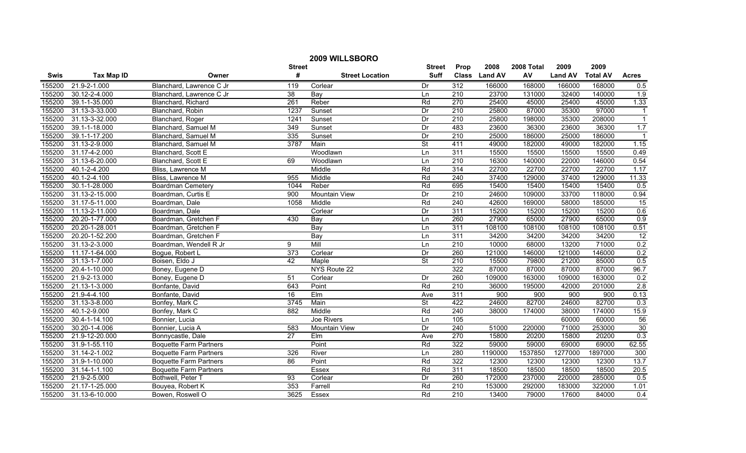# 2009 WILLSBORO

| Swis | Tax Map ID | Owner | Street # | Street Location | Street Suff | Prop Class | 2008 Land AV | 2008 Total AV | 2009 Land AV | 2009 Total AV | Acres |
|---|---|---|---|---|---|---|---|---|---|---|---|
| 155200 | 21.9-2-1.000 | Blanchard, Lawrence C Jr | 119 | Corlear | Dr | 312 | 166000 | 168000 | 166000 | 168000 | 0.5 |
| 155200 | 30.12-2-4.000 | Blanchard, Lawrence C Jr | 38 | Bay | Ln | 210 | 23700 | 131000 | 32400 | 140000 | 1.9 |
| 155200 | 39.1-1-35.000 | Blanchard, Richard | 261 | Reber | Rd | 270 | 25400 | 45000 | 25400 | 45000 | 1.33 |
| 155200 | 31.13-3-33.000 | Blanchard, Robin | 1237 | Sunset | Dr | 210 | 25800 | 87000 | 35300 | 97000 | 1 |
| 155200 | 31.13-3-32.000 | Blanchard, Roger | 1241 | Sunset | Dr | 210 | 25800 | 198000 | 35300 | 208000 | 1 |
| 155200 | 39.1-1-18.000 | Blanchard, Samuel M | 349 | Sunset | Dr | 483 | 23600 | 36300 | 23600 | 36300 | 1.7 |
| 155200 | 39.1-1-17.200 | Blanchard, Samuel M | 335 | Sunset | Dr | 210 | 25000 | 186000 | 25000 | 186000 | 1 |
| 155200 | 31.13-2-9.000 | Blanchard, Samuel M | 3787 | Main | St | 411 | 49000 | 182000 | 49000 | 182000 | 1.15 |
| 155200 | 31.17-4-2.000 | Blanchard, Scott E | | Woodlawn | Ln | 311 | 15500 | 15500 | 15500 | 15500 | 0.49 |
| 155200 | 31.13-6-20.000 | Blanchard, Scott E | 69 | Woodlawn | Ln | 210 | 16300 | 140000 | 22000 | 146000 | 0.54 |
| 155200 | 40.1-2-4.200 | Bliss, Lawrence M | | Middle | Rd | 314 | 22700 | 22700 | 22700 | 22700 | 1.17 |
| 155200 | 40.1-2-4.100 | Bliss, Lawrence M | 955 | Middle | Rd | 240 | 37400 | 129000 | 37400 | 129000 | 11.33 |
| 155200 | 30.1-1-28.000 | Boardman Cemetery | 1044 | Reber | Rd | 695 | 15400 | 15400 | 15400 | 15400 | 0.5 |
| 155200 | 31.13-2-15.000 | Boardman, Curtis E | 900 | Mountain View | Dr | 210 | 24600 | 109000 | 33700 | 118000 | 0.94 |
| 155200 | 31.17-5-11.000 | Boardman, Dale | 1058 | Middle | Rd | 240 | 42600 | 169000 | 58000 | 185000 | 15 |
| 155200 | 11.13-2-11.000 | Boardman, Dale | | Corlear | Dr | 311 | 15200 | 15200 | 15200 | 15200 | 0.6 |
| 155200 | 20.20-1-77.000 | Boardman, Gretchen F | 430 | Bay | Ln | 260 | 27900 | 65000 | 27900 | 65000 | 0.9 |
| 155200 | 20.20-1-28.001 | Boardman, Gretchen F | | Bay | Ln | 311 | 108100 | 108100 | 108100 | 108100 | 0.51 |
| 155200 | 20.20-1-52.200 | Boardman, Gretchen F | | Bay | Ln | 311 | 34200 | 34200 | 34200 | 34200 | 12 |
| 155200 | 31.13-2-3.000 | Boardman, Wendell R Jr | 9 | Mill | Ln | 210 | 10000 | 68000 | 13200 | 71000 | 0.2 |
| 155200 | 11.17-1-64.000 | Bogue, Robert L | 373 | Corlear | Dr | 260 | 121000 | 146000 | 121000 | 146000 | 0.2 |
| 155200 | 31.13-1-7.000 | Boisen, Eldo J | 42 | Maple | St | 210 | 15500 | 79800 | 21200 | 85000 | 0.5 |
| 155200 | 20.4-1-10.000 | Boney, Eugene D | | NYS Route 22 | | 322 | 87000 | 87000 | 87000 | 87000 | 96.7 |
| 155200 | 21.9-2-13.000 | Boney, Eugene D | 51 | Corlear | Dr | 260 | 109000 | 163000 | 109000 | 163000 | 0.2 |
| 155200 | 21.13-1-3.000 | Bonfante, David | 643 | Point | Rd | 210 | 36000 | 195000 | 42000 | 201000 | 2.8 |
| 155200 | 21.9-4-4.100 | Bonfante, David | 16 | Elm | Ave | 311 | 900 | 900 | 900 | 900 | 0.13 |
| 155200 | 31.13-3-8.000 | Bonfey, Mark C | 3745 | Main | St | 422 | 24600 | 82700 | 24600 | 82700 | 0.3 |
| 155200 | 40.1-2-9.000 | Bonfey, Mark C | 882 | Middle | Rd | 240 | 38000 | 174000 | 38000 | 174000 | 15.9 |
| 155200 | 30.4-1-14.100 | Bonnier, Lucia | | Joe Rivers | Ln | 105 | | | 60000 | 60000 | 56 |
| 155200 | 30.20-1-4.006 | Bonnier, Lucia A | 583 | Mountain View | Dr | 240 | 51000 | 220000 | 71000 | 253000 | 30 |
| 155200 | 21.9-12-20.000 | Bonnycastle, Dale | 27 | Elm | Ave | 270 | 15800 | 20200 | 15800 | 20200 | 0.3 |
| 155200 | 31.9-1-55.110 | Boquette Farm Partners | | Point | Rd | 322 | 59000 | 59000 | 69000 | 69000 | 62.55 |
| 155200 | 31.14-2-1.002 | Boquette Farm Partners | 326 | River | Ln | 280 | 1190000 | 1537850 | 1277000 | 1897000 | 300 |
| 155200 | 31.9-1-10.000 | Boquette Farm Partners | 86 | Point | Rd | 322 | 12300 | 12300 | 12300 | 12300 | 13.7 |
| 155200 | 31.14-1-1.100 | Boquette Farm Partners | | Essex | Rd | 311 | 18500 | 18500 | 18500 | 18500 | 20.5 |
| 155200 | 21.9-2-5.000 | Bothwell, Peter T | 93 | Corlear | Dr | 260 | 172000 | 237000 | 220000 | 285000 | 0.5 |
| 155200 | 21.17-1-25.000 | Bouyea, Robert K | 353 | Farrell | Rd | 210 | 153000 | 292000 | 183000 | 322000 | 1.01 |
| 155200 | 31.13-6-10.000 | Bowen, Roswell O | 3625 | Essex | Rd | 210 | 13400 | 79000 | 17600 | 84000 | 0.4 |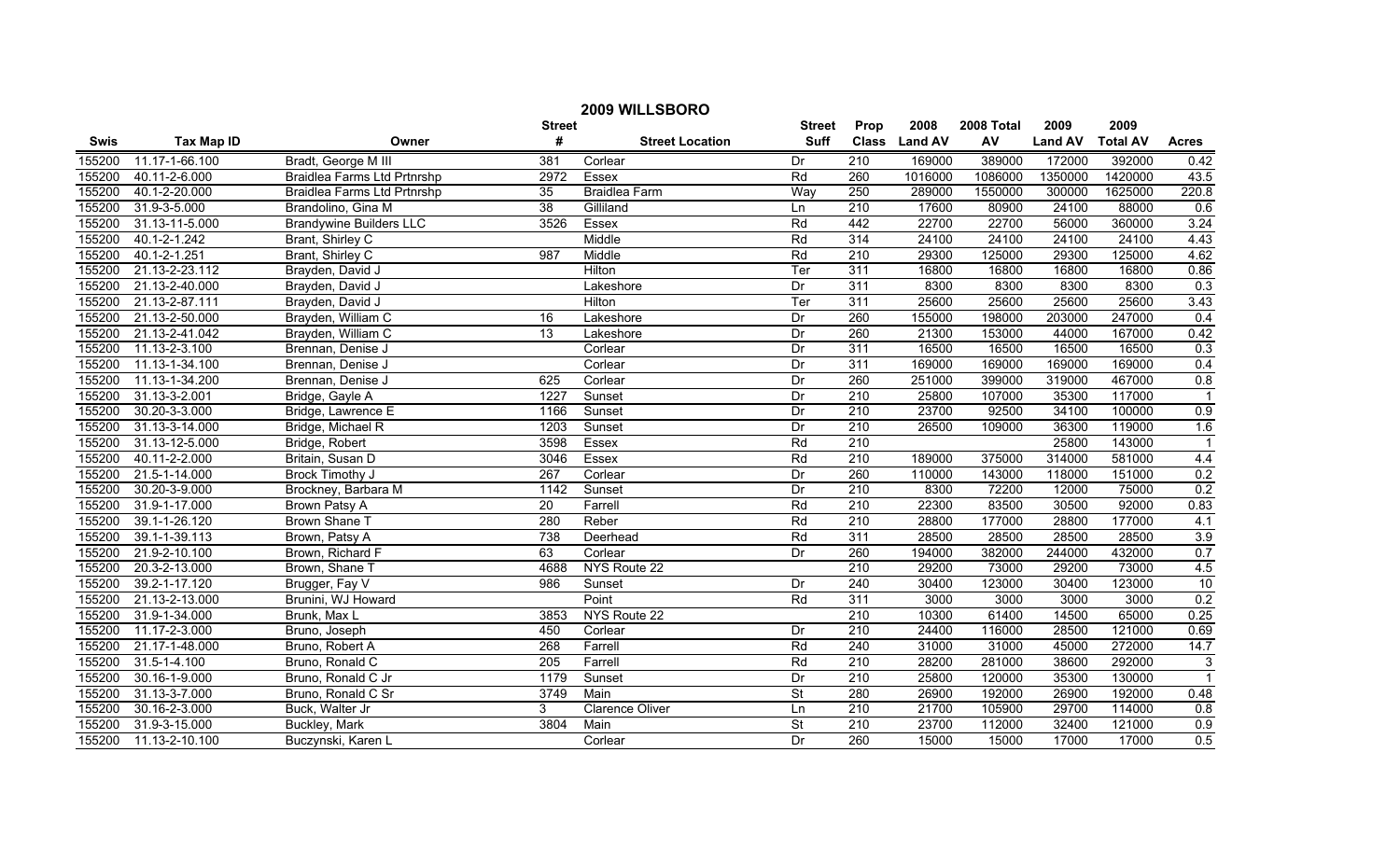# 2009 WILLSBORO

| Swis | Tax Map ID | Owner | Street # | Street Location | Street Suff | Prop Class | 2008 Land AV | 2008 Total AV | 2009 Land AV | 2009 Total AV | Acres |
|---|---|---|---|---|---|---|---|---|---|---|---|
| 155200 | 11.17-1-66.100 | Bradt, George M III | 381 | Corlear | Dr | 210 | 169000 | 389000 | 172000 | 392000 | 0.42 |
| 155200 | 40.11-2-6.000 | Braidlea Farms Ltd Prtnrshp | 2972 | Essex | Rd | 260 | 1016000 | 1086000 | 1350000 | 1420000 | 43.5 |
| 155200 | 40.1-2-20.000 | Braidlea Farms Ltd Prtnrshp | 35 | Braidlea Farm | Way | 250 | 289000 | 1550000 | 300000 | 1625000 | 220.8 |
| 155200 | 31.9-3-5.000 | Brandolino, Gina M | 38 | Gilliland | Ln | 210 | 17600 | 80900 | 24100 | 88000 | 0.6 |
| 155200 | 31.13-11-5.000 | Brandywine Builders LLC | 3526 | Essex | Rd | 442 | 22700 | 22700 | 56000 | 360000 | 3.24 |
| 155200 | 40.1-2-1.242 | Brant, Shirley C | | Middle | Rd | 314 | 24100 | 24100 | 24100 | 24100 | 4.43 |
| 155200 | 40.1-2-1.251 | Brant, Shirley C | 987 | Middle | Rd | 210 | 29300 | 125000 | 29300 | 125000 | 4.62 |
| 155200 | 21.13-2-23.112 | Brayden, David J | | Hilton | Ter | 311 | 16800 | 16800 | 16800 | 16800 | 0.86 |
| 155200 | 21.13-2-40.000 | Brayden, David J | | Lakeshore | Dr | 311 | 8300 | 8300 | 8300 | 8300 | 0.3 |
| 155200 | 21.13-2-87.111 | Brayden, David J | | Hilton | Ter | 311 | 25600 | 25600 | 25600 | 25600 | 3.43 |
| 155200 | 21.13-2-50.000 | Brayden, William C | 16 | Lakeshore | Dr | 260 | 155000 | 198000 | 203000 | 247000 | 0.4 |
| 155200 | 21.13-2-41.042 | Brayden, William C | 13 | Lakeshore | Dr | 260 | 21300 | 153000 | 44000 | 167000 | 0.42 |
| 155200 | 11.13-2-3.100 | Brennan, Denise J | | Corlear | Dr | 311 | 16500 | 16500 | 16500 | 16500 | 0.3 |
| 155200 | 11.13-1-34.100 | Brennan, Denise J | | Corlear | Dr | 311 | 169000 | 169000 | 169000 | 169000 | 0.4 |
| 155200 | 11.13-1-34.200 | Brennan, Denise J | 625 | Corlear | Dr | 260 | 251000 | 399000 | 319000 | 467000 | 0.8 |
| 155200 | 31.13-3-2.001 | Bridge, Gayle A | 1227 | Sunset | Dr | 210 | 25800 | 107000 | 35300 | 117000 | 1 |
| 155200 | 30.20-3-3.000 | Bridge, Lawrence E | 1166 | Sunset | Dr | 210 | 23700 | 92500 | 34100 | 100000 | 0.9 |
| 155200 | 31.13-3-14.000 | Bridge, Michael R | 1203 | Sunset | Dr | 210 | 26500 | 109000 | 36300 | 119000 | 1.6 |
| 155200 | 31.13-12-5.000 | Bridge, Robert | 3598 | Essex | Rd | 210 | | | 25800 | 143000 | 1 |
| 155200 | 40.11-2-2.000 | Britain, Susan D | 3046 | Essex | Rd | 210 | 189000 | 375000 | 314000 | 581000 | 4.4 |
| 155200 | 21.5-1-14.000 | Brock Timothy J | 267 | Corlear | Dr | 260 | 110000 | 143000 | 118000 | 151000 | 0.2 |
| 155200 | 30.20-3-9.000 | Brockney, Barbara M | 1142 | Sunset | Dr | 210 | 8300 | 72200 | 12000 | 75000 | 0.2 |
| 155200 | 31.9-1-17.000 | Brown Patsy A | 20 | Farrell | Rd | 210 | 22300 | 83500 | 30500 | 92000 | 0.83 |
| 155200 | 39.1-1-26.120 | Brown Shane T | 280 | Reber | Rd | 210 | 28800 | 177000 | 28800 | 177000 | 4.1 |
| 155200 | 39.1-1-39.113 | Brown, Patsy A | 738 | Deerhead | Rd | 311 | 28500 | 28500 | 28500 | 28500 | 3.9 |
| 155200 | 21.9-2-10.100 | Brown, Richard F | 63 | Corlear | Dr | 260 | 194000 | 382000 | 244000 | 432000 | 0.7 |
| 155200 | 20.3-2-13.000 | Brown, Shane T | 4688 | NYS Route 22 | | 210 | 29200 | 73000 | 29200 | 73000 | 4.5 |
| 155200 | 39.2-1-17.120 | Brugger, Fay V | 986 | Sunset | Dr | 240 | 30400 | 123000 | 30400 | 123000 | 10 |
| 155200 | 21.13-2-13.000 | Brunini, WJ Howard | | Point | Rd | 311 | 3000 | 3000 | 3000 | 3000 | 0.2 |
| 155200 | 31.9-1-34.000 | Brunk, Max L | 3853 | NYS Route 22 | | 210 | 10300 | 61400 | 14500 | 65000 | 0.25 |
| 155200 | 11.17-2-3.000 | Bruno, Joseph | 450 | Corlear | Dr | 210 | 24400 | 116000 | 28500 | 121000 | 0.69 |
| 155200 | 21.17-1-48.000 | Bruno, Robert A | 268 | Farrell | Rd | 240 | 31000 | 31000 | 45000 | 272000 | 14.7 |
| 155200 | 31.5-1-4.100 | Bruno, Ronald C | 205 | Farrell | Rd | 210 | 28200 | 281000 | 38600 | 292000 | 3 |
| 155200 | 30.16-1-9.000 | Bruno, Ronald C Jr | 1179 | Sunset | Dr | 210 | 25800 | 120000 | 35300 | 130000 | 1 |
| 155200 | 31.13-3-7.000 | Bruno, Ronald C Sr | 3749 | Main | St | 280 | 26900 | 192000 | 26900 | 192000 | 0.48 |
| 155200 | 30.16-2-3.000 | Buck, Walter Jr | 3 | Clarence Oliver | Ln | 210 | 21700 | 105900 | 29700 | 114000 | 0.8 |
| 155200 | 31.9-3-15.000 | Buckley, Mark | 3804 | Main | St | 210 | 23700 | 112000 | 32400 | 121000 | 0.9 |
| 155200 | 11.13-2-10.100 | Buczynski, Karen L | | Corlear | Dr | 260 | 15000 | 15000 | 17000 | 17000 | 0.5 |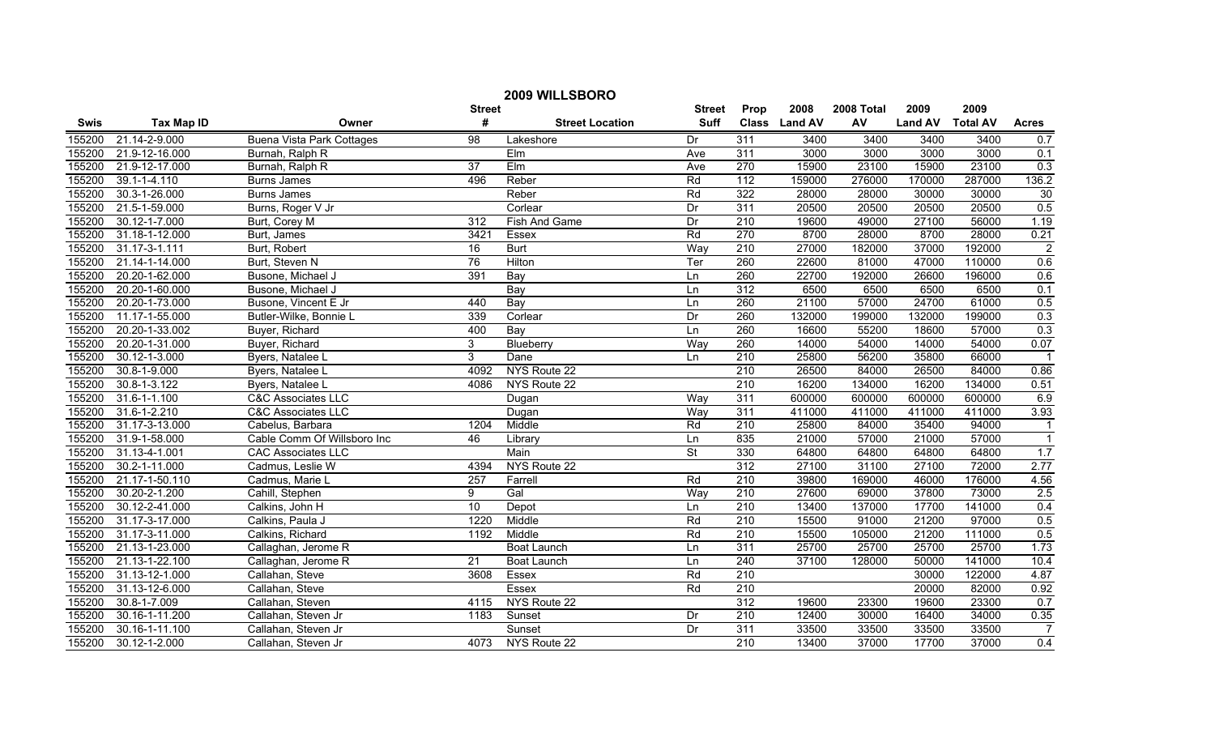# 2009 WILLSBORO

| Swis | Tax Map ID | Owner | Street # | Street Location | Street Suff | Prop Class | 2008 Land AV | 2008 Total AV | 2009 Land AV | 2009 Total AV | Acres |
|---|---|---|---|---|---|---|---|---|---|---|---|
| 155200 | 21.14-2-9.000 | Buena Vista Park Cottages | 98 | Lakeshore | Dr | 311 | 3400 | 3400 | 3400 | 3400 | 0.7 |
| 155200 | 21.9-12-16.000 | Burnah, Ralph R | | Elm | Ave | 311 | 3000 | 3000 | 3000 | 3000 | 0.1 |
| 155200 | 21.9-12-17.000 | Burnah, Ralph R | 37 | Elm | Ave | 270 | 15900 | 23100 | 15900 | 23100 | 0.3 |
| 155200 | 39.1-1-4.110 | Burns James | 496 | Reber | Rd | 112 | 159000 | 276000 | 170000 | 287000 | 136.2 |
| 155200 | 30.3-1-26.000 | Burns James | | Reber | Rd | 322 | 28000 | 28000 | 30000 | 30000 | 30 |
| 155200 | 21.5-1-59.000 | Burns, Roger V Jr | | Corlear | Dr | 311 | 20500 | 20500 | 20500 | 20500 | 0.5 |
| 155200 | 30.12-1-7.000 | Burt, Corey M | 312 | Fish And Game | Dr | 210 | 19600 | 49000 | 27100 | 56000 | 1.19 |
| 155200 | 31.18-1-12.000 | Burt, James | 3421 | Essex | Rd | 270 | 8700 | 28000 | 8700 | 28000 | 0.21 |
| 155200 | 31.17-3-1.111 | Burt, Robert | 16 | Burt | Way | 210 | 27000 | 182000 | 37000 | 192000 | 2 |
| 155200 | 21.14-1-14.000 | Burt, Steven N | 76 | Hilton | Ter | 260 | 22600 | 81000 | 47000 | 110000 | 0.6 |
| 155200 | 20.20-1-62.000 | Busone, Michael J | 391 | Bay | Ln | 260 | 22700 | 192000 | 26600 | 196000 | 0.6 |
| 155200 | 20.20-1-60.000 | Busone, Michael J | | Bay | Ln | 312 | 6500 | 6500 | 6500 | 6500 | 0.1 |
| 155200 | 20.20-1-73.000 | Busone, Vincent E Jr | 440 | Bay | Ln | 260 | 21100 | 57000 | 24700 | 61000 | 0.5 |
| 155200 | 11.17-1-55.000 | Butler-Wilke, Bonnie L | 339 | Corlear | Dr | 260 | 132000 | 199000 | 132000 | 199000 | 0.3 |
| 155200 | 20.20-1-33.002 | Buyer, Richard | 400 | Bay | Ln | 260 | 16600 | 55200 | 18600 | 57000 | 0.3 |
| 155200 | 20.20-1-31.000 | Buyer, Richard | 3 | Blueberry | Way | 260 | 14000 | 54000 | 14000 | 54000 | 0.07 |
| 155200 | 30.12-1-3.000 | Byers, Natalee L | 3 | Dane | Ln | 210 | 25800 | 56200 | 35800 | 66000 | 1 |
| 155200 | 30.8-1-9.000 | Byers, Natalee L | 4092 | NYS Route 22 | | 210 | 26500 | 84000 | 26500 | 84000 | 0.86 |
| 155200 | 30.8-1-3.122 | Byers, Natalee L | 4086 | NYS Route 22 | | 210 | 16200 | 134000 | 16200 | 134000 | 0.51 |
| 155200 | 31.6-1-1.100 | C&C Associates LLC | | Dugan | Way | 311 | 600000 | 600000 | 600000 | 600000 | 6.9 |
| 155200 | 31.6-1-2.210 | C&C Associates LLC | | Dugan | Way | 311 | 411000 | 411000 | 411000 | 411000 | 3.93 |
| 155200 | 31.17-3-13.000 | Cabelus, Barbara | 1204 | Middle | Rd | 210 | 25800 | 84000 | 35400 | 94000 | 1 |
| 155200 | 31.9-1-58.000 | Cable Comm Of Willsboro Inc | 46 | Library | Ln | 835 | 21000 | 57000 | 21000 | 57000 | 1 |
| 155200 | 31.13-4-1.001 | CAC Associates LLC | | Main | St | 330 | 64800 | 64800 | 64800 | 64800 | 1.7 |
| 155200 | 30.2-1-11.000 | Cadmus, Leslie W | 4394 | NYS Route 22 | | 312 | 27100 | 31100 | 27100 | 72000 | 2.77 |
| 155200 | 21.17-1-50.110 | Cadmus, Marie L | 257 | Farrell | Rd | 210 | 39800 | 169000 | 46000 | 176000 | 4.56 |
| 155200 | 30.20-2-1.200 | Cahill, Stephen | 9 | Gal | Way | 210 | 27600 | 69000 | 37800 | 73000 | 2.5 |
| 155200 | 30.12-2-41.000 | Calkins, John H | 10 | Depot | Ln | 210 | 13400 | 137000 | 17700 | 141000 | 0.4 |
| 155200 | 31.17-3-17.000 | Calkins, Paula J | 1220 | Middle | Rd | 210 | 15500 | 91000 | 21200 | 97000 | 0.5 |
| 155200 | 31.17-3-11.000 | Calkins, Richard | 1192 | Middle | Rd | 210 | 15500 | 105000 | 21200 | 111000 | 0.5 |
| 155200 | 21.13-1-23.000 | Callaghan, Jerome R | | Boat Launch | Ln | 311 | 25700 | 25700 | 25700 | 25700 | 1.73 |
| 155200 | 21.13-1-22.100 | Callaghan, Jerome R | 21 | Boat Launch | Ln | 240 | 37100 | 128000 | 50000 | 141000 | 10.4 |
| 155200 | 31.13-12-1.000 | Callahan, Steve | 3608 | Essex | Rd | 210 | | | 30000 | 122000 | 4.87 |
| 155200 | 31.13-12-6.000 | Callahan, Steve | | Essex | Rd | 210 | | | 20000 | 82000 | 0.92 |
| 155200 | 30.8-1-7.009 | Callahan, Steven | 4115 | NYS Route 22 | | 312 | 19600 | 23300 | 19600 | 23300 | 0.7 |
| 155200 | 30.16-1-11.200 | Callahan, Steven Jr | 1183 | Sunset | Dr | 210 | 12400 | 30000 | 16400 | 34000 | 0.35 |
| 155200 | 30.16-1-11.100 | Callahan, Steven Jr | | Sunset | Dr | 311 | 33500 | 33500 | 33500 | 33500 | 7 |
| 155200 | 30.12-1-2.000 | Callahan, Steven Jr | 4073 | NYS Route 22 | | 210 | 13400 | 37000 | 17700 | 37000 | 0.4 |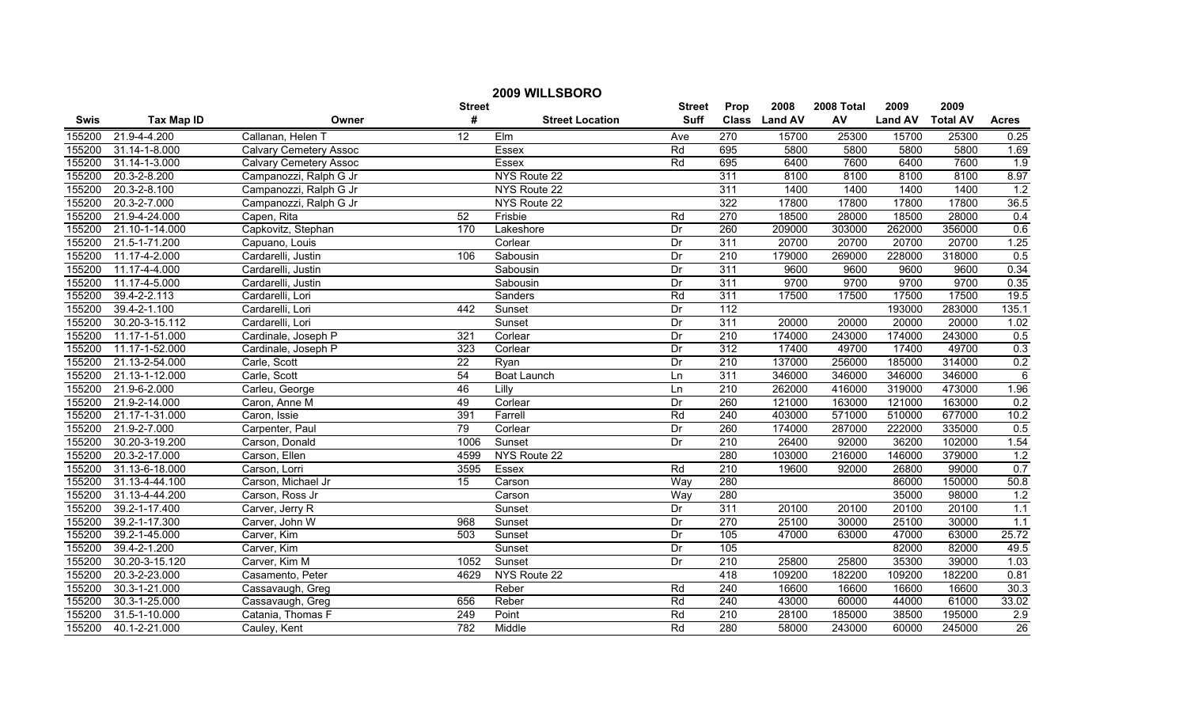# 2009 WILLSBORO

| Swis | Tax Map ID | Owner | Street # | Street Location | Street Suff | Prop Class | 2008 Land AV | 2008 Total AV | 2009 Land AV | 2009 Total AV | Acres |
|---|---|---|---|---|---|---|---|---|---|---|---|
| 155200 | 21.9-4-4.200 | Callanan, Helen T | 12 | Elm | Ave | 270 | 15700 | 25300 | 15700 | 25300 | 0.25 |
| 155200 | 31.14-1-8.000 | Calvary Cemetery Assoc | | Essex | Rd | 695 | 5800 | 5800 | 5800 | 5800 | 1.69 |
| 155200 | 31.14-1-3.000 | Calvary Cemetery Assoc | | Essex | Rd | 695 | 6400 | 7600 | 6400 | 7600 | 1.9 |
| 155200 | 20.3-2-8.200 | Campanozzi, Ralph G Jr | | NYS Route 22 | | 311 | 8100 | 8100 | 8100 | 8100 | 8.97 |
| 155200 | 20.3-2-8.100 | Campanozzi, Ralph G Jr | | NYS Route 22 | | 311 | 1400 | 1400 | 1400 | 1400 | 1.2 |
| 155200 | 20.3-2-7.000 | Campanozzi, Ralph G Jr | | NYS Route 22 | | 322 | 17800 | 17800 | 17800 | 17800 | 36.5 |
| 155200 | 21.9-4-24.000 | Capen, Rita | 52 | Frisbie | Rd | 270 | 18500 | 28000 | 18500 | 28000 | 0.4 |
| 155200 | 21.10-1-14.000 | Capkovitz, Stephan | 170 | Lakeshore | Dr | 260 | 209000 | 303000 | 262000 | 356000 | 0.6 |
| 155200 | 21.5-1-71.200 | Capuano, Louis | | Corlear | Dr | 311 | 20700 | 20700 | 20700 | 20700 | 1.25 |
| 155200 | 11.17-4-2.000 | Cardarelli, Justin | 106 | Sabousin | Dr | 210 | 179000 | 269000 | 228000 | 318000 | 0.5 |
| 155200 | 11.17-4-4.000 | Cardarelli, Justin | | Sabousin | Dr | 311 | 9600 | 9600 | 9600 | 9600 | 0.34 |
| 155200 | 11.17-4-5.000 | Cardarelli, Justin | | Sabousin | Dr | 311 | 9700 | 9700 | 9700 | 9700 | 0.35 |
| 155200 | 39.4-2-2.113 | Cardarelli, Lori | | Sanders | Rd | 311 | 17500 | 17500 | 17500 | 17500 | 19.5 |
| 155200 | 39.4-2-1.100 | Cardarelli, Lori | 442 | Sunset | Dr | 112 | | | 193000 | 283000 | 135.1 |
| 155200 | 30.20-3-15.112 | Cardarelli, Lori | | Sunset | Dr | 311 | 20000 | 20000 | 20000 | 20000 | 1.02 |
| 155200 | 11.17-1-51.000 | Cardinale, Joseph P | 321 | Corlear | Dr | 210 | 174000 | 243000 | 174000 | 243000 | 0.5 |
| 155200 | 11.17-1-52.000 | Cardinale, Joseph P | 323 | Corlear | Dr | 312 | 17400 | 49700 | 17400 | 49700 | 0.3 |
| 155200 | 21.13-2-54.000 | Carle, Scott | 22 | Ryan | Dr | 210 | 137000 | 256000 | 185000 | 314000 | 0.2 |
| 155200 | 21.13-1-12.000 | Carle, Scott | 54 | Boat Launch | Ln | 311 | 346000 | 346000 | 346000 | 346000 | 6 |
| 155200 | 21.9-6-2.000 | Carleu, George | 46 | Lilly | Ln | 210 | 262000 | 416000 | 319000 | 473000 | 1.96 |
| 155200 | 21.9-2-14.000 | Caron, Anne M | 49 | Corlear | Dr | 260 | 121000 | 163000 | 121000 | 163000 | 0.2 |
| 155200 | 21.17-1-31.000 | Caron, Issie | 391 | Farrell | Rd | 240 | 403000 | 571000 | 510000 | 677000 | 10.2 |
| 155200 | 21.9-2-7.000 | Carpenter, Paul | 79 | Corlear | Dr | 260 | 174000 | 287000 | 222000 | 335000 | 0.5 |
| 155200 | 30.20-3-19.200 | Carson, Donald | 1006 | Sunset | Dr | 210 | 26400 | 92000 | 36200 | 102000 | 1.54 |
| 155200 | 20.3-2-17.000 | Carson, Ellen | 4599 | NYS Route 22 | | 280 | 103000 | 216000 | 146000 | 379000 | 1.2 |
| 155200 | 31.13-6-18.000 | Carson, Lorri | 3595 | Essex | Rd | 210 | 19600 | 92000 | 26800 | 99000 | 0.7 |
| 155200 | 31.13-4-44.100 | Carson, Michael Jr | 15 | Carson | Way | 280 | | | 86000 | 150000 | 50.8 |
| 155200 | 31.13-4-44.200 | Carson, Ross Jr | | Carson | Way | 280 | | | 35000 | 98000 | 1.2 |
| 155200 | 39.2-1-17.400 | Carver, Jerry R | | Sunset | Dr | 311 | 20100 | 20100 | 20100 | 20100 | 1.1 |
| 155200 | 39.2-1-17.300 | Carver, John W | 968 | Sunset | Dr | 270 | 25100 | 30000 | 25100 | 30000 | 1.1 |
| 155200 | 39.2-1-45.000 | Carver, Kim | 503 | Sunset | Dr | 105 | 47000 | 63000 | 47000 | 63000 | 25.72 |
| 155200 | 39.4-2-1.200 | Carver, Kim | | Sunset | Dr | 105 | | | 82000 | 82000 | 49.5 |
| 155200 | 30.20-3-15.120 | Carver, Kim M | 1052 | Sunset | Dr | 210 | 25800 | 25800 | 35300 | 39000 | 1.03 |
| 155200 | 20.3-2-23.000 | Casamento, Peter | 4629 | NYS Route 22 | | 418 | 109200 | 182200 | 109200 | 182200 | 0.81 |
| 155200 | 30.3-1-21.000 | Cassavaugh, Greg | | Reber | Rd | 240 | 16600 | 16600 | 16600 | 16600 | 30.3 |
| 155200 | 30.3-1-25.000 | Cassavaugh, Greg | 656 | Reber | Rd | 240 | 43000 | 60000 | 44000 | 61000 | 33.02 |
| 155200 | 31.5-1-10.000 | Catania, Thomas F | 249 | Point | Rd | 210 | 28100 | 185000 | 38500 | 195000 | 2.9 |
| 155200 | 40.1-2-21.000 | Cauley, Kent | 782 | Middle | Rd | 280 | 58000 | 243000 | 60000 | 245000 | 26 |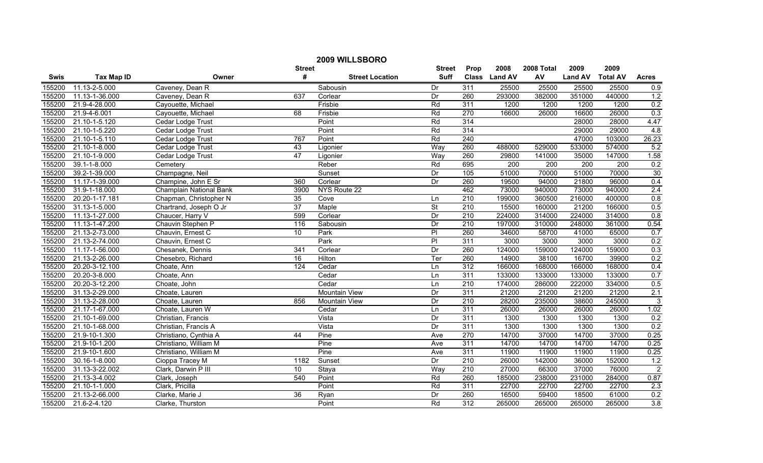# 2009 WILLSBORO

| Swis | Tax Map ID | Owner | Street # | Street Location | Street Suff | Prop Class | 2008 Land AV | 2008 Total AV | 2009 Land AV | 2009 Total AV | Acres |
|---|---|---|---|---|---|---|---|---|---|---|---|
| 155200 | 11.13-2-5.000 | Caveney, Dean R | | Sabousin | Dr | 311 | 25500 | 25500 | 25500 | 25500 | 0.9 |
| 155200 | 11.13-1-36.000 | Caveney, Dean R | 637 | Corlear | Dr | 260 | 293000 | 382000 | 351000 | 440000 | 1.2 |
| 155200 | 21.9-4-28.000 | Cayouette, Michael | | Frisbie | Rd | 311 | 1200 | 1200 | 1200 | 1200 | 0.2 |
| 155200 | 21.9-4-6.001 | Cayouette, Michael | 68 | Frisbie | Rd | 270 | 16600 | 26000 | 16600 | 26000 | 0.3 |
| 155200 | 21.10-1-5.120 | Cedar Lodge Trust | | Point | Rd | 314 | | | 28000 | 28000 | 4.47 |
| 155200 | 21.10-1-5.220 | Cedar Lodge Trust | | Point | Rd | 314 | | | 29000 | 29000 | 4.8 |
| 155200 | 21.10-1-5.110 | Cedar Lodge Trust | 767 | Point | Rd | 240 | | | 47000 | 103000 | 26.23 |
| 155200 | 21.10-1-8.000 | Cedar Lodge Trust | 43 | Ligonier | Way | 260 | 488000 | 529000 | 533000 | 574000 | 5.2 |
| 155200 | 21.10-1-9.000 | Cedar Lodge Trust | 47 | Ligonier | Way | 260 | 29800 | 141000 | 35000 | 147000 | 1.58 |
| 155200 | 39.1-1-8.000 | Cemetery | | Reber | Rd | 695 | 200 | 200 | 200 | 200 | 0.2 |
| 155200 | 39.2-1-39.000 | Champagne, Neil | | Sunset | Dr | 105 | 51000 | 70000 | 51000 | 70000 | 30 |
| 155200 | 11.17-1-39.000 | Champine, John E Sr | 360 | Corlear | Dr | 260 | 19500 | 94000 | 21800 | 96000 | 0.4 |
| 155200 | 31.9-1-18.000 | Champlain National Bank | 3900 | NYS Route 22 | | 462 | 73000 | 940000 | 73000 | 940000 | 2.4 |
| 155200 | 20.20-1-17.181 | Chapman, Christopher N | 35 | Cove | Ln | 210 | 199000 | 360500 | 216000 | 400000 | 0.8 |
| 155200 | 31.13-1-5.000 | Chartrand, Joseph O Jr | 37 | Maple | St | 210 | 15500 | 160000 | 21200 | 166000 | 0.5 |
| 155200 | 11.13-1-27.000 | Chaucer, Harry V | 599 | Corlear | Dr | 210 | 224000 | 314000 | 224000 | 314000 | 0.8 |
| 155200 | 11.13-1-47.200 | Chauvin Stephen P | 116 | Sabousin | Dr | 210 | 197000 | 310000 | 248000 | 361000 | 0.54 |
| 155200 | 21.13-2-73.000 | Chauvin, Ernest C | 10 | Park | Pl | 260 | 34600 | 58700 | 41000 | 65000 | 0.7 |
| 155200 | 21.13-2-74.000 | Chauvin, Ernest C | | Park | Pl | 311 | 3000 | 3000 | 3000 | 3000 | 0.2 |
| 155200 | 11.17-1-56.000 | Chesanek, Dennis | 341 | Corlear | Dr | 260 | 124000 | 159000 | 124000 | 159000 | 0.3 |
| 155200 | 21.13-2-26.000 | Chesebro, Richard | 16 | Hilton | Ter | 260 | 14900 | 38100 | 16700 | 39900 | 0.2 |
| 155200 | 20.20-3-12.100 | Choate, Ann | 124 | Cedar | Ln | 312 | 166000 | 168000 | 166000 | 168000 | 0.4 |
| 155200 | 20.20-3-8.000 | Choate, Ann | | Cedar | Ln | 311 | 133000 | 133000 | 133000 | 133000 | 0.7 |
| 155200 | 20.20-3-12.200 | Choate, John | | Cedar | Ln | 210 | 174000 | 286000 | 222000 | 334000 | 0.5 |
| 155200 | 31.13-2-29.000 | Choate, Lauren | | Mountain View | Dr | 311 | 21200 | 21200 | 21200 | 21200 | 2.1 |
| 155200 | 31.13-2-28.000 | Choate, Lauren | 856 | Mountain View | Dr | 210 | 28200 | 235000 | 38600 | 245000 | 3 |
| 155200 | 21.17-1-67.000 | Choate, Lauren W | | Cedar | Ln | 311 | 26000 | 26000 | 26000 | 26000 | 1.02 |
| 155200 | 21.10-1-69.000 | Christian, Francis | | Vista | Dr | 311 | 1300 | 1300 | 1300 | 1300 | 0.2 |
| 155200 | 21.10-1-68.000 | Christian, Francis A | | Vista | Dr | 311 | 1300 | 1300 | 1300 | 1300 | 0.2 |
| 155200 | 21.9-10-1.300 | Christiano, Cynthia A | 44 | Pine | Ave | 270 | 14700 | 37000 | 14700 | 37000 | 0.25 |
| 155200 | 21.9-10-1.200 | Christiano, William M | | Pine | Ave | 311 | 14700 | 14700 | 14700 | 14700 | 0.25 |
| 155200 | 21.9-10-1.600 | Christiano, William M | | Pine | Ave | 311 | 11900 | 11900 | 11900 | 11900 | 0.25 |
| 155200 | 30.16-1-8.000 | Cioppa Tracey M | 1182 | Sunset | Dr | 210 | 26000 | 142000 | 36000 | 152000 | 1.2 |
| 155200 | 31.13-3-22.002 | Clark, Darwin P III | 10 | Staya | Way | 210 | 27000 | 66300 | 37000 | 76000 | 2 |
| 155200 | 21.13-3-4.002 | Clark, Joseph | 540 | Point | Rd | 260 | 185000 | 238000 | 231000 | 284000 | 0.87 |
| 155200 | 21.10-1-1.000 | Clark, Pricilla | | Point | Rd | 311 | 22700 | 22700 | 22700 | 22700 | 2.3 |
| 155200 | 21.13-2-66.000 | Clarke, Marie J | 36 | Ryan | Dr | 260 | 16500 | 59400 | 18500 | 61000 | 0.2 |
| 155200 | 21.6-2-4.120 | Clarke, Thurston | | Point | Rd | 312 | 265000 | 265000 | 265000 | 265000 | 3.8 |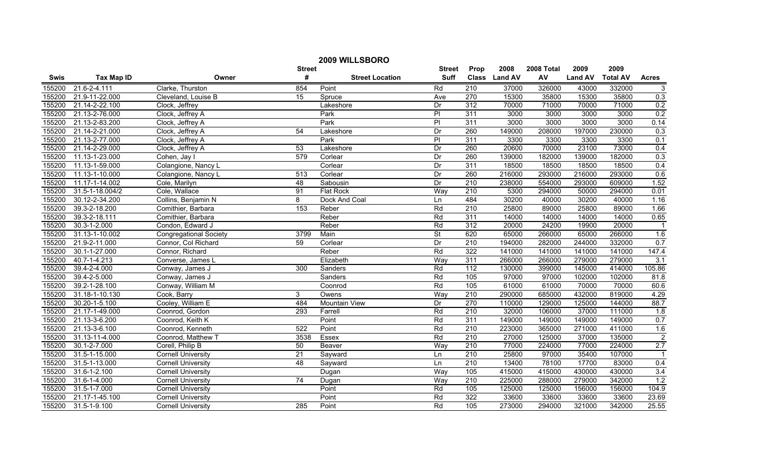# 2009 WILLSBORO

| Swis | Tax Map ID | Owner | Street # | Street Location | Street Suff | Prop Class | 2008 Land AV | 2008 Total AV | 2009 Land AV | 2009 Total AV | Acres |
|---|---|---|---|---|---|---|---|---|---|---|---|
| 155200 | 21.6-2-4.111 | Clarke, Thurston | 854 | Point | Rd | 210 | 37000 | 326000 | 43000 | 332000 | 3 |
| 155200 | 21.9-11-22.000 | Cleveland, Louise B | 15 | Spruce | Ave | 270 | 15300 | 35800 | 15300 | 35800 | 0.3 |
| 155200 | 21.14-2-22.100 | Clock, Jeffrey | | Lakeshore | Dr | 312 | 70000 | 71000 | 70000 | 71000 | 0.2 |
| 155200 | 21.13-2-76.000 | Clock, Jeffrey A | | Park | Pl | 311 | 3000 | 3000 | 3000 | 3000 | 0.2 |
| 155200 | 21.13-2-83.200 | Clock, Jeffrey A | | Park | Pl | 311 | 3000 | 3000 | 3000 | 3000 | 0.14 |
| 155200 | 21.14-2-21.000 | Clock, Jeffrey A | 54 | Lakeshore | Dr | 260 | 149000 | 208000 | 197000 | 230000 | 0.3 |
| 155200 | 21.13-2-77.000 | Clock, Jeffrey A | | Park | Pl | 311 | 3300 | 3300 | 3300 | 3300 | 0.1 |
| 155200 | 21.14-2-29.000 | Clock, Jeffrey A | 53 | Lakeshore | Dr | 260 | 20600 | 70000 | 23100 | 73000 | 0.4 |
| 155200 | 11.13-1-23.000 | Cohen, Jay I | 579 | Corlear | Dr | 260 | 139000 | 182000 | 139000 | 182000 | 0.3 |
| 155200 | 11.13-1-59.000 | Colangione, Nancy L | | Corlear | Dr | 311 | 18500 | 18500 | 18500 | 18500 | 0.4 |
| 155200 | 11.13-1-10.000 | Colangione, Nancy L | 513 | Corlear | Dr | 260 | 216000 | 293000 | 216000 | 293000 | 0.6 |
| 155200 | 11.17-1-14.002 | Cole, Marilyn | 48 | Sabousin | Dr | 210 | 238000 | 554000 | 293000 | 609000 | 1.52 |
| 155200 | 31.5-1-18.004/2 | Cole, Wallace | 91 | Flat Rock | Way | 210 | 5300 | 294000 | 50000 | 294000 | 0.01 |
| 155200 | 30.12-2-34.200 | Collins, Benjamin N | 8 | Dock And Coal | Ln | 484 | 30200 | 40000 | 30200 | 40000 | 1.16 |
| 155200 | 39.3-2-18.200 | Comithier, Barbara | 153 | Reber | Rd | 210 | 25800 | 89000 | 25800 | 89000 | 1.66 |
| 155200 | 39.3-2-18.111 | Comithier, Barbara | | Reber | Rd | 311 | 14000 | 14000 | 14000 | 14000 | 0.65 |
| 155200 | 30.3-1-2.000 | Condon, Edward J | | Reber | Rd | 312 | 20000 | 24200 | 19900 | 20000 | 1 |
| 155200 | 31.13-1-10.002 | Congregational Society | 3799 | Main | St | 620 | 65000 | 266000 | 65000 | 266000 | 1.6 |
| 155200 | 21.9-2-11.000 | Connor, Col Richard | 59 | Corlear | Dr | 210 | 194000 | 282000 | 244000 | 332000 | 0.7 |
| 155200 | 30.1-1-27.000 | Connor, Richard | | Reber | Rd | 322 | 141000 | 141000 | 141000 | 141000 | 147.4 |
| 155200 | 40.7-1-4.213 | Converse, James L | | Elizabeth | Way | 311 | 266000 | 266000 | 279000 | 279000 | 3.1 |
| 155200 | 39.4-2-4.000 | Conway, James J | 300 | Sanders | Rd | 112 | 130000 | 399000 | 145000 | 414000 | 105.86 |
| 155200 | 39.4-2-5.000 | Conway, James J | | Sanders | Rd | 105 | 97000 | 97000 | 102000 | 102000 | 81.8 |
| 155200 | 39.2-1-28.100 | Conway, William M | | Coonrod | Rd | 105 | 61000 | 61000 | 70000 | 70000 | 60.6 |
| 155200 | 31.18-1-10.130 | Cook, Barry | 3 | Owens | Way | 210 | 290000 | 685000 | 432000 | 819000 | 4.29 |
| 155200 | 30.20-1-5.100 | Cooley, William E | 484 | Mountain View | Dr | 270 | 110000 | 129000 | 125000 | 144000 | 88.7 |
| 155200 | 21.17-1-49.000 | Coonrod, Gordon | 293 | Farrell | Rd | 210 | 32000 | 106000 | 37000 | 111000 | 1.8 |
| 155200 | 21.13-3-6.200 | Coonrod, Keith K | | Point | Rd | 311 | 149000 | 149000 | 149000 | 149000 | 0.7 |
| 155200 | 21.13-3-6.100 | Coonrod, Kenneth | 522 | Point | Rd | 210 | 223000 | 365000 | 271000 | 411000 | 1.6 |
| 155200 | 31.13-11-4.000 | Coonrod, Matthew T | 3538 | Essex | Rd | 210 | 27000 | 125000 | 37000 | 135000 | 2 |
| 155200 | 30.1-2-7.000 | Corell, Philip B | 50 | Beaver | Way | 210 | 77000 | 224000 | 77000 | 224000 | 2.7 |
| 155200 | 31.5-1-15.000 | Cornell University | 21 | Sayward | Ln | 210 | 25800 | 97000 | 35400 | 107000 | 1 |
| 155200 | 31.5-1-13.000 | Cornell University | 48 | Sayward | Ln | 210 | 13400 | 78100 | 17700 | 83000 | 0.4 |
| 155200 | 31.6-1-2.100 | Cornell University | | Dugan | Way | 105 | 415000 | 415000 | 430000 | 430000 | 3.4 |
| 155200 | 31.6-1-4.000 | Cornell University | 74 | Dugan | Way | 210 | 225000 | 288000 | 279000 | 342000 | 1.2 |
| 155200 | 31.5-1-7.000 | Cornell University | | Point | Rd | 105 | 125000 | 125000 | 156000 | 156000 | 104.9 |
| 155200 | 21.17-1-45.100 | Cornell University | | Point | Rd | 322 | 33600 | 33600 | 33600 | 33600 | 23.69 |
| 155200 | 31.5-1-9.100 | Cornell University | 285 | Point | Rd | 105 | 273000 | 294000 | 321000 | 342000 | 25.55 |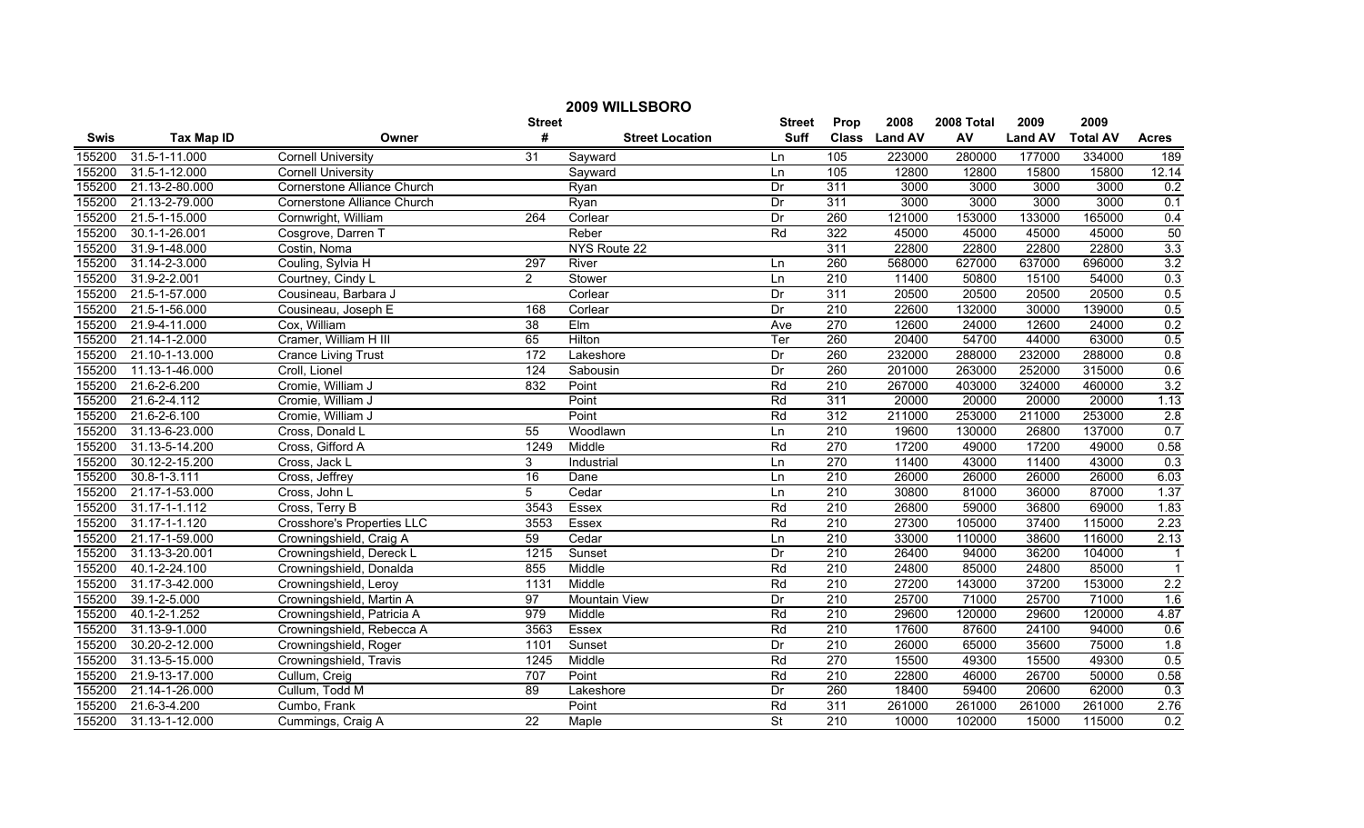# 2009 WILLSBORO

| Swis | Tax Map ID | Owner | Street # | Street Location | Street Suff | Prop Class | 2008 Land AV | 2008 Total AV | 2009 Land AV | 2009 Total AV | Acres |
|---|---|---|---|---|---|---|---|---|---|---|---|
| 155200 | 31.5-1-11.000 | Cornell University | 31 | Sayward | Ln | 105 | 223000 | 280000 | 177000 | 334000 | 189 |
| 155200 | 31.5-1-12.000 | Cornell University | | Sayward | Ln | 105 | 12800 | 12800 | 15800 | 15800 | 12.14 |
| 155200 | 21.13-2-80.000 | Cornerstone Alliance Church | | Ryan | Dr | 311 | 3000 | 3000 | 3000 | 3000 | 0.2 |
| 155200 | 21.13-2-79.000 | Cornerstone Alliance Church | | Ryan | Dr | 311 | 3000 | 3000 | 3000 | 3000 | 0.1 |
| 155200 | 21.5-1-15.000 | Cornwright, William | 264 | Corlear | Dr | 260 | 121000 | 153000 | 133000 | 165000 | 0.4 |
| 155200 | 30.1-1-26.001 | Cosgrove, Darren T | | Reber | Rd | 322 | 45000 | 45000 | 45000 | 45000 | 50 |
| 155200 | 31.9-1-48.000 | Costin, Noma | | NYS Route 22 | | 311 | 22800 | 22800 | 22800 | 22800 | 3.3 |
| 155200 | 31.14-2-3.000 | Couling, Sylvia H | 297 | River | Ln | 260 | 568000 | 627000 | 637000 | 696000 | 3.2 |
| 155200 | 31.9-2-2.001 | Courtney, Cindy L | 2 | Stower | Ln | 210 | 11400 | 50800 | 15100 | 54000 | 0.3 |
| 155200 | 21.5-1-57.000 | Cousineau, Barbara J | | Corlear | Dr | 311 | 20500 | 20500 | 20500 | 20500 | 0.5 |
| 155200 | 21.5-1-56.000 | Cousineau, Joseph E | 168 | Corlear | Dr | 210 | 22600 | 132000 | 30000 | 139000 | 0.5 |
| 155200 | 21.9-4-11.000 | Cox, William | 38 | Elm | Ave | 270 | 12600 | 24000 | 12600 | 24000 | 0.2 |
| 155200 | 21.14-1-2.000 | Cramer, William H III | 65 | Hilton | Ter | 260 | 20400 | 54700 | 44000 | 63000 | 0.5 |
| 155200 | 21.10-1-13.000 | Crance Living Trust | 172 | Lakeshore | Dr | 260 | 232000 | 288000 | 232000 | 288000 | 0.8 |
| 155200 | 11.13-1-46.000 | Croll, Lionel | 124 | Sabousin | Dr | 260 | 201000 | 263000 | 252000 | 315000 | 0.6 |
| 155200 | 21.6-2-6.200 | Cromie, William J | 832 | Point | Rd | 210 | 267000 | 403000 | 324000 | 460000 | 3.2 |
| 155200 | 21.6-2-4.112 | Cromie, William J | | Point | Rd | 311 | 20000 | 20000 | 20000 | 20000 | 1.13 |
| 155200 | 21.6-2-6.100 | Cromie, William J | | Point | Rd | 312 | 211000 | 253000 | 211000 | 253000 | 2.8 |
| 155200 | 31.13-6-23.000 | Cross, Donald L | 55 | Woodlawn | Ln | 210 | 19600 | 130000 | 26800 | 137000 | 0.7 |
| 155200 | 31.13-5-14.200 | Cross, Gifford A | 1249 | Middle | Rd | 270 | 17200 | 49000 | 17200 | 49000 | 0.58 |
| 155200 | 30.12-2-15.200 | Cross, Jack L | 3 | Industrial | Ln | 270 | 11400 | 43000 | 11400 | 43000 | 0.3 |
| 155200 | 30.8-1-3.111 | Cross, Jeffrey | 16 | Dane | Ln | 210 | 26000 | 26000 | 26000 | 26000 | 6.03 |
| 155200 | 21.17-1-53.000 | Cross, John L | 5 | Cedar | Ln | 210 | 30800 | 81000 | 36000 | 87000 | 1.37 |
| 155200 | 31.17-1-1.112 | Cross, Terry B | 3543 | Essex | Rd | 210 | 26800 | 59000 | 36800 | 69000 | 1.83 |
| 155200 | 31.17-1-1.120 | Crosshore's Properties LLC | 3553 | Essex | Rd | 210 | 27300 | 105000 | 37400 | 115000 | 2.23 |
| 155200 | 21.17-1-59.000 | Crowningshield, Craig A | 59 | Cedar | Ln | 210 | 33000 | 110000 | 38600 | 116000 | 2.13 |
| 155200 | 31.13-3-20.001 | Crowningshield, Dereck L | 1215 | Sunset | Dr | 210 | 26400 | 94000 | 36200 | 104000 | 1 |
| 155200 | 40.1-2-24.100 | Crowningshield, Donalda | 855 | Middle | Rd | 210 | 24800 | 85000 | 24800 | 85000 | 1 |
| 155200 | 31.17-3-42.000 | Crowningshield, Leroy | 1131 | Middle | Rd | 210 | 27200 | 143000 | 37200 | 153000 | 2.2 |
| 155200 | 39.1-2-5.000 | Crowningshield, Martin A | 97 | Mountain View | Dr | 210 | 25700 | 71000 | 25700 | 71000 | 1.6 |
| 155200 | 40.1-2-1.252 | Crowningshield, Patricia A | 979 | Middle | Rd | 210 | 29600 | 120000 | 29600 | 120000 | 4.87 |
| 155200 | 31.13-9-1.000 | Crowningshield, Rebecca A | 3563 | Essex | Rd | 210 | 17600 | 87600 | 24100 | 94000 | 0.6 |
| 155200 | 30.20-2-12.000 | Crowningshield, Roger | 1101 | Sunset | Dr | 210 | 26000 | 65000 | 35600 | 75000 | 1.8 |
| 155200 | 31.13-5-15.000 | Crowningshield, Travis | 1245 | Middle | Rd | 270 | 15500 | 49300 | 15500 | 49300 | 0.5 |
| 155200 | 21.9-13-17.000 | Cullum, Creig | 707 | Point | Rd | 210 | 22800 | 46000 | 26700 | 50000 | 0.58 |
| 155200 | 21.14-1-26.000 | Cullum, Todd M | 89 | Lakeshore | Dr | 260 | 18400 | 59400 | 20600 | 62000 | 0.3 |
| 155200 | 21.6-3-4.200 | Cumbo, Frank | | Point | Rd | 311 | 261000 | 261000 | 261000 | 261000 | 2.76 |
| 155200 | 31.13-1-12.000 | Cummings, Craig A | 22 | Maple | St | 210 | 10000 | 102000 | 15000 | 115000 | 0.2 |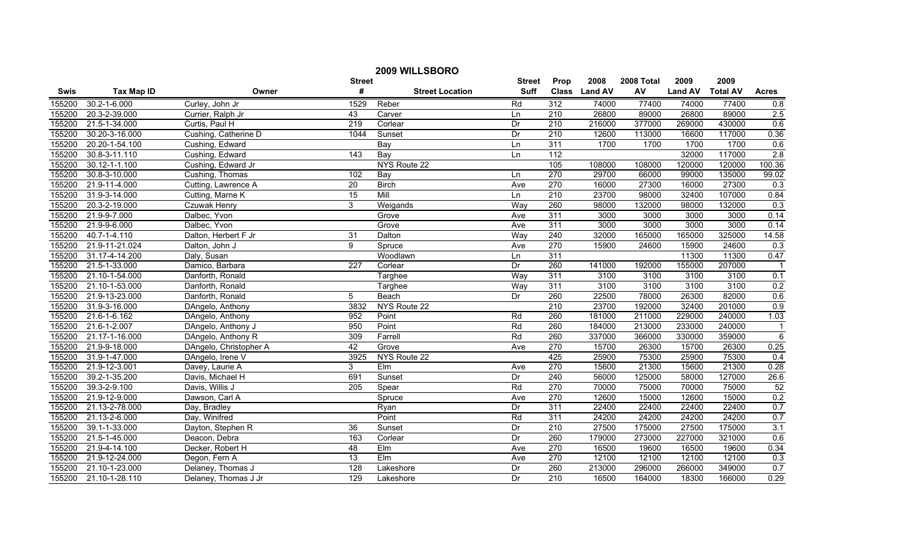# 2009 WILLSBORO

| Swis | Tax Map ID | Owner | Street # | Street Location | Street Suff | Prop Class | 2008 Land AV | 2008 Total AV | 2009 Land AV | 2009 Total AV | Acres |
|---|---|---|---|---|---|---|---|---|---|---|---|
| 155200 | 30.2-1-6.000 | Curley, John Jr | 1529 | Reber | Rd | 312 | 74000 | 77400 | 74000 | 77400 | 0.8 |
| 155200 | 20.3-2-39.000 | Currier, Ralph Jr | 43 | Carver | Ln | 210 | 26800 | 89000 | 26800 | 89000 | 2.5 |
| 155200 | 21.5-1-34.000 | Curtis, Paul H | 219 | Corlear | Dr | 210 | 216000 | 377000 | 269000 | 430000 | 0.6 |
| 155200 | 30.20-3-16.000 | Cushing, Catherine D | 1044 | Sunset | Dr | 210 | 12600 | 113000 | 16600 | 117000 | 0.36 |
| 155200 | 20.20-1-54.100 | Cushing, Edward | | Bay | Ln | 311 | 1700 | 1700 | 1700 | 1700 | 0.6 |
| 155200 | 30.8-3-11.110 | Cushing, Edward | 143 | Bay | Ln | 112 | | | 32000 | 117000 | 2.8 |
| 155200 | 30.12-1-1.100 | Cushing, Edward Jr | | NYS Route 22 | | 105 | 108000 | 108000 | 120000 | 120000 | 100.36 |
| 155200 | 30.8-3-10.000 | Cushing, Thomas | 102 | Bay | Ln | 270 | 29700 | 66000 | 99000 | 135000 | 99.02 |
| 155200 | 21.9-11-4.000 | Cutting, Lawrence A | 20 | Birch | Ave | 270 | 16000 | 27300 | 16000 | 27300 | 0.3 |
| 155200 | 31.9-3-14.000 | Cutting, Marne K | 15 | Mill | Ln | 210 | 23700 | 98000 | 32400 | 107000 | 0.84 |
| 155200 | 20.3-2-19.000 | Czuwak Henry | 3 | Weigands | Way | 260 | 98000 | 132000 | 98000 | 132000 | 0.3 |
| 155200 | 21.9-9-7.000 | Dalbec, Yvon | | Grove | Ave | 311 | 3000 | 3000 | 3000 | 3000 | 0.14 |
| 155200 | 21.9-9-6.000 | Dalbec, Yvon | | Grove | Ave | 311 | 3000 | 3000 | 3000 | 3000 | 0.14 |
| 155200 | 40.7-1-4.110 | Dalton, Herbert F Jr | 31 | Dalton | Way | 240 | 32000 | 165000 | 165000 | 325000 | 14.58 |
| 155200 | 21.9-11-21.024 | Dalton, John J | 9 | Spruce | Ave | 270 | 15900 | 24600 | 15900 | 24600 | 0.3 |
| 155200 | 31.17-4-14.200 | Daly, Susan | | Woodlawn | Ln | 311 | | | 11300 | 11300 | 0.47 |
| 155200 | 21.5-1-33.000 | Damico, Barbara | 227 | Corlear | Dr | 260 | 141000 | 192000 | 155000 | 207000 | 1 |
| 155200 | 21.10-1-54.000 | Danforth, Ronald | | Targhee | Way | 311 | 3100 | 3100 | 3100 | 3100 | 0.1 |
| 155200 | 21.10-1-53.000 | Danforth, Ronald | | Targhee | Way | 311 | 3100 | 3100 | 3100 | 3100 | 0.2 |
| 155200 | 21.9-13-23.000 | Danforth, Ronald | 5 | Beach | Dr | 260 | 22500 | 78000 | 26300 | 82000 | 0.6 |
| 155200 | 31.9-3-16.000 | DAngelo, Anthony | 3832 | NYS Route 22 | | 210 | 23700 | 192000 | 32400 | 201000 | 0.9 |
| 155200 | 21.6-1-6.162 | DAngelo, Anthony | 952 | Point | Rd | 260 | 181000 | 211000 | 229000 | 240000 | 1.03 |
| 155200 | 21.6-1-2.007 | DAngelo, Anthony J | 950 | Point | Rd | 260 | 184000 | 213000 | 233000 | 240000 | 1 |
| 155200 | 21.17-1-16.000 | DAngelo, Anthony R | 309 | Farrell | Rd | 260 | 337000 | 366000 | 330000 | 359000 | 6 |
| 155200 | 21.9-9-18.000 | DAngelo, Christopher A | 42 | Grove | Ave | 270 | 15700 | 26300 | 15700 | 26300 | 0.25 |
| 155200 | 31.9-1-47.000 | DAngelo, Irene V | 3925 | NYS Route 22 | | 425 | 25900 | 75300 | 25900 | 75300 | 0.4 |
| 155200 | 21.9-12-3.001 | Davey, Laurie A | 3 | Elm | Ave | 270 | 15600 | 21300 | 15600 | 21300 | 0.28 |
| 155200 | 39.2-1-35.200 | Davis, Michael H | 691 | Sunset | Dr | 240 | 56000 | 125000 | 58000 | 127000 | 26.6 |
| 155200 | 39.3-2-9.100 | Davis, Willis J | 205 | Spear | Rd | 270 | 70000 | 75000 | 70000 | 75000 | 52 |
| 155200 | 21.9-12-9.000 | Dawson, Carl A | | Spruce | Ave | 270 | 12600 | 15000 | 12600 | 15000 | 0.2 |
| 155200 | 21.13-2-78.000 | Day, Bradley | | Ryan | Dr | 311 | 22400 | 22400 | 22400 | 22400 | 0.7 |
| 155200 | 21.13-2-6.000 | Day, Winifred | | Point | Rd | 311 | 24200 | 24200 | 24200 | 24200 | 0.7 |
| 155200 | 39.1-1-33.000 | Dayton, Stephen R | 36 | Sunset | Dr | 210 | 27500 | 175000 | 27500 | 175000 | 3.1 |
| 155200 | 21.5-1-45.000 | Deacon, Debra | 163 | Corlear | Dr | 260 | 179000 | 273000 | 227000 | 321000 | 0.6 |
| 155200 | 21.9-4-14.100 | Decker, Robert H | 48 | Elm | Ave | 270 | 16500 | 19600 | 16500 | 19600 | 0.34 |
| 155200 | 21.9-12-24.000 | Degon, Fern A | 13 | Elm | Ave | 270 | 12100 | 12100 | 12100 | 12100 | 0.3 |
| 155200 | 21.10-1-23.000 | Delaney, Thomas J | 128 | Lakeshore | Dr | 260 | 213000 | 296000 | 266000 | 349000 | 0.7 |
| 155200 | 21.10-1-28.110 | Delaney, Thomas J Jr | 129 | Lakeshore | Dr | 210 | 16500 | 164000 | 18300 | 166000 | 0.29 |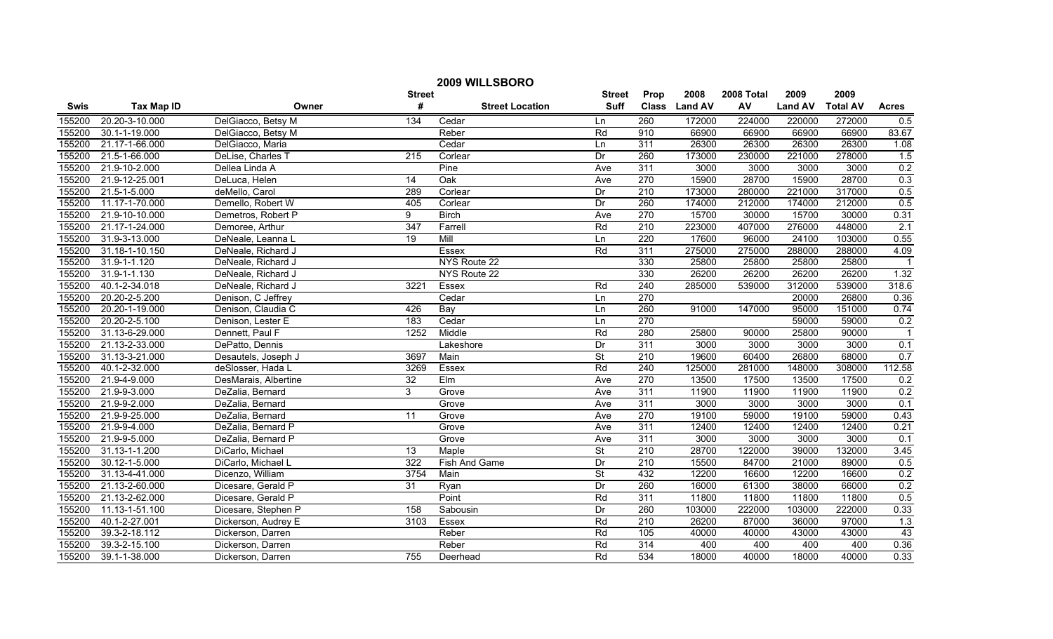# 2009 WILLSBORO

| Swis | Tax Map ID | Owner | Street # | Street Location | Street Suff | Prop Class | 2008 Land AV | 2008 Total AV | 2009 Land AV | 2009 Total AV | Acres |
|---|---|---|---|---|---|---|---|---|---|---|---|
| 155200 | 20.20-3-10.000 | DelGiacco, Betsy M | 134 | Cedar | Ln | 260 | 172000 | 224000 | 220000 | 272000 | 0.5 |
| 155200 | 30.1-1-19.000 | DelGiacco, Betsy M | | Reber | Rd | 910 | 66900 | 66900 | 66900 | 66900 | 83.67 |
| 155200 | 21.17-1-66.000 | DelGiacco, Maria | | Cedar | Ln | 311 | 26300 | 26300 | 26300 | 26300 | 1.08 |
| 155200 | 21.5-1-66.000 | DeLise, Charles T | 215 | Corlear | Dr | 260 | 173000 | 230000 | 221000 | 278000 | 1.5 |
| 155200 | 21.9-10-2.000 | Dellea Linda A | | Pine | Ave | 311 | 3000 | 3000 | 3000 | 3000 | 0.2 |
| 155200 | 21.9-12-25.001 | DeLuca, Helen | 14 | Oak | Ave | 270 | 15900 | 28700 | 15900 | 28700 | 0.3 |
| 155200 | 21.5-1-5.000 | deMello, Carol | 289 | Corlear | Dr | 210 | 173000 | 280000 | 221000 | 317000 | 0.5 |
| 155200 | 11.17-1-70.000 | Demello, Robert W | 405 | Corlear | Dr | 260 | 174000 | 212000 | 174000 | 212000 | 0.5 |
| 155200 | 21.9-10-10.000 | Demetros, Robert P | 9 | Birch | Ave | 270 | 15700 | 30000 | 15700 | 30000 | 0.31 |
| 155200 | 21.17-1-24.000 | Demoree, Arthur | 347 | Farrell | Rd | 210 | 223000 | 407000 | 276000 | 448000 | 2.1 |
| 155200 | 31.9-3-13.000 | DeNeale, Leanna L | 19 | Mill | Ln | 220 | 17600 | 96000 | 24100 | 103000 | 0.55 |
| 155200 | 31.18-1-10.150 | DeNeale, Richard J | | Essex | Rd | 311 | 275000 | 275000 | 288000 | 288000 | 4.09 |
| 155200 | 31.9-1-1.120 | DeNeale, Richard J | | NYS Route 22 | | 330 | 25800 | 25800 | 25800 | 25800 | 1 |
| 155200 | 31.9-1-1.130 | DeNeale, Richard J | | NYS Route 22 | | 330 | 26200 | 26200 | 26200 | 26200 | 1.32 |
| 155200 | 40.1-2-34.018 | DeNeale, Richard J | 3221 | Essex | Rd | 240 | 285000 | 539000 | 312000 | 539000 | 318.6 |
| 155200 | 20.20-2-5.200 | Denison, C Jeffrey | | Cedar | Ln | 270 | | | 20000 | 26800 | 0.36 |
| 155200 | 20.20-1-19.000 | Denison, Claudia C | 426 | Bay | Ln | 260 | 91000 | 147000 | 95000 | 151000 | 0.74 |
| 155200 | 20.20-2-5.100 | Denison, Lester E | 183 | Cedar | Ln | 270 | | | 59000 | 59000 | 0.2 |
| 155200 | 31.13-6-29.000 | Dennett, Paul F | 1252 | Middle | Rd | 280 | 25800 | 90000 | 25800 | 90000 | 1 |
| 155200 | 21.13-2-33.000 | DePatto, Dennis | | Lakeshore | Dr | 311 | 3000 | 3000 | 3000 | 3000 | 0.1 |
| 155200 | 31.13-3-21.000 | Desautels, Joseph J | 3697 | Main | St | 210 | 19600 | 60400 | 26800 | 68000 | 0.7 |
| 155200 | 40.1-2-32.000 | deSlosser, Hada L | 3269 | Essex | Rd | 240 | 125000 | 281000 | 148000 | 308000 | 112.58 |
| 155200 | 21.9-4-9.000 | DesMarais, Albertine | 32 | Elm | Ave | 270 | 13500 | 17500 | 13500 | 17500 | 0.2 |
| 155200 | 21.9-9-3.000 | DeZalia, Bernard | 3 | Grove | Ave | 311 | 11900 | 11900 | 11900 | 11900 | 0.2 |
| 155200 | 21.9-9-2.000 | DeZalia, Bernard | | Grove | Ave | 311 | 3000 | 3000 | 3000 | 3000 | 0.1 |
| 155200 | 21.9-9-25.000 | DeZalia, Bernard | 11 | Grove | Ave | 270 | 19100 | 59000 | 19100 | 59000 | 0.43 |
| 155200 | 21.9-9-4.000 | DeZalia, Bernard P | | Grove | Ave | 311 | 12400 | 12400 | 12400 | 12400 | 0.21 |
| 155200 | 21.9-9-5.000 | DeZalia, Bernard P | | Grove | Ave | 311 | 3000 | 3000 | 3000 | 3000 | 0.1 |
| 155200 | 31.13-1-1.200 | DiCarlo, Michael | 13 | Maple | St | 210 | 28700 | 122000 | 39000 | 132000 | 3.45 |
| 155200 | 30.12-1-5.000 | DiCarlo, Michael L | 322 | Fish And Game | Dr | 210 | 15500 | 84700 | 21000 | 89000 | 0.5 |
| 155200 | 31.13-4-41.000 | Dicenzo, William | 3754 | Main | St | 432 | 12200 | 16600 | 12200 | 16600 | 0.2 |
| 155200 | 21.13-2-60.000 | Dicesare, Gerald P | 31 | Ryan | Dr | 260 | 16000 | 61300 | 38000 | 66000 | 0.2 |
| 155200 | 21.13-2-62.000 | Dicesare, Gerald P | | Point | Rd | 311 | 11800 | 11800 | 11800 | 11800 | 0.5 |
| 155200 | 11.13-1-51.100 | Dicesare, Stephen P | 158 | Sabousin | Dr | 260 | 103000 | 222000 | 103000 | 222000 | 0.33 |
| 155200 | 40.1-2-27.001 | Dickerson, Audrey E | 3103 | Essex | Rd | 210 | 26200 | 87000 | 36000 | 97000 | 1.3 |
| 155200 | 39.3-2-18.112 | Dickerson, Darren | | Reber | Rd | 105 | 40000 | 40000 | 43000 | 43000 | 43 |
| 155200 | 39.3-2-15.100 | Dickerson, Darren | | Reber | Rd | 314 | 400 | 400 | 400 | 400 | 0.36 |
| 155200 | 39.1-1-38.000 | Dickerson, Darren | 755 | Deerhead | Rd | 534 | 18000 | 40000 | 18000 | 40000 | 0.33 |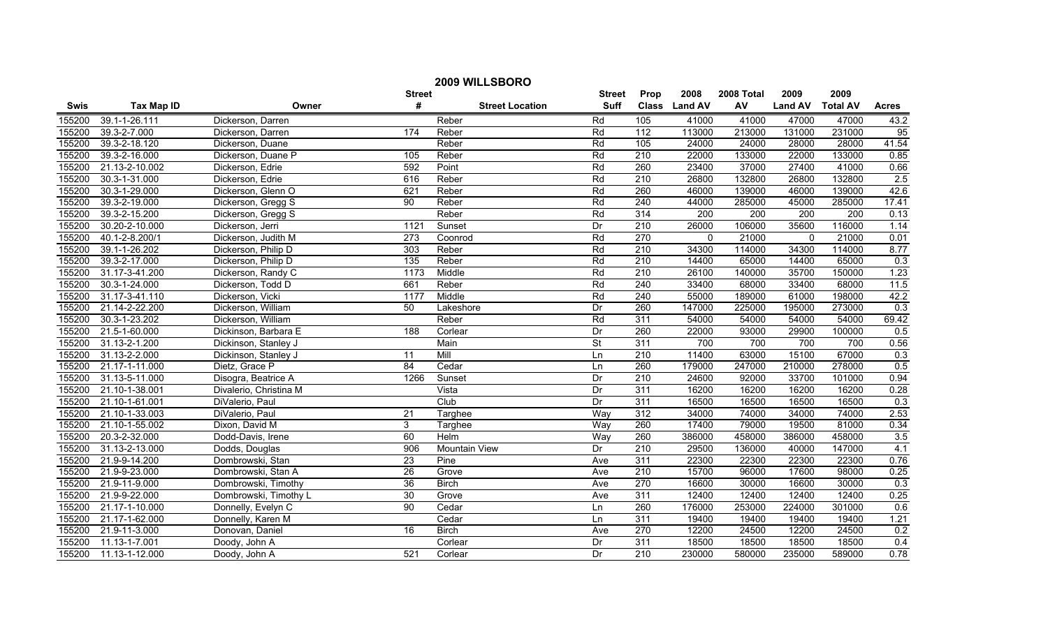# 2009 WILLSBORO

| Swis | Tax Map ID | Owner | Street # | Street Location | Street Suff | Prop Class | 2008 Land AV | 2008 Total AV | 2009 Land AV | 2009 Total AV | Acres |
|---|---|---|---|---|---|---|---|---|---|---|---|
| 155200 | 39.1-1-26.111 | Dickerson, Darren | | Reber | Rd | 105 | 41000 | 41000 | 47000 | 47000 | 43.2 |
| 155200 | 39.3-2-7.000 | Dickerson, Darren | 174 | Reber | Rd | 112 | 113000 | 213000 | 131000 | 231000 | 95 |
| 155200 | 39.3-2-18.120 | Dickerson, Duane | | Reber | Rd | 105 | 24000 | 24000 | 28000 | 28000 | 41.54 |
| 155200 | 39.3-2-16.000 | Dickerson, Duane P | 105 | Reber | Rd | 210 | 22000 | 133000 | 22000 | 133000 | 0.85 |
| 155200 | 21.13-2-10.002 | Dickerson, Edrie | 592 | Point | Rd | 260 | 23400 | 37000 | 27400 | 41000 | 0.66 |
| 155200 | 30.3-1-31.000 | Dickerson, Edrie | 616 | Reber | Rd | 210 | 26800 | 132800 | 26800 | 132800 | 2.5 |
| 155200 | 30.3-1-29.000 | Dickerson, Glenn O | 621 | Reber | Rd | 260 | 46000 | 139000 | 46000 | 139000 | 42.6 |
| 155200 | 39.3-2-19.000 | Dickerson, Gregg S | 90 | Reber | Rd | 240 | 44000 | 285000 | 45000 | 285000 | 17.41 |
| 155200 | 39.3-2-15.200 | Dickerson, Gregg S | | Reber | Rd | 314 | 200 | 200 | 200 | 200 | 0.13 |
| 155200 | 30.20-2-10.000 | Dickerson, Jerri | 1121 | Sunset | Dr | 210 | 26000 | 106000 | 35600 | 116000 | 1.14 |
| 155200 | 40.1-2-8.200/1 | Dickerson, Judith M | 273 | Coonrod | Rd | 270 | 0 | 21000 | 0 | 21000 | 0.01 |
| 155200 | 39.1-1-26.202 | Dickerson, Philip D | 303 | Reber | Rd | 210 | 34300 | 114000 | 34300 | 114000 | 8.77 |
| 155200 | 39.3-2-17.000 | Dickerson, Philip D | 135 | Reber | Rd | 210 | 14400 | 65000 | 14400 | 65000 | 0.3 |
| 155200 | 31.17-3-41.200 | Dickerson, Randy C | 1173 | Middle | Rd | 210 | 26100 | 140000 | 35700 | 150000 | 1.23 |
| 155200 | 30.3-1-24.000 | Dickerson, Todd D | 661 | Reber | Rd | 240 | 33400 | 68000 | 33400 | 68000 | 11.5 |
| 155200 | 31.17-3-41.110 | Dickerson, Vicki | 1177 | Middle | Rd | 240 | 55000 | 189000 | 61000 | 198000 | 42.2 |
| 155200 | 21.14-2-22.200 | Dickerson, William | 50 | Lakeshore | Dr | 260 | 147000 | 225000 | 195000 | 273000 | 0.3 |
| 155200 | 30.3-1-23.202 | Dickerson, William | | Reber | Rd | 311 | 54000 | 54000 | 54000 | 54000 | 69.42 |
| 155200 | 21.5-1-60.000 | Dickinson, Barbara E | 188 | Corlear | Dr | 260 | 22000 | 93000 | 29900 | 100000 | 0.5 |
| 155200 | 31.13-2-1.200 | Dickinson, Stanley J | | Main | St | 311 | 700 | 700 | 700 | 700 | 0.56 |
| 155200 | 31.13-2-2.000 | Dickinson, Stanley J | 11 | Mill | Ln | 210 | 11400 | 63000 | 15100 | 67000 | 0.3 |
| 155200 | 21.17-1-11.000 | Dietz, Grace P | 84 | Cedar | Ln | 260 | 179000 | 247000 | 210000 | 278000 | 0.5 |
| 155200 | 31.13-5-11.000 | Disogra, Beatrice A | 1266 | Sunset | Dr | 210 | 24600 | 92000 | 33700 | 101000 | 0.94 |
| 155200 | 21.10-1-38.001 | Divalerio, Christina M | | Vista | Dr | 311 | 16200 | 16200 | 16200 | 16200 | 0.28 |
| 155200 | 21.10-1-61.001 | DiValerio, Paul | | Club | Dr | 311 | 16500 | 16500 | 16500 | 16500 | 0.3 |
| 155200 | 21.10-1-33.003 | DiValerio, Paul | 21 | Targhee | Way | 312 | 34000 | 74000 | 34000 | 74000 | 2.53 |
| 155200 | 21.10-1-55.002 | Dixon, David M | 3 | Targhee | Way | 260 | 17400 | 79000 | 19500 | 81000 | 0.34 |
| 155200 | 20.3-2-32.000 | Dodd-Davis, Irene | 60 | Helm | Way | 260 | 386000 | 458000 | 386000 | 458000 | 3.5 |
| 155200 | 31.13-2-13.000 | Dodds, Douglas | 906 | Mountain View | Dr | 210 | 29500 | 136000 | 40000 | 147000 | 4.1 |
| 155200 | 21.9-9-14.200 | Dombrowski, Stan | 23 | Pine | Ave | 311 | 22300 | 22300 | 22300 | 22300 | 0.76 |
| 155200 | 21.9-9-23.000 | Dombrowski, Stan A | 26 | Grove | Ave | 210 | 15700 | 96000 | 17600 | 98000 | 0.25 |
| 155200 | 21.9-11-9.000 | Dombrowski, Timothy | 36 | Birch | Ave | 270 | 16600 | 30000 | 16600 | 30000 | 0.3 |
| 155200 | 21.9-9-22.000 | Dombrowski, Timothy L | 30 | Grove | Ave | 311 | 12400 | 12400 | 12400 | 12400 | 0.25 |
| 155200 | 21.17-1-10.000 | Donnelly, Evelyn C | 90 | Cedar | Ln | 260 | 176000 | 253000 | 224000 | 301000 | 0.6 |
| 155200 | 21.17-1-62.000 | Donnelly, Karen M | | Cedar | Ln | 311 | 19400 | 19400 | 19400 | 19400 | 1.21 |
| 155200 | 21.9-11-3.000 | Donovan, Daniel | 16 | Birch | Ave | 270 | 12200 | 24500 | 12200 | 24500 | 0.2 |
| 155200 | 11.13-1-7.001 | Doody, John A | | Corlear | Dr | 311 | 18500 | 18500 | 18500 | 18500 | 0.4 |
| 155200 | 11.13-1-12.000 | Doody, John A | 521 | Corlear | Dr | 210 | 230000 | 580000 | 235000 | 589000 | 0.78 |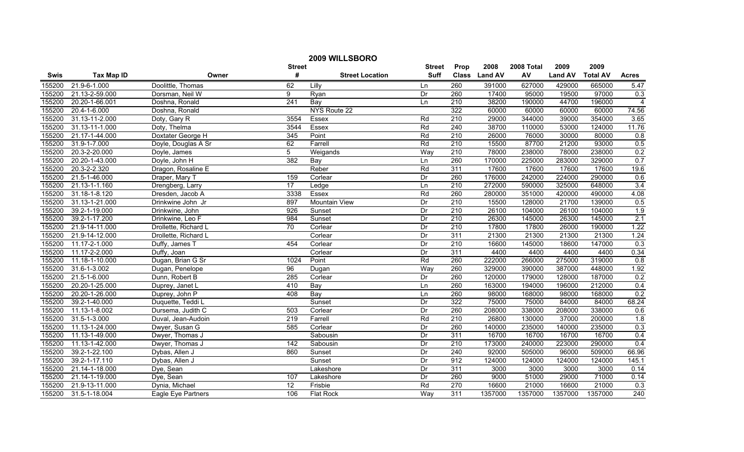## 2009 WILLSBORO

| Swis | Tax Map ID | Owner | Street # | Street Location | Street Suff | Prop Class | 2008 Land AV | 2008 Total AV | 2009 Land AV | 2009 Total AV | Acres |
|---|---|---|---|---|---|---|---|---|---|---|---|
| 155200 | 21.9-6-1.000 | Doolittle, Thomas | 62 | Lilly | Ln | 260 | 391000 | 627000 | 429000 | 665000 | 5.47 |
| 155200 | 21.13-2-59.000 | Dorsman, Neil W | 9 | Ryan | Dr | 260 | 17400 | 95000 | 19500 | 97000 | 0.3 |
| 155200 | 20.20-1-66.001 | Doshna, Ronald | 241 | Bay | Ln | 210 | 38200 | 190000 | 44700 | 196000 | 4 |
| 155200 | 20.4-1-6.000 | Doshna, Ronald | | NYS Route 22 | | 322 | 60000 | 60000 | 60000 | 60000 | 74.56 |
| 155200 | 31.13-11-2.000 | Doty, Gary R | 3554 | Essex | Rd | 210 | 29000 | 344000 | 39000 | 354000 | 3.65 |
| 155200 | 31.13-11-1.000 | Doty, Thelma | 3544 | Essex | Rd | 240 | 38700 | 110000 | 53000 | 124000 | 11.76 |
| 155200 | 21.17-1-44.000 | Doxtater George H | 345 | Point | Rd | 210 | 26000 | 76000 | 30000 | 80000 | 0.8 |
| 155200 | 31.9-1-7.000 | Doyle, Douglas A Sr | 62 | Farrell | Rd | 210 | 15500 | 87700 | 21200 | 93000 | 0.5 |
| 155200 | 20.3-2-20.000 | Doyle, James | 5 | Weigands | Way | 210 | 78000 | 238000 | 78000 | 238000 | 0.2 |
| 155200 | 20.20-1-43.000 | Doyle, John H | 382 | Bay | Ln | 260 | 170000 | 225000 | 283000 | 329000 | 0.7 |
| 155200 | 20.3-2-2.320 | Dragon, Rosaline E | | Reber | Rd | 311 | 17600 | 17600 | 17600 | 17600 | 19.6 |
| 155200 | 21.5-1-46.000 | Draper, Mary T | 159 | Corlear | Dr | 260 | 176000 | 242000 | 224000 | 290000 | 0.6 |
| 155200 | 21.13-1-1.160 | Drengberg, Larry | 17 | Ledge | Ln | 210 | 272000 | 590000 | 325000 | 648000 | 3.4 |
| 155200 | 31.18-1-8.120 | Dresden, Jacob A | 3338 | Essex | Rd | 260 | 280000 | 351000 | 420000 | 490000 | 4.08 |
| 155200 | 31.13-1-21.000 | Drinkwine John Jr | 897 | Mountain View | Dr | 210 | 15500 | 128000 | 21700 | 139000 | 0.5 |
| 155200 | 39.2-1-19.000 | Drinkwine, John | 926 | Sunset | Dr | 210 | 26100 | 104000 | 26100 | 104000 | 1.9 |
| 155200 | 39.2-1-17.200 | Drinkwine, Leo F | 984 | Sunset | Dr | 210 | 26300 | 145000 | 26300 | 145000 | 2.1 |
| 155200 | 21.9-14-11.000 | Drollette, Richard L | 70 | Corlear | Dr | 210 | 17800 | 17800 | 26000 | 190000 | 1.22 |
| 155200 | 21.9-14-12.000 | Drollette, Richard L | | Corlear | Dr | 311 | 21300 | 21300 | 21300 | 21300 | 1.24 |
| 155200 | 11.17-2-1.000 | Duffy, James T | 454 | Corlear | Dr | 210 | 16600 | 145000 | 18600 | 147000 | 0.3 |
| 155200 | 11.17-2-2.000 | Duffy, Joan | | Corlear | Dr | 311 | 4400 | 4400 | 4400 | 4400 | 0.34 |
| 155200 | 11.18-1-10.000 | Dugan, Brian G Sr | 1024 | Point | Rd | 260 | 222000 | 266000 | 275000 | 319000 | 0.8 |
| 155200 | 31.6-1-3.002 | Dugan, Penelope | 96 | Dugan | Way | 260 | 329000 | 390000 | 387000 | 448000 | 1.92 |
| 155200 | 21.5-1-6.000 | Dunn, Robert B | 285 | Corlear | Dr | 260 | 120000 | 179000 | 128000 | 187000 | 0.2 |
| 155200 | 20.20-1-25.000 | Duprey, Janet L | 410 | Bay | Ln | 260 | 163000 | 194000 | 196000 | 212000 | 0.4 |
| 155200 | 20.20-1-26.000 | Duprey, John P | 408 | Bay | Ln | 260 | 98000 | 168000 | 98000 | 168000 | 0.2 |
| 155200 | 39.2-1-40.000 | Duquette, Teddi L | | Sunset | Dr | 322 | 75000 | 75000 | 84000 | 84000 | 68.24 |
| 155200 | 11.13-1-8.002 | Dursema, Judith C | 503 | Corlear | Dr | 260 | 208000 | 338000 | 208000 | 338000 | 0.6 |
| 155200 | 31.5-1-3.000 | Duval, Jean-Audoin | 219 | Farrell | Rd | 210 | 26800 | 130000 | 37000 | 200000 | 1.8 |
| 155200 | 11.13-1-24.000 | Dwyer, Susan G | 585 | Corlear | Dr | 260 | 140000 | 235000 | 140000 | 235000 | 0.3 |
| 155200 | 11.13-1-49.000 | Dwyer, Thomas J | | Sabousin | Dr | 311 | 16700 | 16700 | 16700 | 16700 | 0.4 |
| 155200 | 11.13-1-42.000 | Dwyer, Thomas J | 142 | Sabousin | Dr | 210 | 173000 | 240000 | 223000 | 290000 | 0.4 |
| 155200 | 39.2-1-22.100 | Dybas, Allen J | 860 | Sunset | Dr | 240 | 92000 | 505000 | 96000 | 509000 | 66.96 |
| 155200 | 39.2-1-17.110 | Dybas, Allen J | | Sunset | Dr | 912 | 124000 | 124000 | 124000 | 124000 | 145.1 |
| 155200 | 21.14-1-18.000 | Dye, Sean | | Lakeshore | Dr | 311 | 3000 | 3000 | 3000 | 3000 | 0.14 |
| 155200 | 21.14-1-19.000 | Dye, Sean | 107 | Lakeshore | Dr | 260 | 9000 | 51000 | 29000 | 71000 | 0.14 |
| 155200 | 21.9-13-11.000 | Dynia, Michael | 12 | Frisbie | Rd | 270 | 16600 | 21000 | 16600 | 21000 | 0.3 |
| 155200 | 31.5-1-18.004 | Eagle Eye Partners | 106 | Flat Rock | Way | 311 | 1357000 | 1357000 | 1357000 | 1357000 | 240 |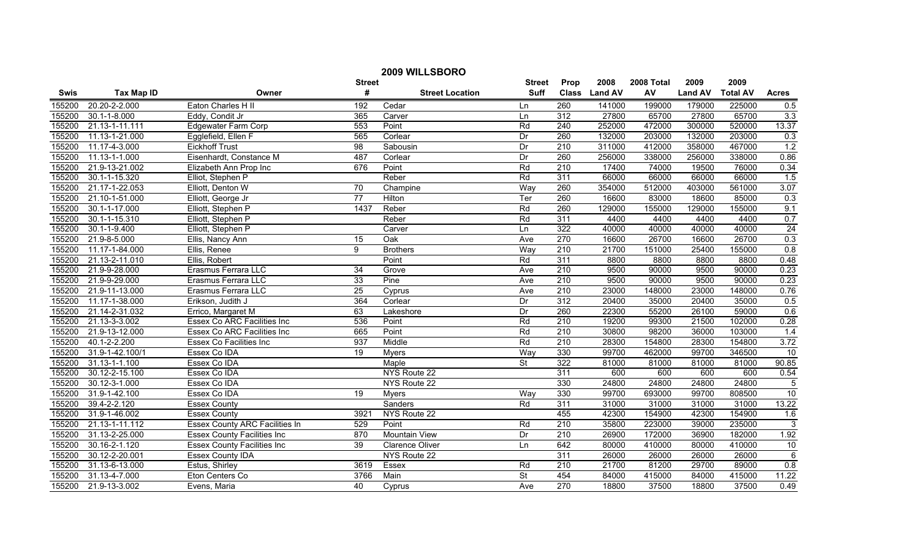# 2009 WILLSBORO

| Swis | Tax Map ID | Owner | Street # | Street Location | Street Suff | Prop Class | 2008 Land AV | 2008 Total AV | 2009 Land AV | 2009 Total AV | Acres |
|---|---|---|---|---|---|---|---|---|---|---|---|
| 155200 | 20.20-2-2.000 | Eaton Charles H II | 192 | Cedar | Ln | 260 | 141000 | 199000 | 179000 | 225000 | 0.5 |
| 155200 | 30.1-1-8.000 | Eddy, Condit Jr | 365 | Carver | Ln | 312 | 27800 | 65700 | 27800 | 65700 | 3.3 |
| 155200 | 21.13-1-11.111 | Edgewater Farm Corp | 553 | Point | Rd | 240 | 252000 | 472000 | 300000 | 520000 | 13.37 |
| 155200 | 11.13-1-21.000 | Egglefield, Ellen F | 565 | Corlear | Dr | 260 | 132000 | 203000 | 132000 | 203000 | 0.3 |
| 155200 | 11.17-4-3.000 | Eickhoff Trust | 98 | Sabousin | Dr | 210 | 311000 | 412000 | 358000 | 467000 | 1.2 |
| 155200 | 11.13-1-1.000 | Eisenhardt, Constance M | 487 | Corlear | Dr | 260 | 256000 | 338000 | 256000 | 338000 | 0.86 |
| 155200 | 21.9-13-21.002 | Elizabeth Ann Prop Inc | 676 | Point | Rd | 210 | 17400 | 74000 | 19500 | 76000 | 0.34 |
| 155200 | 30.1-1-15.320 | Elliot, Stephen P | | Reber | Rd | 311 | 66000 | 66000 | 66000 | 66000 | 1.5 |
| 155200 | 21.17-1-22.053 | Elliott, Denton W | 70 | Champine | Way | 260 | 354000 | 512000 | 403000 | 561000 | 3.07 |
| 155200 | 21.10-1-51.000 | Elliott, George Jr | 77 | Hilton | Ter | 260 | 16600 | 83000 | 18600 | 85000 | 0.3 |
| 155200 | 30.1-1-17.000 | Elliott, Stephen P | 1437 | Reber | Rd | 260 | 129000 | 155000 | 129000 | 155000 | 9.1 |
| 155200 | 30.1-1-15.310 | Elliott, Stephen P | | Reber | Rd | 311 | 4400 | 4400 | 4400 | 4400 | 0.7 |
| 155200 | 30.1-1-9.400 | Elliott, Stephen P | | Carver | Ln | 322 | 40000 | 40000 | 40000 | 40000 | 24 |
| 155200 | 21.9-8-5.000 | Ellis, Nancy Ann | 15 | Oak | Ave | 270 | 16600 | 26700 | 16600 | 26700 | 0.3 |
| 155200 | 11.17-1-84.000 | Ellis, Renee | 9 | Brothers | Way | 210 | 21700 | 151000 | 25400 | 155000 | 0.8 |
| 155200 | 21.13-2-11.010 | Ellis, Robert | | Point | Rd | 311 | 8800 | 8800 | 8800 | 8800 | 0.48 |
| 155200 | 21.9-9-28.000 | Erasmus Ferrara LLC | 34 | Grove | Ave | 210 | 9500 | 90000 | 9500 | 90000 | 0.23 |
| 155200 | 21.9-9-29.000 | Erasmus Ferrara LLC | 33 | Pine | Ave | 210 | 9500 | 90000 | 9500 | 90000 | 0.23 |
| 155200 | 21.9-11-13.000 | Erasmus Ferrara LLC | 25 | Cyprus | Ave | 210 | 23000 | 148000 | 23000 | 148000 | 0.76 |
| 155200 | 11.17-1-38.000 | Erikson, Judith J | 364 | Corlear | Dr | 312 | 20400 | 35000 | 20400 | 35000 | 0.5 |
| 155200 | 21.14-2-31.032 | Errico, Margaret M | 63 | Lakeshore | Dr | 260 | 22300 | 55200 | 26100 | 59000 | 0.6 |
| 155200 | 21.13-3-3.002 | Essex Co ARC Facilities Inc | 536 | Point | Rd | 210 | 19200 | 99300 | 21500 | 102000 | 0.28 |
| 155200 | 21.9-13-12.000 | Essex Co ARC Facilities Inc | 665 | Point | Rd | 210 | 30800 | 98200 | 36000 | 103000 | 1.4 |
| 155200 | 40.1-2-2.200 | Essex Co Facilities Inc | 937 | Middle | Rd | 210 | 28300 | 154800 | 28300 | 154800 | 3.72 |
| 155200 | 31.9-1-42.100/1 | Essex Co IDA | 19 | Myers | Way | 330 | 99700 | 462000 | 99700 | 346500 | 10 |
| 155200 | 31.13-1-1.100 | Essex Co IDA | | Maple | St | 322 | 81000 | 81000 | 81000 | 81000 | 90.85 |
| 155200 | 30.12-2-15.100 | Essex Co IDA | | NYS Route 22 | | 311 | 600 | 600 | 600 | 600 | 0.54 |
| 155200 | 30.12-3-1.000 | Essex Co IDA | | NYS Route 22 | | 330 | 24800 | 24800 | 24800 | 24800 | 5 |
| 155200 | 31.9-1-42.100 | Essex Co IDA | 19 | Myers | Way | 330 | 99700 | 693000 | 99700 | 808500 | 10 |
| 155200 | 39.4-2-2.120 | Essex County | | Sanders | Rd | 311 | 31000 | 31000 | 31000 | 31000 | 13.22 |
| 155200 | 31.9-1-46.002 | Essex County | 3921 | NYS Route 22 | | 455 | 42300 | 154900 | 42300 | 154900 | 1.6 |
| 155200 | 21.13-1-11.112 | Essex County ARC Facilities In | 529 | Point | Rd | 210 | 35800 | 223000 | 39000 | 235000 | 3 |
| 155200 | 31.13-2-25.000 | Essex County Facilities Inc | 870 | Mountain View | Dr | 210 | 26900 | 172000 | 36900 | 182000 | 1.92 |
| 155200 | 30.16-2-1.120 | Essex County Facilities Inc | 39 | Clarence Oliver | Ln | 642 | 80000 | 410000 | 80000 | 410000 | 10 |
| 155200 | 30.12-2-20.001 | Essex County IDA | | NYS Route 22 | | 311 | 26000 | 26000 | 26000 | 26000 | 6 |
| 155200 | 31.13-6-13.000 | Estus, Shirley | 3619 | Essex | Rd | 210 | 21700 | 81200 | 29700 | 89000 | 0.8 |
| 155200 | 31.13-4-7.000 | Eton Centers Co | 3766 | Main | St | 454 | 84000 | 415000 | 84000 | 415000 | 11.22 |
| 155200 | 21.9-13-3.002 | Evens, Maria | 40 | Cyprus | Ave | 270 | 18800 | 37500 | 18800 | 37500 | 0.49 |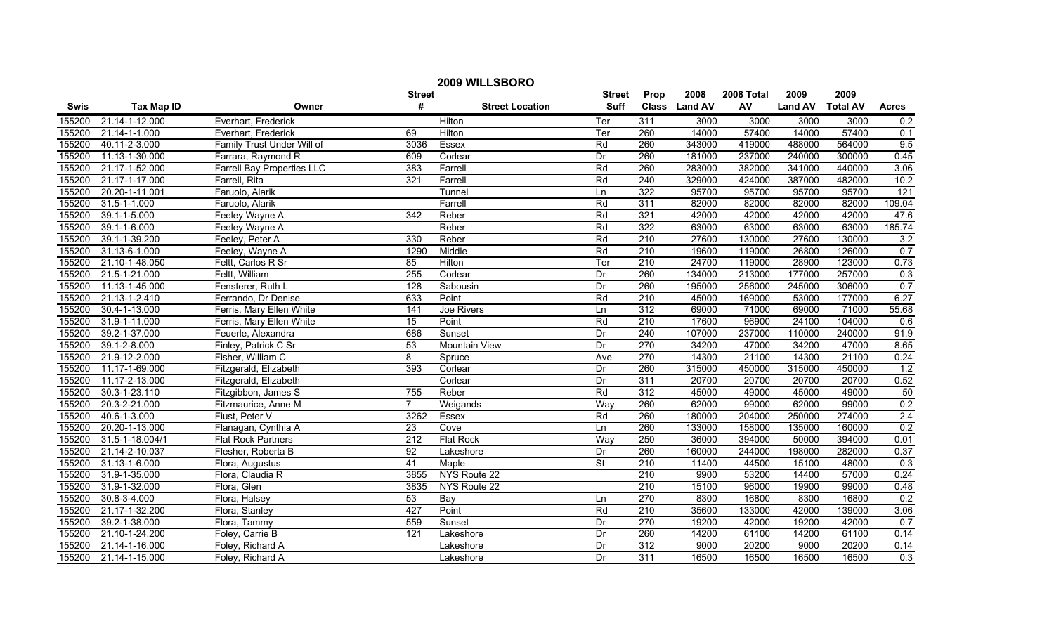# 2009 WILLSBORO

| Swis | Tax Map ID | Owner | Street # | Street Location | Street Suff | Prop Class | 2008 Land AV | 2008 Total AV | 2009 Land AV | 2009 Total AV | Acres |
|---|---|---|---|---|---|---|---|---|---|---|---|
| 155200 | 21.14-1-12.000 | Everhart, Frederick | | Hilton | Ter | 311 | 3000 | 3000 | 3000 | 3000 | 0.2 |
| 155200 | 21.14-1-1.000 | Everhart, Frederick | 69 | Hilton | Ter | 260 | 14000 | 57400 | 14000 | 57400 | 0.1 |
| 155200 | 40.11-2-3.000 | Family Trust Under Will of | 3036 | Essex | Rd | 260 | 343000 | 419000 | 488000 | 564000 | 9.5 |
| 155200 | 11.13-1-30.000 | Farrara, Raymond R | 609 | Corlear | Dr | 260 | 181000 | 237000 | 240000 | 300000 | 0.45 |
| 155200 | 21.17-1-52.000 | Farrell Bay Properties LLC | 383 | Farrell | Rd | 260 | 283000 | 382000 | 341000 | 440000 | 3.06 |
| 155200 | 21.17-1-17.000 | Farrell, Rita | 321 | Farrell | Rd | 240 | 329000 | 424000 | 387000 | 482000 | 10.2 |
| 155200 | 20.20-1-11.001 | Faruolo, Alarik | | Tunnel | Ln | 322 | 95700 | 95700 | 95700 | 95700 | 121 |
| 155200 | 31.5-1-1.000 | Faruolo, Alarik | | Farrell | Rd | 311 | 82000 | 82000 | 82000 | 82000 | 109.04 |
| 155200 | 39.1-1-5.000 | Feeley Wayne A | 342 | Reber | Rd | 321 | 42000 | 42000 | 42000 | 42000 | 47.6 |
| 155200 | 39.1-1-6.000 | Feeley Wayne A | | Reber | Rd | 322 | 63000 | 63000 | 63000 | 63000 | 185.74 |
| 155200 | 39.1-1-39.200 | Feeley, Peter A | 330 | Reber | Rd | 210 | 27600 | 130000 | 27600 | 130000 | 3.2 |
| 155200 | 31.13-6-1.000 | Feeley, Wayne A | 1290 | Middle | Rd | 210 | 19600 | 119000 | 26800 | 126000 | 0.7 |
| 155200 | 21.10-1-48.050 | Feltt, Carlos R Sr | 85 | Hilton | Ter | 210 | 24700 | 119000 | 28900 | 123000 | 0.73 |
| 155200 | 21.5-1-21.000 | Feltt, William | 255 | Corlear | Dr | 260 | 134000 | 213000 | 177000 | 257000 | 0.3 |
| 155200 | 11.13-1-45.000 | Fensterer, Ruth L | 128 | Sabousin | Dr | 260 | 195000 | 256000 | 245000 | 306000 | 0.7 |
| 155200 | 21.13-1-2.410 | Ferrando, Dr Denise | 633 | Point | Rd | 210 | 45000 | 169000 | 53000 | 177000 | 6.27 |
| 155200 | 30.4-1-13.000 | Ferris, Mary Ellen White | 141 | Joe Rivers | Ln | 312 | 69000 | 71000 | 69000 | 71000 | 55.68 |
| 155200 | 31.9-1-11.000 | Ferris, Mary Ellen White | 15 | Point | Rd | 210 | 17600 | 96900 | 24100 | 104000 | 0.6 |
| 155200 | 39.2-1-37.000 | Feuerle, Alexandra | 686 | Sunset | Dr | 240 | 107000 | 237000 | 110000 | 240000 | 91.9 |
| 155200 | 39.1-2-8.000 | Finley, Patrick C Sr | 53 | Mountain View | Dr | 270 | 34200 | 47000 | 34200 | 47000 | 8.65 |
| 155200 | 21.9-12-2.000 | Fisher, William C | 8 | Spruce | Ave | 270 | 14300 | 21100 | 14300 | 21100 | 0.24 |
| 155200 | 11.17-1-69.000 | Fitzgerald, Elizabeth | 393 | Corlear | Dr | 260 | 315000 | 450000 | 315000 | 450000 | 1.2 |
| 155200 | 11.17-2-13.000 | Fitzgerald, Elizabeth | | Corlear | Dr | 311 | 20700 | 20700 | 20700 | 20700 | 0.52 |
| 155200 | 30.3-1-23.110 | Fitzgibbon, James S | 755 | Reber | Rd | 312 | 45000 | 49000 | 45000 | 49000 | 50 |
| 155200 | 20.3-2-21.000 | Fitzmaurice, Anne M | 7 | Weigands | Way | 260 | 62000 | 99000 | 62000 | 99000 | 0.2 |
| 155200 | 40.6-1-3.000 | Fiust, Peter V | 3262 | Essex | Rd | 260 | 180000 | 204000 | 250000 | 274000 | 2.4 |
| 155200 | 20.20-1-13.000 | Flanagan, Cynthia A | 23 | Cove | Ln | 260 | 133000 | 158000 | 135000 | 160000 | 0.2 |
| 155200 | 31.5-1-18.004/1 | Flat Rock Partners | 212 | Flat Rock | Way | 250 | 36000 | 394000 | 50000 | 394000 | 0.01 |
| 155200 | 21.14-2-10.037 | Flesher, Roberta B | 92 | Lakeshore | Dr | 260 | 160000 | 244000 | 198000 | 282000 | 0.37 |
| 155200 | 31.13-1-6.000 | Flora, Augustus | 41 | Maple | St | 210 | 11400 | 44500 | 15100 | 48000 | 0.3 |
| 155200 | 31.9-1-35.000 | Flora, Claudia R | 3855 | NYS Route 22 | | 210 | 9900 | 53200 | 14400 | 57000 | 0.24 |
| 155200 | 31.9-1-32.000 | Flora, Glen | 3835 | NYS Route 22 | | 210 | 15100 | 96000 | 19900 | 99000 | 0.48 |
| 155200 | 30.8-3-4.000 | Flora, Halsey | 53 | Bay | Ln | 270 | 8300 | 16800 | 8300 | 16800 | 0.2 |
| 155200 | 21.17-1-32.200 | Flora, Stanley | 427 | Point | Rd | 210 | 35600 | 133000 | 42000 | 139000 | 3.06 |
| 155200 | 39.2-1-38.000 | Flora, Tammy | 559 | Sunset | Dr | 270 | 19200 | 42000 | 19200 | 42000 | 0.7 |
| 155200 | 21.10-1-24.200 | Foley, Carrie B | 121 | Lakeshore | Dr | 260 | 14200 | 61100 | 14200 | 61100 | 0.14 |
| 155200 | 21.14-1-16.000 | Foley, Richard A | | Lakeshore | Dr | 312 | 9000 | 20200 | 9000 | 20200 | 0.14 |
| 155200 | 21.14-1-15.000 | Foley, Richard A | | Lakeshore | Dr | 311 | 16500 | 16500 | 16500 | 16500 | 0.3 |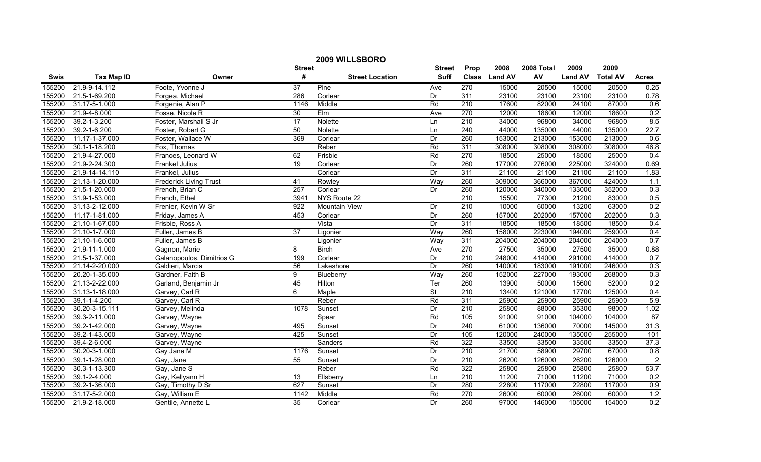# 2009 WILLSBORO

| Swis | Tax Map ID | Owner | Street # | Street Location | Street Suff | Prop Class | 2008 Land AV | 2008 Total AV | 2009 Land AV | 2009 Total AV | Acres |
|---|---|---|---|---|---|---|---|---|---|---|---|
| 155200 | 21.9-9-14.112 | Foote, Yvonne J | 37 | Pine | Ave | 270 | 15000 | 20500 | 15000 | 20500 | 0.25 |
| 155200 | 21.5-1-69.200 | Forgea, Michael | 286 | Corlear | Dr | 311 | 23100 | 23100 | 23100 | 23100 | 0.78 |
| 155200 | 31.17-5-1.000 | Forgenie, Alan P | 1146 | Middle | Rd | 210 | 17600 | 82000 | 24100 | 87000 | 0.6 |
| 155200 | 21.9-4-8.000 | Fosse, Nicole R | 30 | Elm | Ave | 270 | 12000 | 18600 | 12000 | 18600 | 0.2 |
| 155200 | 39.2-1-3.200 | Foster, Marshall S Jr | 17 | Nolette | Ln | 210 | 34000 | 96800 | 34000 | 96800 | 8.5 |
| 155200 | 39.2-1-6.200 | Foster, Robert G | 50 | Nolette | Ln | 240 | 44000 | 135000 | 44000 | 135000 | 22.7 |
| 155200 | 11.17-1-37.000 | Foster, Wallace W | 369 | Corlear | Dr | 260 | 153000 | 213000 | 153000 | 213000 | 0.6 |
| 155200 | 30.1-1-18.200 | Fox, Thomas | | Reber | Rd | 311 | 308000 | 308000 | 308000 | 308000 | 46.8 |
| 155200 | 21.9-4-27.000 | Frances, Leonard W | 62 | Frisbie | Rd | 270 | 18500 | 25000 | 18500 | 25000 | 0.4 |
| 155200 | 21.9-2-24.300 | Frankel Julius | 19 | Corlear | Dr | 260 | 177000 | 276000 | 225000 | 324000 | 0.69 |
| 155200 | 21.9-14-14.110 | Frankel, Julius | | Corlear | Dr | 311 | 21100 | 21100 | 21100 | 21100 | 1.83 |
| 155200 | 21.13-1-20.000 | Frederick Living Trust | 41 | Rowley | Way | 260 | 309000 | 366000 | 367000 | 424000 | 1.1 |
| 155200 | 21.5-1-20.000 | French, Brian C | 257 | Corlear | Dr | 260 | 120000 | 340000 | 133000 | 352000 | 0.3 |
| 155200 | 31.9-1-53.000 | French, Ethel | 3941 | NYS Route 22 | | 210 | 15500 | 77300 | 21200 | 83000 | 0.5 |
| 155200 | 31.13-2-12.000 | Frenier, Kevin W Sr | 922 | Mountain View | Dr | 210 | 10000 | 60000 | 13200 | 63000 | 0.2 |
| 155200 | 11.17-1-81.000 | Friday, James A | 453 | Corlear | Dr | 260 | 157000 | 202000 | 157000 | 202000 | 0.3 |
| 155200 | 21.10-1-67.000 | Frisbie, Ross A | | Vista | Dr | 311 | 18500 | 18500 | 18500 | 18500 | 0.4 |
| 155200 | 21.10-1-7.000 | Fuller, James B | 37 | Ligonier | Way | 260 | 158000 | 223000 | 194000 | 259000 | 0.4 |
| 155200 | 21.10-1-6.000 | Fuller, James B | | Ligonier | Way | 311 | 204000 | 204000 | 204000 | 204000 | 0.7 |
| 155200 | 21.9-11-1.000 | Gagnon, Marie | 8 | Birch | Ave | 270 | 27500 | 35000 | 27500 | 35000 | 0.88 |
| 155200 | 21.5-1-37.000 | Galanopoulos, Dimitrios G | 199 | Corlear | Dr | 210 | 248000 | 414000 | 291000 | 414000 | 0.7 |
| 155200 | 21.14-2-20.000 | Galdieri, Marcia | 56 | Lakeshore | Dr | 260 | 140000 | 183000 | 191000 | 246000 | 0.3 |
| 155200 | 20.20-1-35.000 | Gardner, Faith B | 9 | Blueberry | Way | 260 | 152000 | 227000 | 193000 | 268000 | 0.3 |
| 155200 | 21.13-2-22.000 | Garland, Benjamin Jr | 45 | Hilton | Ter | 260 | 13900 | 50000 | 15600 | 52000 | 0.2 |
| 155200 | 31.13-1-18.000 | Garvey, Carl R | 6 | Maple | St | 210 | 13400 | 121000 | 17700 | 125000 | 0.4 |
| 155200 | 39.1-1-4.200 | Garvey, Carl R | | Reber | Rd | 311 | 25900 | 25900 | 25900 | 25900 | 5.9 |
| 155200 | 30.20-3-15.111 | Garvey, Melinda | 1078 | Sunset | Dr | 210 | 25800 | 88000 | 35300 | 98000 | 1.02 |
| 155200 | 39.3-2-11.000 | Garvey, Wayne | | Spear | Rd | 105 | 91000 | 91000 | 104000 | 104000 | 87 |
| 155200 | 39.2-1-42.000 | Garvey, Wayne | 495 | Sunset | Dr | 240 | 61000 | 136000 | 70000 | 145000 | 31.3 |
| 155200 | 39.2-1-43.000 | Garvey, Wayne | 425 | Sunset | Dr | 105 | 120000 | 240000 | 135000 | 255000 | 101 |
| 155200 | 39.4-2-6.000 | Garvey, Wayne | | Sanders | Rd | 322 | 33500 | 33500 | 33500 | 33500 | 37.3 |
| 155200 | 30.20-3-1.000 | Gay Jane M | 1176 | Sunset | Dr | 210 | 21700 | 58900 | 29700 | 67000 | 0.8 |
| 155200 | 39.1-1-28.000 | Gay, Jane | 55 | Sunset | Dr | 210 | 26200 | 126000 | 26200 | 126000 | 2 |
| 155200 | 30.3-1-13.300 | Gay, Jane S | | Reber | Rd | 322 | 25800 | 25800 | 25800 | 25800 | 53.7 |
| 155200 | 39.1-2-4.000 | Gay, Kellyann H | 13 | Ellsberry | Ln | 210 | 11200 | 71000 | 11200 | 71000 | 0.2 |
| 155200 | 39.2-1-36.000 | Gay, Timothy D Sr | 627 | Sunset | Dr | 280 | 22800 | 117000 | 22800 | 117000 | 0.9 |
| 155200 | 31.17-5-2.000 | Gay, William E | 1142 | Middle | Rd | 270 | 26000 | 60000 | 26000 | 60000 | 1.2 |
| 155200 | 21.9-2-18.000 | Gentile, Annette L | 35 | Corlear | Dr | 260 | 97000 | 146000 | 105000 | 154000 | 0.2 |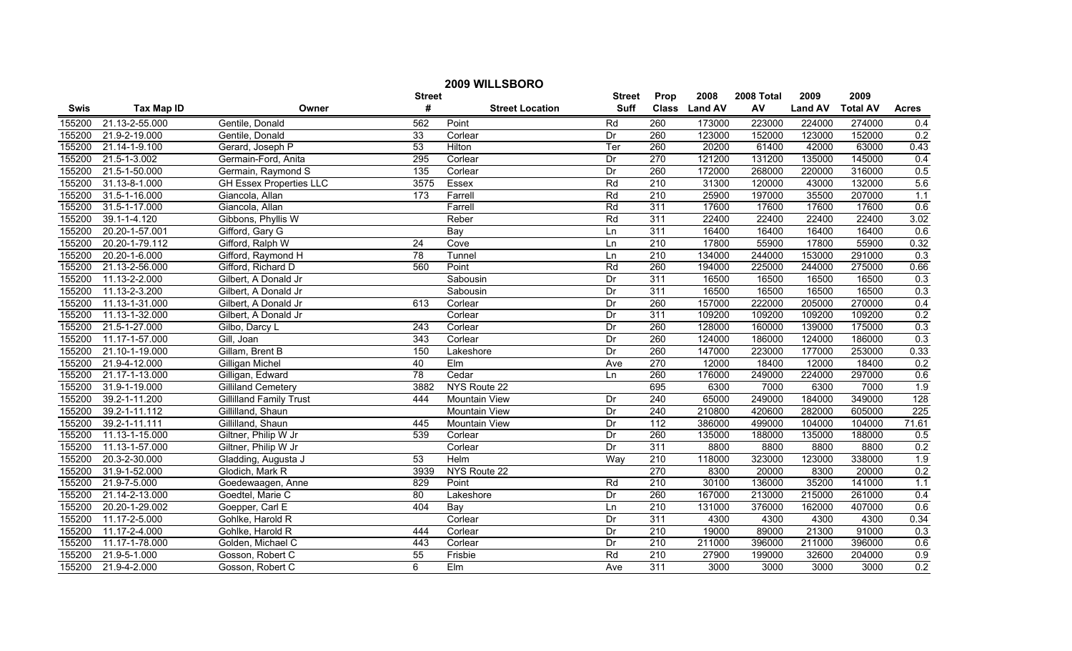# 2009 WILLSBORO

| Swis | Tax Map ID | Owner | Street # | Street Location | Street Suff | Prop Class | 2008 Land AV | 2008 Total AV | 2009 Land AV | 2009 Total AV | Acres |
|---|---|---|---|---|---|---|---|---|---|---|---|
| 155200 | 21.13-2-55.000 | Gentile, Donald | 562 | Point | Rd | 260 | 173000 | 223000 | 224000 | 274000 | 0.4 |
| 155200 | 21.9-2-19.000 | Gentile, Donald | 33 | Corlear | Dr | 260 | 123000 | 152000 | 123000 | 152000 | 0.2 |
| 155200 | 21.14-1-9.100 | Gerard, Joseph P | 53 | Hilton | Ter | 260 | 20200 | 61400 | 42000 | 63000 | 0.43 |
| 155200 | 21.5-1-3.002 | Germain-Ford, Anita | 295 | Corlear | Dr | 270 | 121200 | 131200 | 135000 | 145000 | 0.4 |
| 155200 | 21.5-1-50.000 | Germain, Raymond S | 135 | Corlear | Dr | 260 | 172000 | 268000 | 220000 | 316000 | 0.5 |
| 155200 | 31.13-8-1.000 | GH Essex Properties LLC | 3575 | Essex | Rd | 210 | 31300 | 120000 | 43000 | 132000 | 5.6 |
| 155200 | 31.5-1-16.000 | Giancola, Allan | 173 | Farrell | Rd | 210 | 25900 | 197000 | 35500 | 207000 | 1.1 |
| 155200 | 31.5-1-17.000 | Giancola, Allan | | Farrell | Rd | 311 | 17600 | 17600 | 17600 | 17600 | 0.6 |
| 155200 | 39.1-1-4.120 | Gibbons, Phyllis W | | Reber | Rd | 311 | 22400 | 22400 | 22400 | 22400 | 3.02 |
| 155200 | 20.20-1-57.001 | Gifford, Gary G | | Bay | Ln | 311 | 16400 | 16400 | 16400 | 16400 | 0.6 |
| 155200 | 20.20-1-79.112 | Gifford, Ralph W | 24 | Cove | Ln | 210 | 17800 | 55900 | 17800 | 55900 | 0.32 |
| 155200 | 20.20-1-6.000 | Gifford, Raymond H | 78 | Tunnel | Ln | 210 | 134000 | 244000 | 153000 | 291000 | 0.3 |
| 155200 | 21.13-2-56.000 | Gifford, Richard D | 560 | Point | Rd | 260 | 194000 | 225000 | 244000 | 275000 | 0.66 |
| 155200 | 11.13-2-2.000 | Gilbert, A Donald Jr | | Sabousin | Dr | 311 | 16500 | 16500 | 16500 | 16500 | 0.3 |
| 155200 | 11.13-2-3.200 | Gilbert, A Donald Jr | | Sabousin | Dr | 311 | 16500 | 16500 | 16500 | 16500 | 0.3 |
| 155200 | 11.13-1-31.000 | Gilbert, A Donald Jr | 613 | Corlear | Dr | 260 | 157000 | 222000 | 205000 | 270000 | 0.4 |
| 155200 | 11.13-1-32.000 | Gilbert, A Donald Jr | | Corlear | Dr | 311 | 109200 | 109200 | 109200 | 109200 | 0.2 |
| 155200 | 21.5-1-27.000 | Gilbo, Darcy L | 243 | Corlear | Dr | 260 | 128000 | 160000 | 139000 | 175000 | 0.3 |
| 155200 | 11.17-1-57.000 | Gill, Joan | 343 | Corlear | Dr | 260 | 124000 | 186000 | 124000 | 186000 | 0.3 |
| 155200 | 21.10-1-19.000 | Gillam, Brent B | 150 | Lakeshore | Dr | 260 | 147000 | 223000 | 177000 | 253000 | 0.33 |
| 155200 | 21.9-4-12.000 | Gilligan Michel | 40 | Elm | Ave | 270 | 12000 | 18400 | 12000 | 18400 | 0.2 |
| 155200 | 21.17-1-13.000 | Gilligan, Edward | 78 | Cedar | Ln | 260 | 176000 | 249000 | 224000 | 297000 | 0.6 |
| 155200 | 31.9-1-19.000 | Gilliland Cemetery | 3882 | NYS Route 22 | | 695 | 6300 | 7000 | 6300 | 7000 | 1.9 |
| 155200 | 39.2-1-11.200 | Gillilland Family Trust | 444 | Mountain View | Dr | 240 | 65000 | 249000 | 184000 | 349000 | 128 |
| 155200 | 39.2-1-11.112 | Gillilland, Shaun | | Mountain View | Dr | 240 | 210800 | 420600 | 282000 | 605000 | 225 |
| 155200 | 39.2-1-11.111 | Gillilland, Shaun | 445 | Mountain View | Dr | 112 | 386000 | 499000 | 104000 | 104000 | 71.61 |
| 155200 | 11.13-1-15.000 | Giltner, Philip W Jr | 539 | Corlear | Dr | 260 | 135000 | 188000 | 135000 | 188000 | 0.5 |
| 155200 | 11.13-1-57.000 | Giltner, Philip W Jr | | Corlear | Dr | 311 | 8800 | 8800 | 8800 | 8800 | 0.2 |
| 155200 | 20.3-2-30.000 | Gladding, Augusta J | 53 | Helm | Way | 210 | 118000 | 323000 | 123000 | 338000 | 1.9 |
| 155200 | 31.9-1-52.000 | Glodich, Mark R | 3939 | NYS Route 22 | | 270 | 8300 | 20000 | 8300 | 20000 | 0.2 |
| 155200 | 21.9-7-5.000 | Goedewaagen, Anne | 829 | Point | Rd | 210 | 30100 | 136000 | 35200 | 141000 | 1.1 |
| 155200 | 21.14-2-13.000 | Goedtel, Marie C | 80 | Lakeshore | Dr | 260 | 167000 | 213000 | 215000 | 261000 | 0.4 |
| 155200 | 20.20-1-29.002 | Goepper, Carl E | 404 | Bay | Ln | 210 | 131000 | 376000 | 162000 | 407000 | 0.6 |
| 155200 | 11.17-2-5.000 | Gohlke, Harold R | | Corlear | Dr | 311 | 4300 | 4300 | 4300 | 4300 | 0.34 |
| 155200 | 11.17-2-4.000 | Gohlke, Harold R | 444 | Corlear | Dr | 210 | 19000 | 89000 | 21300 | 91000 | 0.3 |
| 155200 | 11.17-1-78.000 | Golden, Michael C | 443 | Corlear | Dr | 210 | 211000 | 396000 | 211000 | 396000 | 0.6 |
| 155200 | 21.9-5-1.000 | Gosson, Robert C | 55 | Frisbie | Rd | 210 | 27900 | 199000 | 32600 | 204000 | 0.9 |
| 155200 | 21.9-4-2.000 | Gosson, Robert C | 6 | Elm | Ave | 311 | 3000 | 3000 | 3000 | 3000 | 0.2 |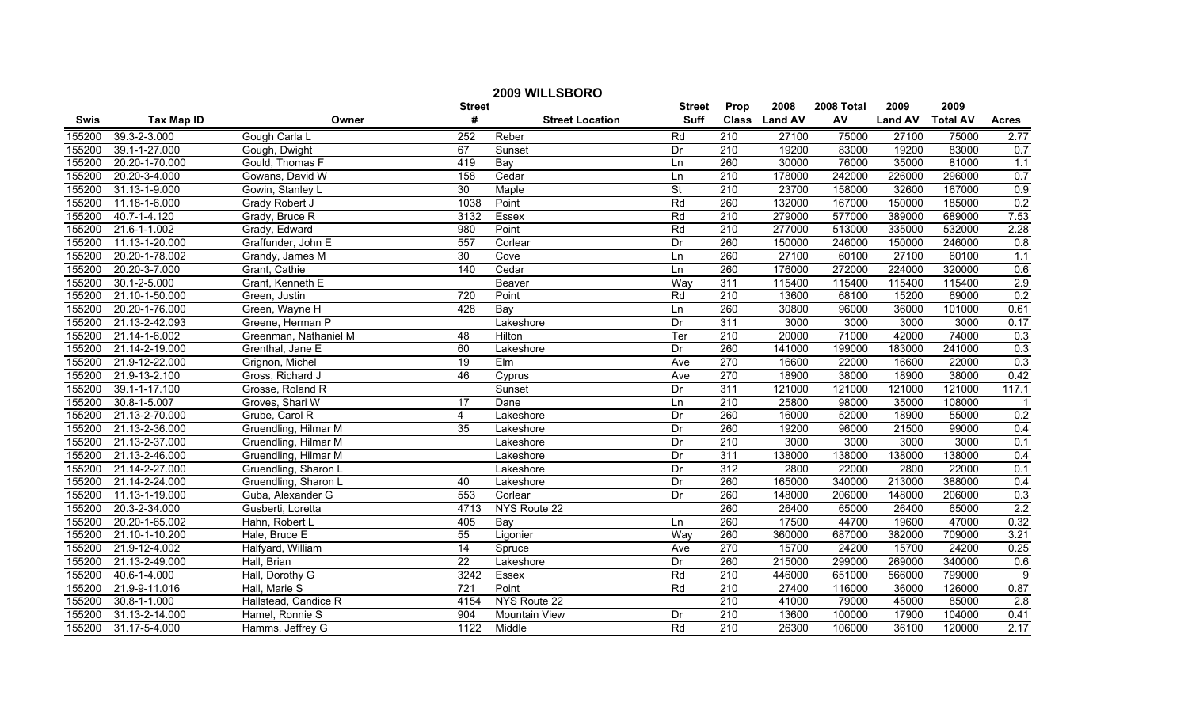# 2009 WILLSBORO

| Swis | Tax Map ID | Owner | Street # | Street Location | Street Suff | Prop Class | 2008 Land AV | 2008 Total AV | 2009 Land AV | 2009 Total AV | Acres |
|---|---|---|---|---|---|---|---|---|---|---|---|
| 155200 | 39.3-2-3.000 | Gough Carla L | 252 | Reber | Rd | 210 | 27100 | 75000 | 27100 | 75000 | 2.77 |
| 155200 | 39.1-1-27.000 | Gough, Dwight | 67 | Sunset | Dr | 210 | 19200 | 83000 | 19200 | 83000 | 0.7 |
| 155200 | 20.20-1-70.000 | Gould, Thomas F | 419 | Bay | Ln | 260 | 30000 | 76000 | 35000 | 81000 | 1.1 |
| 155200 | 20.20-3-4.000 | Gowans, David W | 158 | Cedar | Ln | 210 | 178000 | 242000 | 226000 | 296000 | 0.7 |
| 155200 | 31.13-1-9.000 | Gowin, Stanley L | 30 | Maple | St | 210 | 23700 | 158000 | 32600 | 167000 | 0.9 |
| 155200 | 11.18-1-6.000 | Grady Robert J | 1038 | Point | Rd | 260 | 132000 | 167000 | 150000 | 185000 | 0.2 |
| 155200 | 40.7-1-4.120 | Grady, Bruce R | 3132 | Essex | Rd | 210 | 279000 | 577000 | 389000 | 689000 | 7.53 |
| 155200 | 21.6-1-1.002 | Grady, Edward | 980 | Point | Rd | 210 | 277000 | 513000 | 335000 | 532000 | 2.28 |
| 155200 | 11.13-1-20.000 | Graffunder, John E | 557 | Corlear | Dr | 260 | 150000 | 246000 | 150000 | 246000 | 0.8 |
| 155200 | 20.20-1-78.002 | Grandy, James M | 30 | Cove | Ln | 260 | 27100 | 60100 | 27100 | 60100 | 1.1 |
| 155200 | 20.20-3-7.000 | Grant, Cathie | 140 | Cedar | Ln | 260 | 176000 | 272000 | 224000 | 320000 | 0.6 |
| 155200 | 30.1-2-5.000 | Grant, Kenneth E | | Beaver | Way | 311 | 115400 | 115400 | 115400 | 115400 | 2.9 |
| 155200 | 21.10-1-50.000 | Green, Justin | 720 | Point | Rd | 210 | 13600 | 68100 | 15200 | 69000 | 0.2 |
| 155200 | 20.20-1-76.000 | Green, Wayne H | 428 | Bay | Ln | 260 | 30800 | 96000 | 36000 | 101000 | 0.61 |
| 155200 | 21.13-2-42.093 | Greene, Herman P | | Lakeshore | Dr | 311 | 3000 | 3000 | 3000 | 3000 | 0.17 |
| 155200 | 21.14-1-6.002 | Greenman, Nathaniel M | 48 | Hilton | Ter | 210 | 20000 | 71000 | 42000 | 74000 | 0.3 |
| 155200 | 21.14-2-19.000 | Grenthal, Jane E | 60 | Lakeshore | Dr | 260 | 141000 | 199000 | 183000 | 241000 | 0.3 |
| 155200 | 21.9-12-22.000 | Grignon, Michel | 19 | Elm | Ave | 270 | 16600 | 22000 | 16600 | 22000 | 0.3 |
| 155200 | 21.9-13-2.100 | Gross, Richard J | 46 | Cyprus | Ave | 270 | 18900 | 38000 | 18900 | 38000 | 0.42 |
| 155200 | 39.1-1-17.100 | Grosse, Roland R | | Sunset | Dr | 311 | 121000 | 121000 | 121000 | 121000 | 117.1 |
| 155200 | 30.8-1-5.007 | Groves, Shari W | 17 | Dane | Ln | 210 | 25800 | 98000 | 35000 | 108000 | 1 |
| 155200 | 21.13-2-70.000 | Grube, Carol R | 4 | Lakeshore | Dr | 260 | 16000 | 52000 | 18900 | 55000 | 0.2 |
| 155200 | 21.13-2-36.000 | Gruendling, Hilmar M | 35 | Lakeshore | Dr | 260 | 19200 | 96000 | 21500 | 99000 | 0.4 |
| 155200 | 21.13-2-37.000 | Gruendling, Hilmar M | | Lakeshore | Dr | 210 | 3000 | 3000 | 3000 | 3000 | 0.1 |
| 155200 | 21.13-2-46.000 | Gruendling, Hilmar M | | Lakeshore | Dr | 311 | 138000 | 138000 | 138000 | 138000 | 0.4 |
| 155200 | 21.14-2-27.000 | Gruendling, Sharon L | | Lakeshore | Dr | 312 | 2800 | 22000 | 2800 | 22000 | 0.1 |
| 155200 | 21.14-2-24.000 | Gruendling, Sharon L | 40 | Lakeshore | Dr | 260 | 165000 | 340000 | 213000 | 388000 | 0.4 |
| 155200 | 11.13-1-19.000 | Guba, Alexander G | 553 | Corlear | Dr | 260 | 148000 | 206000 | 148000 | 206000 | 0.3 |
| 155200 | 20.3-2-34.000 | Gusberti, Loretta | 4713 | NYS Route 22 | | 260 | 26400 | 65000 | 26400 | 65000 | 2.2 |
| 155200 | 20.20-1-65.002 | Hahn, Robert L | 405 | Bay | Ln | 260 | 17500 | 44700 | 19600 | 47000 | 0.32 |
| 155200 | 21.10-1-10.200 | Hale, Bruce E | 55 | Ligonier | Way | 260 | 360000 | 687000 | 382000 | 709000 | 3.21 |
| 155200 | 21.9-12-4.002 | Halfyard, William | 14 | Spruce | Ave | 270 | 15700 | 24200 | 15700 | 24200 | 0.25 |
| 155200 | 21.13-2-49.000 | Hall, Brian | 22 | Lakeshore | Dr | 260 | 215000 | 299000 | 269000 | 340000 | 0.6 |
| 155200 | 40.6-1-4.000 | Hall, Dorothy G | 3242 | Essex | Rd | 210 | 446000 | 651000 | 566000 | 799000 | 9 |
| 155200 | 21.9-9-11.016 | Hall, Marie S | 721 | Point | Rd | 210 | 27400 | 116000 | 36000 | 126000 | 0.87 |
| 155200 | 30.8-1-1.000 | Hallstead, Candice R | 4154 | NYS Route 22 | | 210 | 41000 | 79000 | 45000 | 85000 | 2.8 |
| 155200 | 31.13-2-14.000 | Hamel, Ronnie S | 904 | Mountain View | Dr | 210 | 13600 | 100000 | 17900 | 104000 | 0.41 |
| 155200 | 31.17-5-4.000 | Hamms, Jeffrey G | 1122 | Middle | Rd | 210 | 26300 | 106000 | 36100 | 120000 | 2.17 |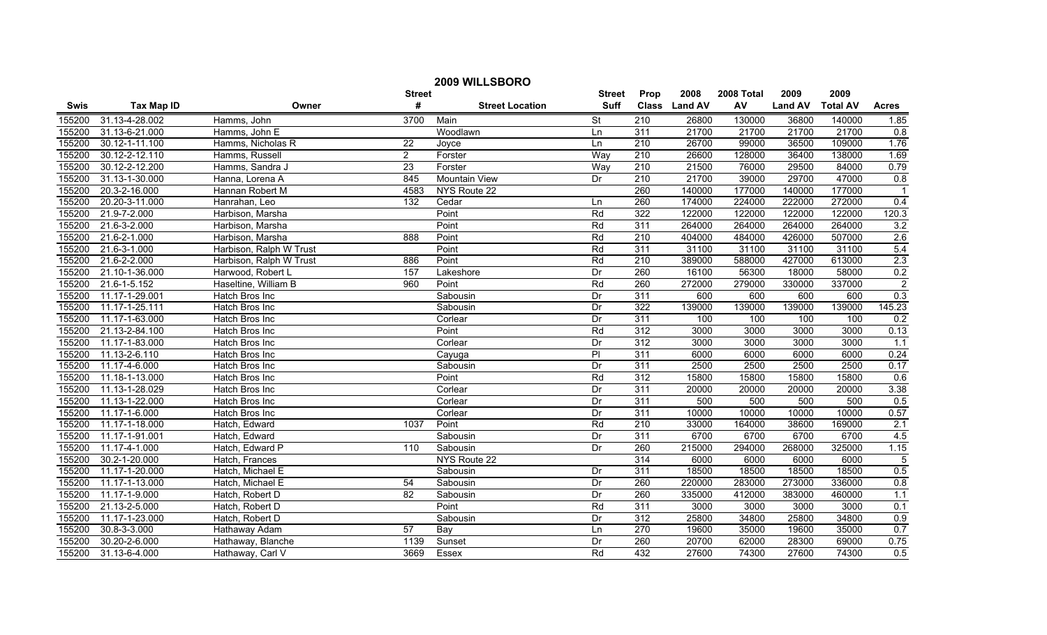# 2009 WILLSBORO

| Swis | Tax Map ID | Owner | Street # | Street Location | Street Suff | Prop Class | 2008 Land AV | 2008 Total AV | 2009 Land AV | 2009 Total AV | Acres |
|---|---|---|---|---|---|---|---|---|---|---|---|
| 155200 | 31.13-4-28.002 | Hamms, John | 3700 | Main | St | 210 | 26800 | 130000 | 36800 | 140000 | 1.85 |
| 155200 | 31.13-6-21.000 | Hamms, John E | | Woodlawn | Ln | 311 | 21700 | 21700 | 21700 | 21700 | 0.8 |
| 155200 | 30.12-1-11.100 | Hamms, Nicholas R | 22 | Joyce | Ln | 210 | 26700 | 99000 | 36500 | 109000 | 1.76 |
| 155200 | 30.12-2-12.110 | Hamms, Russell | 2 | Forster | Way | 210 | 26600 | 128000 | 36400 | 138000 | 1.69 |
| 155200 | 30.12-2-12.200 | Hamms, Sandra J | 23 | Forster | Way | 210 | 21500 | 76000 | 29500 | 84000 | 0.79 |
| 155200 | 31.13-1-30.000 | Hanna, Lorena A | 845 | Mountain View | Dr | 210 | 21700 | 39000 | 29700 | 47000 | 0.8 |
| 155200 | 20.3-2-16.000 | Hannan Robert M | 4583 | NYS Route 22 | | 260 | 140000 | 177000 | 140000 | 177000 | 1 |
| 155200 | 20.20-3-11.000 | Hanrahan, Leo | 132 | Cedar | Ln | 260 | 174000 | 224000 | 222000 | 272000 | 0.4 |
| 155200 | 21.9-7-2.000 | Harbison, Marsha | | Point | Rd | 322 | 122000 | 122000 | 122000 | 122000 | 120.3 |
| 155200 | 21.6-3-2.000 | Harbison, Marsha | | Point | Rd | 311 | 264000 | 264000 | 264000 | 264000 | 3.2 |
| 155200 | 21.6-2-1.000 | Harbison, Marsha | 888 | Point | Rd | 210 | 404000 | 484000 | 426000 | 507000 | 2.6 |
| 155200 | 21.6-3-1.000 | Harbison, Ralph W Trust | | Point | Rd | 311 | 31100 | 31100 | 31100 | 31100 | 5.4 |
| 155200 | 21.6-2-2.000 | Harbison, Ralph W Trust | 886 | Point | Rd | 210 | 389000 | 588000 | 427000 | 613000 | 2.3 |
| 155200 | 21.10-1-36.000 | Harwood, Robert L | 157 | Lakeshore | Dr | 260 | 16100 | 56300 | 18000 | 58000 | 0.2 |
| 155200 | 21.6-1-5.152 | Haseltine, William B | 960 | Point | Rd | 260 | 272000 | 279000 | 330000 | 337000 | 2 |
| 155200 | 11.17-1-29.001 | Hatch Bros Inc | | Sabousin | Dr | 311 | 600 | 600 | 600 | 600 | 0.3 |
| 155200 | 11.17-1-25.111 | Hatch Bros Inc | | Sabousin | Dr | 322 | 139000 | 139000 | 139000 | 139000 | 145.23 |
| 155200 | 11.17-1-63.000 | Hatch Bros Inc | | Corlear | Dr | 311 | 100 | 100 | 100 | 100 | 0.2 |
| 155200 | 21.13-2-84.100 | Hatch Bros Inc | | Point | Rd | 312 | 3000 | 3000 | 3000 | 3000 | 0.13 |
| 155200 | 11.17-1-83.000 | Hatch Bros Inc | | Corlear | Dr | 312 | 3000 | 3000 | 3000 | 3000 | 1.1 |
| 155200 | 11.13-2-6.110 | Hatch Bros Inc | | Cayuga | Pl | 311 | 6000 | 6000 | 6000 | 6000 | 0.24 |
| 155200 | 11.17-4-6.000 | Hatch Bros Inc | | Sabousin | Dr | 311 | 2500 | 2500 | 2500 | 2500 | 0.17 |
| 155200 | 11.18-1-13.000 | Hatch Bros Inc | | Point | Rd | 312 | 15800 | 15800 | 15800 | 15800 | 0.6 |
| 155200 | 11.13-1-28.029 | Hatch Bros Inc | | Corlear | Dr | 311 | 20000 | 20000 | 20000 | 20000 | 3.38 |
| 155200 | 11.13-1-22.000 | Hatch Bros Inc | | Corlear | Dr | 311 | 500 | 500 | 500 | 500 | 0.5 |
| 155200 | 11.17-1-6.000 | Hatch Bros Inc | | Corlear | Dr | 311 | 10000 | 10000 | 10000 | 10000 | 0.57 |
| 155200 | 11.17-1-18.000 | Hatch, Edward | 1037 | Point | Rd | 210 | 33000 | 164000 | 38600 | 169000 | 2.1 |
| 155200 | 11.17-1-91.001 | Hatch, Edward | | Sabousin | Dr | 311 | 6700 | 6700 | 6700 | 6700 | 4.5 |
| 155200 | 11.17-4-1.000 | Hatch, Edward P | 110 | Sabousin | Dr | 260 | 215000 | 294000 | 268000 | 325000 | 1.15 |
| 155200 | 30.2-1-20.000 | Hatch, Frances | | NYS Route 22 | | 314 | 6000 | 6000 | 6000 | 6000 | 5 |
| 155200 | 11.17-1-20.000 | Hatch, Michael E | | Sabousin | Dr | 311 | 18500 | 18500 | 18500 | 18500 | 0.5 |
| 155200 | 11.17-1-13.000 | Hatch, Michael E | 54 | Sabousin | Dr | 260 | 220000 | 283000 | 273000 | 336000 | 0.8 |
| 155200 | 11.17-1-9.000 | Hatch, Robert D | 82 | Sabousin | Dr | 260 | 335000 | 412000 | 383000 | 460000 | 1.1 |
| 155200 | 21.13-2-5.000 | Hatch, Robert D | | Point | Rd | 311 | 3000 | 3000 | 3000 | 3000 | 0.1 |
| 155200 | 11.17-1-23.000 | Hatch, Robert D | | Sabousin | Dr | 312 | 25800 | 34800 | 25800 | 34800 | 0.9 |
| 155200 | 30.8-3-3.000 | Hathaway Adam | 57 | Bay | Ln | 270 | 19600 | 35000 | 19600 | 35000 | 0.7 |
| 155200 | 30.20-2-6.000 | Hathaway, Blanche | 1139 | Sunset | Dr | 260 | 20700 | 62000 | 28300 | 69000 | 0.75 |
| 155200 | 31.13-6-4.000 | Hathaway, Carl V | 3669 | Essex | Rd | 432 | 27600 | 74300 | 27600 | 74300 | 0.5 |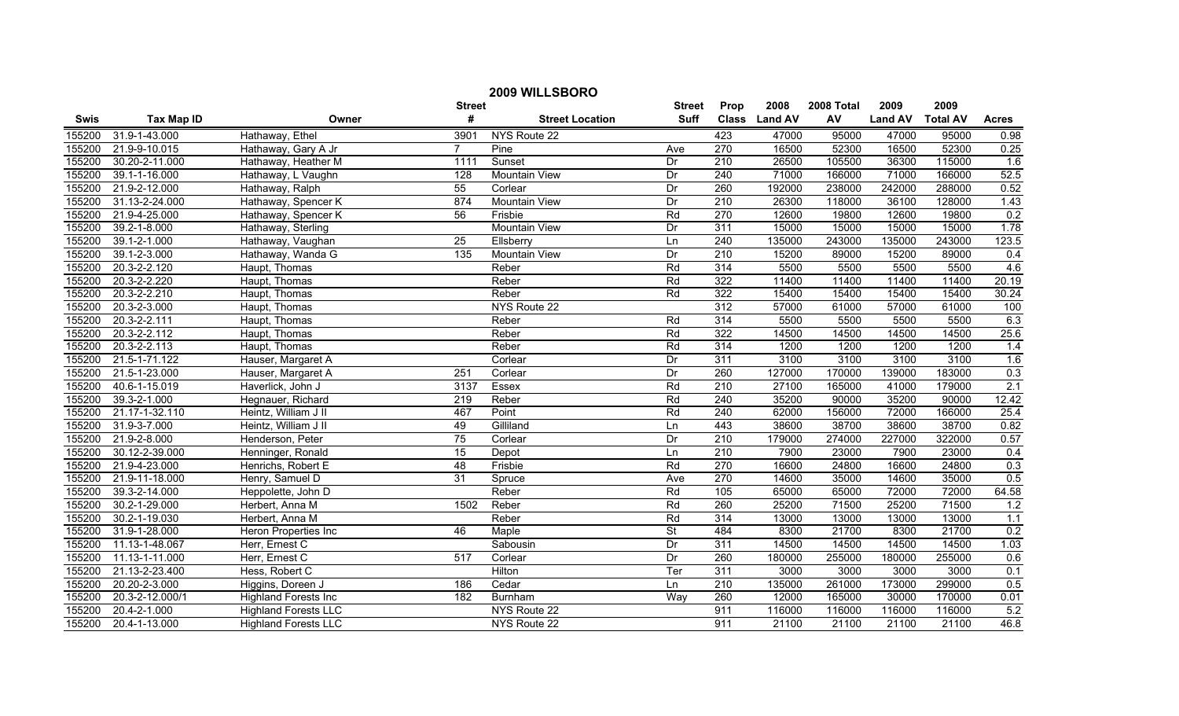# 2009 WILLSBORO

| Swis | Tax Map ID | Owner | Street # | Street Location | Street Suff | Prop Class | 2008 Land AV | 2008 Total AV | 2009 Land AV | 2009 Total AV | Acres |
|---|---|---|---|---|---|---|---|---|---|---|---|
| 155200 | 31.9-1-43.000 | Hathaway, Ethel | 3901 | NYS Route 22 | | 423 | 47000 | 95000 | 47000 | 95000 | 0.98 |
| 155200 | 21.9-9-10.015 | Hathaway, Gary A Jr | 7 | Pine | Ave | 270 | 16500 | 52300 | 16500 | 52300 | 0.25 |
| 155200 | 30.20-2-11.000 | Hathaway, Heather M | 1111 | Sunset | Dr | 210 | 26500 | 105500 | 36300 | 115000 | 1.6 |
| 155200 | 39.1-1-16.000 | Hathaway, L Vaughn | 128 | Mountain View | Dr | 240 | 71000 | 166000 | 71000 | 166000 | 52.5 |
| 155200 | 21.9-2-12.000 | Hathaway, Ralph | 55 | Corlear | Dr | 260 | 192000 | 238000 | 242000 | 288000 | 0.52 |
| 155200 | 31.13-2-24.000 | Hathaway, Spencer K | 874 | Mountain View | Dr | 210 | 26300 | 118000 | 36100 | 128000 | 1.43 |
| 155200 | 21.9-4-25.000 | Hathaway, Spencer K | 56 | Frisbie | Rd | 270 | 12600 | 19800 | 12600 | 19800 | 0.2 |
| 155200 | 39.2-1-8.000 | Hathaway, Sterling | | Mountain View | Dr | 311 | 15000 | 15000 | 15000 | 15000 | 1.78 |
| 155200 | 39.1-2-1.000 | Hathaway, Vaughan | 25 | Ellsberry | Ln | 240 | 135000 | 243000 | 135000 | 243000 | 123.5 |
| 155200 | 39.1-2-3.000 | Hathaway, Wanda G | 135 | Mountain View | Dr | 210 | 15200 | 89000 | 15200 | 89000 | 0.4 |
| 155200 | 20.3-2-2.120 | Haupt, Thomas | | Reber | Rd | 314 | 5500 | 5500 | 5500 | 5500 | 4.6 |
| 155200 | 20.3-2-2.220 | Haupt, Thomas | | Reber | Rd | 322 | 11400 | 11400 | 11400 | 11400 | 20.19 |
| 155200 | 20.3-2-2.210 | Haupt, Thomas | | Reber | Rd | 322 | 15400 | 15400 | 15400 | 15400 | 30.24 |
| 155200 | 20.3-2-3.000 | Haupt, Thomas | | NYS Route 22 | | 312 | 57000 | 61000 | 57000 | 61000 | 100 |
| 155200 | 20.3-2-2.111 | Haupt, Thomas | | Reber | Rd | 314 | 5500 | 5500 | 5500 | 5500 | 6.3 |
| 155200 | 20.3-2-2.112 | Haupt, Thomas | | Reber | Rd | 322 | 14500 | 14500 | 14500 | 14500 | 25.6 |
| 155200 | 20.3-2-2.113 | Haupt, Thomas | | Reber | Rd | 314 | 1200 | 1200 | 1200 | 1200 | 1.4 |
| 155200 | 21.5-1-71.122 | Hauser, Margaret A | | Corlear | Dr | 311 | 3100 | 3100 | 3100 | 3100 | 1.6 |
| 155200 | 21.5-1-23.000 | Hauser, Margaret A | 251 | Corlear | Dr | 260 | 127000 | 170000 | 139000 | 183000 | 0.3 |
| 155200 | 40.6-1-15.019 | Haverlick, John J | 3137 | Essex | Rd | 210 | 27100 | 165000 | 41000 | 179000 | 2.1 |
| 155200 | 39.3-2-1.000 | Hegnauer, Richard | 219 | Reber | Rd | 240 | 35200 | 90000 | 35200 | 90000 | 12.42 |
| 155200 | 21.17-1-32.110 | Heintz, William J II | 467 | Point | Rd | 240 | 62000 | 156000 | 72000 | 166000 | 25.4 |
| 155200 | 31.9-3-7.000 | Heintz, William J II | 49 | Gilliland | Ln | 443 | 38600 | 38700 | 38600 | 38700 | 0.82 |
| 155200 | 21.9-2-8.000 | Henderson, Peter | 75 | Corlear | Dr | 210 | 179000 | 274000 | 227000 | 322000 | 0.57 |
| 155200 | 30.12-2-39.000 | Henninger, Ronald | 15 | Depot | Ln | 210 | 7900 | 23000 | 7900 | 23000 | 0.4 |
| 155200 | 21.9-4-23.000 | Henrichs, Robert E | 48 | Frisbie | Rd | 270 | 16600 | 24800 | 16600 | 24800 | 0.3 |
| 155200 | 21.9-11-18.000 | Henry, Samuel D | 31 | Spruce | Ave | 270 | 14600 | 35000 | 14600 | 35000 | 0.5 |
| 155200 | 39.3-2-14.000 | Heppolette, John D | | Reber | Rd | 105 | 65000 | 65000 | 72000 | 72000 | 64.58 |
| 155200 | 30.2-1-29.000 | Herbert, Anna M | 1502 | Reber | Rd | 260 | 25200 | 71500 | 25200 | 71500 | 1.2 |
| 155200 | 30.2-1-19.030 | Herbert, Anna M | | Reber | Rd | 314 | 13000 | 13000 | 13000 | 13000 | 1.1 |
| 155200 | 31.9-1-28.000 | Heron Properties Inc | 46 | Maple | St | 484 | 8300 | 21700 | 8300 | 21700 | 0.2 |
| 155200 | 11.13-1-48.067 | Herr, Ernest C | | Sabousin | Dr | 311 | 14500 | 14500 | 14500 | 14500 | 1.03 |
| 155200 | 11.13-1-11.000 | Herr, Ernest C | 517 | Corlear | Dr | 260 | 180000 | 255000 | 180000 | 255000 | 0.6 |
| 155200 | 21.13-2-23.400 | Hess, Robert C | | Hilton | Ter | 311 | 3000 | 3000 | 3000 | 3000 | 0.1 |
| 155200 | 20.20-2-3.000 | Higgins, Doreen J | 186 | Cedar | Ln | 210 | 135000 | 261000 | 173000 | 299000 | 0.5 |
| 155200 | 20.3-2-12.000/1 | Highland Forests Inc | 182 | Burnham | Way | 260 | 12000 | 165000 | 30000 | 170000 | 0.01 |
| 155200 | 20.4-2-1.000 | Highland Forests LLC | | NYS Route 22 | | 911 | 116000 | 116000 | 116000 | 116000 | 5.2 |
| 155200 | 20.4-1-13.000 | Highland Forests LLC | | NYS Route 22 | | 911 | 21100 | 21100 | 21100 | 21100 | 46.8 |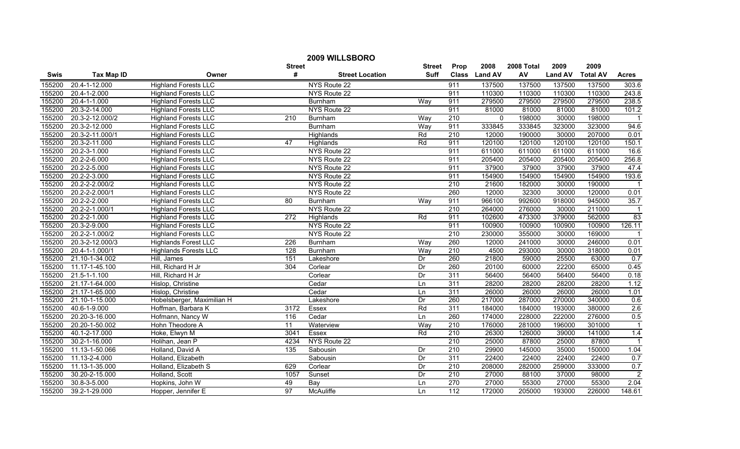# 2009 WILLSBORO

| Swis | Tax Map ID | Owner | Street # | Street Location | Street Suff | Prop Class | 2008 Land AV | 2008 Total AV | 2009 Land AV | 2009 Total AV | Acres |
|---|---|---|---|---|---|---|---|---|---|---|---|
| 155200 | 20.4-1-12.000 | Highland Forests LLC | | NYS Route 22 | | 911 | 137500 | 137500 | 137500 | 137500 | 303.6 |
| 155200 | 20.4-1-2.000 | Highland Forests LLC | | NYS Route 22 | | 911 | 110300 | 110300 | 110300 | 110300 | 243.8 |
| 155200 | 20.4-1-1.000 | Highland Forests LLC | | Burnham | Way | 911 | 279500 | 279500 | 279500 | 279500 | 238.5 |
| 155200 | 20.3-2-14.000 | Highland Forests LLC | | NYS Route 22 | | 911 | 81000 | 81000 | 81000 | 81000 | 101.2 |
| 155200 | 20.3-2-12.000/2 | Highland Forests LLC | 210 | Burnham | Way | 210 | 0 | 198000 | 30000 | 198000 | 1 |
| 155200 | 20.3-2-12.000 | Highland Forests LLC | | Burnham | Way | 911 | 333845 | 333845 | 323000 | 323000 | 94.6 |
| 155200 | 20.3-2-11.000/1 | Highland Forests LLC | | Highlands | Rd | 210 | 12000 | 190000 | 30000 | 207000 | 0.01 |
| 155200 | 20.3-2-11.000 | Highland Forests LLC | 47 | Highlands | Rd | 911 | 120100 | 120100 | 120100 | 120100 | 150.1 |
| 155200 | 20.2-3-1.000 | Highland Forests LLC | | NYS Route 22 | | 911 | 611000 | 611000 | 611000 | 611000 | 16.6 |
| 155200 | 20.2-2-6.000 | Highland Forests LLC | | NYS Route 22 | | 911 | 205400 | 205400 | 205400 | 205400 | 256.8 |
| 155200 | 20.2-2-5.000 | Highland Forests LLC | | NYS Route 22 | | 911 | 37900 | 37900 | 37900 | 37900 | 47.4 |
| 155200 | 20.2-2-3.000 | Highland Forests LLC | | NYS Route 22 | | 911 | 154900 | 154900 | 154900 | 154900 | 193.6 |
| 155200 | 20.2-2-2.000/2 | Highland Forests LLC | | NYS Route 22 | | 210 | 21600 | 182000 | 30000 | 190000 | 1 |
| 155200 | 20.2-2-2.000/1 | Highland Forests LLC | | NYS Route 22 | | 260 | 12000 | 32300 | 30000 | 120000 | 0.01 |
| 155200 | 20.2-2-2.000 | Highland Forests LLC | 80 | Burnham | Way | 911 | 966100 | 992600 | 918000 | 945000 | 35.7 |
| 155200 | 20.2-2-1.000/1 | Highland Forests LLC | | NYS Route 22 | | 210 | 264000 | 276000 | 30000 | 211000 | 1 |
| 155200 | 20.2-2-1.000 | Highland Forests LLC | 272 | Highlands | Rd | 911 | 102600 | 473300 | 379000 | 562000 | 83 |
| 155200 | 20.3-2-9.000 | Highland Forests LLC | | NYS Route 22 | | 911 | 100900 | 100900 | 100900 | 100900 | 126.11 |
| 155200 | 20.2-2-1.000/2 | Highland Forests LLC | | NYS Route 22 | | 210 | 230000 | 355000 | 30000 | 169000 | 1 |
| 155200 | 20.3-2-12.000/3 | Highlands Forest LLC | 226 | Burnham | Way | 260 | 12000 | 241000 | 30000 | 246000 | 0.01 |
| 155200 | 20.4-1-1.000/1 | Highlands Forests LLC | 128 | Burnham | Way | 210 | 4500 | 293000 | 30000 | 318000 | 0.01 |
| 155200 | 21.10-1-34.002 | Hill, James | 151 | Lakeshore | Dr | 260 | 21800 | 59000 | 25500 | 63000 | 0.7 |
| 155200 | 11.17-1-45.100 | Hill, Richard H Jr | 304 | Corlear | Dr | 260 | 20100 | 60000 | 22200 | 65000 | 0.45 |
| 155200 | 21.5-1-1.100 | Hill, Richard H Jr | | Corlear | Dr | 311 | 56400 | 56400 | 56400 | 56400 | 0.18 |
| 155200 | 21.17-1-64.000 | Hislop, Christine | | Cedar | Ln | 311 | 28200 | 28200 | 28200 | 28200 | 1.12 |
| 155200 | 21.17-1-65.000 | Hislop, Christine | | Cedar | Ln | 311 | 26000 | 26000 | 26000 | 26000 | 1.01 |
| 155200 | 21.10-1-15.000 | Hobelsberger, Maximilian H | | Lakeshore | Dr | 260 | 217000 | 287000 | 270000 | 340000 | 0.6 |
| 155200 | 40.6-1-9.000 | Hoffman, Barbara K | 3172 | Essex | Rd | 311 | 184000 | 184000 | 193000 | 380000 | 2.6 |
| 155200 | 20.20-3-16.000 | Hofmann, Nancy W | 116 | Cedar | Ln | 260 | 174000 | 228000 | 222000 | 276000 | 0.5 |
| 155200 | 20.20-1-50.002 | Hohn Theodore A | 11 | Waterview | Way | 210 | 176000 | 281000 | 196000 | 301000 | 1 |
| 155200 | 40.1-2-17.000 | Hoke, Elwyn M | 3041 | Essex | Rd | 210 | 26300 | 126000 | 39000 | 141000 | 1.4 |
| 155200 | 30.2-1-16.000 | Holihan, Jean P | 4234 | NYS Route 22 | | 210 | 25000 | 87800 | 25000 | 87800 | 1 |
| 155200 | 11.13-1-50.066 | Holland, David A | 135 | Sabousin | Dr | 210 | 29900 | 145000 | 35000 | 150000 | 1.04 |
| 155200 | 11.13-2-4.000 | Holland, Elizabeth | | Sabousin | Dr | 311 | 22400 | 22400 | 22400 | 22400 | 0.7 |
| 155200 | 11.13-1-35.000 | Holland, Elizabeth S | 629 | Corlear | Dr | 210 | 208000 | 282000 | 259000 | 333000 | 0.7 |
| 155200 | 30.20-2-15.000 | Holland, Scott | 1057 | Sunset | Dr | 210 | 27000 | 88100 | 37000 | 98000 | 2 |
| 155200 | 30.8-3-5.000 | Hopkins, John W | 49 | Bay | Ln | 270 | 27000 | 55300 | 27000 | 55300 | 2.04 |
| 155200 | 39.2-1-29.000 | Hopper, Jennifer E | 97 | McAuliffe | Ln | 112 | 172000 | 205000 | 193000 | 226000 | 148.61 |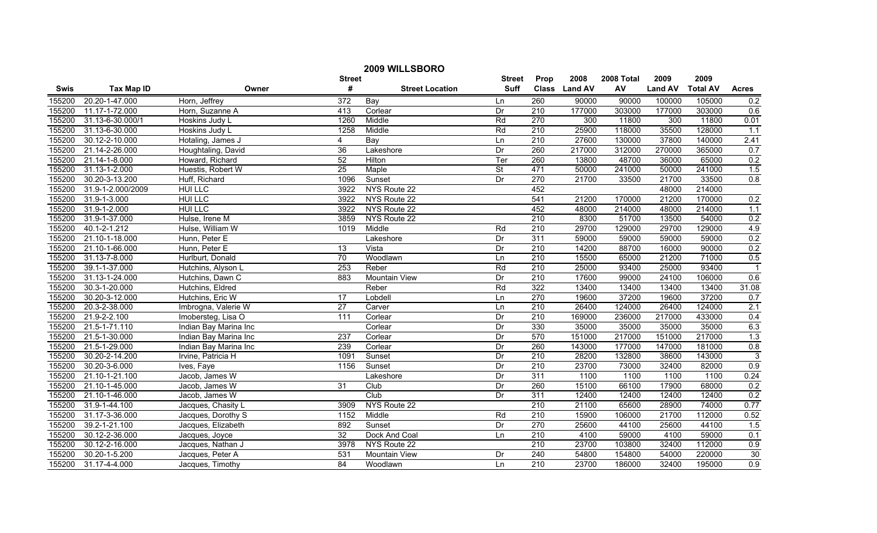# 2009 WILLSBORO

| Swis | Tax Map ID | Owner | Street # | Street Location | Street Suff | Prop Class | 2008 Land AV | 2008 Total AV | 2009 Land AV | 2009 Total AV | Acres |
|---|---|---|---|---|---|---|---|---|---|---|---|
| 155200 | 20.20-1-47.000 | Horn, Jeffrey | 372 | Bay | Ln | 260 | 90000 | 90000 | 100000 | 105000 | 0.2 |
| 155200 | 11.17-1-72.000 | Horn, Suzanne A | 413 | Corlear | Dr | 210 | 177000 | 303000 | 177000 | 303000 | 0.6 |
| 155200 | 31.13-6-30.000/1 | Hoskins Judy L | 1260 | Middle | Rd | 270 | 300 | 11800 | 300 | 11800 | 0.01 |
| 155200 | 31.13-6-30.000 | Hoskins Judy L | 1258 | Middle | Rd | 210 | 25900 | 118000 | 35500 | 128000 | 1.1 |
| 155200 | 30.12-2-10.000 | Hotaling, James J | 4 | Bay | Ln | 210 | 27600 | 130000 | 37800 | 140000 | 2.41 |
| 155200 | 21.14-2-26.000 | Houghtaling, David | 36 | Lakeshore | Dr | 260 | 217000 | 312000 | 270000 | 365000 | 0.7 |
| 155200 | 21.14-1-8.000 | Howard, Richard | 52 | Hilton | Ter | 260 | 13800 | 48700 | 36000 | 65000 | 0.2 |
| 155200 | 31.13-1-2.000 | Huestis, Robert W | 25 | Maple | St | 471 | 50000 | 241000 | 50000 | 241000 | 1.5 |
| 155200 | 30.20-3-13.200 | Huff, Richard | 1096 | Sunset | Dr | 270 | 21700 | 33500 | 21700 | 33500 | 0.8 |
| 155200 | 31.9-1-2.000/2009 | HUI LLC | 3922 | NYS Route 22 | | 452 | | | 48000 | 214000 | |
| 155200 | 31.9-1-3.000 | HUI LLC | 3922 | NYS Route 22 | | 541 | 21200 | 170000 | 21200 | 170000 | 0.2 |
| 155200 | 31.9-1-2.000 | HUI LLC | 3922 | NYS Route 22 | | 452 | 48000 | 214000 | 48000 | 214000 | 1.1 |
| 155200 | 31.9-1-37.000 | Hulse, Irene M | 3859 | NYS Route 22 | | 210 | 8300 | 51700 | 13500 | 54000 | 0.2 |
| 155200 | 40.1-2-1.212 | Hulse, William W | 1019 | Middle | Rd | 210 | 29700 | 129000 | 29700 | 129000 | 4.9 |
| 155200 | 21.10-1-18.000 | Hunn, Peter E | | Lakeshore | Dr | 311 | 59000 | 59000 | 59000 | 59000 | 0.2 |
| 155200 | 21.10-1-66.000 | Hunn, Peter E | 13 | Vista | Dr | 210 | 14200 | 88700 | 16000 | 90000 | 0.2 |
| 155200 | 31.13-7-8.000 | Hurlburt, Donald | 70 | Woodlawn | Ln | 210 | 15500 | 65000 | 21200 | 71000 | 0.5 |
| 155200 | 39.1-1-37.000 | Hutchins, Alyson L | 253 | Reber | Rd | 210 | 25000 | 93400 | 25000 | 93400 | 1 |
| 155200 | 31.13-1-24.000 | Hutchins, Dawn C | 883 | Mountain View | Dr | 210 | 17600 | 99000 | 24100 | 106000 | 0.6 |
| 155200 | 30.3-1-20.000 | Hutchins, Eldred | | Reber | Rd | 322 | 13400 | 13400 | 13400 | 13400 | 31.08 |
| 155200 | 30.20-3-12.000 | Hutchins, Eric W | 17 | Lobdell | Ln | 270 | 19600 | 37200 | 19600 | 37200 | 0.7 |
| 155200 | 20.3-2-38.000 | Imbrogna, Valerie W | 27 | Carver | Ln | 210 | 26400 | 124000 | 26400 | 124000 | 2.1 |
| 155200 | 21.9-2-2.100 | Imobersteg, Lisa O | 111 | Corlear | Dr | 210 | 169000 | 236000 | 217000 | 433000 | 0.4 |
| 155200 | 21.5-1-71.110 | Indian Bay Marina Inc | | Corlear | Dr | 330 | 35000 | 35000 | 35000 | 35000 | 6.3 |
| 155200 | 21.5-1-30.000 | Indian Bay Marina Inc | 237 | Corlear | Dr | 570 | 151000 | 217000 | 151000 | 217000 | 1.3 |
| 155200 | 21.5-1-29.000 | Indian Bay Marina Inc | 239 | Corlear | Dr | 260 | 143000 | 177000 | 147000 | 181000 | 0.8 |
| 155200 | 30.20-2-14.200 | Irvine, Patricia H | 1091 | Sunset | Dr | 210 | 28200 | 132800 | 38600 | 143000 | 3 |
| 155200 | 30.20-3-6.000 | Ives, Faye | 1156 | Sunset | Dr | 210 | 23700 | 73000 | 32400 | 82000 | 0.9 |
| 155200 | 21.10-1-21.100 | Jacob, James W | | Lakeshore | Dr | 311 | 1100 | 1100 | 1100 | 1100 | 0.24 |
| 155200 | 21.10-1-45.000 | Jacob, James W | 31 | Club | Dr | 260 | 15100 | 66100 | 17900 | 68000 | 0.2 |
| 155200 | 21.10-1-46.000 | Jacob, James W | | Club | Dr | 311 | 12400 | 12400 | 12400 | 12400 | 0.2 |
| 155200 | 31.9-1-44.100 | Jacques, Chasity L | 3909 | NYS Route 22 | | 210 | 21100 | 65600 | 28900 | 74000 | 0.77 |
| 155200 | 31.17-3-36.000 | Jacques, Dorothy S | 1152 | Middle | Rd | 210 | 15900 | 106000 | 21700 | 112000 | 0.52 |
| 155200 | 39.2-1-21.100 | Jacques, Elizabeth | 892 | Sunset | Dr | 270 | 25600 | 44100 | 25600 | 44100 | 1.5 |
| 155200 | 30.12-2-36.000 | Jacques, Joyce | 32 | Dock And Coal | Ln | 210 | 4100 | 59000 | 4100 | 59000 | 0.1 |
| 155200 | 30.12-2-16.000 | Jacques, Nathan J | 3978 | NYS Route 22 | | 210 | 23700 | 103800 | 32400 | 112000 | 0.9 |
| 155200 | 30.20-1-5.200 | Jacques, Peter A | 531 | Mountain View | Dr | 240 | 54800 | 154800 | 54000 | 220000 | 30 |
| 155200 | 31.17-4-4.000 | Jacques, Timothy | 84 | Woodlawn | Ln | 210 | 23700 | 186000 | 32400 | 195000 | 0.9 |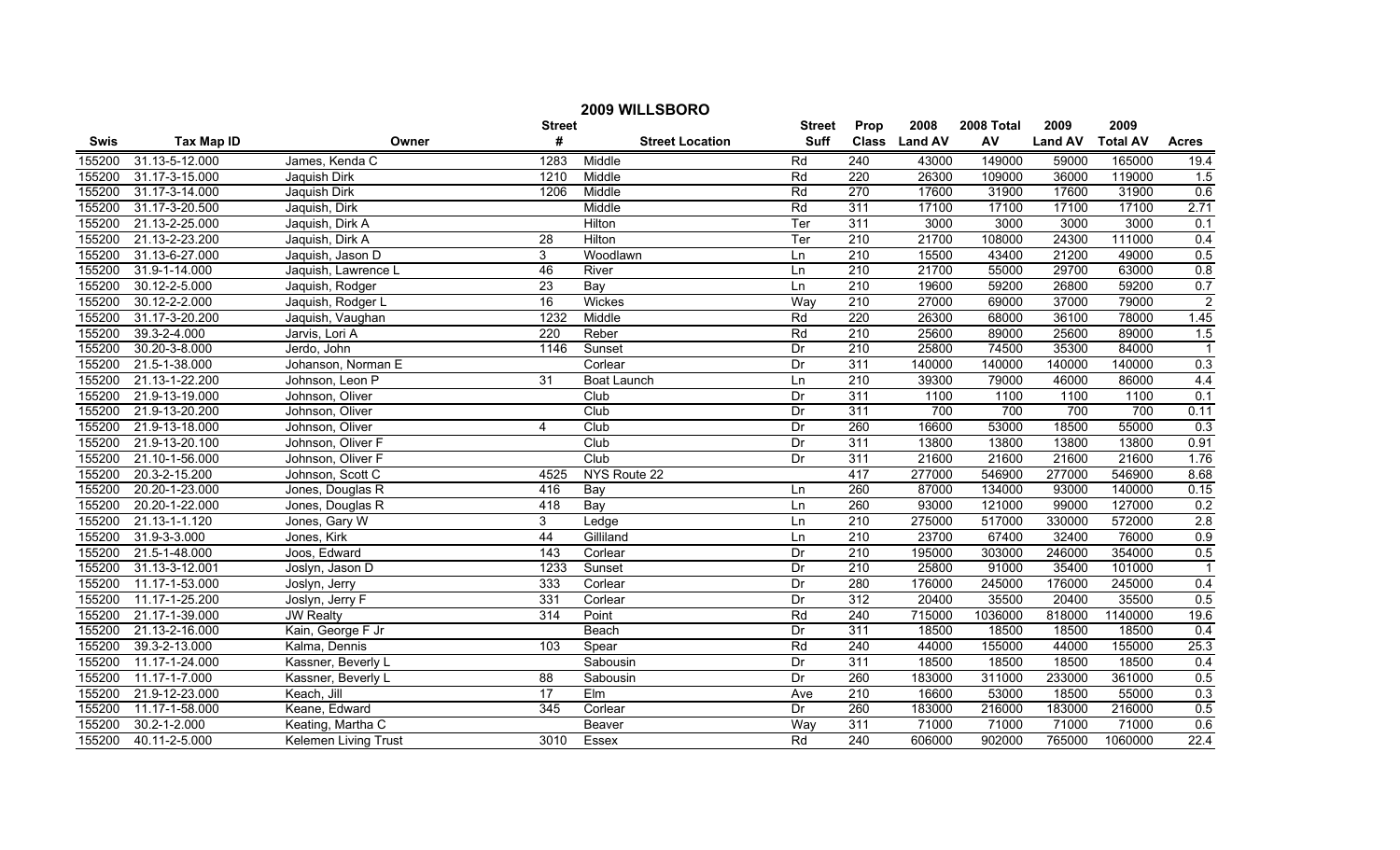# 2009 WILLSBORO

| Swis | Tax Map ID | Owner | Street # | Street Location | Street Suff | Prop Class | 2008 Land AV | 2008 Total AV | 2009 Land AV | 2009 Total AV | Acres |
|---|---|---|---|---|---|---|---|---|---|---|---|
| 155200 | 31.13-5-12.000 | James, Kenda C | 1283 | Middle | Rd | 240 | 43000 | 149000 | 59000 | 165000 | 19.4 |
| 155200 | 31.17-3-15.000 | Jaquish Dirk | 1210 | Middle | Rd | 220 | 26300 | 109000 | 36000 | 119000 | 1.5 |
| 155200 | 31.17-3-14.000 | Jaquish Dirk | 1206 | Middle | Rd | 270 | 17600 | 31900 | 17600 | 31900 | 0.6 |
| 155200 | 31.17-3-20.500 | Jaquish, Dirk | | Middle | Rd | 311 | 17100 | 17100 | 17100 | 17100 | 2.71 |
| 155200 | 21.13-2-25.000 | Jaquish, Dirk A | | Hilton | Ter | 311 | 3000 | 3000 | 3000 | 3000 | 0.1 |
| 155200 | 21.13-2-23.200 | Jaquish, Dirk A | 28 | Hilton | Ter | 210 | 21700 | 108000 | 24300 | 111000 | 0.4 |
| 155200 | 31.13-6-27.000 | Jaquish, Jason D | 3 | Woodlawn | Ln | 210 | 15500 | 43400 | 21200 | 49000 | 0.5 |
| 155200 | 31.9-1-14.000 | Jaquish, Lawrence L | 46 | River | Ln | 210 | 21700 | 55000 | 29700 | 63000 | 0.8 |
| 155200 | 30.12-2-5.000 | Jaquish, Rodger | 23 | Bay | Ln | 210 | 19600 | 59200 | 26800 | 59200 | 0.7 |
| 155200 | 30.12-2-2.000 | Jaquish, Rodger L | 16 | Wickes | Way | 210 | 27000 | 69000 | 37000 | 79000 | 2 |
| 155200 | 31.17-3-20.200 | Jaquish, Vaughan | 1232 | Middle | Rd | 220 | 26300 | 68000 | 36100 | 78000 | 1.45 |
| 155200 | 39.3-2-4.000 | Jarvis, Lori A | 220 | Reber | Rd | 210 | 25600 | 89000 | 25600 | 89000 | 1.5 |
| 155200 | 30.20-3-8.000 | Jerdo, John | 1146 | Sunset | Dr | 210 | 25800 | 74500 | 35300 | 84000 | 1 |
| 155200 | 21.5-1-38.000 | Johanson, Norman E | | Corlear | Dr | 311 | 140000 | 140000 | 140000 | 140000 | 0.3 |
| 155200 | 21.13-1-22.200 | Johnson, Leon P | 31 | Boat Launch | Ln | 210 | 39300 | 79000 | 46000 | 86000 | 4.4 |
| 155200 | 21.9-13-19.000 | Johnson, Oliver | | Club | Dr | 311 | 1100 | 1100 | 1100 | 1100 | 0.1 |
| 155200 | 21.9-13-20.200 | Johnson, Oliver | | Club | Dr | 311 | 700 | 700 | 700 | 700 | 0.11 |
| 155200 | 21.9-13-18.000 | Johnson, Oliver | 4 | Club | Dr | 260 | 16600 | 53000 | 18500 | 55000 | 0.3 |
| 155200 | 21.9-13-20.100 | Johnson, Oliver F | | Club | Dr | 311 | 13800 | 13800 | 13800 | 13800 | 0.91 |
| 155200 | 21.10-1-56.000 | Johnson, Oliver F | | Club | Dr | 311 | 21600 | 21600 | 21600 | 21600 | 1.76 |
| 155200 | 20.3-2-15.200 | Johnson, Scott C | 4525 | NYS Route 22 | | 417 | 277000 | 546900 | 277000 | 546900 | 8.68 |
| 155200 | 20.20-1-23.000 | Jones, Douglas R | 416 | Bay | Ln | 260 | 87000 | 134000 | 93000 | 140000 | 0.15 |
| 155200 | 20.20-1-22.000 | Jones, Douglas R | 418 | Bay | Ln | 260 | 93000 | 121000 | 99000 | 127000 | 0.2 |
| 155200 | 21.13-1-1.120 | Jones, Gary W | 3 | Ledge | Ln | 210 | 275000 | 517000 | 330000 | 572000 | 2.8 |
| 155200 | 31.9-3-3.000 | Jones, Kirk | 44 | Gilliland | Ln | 210 | 23700 | 67400 | 32400 | 76000 | 0.9 |
| 155200 | 21.5-1-48.000 | Joos, Edward | 143 | Corlear | Dr | 210 | 195000 | 303000 | 246000 | 354000 | 0.5 |
| 155200 | 31.13-3-12.001 | Joslyn, Jason D | 1233 | Sunset | Dr | 210 | 25800 | 91000 | 35400 | 101000 | 1 |
| 155200 | 11.17-1-53.000 | Joslyn, Jerry | 333 | Corlear | Dr | 280 | 176000 | 245000 | 176000 | 245000 | 0.4 |
| 155200 | 11.17-1-25.200 | Joslyn, Jerry F | 331 | Corlear | Dr | 312 | 20400 | 35500 | 20400 | 35500 | 0.5 |
| 155200 | 21.17-1-39.000 | JW Realty | 314 | Point | Rd | 240 | 715000 | 1036000 | 818000 | 1140000 | 19.6 |
| 155200 | 21.13-2-16.000 | Kain, George F Jr | | Beach | Dr | 311 | 18500 | 18500 | 18500 | 18500 | 0.4 |
| 155200 | 39.3-2-13.000 | Kalma, Dennis | 103 | Spear | Rd | 240 | 44000 | 155000 | 44000 | 155000 | 25.3 |
| 155200 | 11.17-1-24.000 | Kassner, Beverly L | | Sabousin | Dr | 311 | 18500 | 18500 | 18500 | 18500 | 0.4 |
| 155200 | 11.17-1-7.000 | Kassner, Beverly L | 88 | Sabousin | Dr | 260 | 183000 | 311000 | 233000 | 361000 | 0.5 |
| 155200 | 21.9-12-23.000 | Keach, Jill | 17 | Elm | Ave | 210 | 16600 | 53000 | 18500 | 55000 | 0.3 |
| 155200 | 11.17-1-58.000 | Keane, Edward | 345 | Corlear | Dr | 260 | 183000 | 216000 | 183000 | 216000 | 0.5 |
| 155200 | 30.2-1-2.000 | Keating, Martha C | | Beaver | Way | 311 | 71000 | 71000 | 71000 | 71000 | 0.6 |
| 155200 | 40.11-2-5.000 | Kelemen Living Trust | 3010 | Essex | Rd | 240 | 606000 | 902000 | 765000 | 1060000 | 22.4 |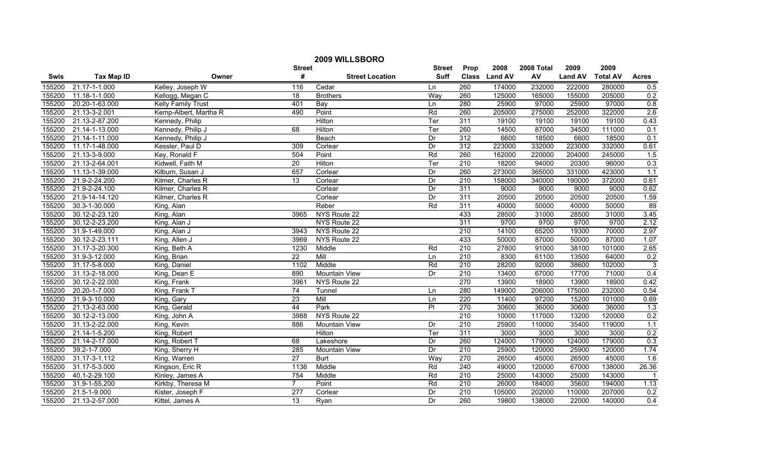# 2009 WILLSBORO

| Swis | Tax Map ID | Owner | Street # | Street Location | Street Suff | Prop Class | 2008 Land AV | 2008 Total AV | 2009 Land AV | 2009 Total AV | Acres |
|---|---|---|---|---|---|---|---|---|---|---|---|
| 155200 | 21.17-1-1.000 | Kelley, Joseph W | 116 | Cedar | Ln | 260 | 174000 | 232000 | 222000 | 280000 | 0.5 |
| 155200 | 11.18-1-1.000 | Kellogg, Megan C | 18 | Brothers | Way | 260 | 125000 | 165000 | 155000 | 205000 | 0.2 |
| 155200 | 20.20-1-63.000 | Kelly Family Trust | 401 | Bay | Ln | 280 | 25900 | 97000 | 25900 | 97000 | 0.8 |
| 155200 | 21.13-3-2.001 | Kemp-Albert, Martha R | 490 | Point | Rd | 260 | 205000 | 275000 | 252000 | 322000 | 2.6 |
| 155200 | 21.13-2-87.200 | Kennedy, Philip | | Hilton | Ter | 311 | 19100 | 19100 | 19100 | 19100 | 0.43 |
| 155200 | 21.14-1-13.000 | Kennedy, Philip J | 68 | Hilton | Ter | 260 | 14500 | 87000 | 34500 | 111000 | 0.1 |
| 155200 | 21.14-1-11.000 | Kennedy, Philip J | | Beach | Dr | 312 | 6600 | 18500 | 6600 | 18500 | 0.1 |
| 155200 | 11.17-1-48.000 | Kessler, Paul D | 309 | Corlear | Dr | 312 | 223000 | 332000 | 223000 | 332000 | 0.61 |
| 155200 | 21.13-3-9.000 | Key, Ronald F | 504 | Point | Rd | 260 | 162000 | 220000 | 204000 | 245000 | 1.5 |
| 155200 | 21.13-2-64.001 | Kidwell, Faith M | 20 | Hilton | Ter | 210 | 18200 | 94000 | 20300 | 96000 | 0.3 |
| 155200 | 11.13-1-39.000 | Kilburn, Susan J | 657 | Corlear | Dr | 260 | 273000 | 365000 | 331000 | 423000 | 1.1 |
| 155200 | 21.9-2-24.200 | Kilmer, Charles R | 13 | Corlear | Dr | 210 | 158000 | 340000 | 190000 | 372000 | 0.61 |
| 155200 | 21.9-2-24.100 | Kilmer, Charles R | | Corlear | Dr | 311 | 9000 | 9000 | 9000 | 9000 | 0.62 |
| 155200 | 21.9-14-14.120 | Kilmer, Charles R | | Corlear | Dr | 311 | 20500 | 20500 | 20500 | 20500 | 1.59 |
| 155200 | 30.3-1-30.000 | King, Alan | | Reber | Rd | 311 | 40000 | 50000 | 40000 | 50000 | 89 |
| 155200 | 30.12-2-23.120 | King, Alan | 3965 | NYS Route 22 | | 433 | 28500 | 31000 | 28500 | 31000 | 3.45 |
| 155200 | 30.12-2-23.200 | King, Alan J | | NYS Route 22 | | 311 | 9700 | 9700 | 9700 | 9700 | 2.12 |
| 155200 | 31.9-1-49.000 | King, Alan J | 3943 | NYS Route 22 | | 210 | 14100 | 65200 | 19300 | 70000 | 2.97 |
| 155200 | 30.12-2-23.111 | King, Allen J | 3969 | NYS Route 22 | | 433 | 50000 | 87000 | 50000 | 87000 | 1.07 |
| 155200 | 31.17-3-20.300 | King, Beth A | 1230 | Middle | Rd | 210 | 27800 | 91000 | 38100 | 101000 | 2.65 |
| 155200 | 31.9-3-12.000 | King, Brian | 22 | Mill | Ln | 210 | 8300 | 61100 | 13500 | 64000 | 0.2 |
| 155200 | 31.17-5-8.000 | King, Daniel | 1102 | Middle | Rd | 210 | 28200 | 92000 | 38600 | 102000 | 3 |
| 155200 | 31.13-2-18.000 | King, Dean E | 890 | Mountain View | Dr | 210 | 13400 | 67000 | 17700 | 71000 | 0.4 |
| 155200 | 30.12-2-22.000 | King, Frank | 3961 | NYS Route 22 | | 270 | 13900 | 18900 | 13900 | 18900 | 0.42 |
| 155200 | 20.20-1-7.000 | King, Frank T | 74 | Tunnel | Ln | 280 | 149000 | 206000 | 175000 | 232000 | 0.54 |
| 155200 | 31.9-3-10.000 | King, Gary | 23 | Mill | Ln | 220 | 11400 | 97200 | 15200 | 101000 | 0.69 |
| 155200 | 21.13-2-63.000 | King, Gerald | 44 | Park | Pl | 270 | 30600 | 36000 | 30600 | 36000 | 1.3 |
| 155200 | 30.12-2-13.000 | King, John A | 3988 | NYS Route 22 | | 210 | 10000 | 117000 | 13200 | 120000 | 0.2 |
| 155200 | 31.13-2-22.000 | King, Kevin | 886 | Mountain View | Dr | 210 | 25900 | 110000 | 35400 | 119000 | 1.1 |
| 155200 | 21.14-1-5.200 | King, Robert | | Hilton | Ter | 311 | 3000 | 3000 | 3000 | 3000 | 0.2 |
| 155200 | 21.14-2-17.000 | King, Robert T | 68 | Lakeshore | Dr | 260 | 124000 | 179000 | 124000 | 179000 | 0.3 |
| 155200 | 39.2-1-7.000 | King, Sherry H | 285 | Mountain View | Dr | 210 | 25900 | 120000 | 25900 | 120000 | 1.74 |
| 155200 | 31.17-3-1.112 | King, Warren | 27 | Burt | Way | 270 | 26500 | 45000 | 26500 | 45000 | 1.6 |
| 155200 | 31.17-5-3.000 | Kingson, Eric R | 1136 | Middle | Rd | 240 | 49000 | 120000 | 67000 | 138000 | 26.36 |
| 155200 | 40.1-2-29.100 | Kinley, James A | 754 | Middle | Rd | 210 | 25000 | 143000 | 25000 | 143000 | 1 |
| 155200 | 31.9-1-55.200 | Kirkby, Theresa M | 7 | Point | Rd | 210 | 26000 | 184000 | 35600 | 194000 | 1.13 |
| 155200 | 21.5-1-9.000 | Kister, Joseph F | 277 | Corlear | Dr | 210 | 105000 | 202000 | 110000 | 207000 | 0.2 |
| 155200 | 21.13-2-57.000 | Kittel, James A | 13 | Ryan | Dr | 260 | 19800 | 138000 | 22000 | 140000 | 0.4 |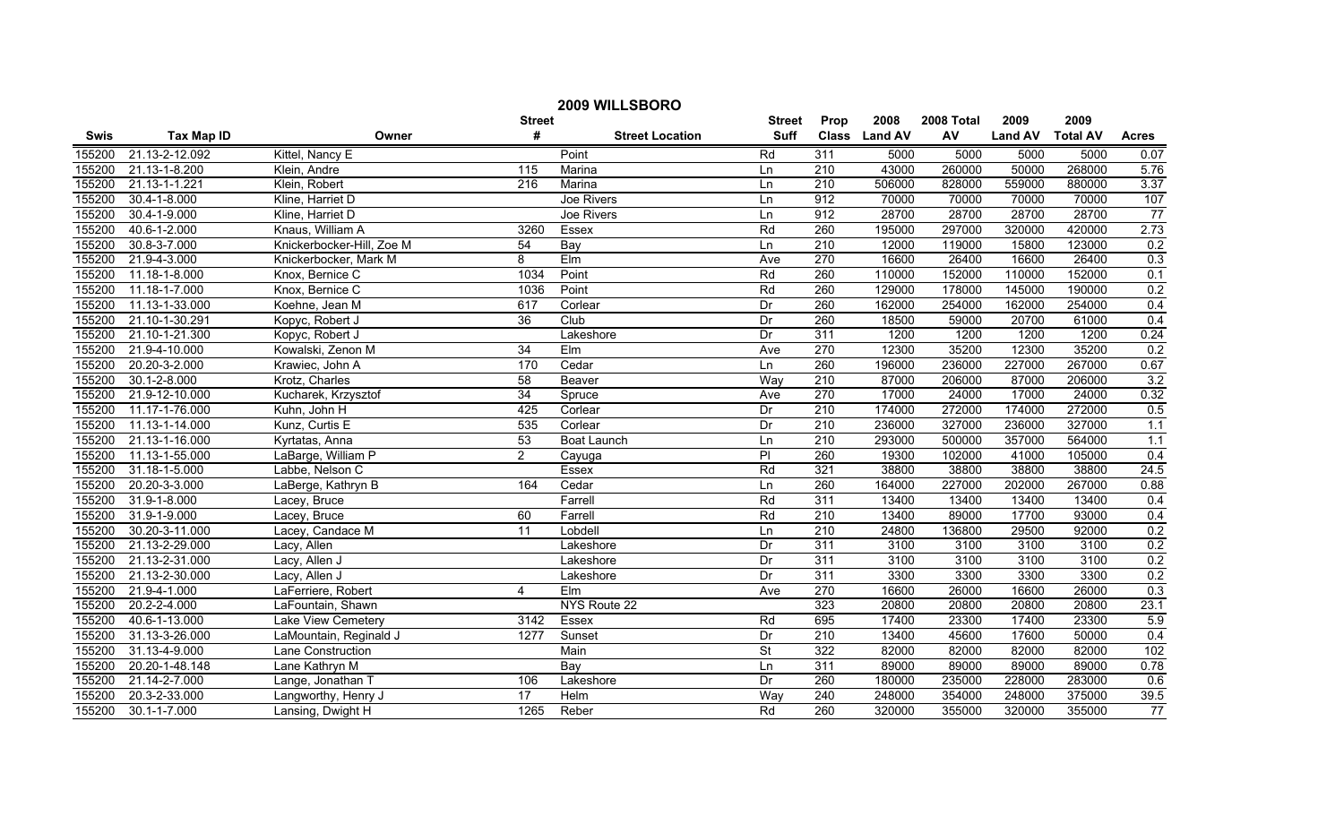# 2009 WILLSBORO

| Swis | Tax Map ID | Owner | Street # | Street Location | Street Suff | Prop Class | 2008 Land AV | 2008 Total AV | 2009 Land AV | 2009 Total AV | Acres |
|---|---|---|---|---|---|---|---|---|---|---|---|
| 155200 | 21.13-2-12.092 | Kittel, Nancy E | | Point | Rd | 311 | 5000 | 5000 | 5000 | 5000 | 0.07 |
| 155200 | 21.13-1-8.200 | Klein, Andre | 115 | Marina | Ln | 210 | 43000 | 260000 | 50000 | 268000 | 5.76 |
| 155200 | 21.13-1-1.221 | Klein, Robert | 216 | Marina | Ln | 210 | 506000 | 828000 | 559000 | 880000 | 3.37 |
| 155200 | 30.4-1-8.000 | Kline, Harriet D | | Joe Rivers | Ln | 912 | 70000 | 70000 | 70000 | 70000 | 107 |
| 155200 | 30.4-1-9.000 | Kline, Harriet D | | Joe Rivers | Ln | 912 | 28700 | 28700 | 28700 | 28700 | 77 |
| 155200 | 40.6-1-2.000 | Knaus, William A | 3260 | Essex | Rd | 260 | 195000 | 297000 | 320000 | 420000 | 2.73 |
| 155200 | 30.8-3-7.000 | Knickerbocker-Hill, Zoe M | 54 | Bay | Ln | 210 | 12000 | 119000 | 15800 | 123000 | 0.2 |
| 155200 | 21.9-4-3.000 | Knickerbocker, Mark M | 8 | Elm | Ave | 270 | 16600 | 26400 | 16600 | 26400 | 0.3 |
| 155200 | 11.18-1-8.000 | Knox, Bernice C | 1034 | Point | Rd | 260 | 110000 | 152000 | 110000 | 152000 | 0.1 |
| 155200 | 11.18-1-7.000 | Knox, Bernice C | 1036 | Point | Rd | 260 | 129000 | 178000 | 145000 | 190000 | 0.2 |
| 155200 | 11.13-1-33.000 | Koehne, Jean M | 617 | Corlear | Dr | 260 | 162000 | 254000 | 162000 | 254000 | 0.4 |
| 155200 | 21.10-1-30.291 | Kopyc, Robert J | 36 | Club | Dr | 260 | 18500 | 59000 | 20700 | 61000 | 0.4 |
| 155200 | 21.10-1-21.300 | Kopyc, Robert J | | Lakeshore | Dr | 311 | 1200 | 1200 | 1200 | 1200 | 0.24 |
| 155200 | 21.9-4-10.000 | Kowalski, Zenon M | 34 | Elm | Ave | 270 | 12300 | 35200 | 12300 | 35200 | 0.2 |
| 155200 | 20.20-3-2.000 | Krawiec, John A | 170 | Cedar | Ln | 260 | 196000 | 236000 | 227000 | 267000 | 0.67 |
| 155200 | 30.1-2-8.000 | Krotz, Charles | 58 | Beaver | Way | 210 | 87000 | 206000 | 87000 | 206000 | 3.2 |
| 155200 | 21.9-12-10.000 | Kucharek, Krzysztof | 34 | Spruce | Ave | 270 | 17000 | 24000 | 17000 | 24000 | 0.32 |
| 155200 | 11.17-1-76.000 | Kuhn, John H | 425 | Corlear | Dr | 210 | 174000 | 272000 | 174000 | 272000 | 0.5 |
| 155200 | 11.13-1-14.000 | Kunz, Curtis E | 535 | Corlear | Dr | 210 | 236000 | 327000 | 236000 | 327000 | 1.1 |
| 155200 | 21.13-1-16.000 | Kyrtatas, Anna | 53 | Boat Launch | Ln | 210 | 293000 | 500000 | 357000 | 564000 | 1.1 |
| 155200 | 11.13-1-55.000 | LaBarge, William P | 2 | Cayuga | Pl | 260 | 19300 | 102000 | 41000 | 105000 | 0.4 |
| 155200 | 31.18-1-5.000 | Labbe, Nelson C | | Essex | Rd | 321 | 38800 | 38800 | 38800 | 38800 | 24.5 |
| 155200 | 20.20-3-3.000 | LaBerge, Kathryn B | 164 | Cedar | Ln | 260 | 164000 | 227000 | 202000 | 267000 | 0.88 |
| 155200 | 31.9-1-8.000 | Lacey, Bruce | | Farrell | Rd | 311 | 13400 | 13400 | 13400 | 13400 | 0.4 |
| 155200 | 31.9-1-9.000 | Lacey, Bruce | 60 | Farrell | Rd | 210 | 13400 | 89000 | 17700 | 93000 | 0.4 |
| 155200 | 30.20-3-11.000 | Lacey, Candace M | 11 | Lobdell | Ln | 210 | 24800 | 136800 | 29500 | 92000 | 0.2 |
| 155200 | 21.13-2-29.000 | Lacy, Allen | | Lakeshore | Dr | 311 | 3100 | 3100 | 3100 | 3100 | 0.2 |
| 155200 | 21.13-2-31.000 | Lacy, Allen J | | Lakeshore | Dr | 311 | 3100 | 3100 | 3100 | 3100 | 0.2 |
| 155200 | 21.13-2-30.000 | Lacy, Allen J | | Lakeshore | Dr | 311 | 3300 | 3300 | 3300 | 3300 | 0.2 |
| 155200 | 21.9-4-1.000 | LaFerriere, Robert | 4 | Elm | Ave | 270 | 16600 | 26000 | 16600 | 26000 | 0.3 |
| 155200 | 20.2-2-4.000 | LaFountain, Shawn | | NYS Route 22 | | 323 | 20800 | 20800 | 20800 | 20800 | 23.1 |
| 155200 | 40.6-1-13.000 | Lake View Cemetery | 3142 | Essex | Rd | 695 | 17400 | 23300 | 17400 | 23300 | 5.9 |
| 155200 | 31.13-3-26.000 | LaMountain, Reginald J | 1277 | Sunset | Dr | 210 | 13400 | 45600 | 17600 | 50000 | 0.4 |
| 155200 | 31.13-4-9.000 | Lane Construction | | Main | St | 322 | 82000 | 82000 | 82000 | 82000 | 102 |
| 155200 | 20.20-1-48.148 | Lane Kathryn M | | Bay | Ln | 311 | 89000 | 89000 | 89000 | 89000 | 0.78 |
| 155200 | 21.14-2-7.000 | Lange, Jonathan T | 106 | Lakeshore | Dr | 260 | 180000 | 235000 | 228000 | 283000 | 0.6 |
| 155200 | 20.3-2-33.000 | Langworthy, Henry J | 17 | Helm | Way | 240 | 248000 | 354000 | 248000 | 375000 | 39.5 |
| 155200 | 30.1-1-7.000 | Lansing, Dwight H | 1265 | Reber | Rd | 260 | 320000 | 355000 | 320000 | 355000 | 77 |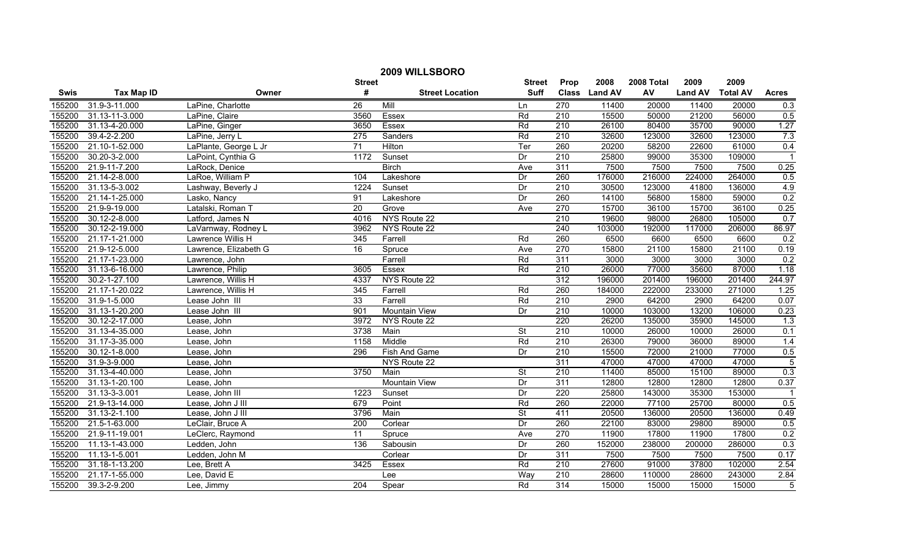# 2009 WILLSBORO

| Swis | Tax Map ID | Owner | Street # | Street Location | Street Suff | Prop Class | 2008 Land AV | 2008 Total AV | 2009 Land AV | 2009 Total AV | Acres |
|---|---|---|---|---|---|---|---|---|---|---|---|
| 155200 | 31.9-3-11.000 | LaPine, Charlotte | 26 | Mill | Ln | 270 | 11400 | 20000 | 11400 | 20000 | 0.3 |
| 155200 | 31.13-11-3.000 | LaPine, Claire | 3560 | Essex | Rd | 210 | 15500 | 50000 | 21200 | 56000 | 0.5 |
| 155200 | 31.13-4-20.000 | LaPine, Ginger | 3650 | Essex | Rd | 210 | 26100 | 80400 | 35700 | 90000 | 1.27 |
| 155200 | 39.4-2-2.200 | LaPine, Jerry L | 275 | Sanders | Rd | 210 | 32600 | 123000 | 32600 | 123000 | 7.3 |
| 155200 | 21.10-1-52.000 | LaPlante, George L Jr | 71 | Hilton | Ter | 260 | 20200 | 58200 | 22600 | 61000 | 0.4 |
| 155200 | 30.20-3-2.000 | LaPoint, Cynthia G | 1172 | Sunset | Dr | 210 | 25800 | 99000 | 35300 | 109000 | 1 |
| 155200 | 21.9-11-7.200 | LaRock, Denice | | Birch | Ave | 311 | 7500 | 7500 | 7500 | 7500 | 0.25 |
| 155200 | 21.14-2-8.000 | LaRoe, William P | 104 | Lakeshore | Dr | 260 | 176000 | 216000 | 224000 | 264000 | 0.5 |
| 155200 | 31.13-5-3.002 | Lashway, Beverly J | 1224 | Sunset | Dr | 210 | 30500 | 123000 | 41800 | 136000 | 4.9 |
| 155200 | 21.14-1-25.000 | Lasko, Nancy | 91 | Lakeshore | Dr | 260 | 14100 | 56800 | 15800 | 59000 | 0.2 |
| 155200 | 21.9-9-19.000 | Latalski, Roman T | 20 | Grove | Ave | 270 | 15700 | 36100 | 15700 | 36100 | 0.25 |
| 155200 | 30.12-2-8.000 | Latford, James N | 4016 | NYS Route 22 | | 210 | 19600 | 98000 | 26800 | 105000 | 0.7 |
| 155200 | 30.12-2-19.000 | LaVarnway, Rodney L | 3962 | NYS Route 22 | | 240 | 103000 | 192000 | 117000 | 206000 | 86.97 |
| 155200 | 21.17-1-21.000 | Lawrence Willis H | 345 | Farrell | Rd | 260 | 6500 | 6600 | 6500 | 6600 | 0.2 |
| 155200 | 21.9-12-5.000 | Lawrence, Elizabeth G | 16 | Spruce | Ave | 270 | 15800 | 21100 | 15800 | 21100 | 0.19 |
| 155200 | 21.17-1-23.000 | Lawrence, John | | Farrell | Rd | 311 | 3000 | 3000 | 3000 | 3000 | 0.2 |
| 155200 | 31.13-6-16.000 | Lawrence, Philip | 3605 | Essex | Rd | 210 | 26000 | 77000 | 35600 | 87000 | 1.18 |
| 155200 | 30.2-1-27.100 | Lawrence, Willis H | 4337 | NYS Route 22 | | 312 | 196000 | 201400 | 196000 | 201400 | 244.97 |
| 155200 | 21.17-1-20.022 | Lawrence, Willis H | 345 | Farrell | Rd | 260 | 184000 | 222000 | 233000 | 271000 | 1.25 |
| 155200 | 31.9-1-5.000 | Lease John III | 33 | Farrell | Rd | 210 | 2900 | 64200 | 2900 | 64200 | 0.07 |
| 155200 | 31.13-1-20.200 | Lease John III | 901 | Mountain View | Dr | 210 | 10000 | 103000 | 13200 | 106000 | 0.23 |
| 155200 | 30.12-2-17.000 | Lease, John | 3972 | NYS Route 22 | | 220 | 26200 | 135000 | 35900 | 145000 | 1.3 |
| 155200 | 31.13-4-35.000 | Lease, John | 3738 | Main | St | 210 | 10000 | 26000 | 10000 | 26000 | 0.1 |
| 155200 | 31.17-3-35.000 | Lease, John | 1158 | Middle | Rd | 210 | 26300 | 79000 | 36000 | 89000 | 1.4 |
| 155200 | 30.12-1-8.000 | Lease, John | 296 | Fish And Game | Dr | 210 | 15500 | 72000 | 21000 | 77000 | 0.5 |
| 155200 | 31.9-3-9.000 | Lease, John | | NYS Route 22 | | 311 | 47000 | 47000 | 47000 | 47000 | 5 |
| 155200 | 31.13-4-40.000 | Lease, John | 3750 | Main | St | 210 | 11400 | 85000 | 15100 | 89000 | 0.3 |
| 155200 | 31.13-1-20.100 | Lease, John | | Mountain View | Dr | 311 | 12800 | 12800 | 12800 | 12800 | 0.37 |
| 155200 | 31.13-3-3.001 | Lease, John III | 1223 | Sunset | Dr | 220 | 25800 | 143000 | 35300 | 153000 | 1 |
| 155200 | 21.9-13-14.000 | Lease, John J III | 679 | Point | Rd | 260 | 22000 | 77100 | 25700 | 80000 | 0.5 |
| 155200 | 31.13-2-1.100 | Lease, John J III | 3796 | Main | St | 411 | 20500 | 136000 | 20500 | 136000 | 0.49 |
| 155200 | 21.5-1-63.000 | LeClair, Bruce A | 200 | Corlear | Dr | 260 | 22100 | 83000 | 29800 | 89000 | 0.5 |
| 155200 | 21.9-11-19.001 | LeClerc, Raymond | 11 | Spruce | Ave | 270 | 11900 | 17800 | 11900 | 17800 | 0.2 |
| 155200 | 11.13-1-43.000 | Ledden, John | 136 | Sabousin | Dr | 260 | 152000 | 238000 | 200000 | 286000 | 0.3 |
| 155200 | 11.13-1-5.001 | Ledden, John M | | Corlear | Dr | 311 | 7500 | 7500 | 7500 | 7500 | 0.17 |
| 155200 | 31.18-1-13.200 | Lee, Brett A | 3425 | Essex | Rd | 210 | 27600 | 91000 | 37800 | 102000 | 2.54 |
| 155200 | 21.17-1-55.000 | Lee, David E | | Lee | Way | 210 | 28600 | 110000 | 28600 | 243000 | 2.84 |
| 155200 | 39.3-2-9.200 | Lee, Jimmy | 204 | Spear | Rd | 314 | 15000 | 15000 | 15000 | 15000 | 5 |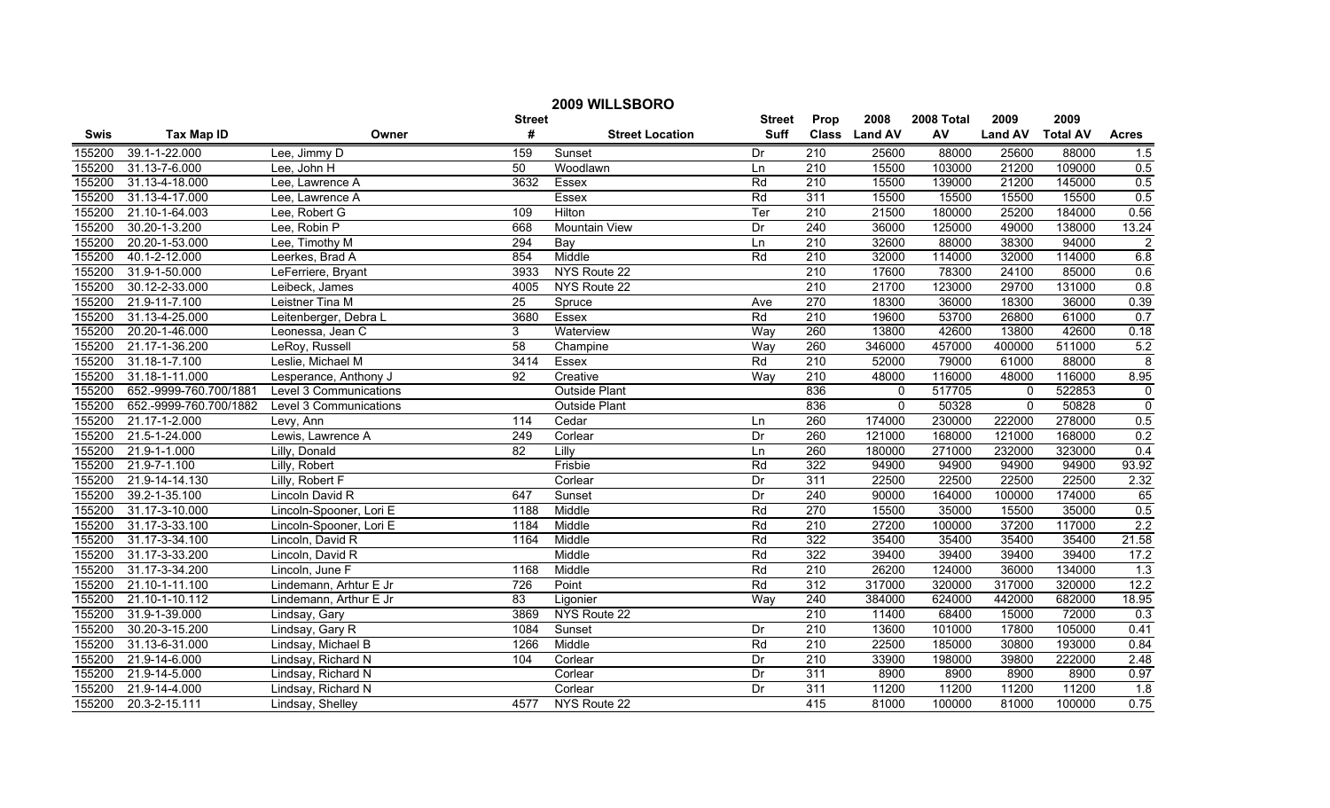# 2009 WILLSBORO

| Swis | Tax Map ID | Owner | Street # | Street Location | Street Suff | Prop Class | 2008 Land AV | 2008 Total AV | 2009 Land AV | 2009 Total AV | Acres |
|---|---|---|---|---|---|---|---|---|---|---|---|
| 155200 | 39.1-1-22.000 | Lee, Jimmy D | 159 | Sunset | Dr | 210 | 25600 | 88000 | 25600 | 88000 | 1.5 |
| 155200 | 31.13-7-6.000 | Lee, John H | 50 | Woodlawn | Ln | 210 | 15500 | 103000 | 21200 | 109000 | 0.5 |
| 155200 | 31.13-4-18.000 | Lee, Lawrence A | 3632 | Essex | Rd | 210 | 15500 | 139000 | 21200 | 145000 | 0.5 |
| 155200 | 31.13-4-17.000 | Lee, Lawrence A | | Essex | Rd | 311 | 15500 | 15500 | 15500 | 15500 | 0.5 |
| 155200 | 21.10-1-64.003 | Lee, Robert G | 109 | Hilton | Ter | 210 | 21500 | 180000 | 25200 | 184000 | 0.56 |
| 155200 | 30.20-1-3.200 | Lee, Robin P | 668 | Mountain View | Dr | 240 | 36000 | 125000 | 49000 | 138000 | 13.24 |
| 155200 | 20.20-1-53.000 | Lee, Timothy M | 294 | Bay | Ln | 210 | 32600 | 88000 | 38300 | 94000 | 2 |
| 155200 | 40.1-2-12.000 | Leerkes, Brad A | 854 | Middle | Rd | 210 | 32000 | 114000 | 32000 | 114000 | 6.8 |
| 155200 | 31.9-1-50.000 | LeFerriere, Bryant | 3933 | NYS Route 22 | | 210 | 17600 | 78300 | 24100 | 85000 | 0.6 |
| 155200 | 30.12-2-33.000 | Leibeck, James | 4005 | NYS Route 22 | | 210 | 21700 | 123000 | 29700 | 131000 | 0.8 |
| 155200 | 21.9-11-7.100 | Leistner Tina M | 25 | Spruce | Ave | 270 | 18300 | 36000 | 18300 | 36000 | 0.39 |
| 155200 | 31.13-4-25.000 | Leitenberger, Debra L | 3680 | Essex | Rd | 210 | 19600 | 53700 | 26800 | 61000 | 0.7 |
| 155200 | 20.20-1-46.000 | Leonessa, Jean C | 3 | Waterview | Way | 260 | 13800 | 42600 | 13800 | 42600 | 0.18 |
| 155200 | 21.17-1-36.200 | LeRoy, Russell | 58 | Champine | Way | 260 | 346000 | 457000 | 400000 | 511000 | 5.2 |
| 155200 | 31.18-1-7.100 | Leslie, Michael M | 3414 | Essex | Rd | 210 | 52000 | 79000 | 61000 | 88000 | 8 |
| 155200 | 31.18-1-11.000 | Lesperance, Anthony J | 92 | Creative | Way | 210 | 48000 | 116000 | 48000 | 116000 | 8.95 |
| 155200 | 652.-9999-760.700/1881 | Level 3 Communications | | Outside Plant | | 836 | 0 | 517705 | 0 | 522853 | 0 |
| 155200 | 652.-9999-760.700/1882 | Level 3 Communications | | Outside Plant | | 836 | 0 | 50328 | 0 | 50828 | 0 |
| 155200 | 21.17-1-2.000 | Levy, Ann | 114 | Cedar | Ln | 260 | 174000 | 230000 | 222000 | 278000 | 0.5 |
| 155200 | 21.5-1-24.000 | Lewis, Lawrence A | 249 | Corlear | Dr | 260 | 121000 | 168000 | 121000 | 168000 | 0.2 |
| 155200 | 21.9-1-1.000 | Lilly, Donald | 82 | Lilly | Ln | 260 | 180000 | 271000 | 232000 | 323000 | 0.4 |
| 155200 | 21.9-7-1.100 | Lilly, Robert | | Frisbie | Rd | 322 | 94900 | 94900 | 94900 | 94900 | 93.92 |
| 155200 | 21.9-14-14.130 | Lilly, Robert F | | Corlear | Dr | 311 | 22500 | 22500 | 22500 | 22500 | 2.32 |
| 155200 | 39.2-1-35.100 | Lincoln David R | 647 | Sunset | Dr | 240 | 90000 | 164000 | 100000 | 174000 | 65 |
| 155200 | 31.17-3-10.000 | Lincoln-Spooner, Lori E | 1188 | Middle | Rd | 270 | 15500 | 35000 | 15500 | 35000 | 0.5 |
| 155200 | 31.17-3-33.100 | Lincoln-Spooner, Lori E | 1184 | Middle | Rd | 210 | 27200 | 100000 | 37200 | 117000 | 2.2 |
| 155200 | 31.17-3-34.100 | Lincoln, David R | 1164 | Middle | Rd | 322 | 35400 | 35400 | 35400 | 35400 | 21.58 |
| 155200 | 31.17-3-33.200 | Lincoln, David R | | Middle | Rd | 322 | 39400 | 39400 | 39400 | 39400 | 17.2 |
| 155200 | 31.17-3-34.200 | Lincoln, June F | 1168 | Middle | Rd | 210 | 26200 | 124000 | 36000 | 134000 | 1.3 |
| 155200 | 21.10-1-11.100 | Lindemann, Arhtur E Jr | 726 | Point | Rd | 312 | 317000 | 320000 | 317000 | 320000 | 12.2 |
| 155200 | 21.10-1-10.112 | Lindemann, Arthur E Jr | 83 | Ligonier | Way | 240 | 384000 | 624000 | 442000 | 682000 | 18.95 |
| 155200 | 31.9-1-39.000 | Lindsay, Gary | 3869 | NYS Route 22 | | 210 | 11400 | 68400 | 15000 | 72000 | 0.3 |
| 155200 | 30.20-3-15.200 | Lindsay, Gary R | 1084 | Sunset | Dr | 210 | 13600 | 101000 | 17800 | 105000 | 0.41 |
| 155200 | 31.13-6-31.000 | Lindsay, Michael B | 1266 | Middle | Rd | 210 | 22500 | 185000 | 30800 | 193000 | 0.84 |
| 155200 | 21.9-14-6.000 | Lindsay, Richard N | 104 | Corlear | Dr | 210 | 33900 | 198000 | 39800 | 222000 | 2.48 |
| 155200 | 21.9-14-5.000 | Lindsay, Richard N | | Corlear | Dr | 311 | 8900 | 8900 | 8900 | 8900 | 0.97 |
| 155200 | 21.9-14-4.000 | Lindsay, Richard N | | Corlear | Dr | 311 | 11200 | 11200 | 11200 | 11200 | 1.8 |
| 155200 | 20.3-2-15.111 | Lindsay, Shelley | 4577 | NYS Route 22 | | 415 | 81000 | 100000 | 81000 | 100000 | 0.75 |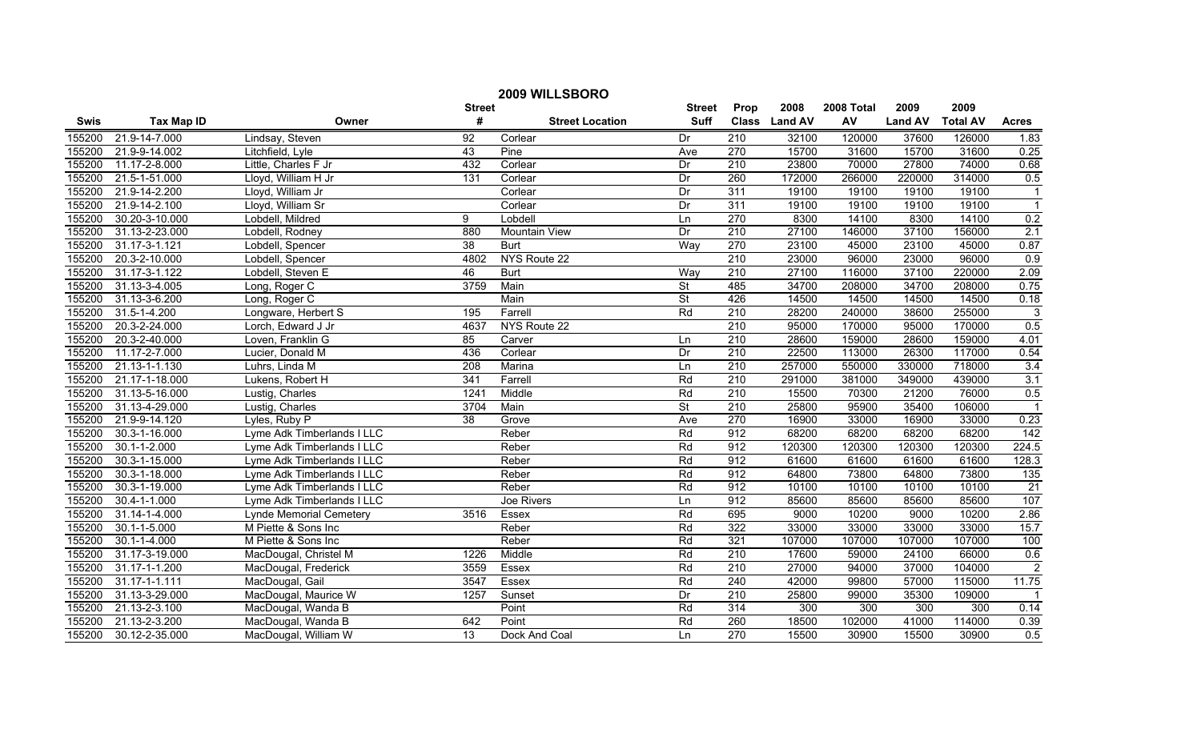# 2009 WILLSBORO

| Swis | Tax Map ID | Owner | Street # | Street Location | Street Suff | Prop Class | 2008 Land AV | 2008 Total AV | 2009 Land AV | 2009 Total AV | Acres |
|---|---|---|---|---|---|---|---|---|---|---|---|
| 155200 | 21.9-14-7.000 | Lindsay, Steven | 92 | Corlear | Dr | 210 | 32100 | 120000 | 37600 | 126000 | 1.83 |
| 155200 | 21.9-9-14.002 | Litchfield, Lyle | 43 | Pine | Ave | 270 | 15700 | 31600 | 15700 | 31600 | 0.25 |
| 155200 | 11.17-2-8.000 | Little, Charles F Jr | 432 | Corlear | Dr | 210 | 23800 | 70000 | 27800 | 74000 | 0.68 |
| 155200 | 21.5-1-51.000 | Lloyd, William H Jr | 131 | Corlear | Dr | 260 | 172000 | 266000 | 220000 | 314000 | 0.5 |
| 155200 | 21.9-14-2.200 | Lloyd, William Jr | | Corlear | Dr | 311 | 19100 | 19100 | 19100 | 19100 | 1 |
| 155200 | 21.9-14-2.100 | Lloyd, William Sr | | Corlear | Dr | 311 | 19100 | 19100 | 19100 | 19100 | 1 |
| 155200 | 30.20-3-10.000 | Lobdell, Mildred | 9 | Lobdell | Ln | 270 | 8300 | 14100 | 8300 | 14100 | 0.2 |
| 155200 | 31.13-2-23.000 | Lobdell, Rodney | 880 | Mountain View | Dr | 210 | 27100 | 146000 | 37100 | 156000 | 2.1 |
| 155200 | 31.17-3-1.121 | Lobdell, Spencer | 38 | Burt | Way | 270 | 23100 | 45000 | 23100 | 45000 | 0.87 |
| 155200 | 20.3-2-10.000 | Lobdell, Spencer | 4802 | NYS Route 22 | | 210 | 23000 | 96000 | 23000 | 96000 | 0.9 |
| 155200 | 31.17-3-1.122 | Lobdell, Steven E | 46 | Burt | Way | 210 | 27100 | 116000 | 37100 | 220000 | 2.09 |
| 155200 | 31.13-3-4.005 | Long, Roger C | 3759 | Main | St | 485 | 34700 | 208000 | 34700 | 208000 | 0.75 |
| 155200 | 31.13-3-6.200 | Long, Roger C | | Main | St | 426 | 14500 | 14500 | 14500 | 14500 | 0.18 |
| 155200 | 31.5-1-4.200 | Longware, Herbert S | 195 | Farrell | Rd | 210 | 28200 | 240000 | 38600 | 255000 | 3 |
| 155200 | 20.3-2-24.000 | Lorch, Edward J Jr | 4637 | NYS Route 22 | | 210 | 95000 | 170000 | 95000 | 170000 | 0.5 |
| 155200 | 20.3-2-40.000 | Loven, Franklin G | 85 | Carver | Ln | 210 | 28600 | 159000 | 28600 | 159000 | 4.01 |
| 155200 | 11.17-2-7.000 | Lucier, Donald M | 436 | Corlear | Dr | 210 | 22500 | 113000 | 26300 | 117000 | 0.54 |
| 155200 | 21.13-1-1.130 | Luhrs, Linda M | 208 | Marina | Ln | 210 | 257000 | 550000 | 330000 | 718000 | 3.4 |
| 155200 | 21.17-1-18.000 | Lukens, Robert H | 341 | Farrell | Rd | 210 | 291000 | 381000 | 349000 | 439000 | 3.1 |
| 155200 | 31.13-5-16.000 | Lustig, Charles | 1241 | Middle | Rd | 210 | 15500 | 70300 | 21200 | 76000 | 0.5 |
| 155200 | 31.13-4-29.000 | Lustig, Charles | 3704 | Main | St | 210 | 25800 | 95900 | 35400 | 106000 | 1 |
| 155200 | 21.9-9-14.120 | Lyles, Ruby P | 38 | Grove | Ave | 270 | 16900 | 33000 | 16900 | 33000 | 0.23 |
| 155200 | 30.3-1-16.000 | Lyme Adk Timberlands I LLC | | Reber | Rd | 912 | 68200 | 68200 | 68200 | 68200 | 142 |
| 155200 | 30.1-1-2.000 | Lyme Adk Timberlands I LLC | | Reber | Rd | 912 | 120300 | 120300 | 120300 | 120300 | 224.5 |
| 155200 | 30.3-1-15.000 | Lyme Adk Timberlands I LLC | | Reber | Rd | 912 | 61600 | 61600 | 61600 | 61600 | 128.3 |
| 155200 | 30.3-1-18.000 | Lyme Adk Timberlands I LLC | | Reber | Rd | 912 | 64800 | 73800 | 64800 | 73800 | 135 |
| 155200 | 30.3-1-19.000 | Lyme Adk Timberlands I LLC | | Reber | Rd | 912 | 10100 | 10100 | 10100 | 10100 | 21 |
| 155200 | 30.4-1-1.000 | Lyme Adk Timberlands I LLC | | Joe Rivers | Ln | 912 | 85600 | 85600 | 85600 | 85600 | 107 |
| 155200 | 31.14-1-4.000 | Lynde Memorial Cemetery | 3516 | Essex | Rd | 695 | 9000 | 10200 | 9000 | 10200 | 2.86 |
| 155200 | 30.1-1-5.000 | M Piette & Sons Inc | | Reber | Rd | 322 | 33000 | 33000 | 33000 | 33000 | 15.7 |
| 155200 | 30.1-1-4.000 | M Piette & Sons Inc | | Reber | Rd | 321 | 107000 | 107000 | 107000 | 107000 | 100 |
| 155200 | 31.17-3-19.000 | MacDougal, Christel M | 1226 | Middle | Rd | 210 | 17600 | 59000 | 24100 | 66000 | 0.6 |
| 155200 | 31.17-1-1.200 | MacDougal, Frederick | 3559 | Essex | Rd | 210 | 27000 | 94000 | 37000 | 104000 | 2 |
| 155200 | 31.17-1-1.111 | MacDougal, Gail | 3547 | Essex | Rd | 240 | 42000 | 99800 | 57000 | 115000 | 11.75 |
| 155200 | 31.13-3-29.000 | MacDougal, Maurice W | 1257 | Sunset | Dr | 210 | 25800 | 99000 | 35300 | 109000 | 1 |
| 155200 | 21.13-2-3.100 | MacDougal, Wanda B | | Point | Rd | 314 | 300 | 300 | 300 | 300 | 0.14 |
| 155200 | 21.13-2-3.200 | MacDougal, Wanda B | 642 | Point | Rd | 260 | 18500 | 102000 | 41000 | 114000 | 0.39 |
| 155200 | 30.12-2-35.000 | MacDougal, William W | 13 | Dock And Coal | Ln | 270 | 15500 | 30900 | 15500 | 30900 | 0.5 |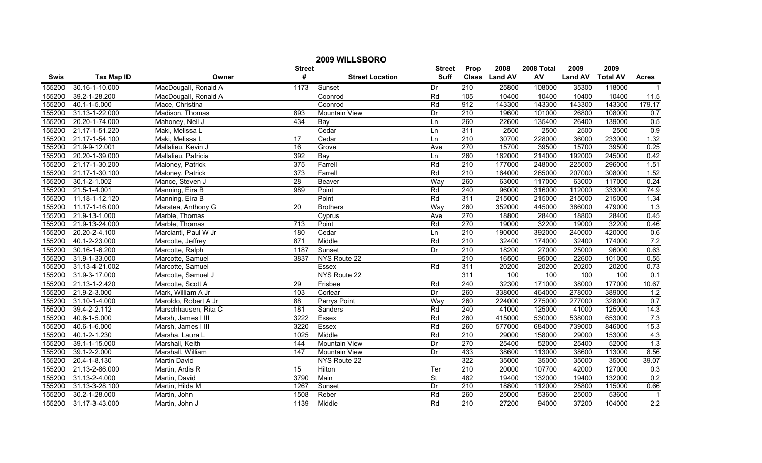# 2009 WILLSBORO

| Swis | Tax Map ID | Owner | Street # | Street Location | Street Suff | Prop Class | 2008 Land AV | 2008 Total AV | 2009 Land AV | 2009 Total AV | Acres |
|---|---|---|---|---|---|---|---|---|---|---|---|
| 155200 | 30.16-1-10.000 | MacDougall, Ronald A | 1173 | Sunset | Dr | 210 | 25800 | 108000 | 35300 | 118000 | 1 |
| 155200 | 39.2-1-28.200 | MacDougall, Ronald A | | Coonrod | Rd | 105 | 10400 | 10400 | 10400 | 10400 | 11.5 |
| 155200 | 40.1-1-5.000 | Mace, Christina | | Coonrod | Rd | 912 | 143300 | 143300 | 143300 | 143300 | 179.17 |
| 155200 | 31.13-1-22.000 | Madison, Thomas | 893 | Mountain View | Dr | 210 | 19600 | 101000 | 26800 | 108000 | 0.7 |
| 155200 | 20.20-1-74.000 | Mahoney, Neil J | 434 | Bay | Ln | 260 | 22600 | 135400 | 26400 | 139000 | 0.5 |
| 155200 | 21.17-1-51.220 | Maki, Melissa L | | Cedar | Ln | 311 | 2500 | 2500 | 2500 | 2500 | 0.9 |
| 155200 | 21.17-1-54.100 | Maki, Melissa L | 17 | Cedar | Ln | 210 | 30700 | 228000 | 36000 | 233000 | 1.32 |
| 155200 | 21.9-9-12.001 | Mallalieu, Kevin J | 16 | Grove | Ave | 270 | 15700 | 39500 | 15700 | 39500 | 0.25 |
| 155200 | 20.20-1-39.000 | Mallalieu, Patricia | 392 | Bay | Ln | 260 | 162000 | 214000 | 192000 | 245000 | 0.42 |
| 155200 | 21.17-1-30.200 | Maloney, Patrick | 375 | Farrell | Rd | 210 | 177000 | 248000 | 225000 | 296000 | 1.51 |
| 155200 | 21.17-1-30.100 | Maloney, Patrick | 373 | Farrell | Rd | 210 | 164000 | 265000 | 207000 | 308000 | 1.52 |
| 155200 | 30.1-2-1.002 | Mance, Steven J | 28 | Beaver | Way | 260 | 63000 | 117000 | 63000 | 117000 | 0.24 |
| 155200 | 21.5-1-4.001 | Manning, Eira B | 989 | Point | Rd | 240 | 96000 | 316000 | 112000 | 333000 | 74.9 |
| 155200 | 11.18-1-12.120 | Manning, Eira B | | Point | Rd | 311 | 215000 | 215000 | 215000 | 215000 | 1.34 |
| 155200 | 11.17-1-16.000 | Maratea, Anthony G | 20 | Brothers | Way | 260 | 352000 | 445000 | 386000 | 479000 | 1.3 |
| 155200 | 21.9-13-1.000 | Marble, Thomas | | Cyprus | Ave | 270 | 18800 | 28400 | 18800 | 28400 | 0.45 |
| 155200 | 21.9-13-24.000 | Marble, Thomas | 713 | Point | Rd | 270 | 19000 | 32200 | 19000 | 32200 | 0.46 |
| 155200 | 20.20-2-4.100 | Marcianti, Paul W Jr | 180 | Cedar | Ln | 210 | 190000 | 392000 | 240000 | 420000 | 0.6 |
| 155200 | 40.1-2-23.000 | Marcotte, Jeffrey | 871 | Middle | Rd | 210 | 32400 | 174000 | 32400 | 174000 | 7.2 |
| 155200 | 30.16-1-6.200 | Marcotte, Ralph | 1187 | Sunset | Dr | 210 | 18200 | 27000 | 25000 | 96000 | 0.63 |
| 155200 | 31.9-1-33.000 | Marcotte, Samuel | 3837 | NYS Route 22 | | 210 | 16500 | 95000 | 22600 | 101000 | 0.55 |
| 155200 | 31.13-4-21.002 | Marcotte, Samuel | | Essex | Rd | 311 | 20200 | 20200 | 20200 | 20200 | 0.73 |
| 155200 | 31.9-3-17.000 | Marcotte, Samuel J | | NYS Route 22 | | 311 | 100 | 100 | 100 | 100 | 0.1 |
| 155200 | 21.13-1-2.420 | Marcotte, Scott A | 29 | Frisbee | Rd | 240 | 32300 | 171000 | 38000 | 177000 | 10.67 |
| 155200 | 21.9-2-3.000 | Mark, William A Jr | 103 | Corlear | Dr | 260 | 338000 | 464000 | 278000 | 389000 | 1.2 |
| 155200 | 31.10-1-4.000 | Maroldo, Robert A Jr | 88 | Perrys Point | Way | 260 | 224000 | 275000 | 277000 | 328000 | 0.7 |
| 155200 | 39.4-2-2.112 | Marschhausen, Rita C | 181 | Sanders | Rd | 240 | 41000 | 125000 | 41000 | 125000 | 14.3 |
| 155200 | 40.6-1-5.000 | Marsh, James I III | 3222 | Essex | Rd | 260 | 415000 | 530000 | 538000 | 653000 | 7.3 |
| 155200 | 40.6-1-6.000 | Marsh, James I III | 3220 | Essex | Rd | 260 | 577000 | 684000 | 739000 | 846000 | 15.3 |
| 155200 | 40.1-2-1.230 | Marsha, Laura L | 1025 | Middle | Rd | 210 | 29000 | 158000 | 29000 | 153000 | 4.3 |
| 155200 | 39.1-1-15.000 | Marshall, Keith | 144 | Mountain View | Dr | 270 | 25400 | 52000 | 25400 | 52000 | 1.3 |
| 155200 | 39.1-2-2.000 | Marshall, William | 147 | Mountain View | Dr | 433 | 38600 | 113000 | 38600 | 113000 | 8.56 |
| 155200 | 20.4-1-8.130 | Martin David | | NYS Route 22 | | 322 | 35000 | 35000 | 35000 | 35000 | 39.07 |
| 155200 | 21.13-2-86.000 | Martin, Ardis R | 15 | Hilton | Ter | 210 | 20000 | 107700 | 42000 | 127000 | 0.3 |
| 155200 | 31.13-2-4.000 | Martin, David | 3790 | Main | St | 482 | 19400 | 132000 | 19400 | 132000 | 0.2 |
| 155200 | 31.13-3-28.100 | Martin, Hilda M | 1267 | Sunset | Dr | 210 | 18800 | 112000 | 25800 | 115000 | 0.66 |
| 155200 | 30.2-1-28.000 | Martin, John | 1508 | Reber | Rd | 260 | 25000 | 53600 | 25000 | 53600 | 1 |
| 155200 | 31.17-3-43.000 | Martin, John J | 1139 | Middle | Rd | 210 | 27200 | 94000 | 37200 | 104000 | 2.2 |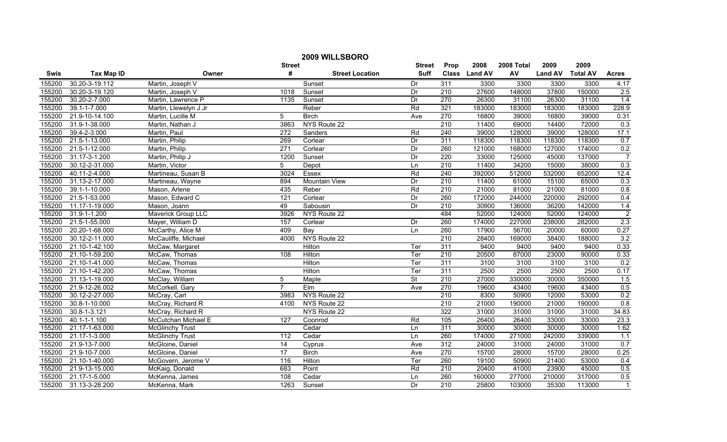# 2009 WILLSBORO

| Swis | Tax Map ID | Owner | Street # | Street Location | Street Suff | Prop Class | 2008 Land AV | 2008 Total AV | 2009 Land AV | 2009 Total AV | Acres |
|---|---|---|---|---|---|---|---|---|---|---|---|
| 155200 | 30.20-3-19.112 | Martin, Joseph V | | Sunset | Dr | 311 | 3300 | 3300 | 3300 | 3300 | 4.17 |
| 155200 | 30.20-3-19.120 | Martin, Joseph V | 1018 | Sunset | Dr | 210 | 27600 | 148000 | 37800 | 150000 | 2.5 |
| 155200 | 30.20-2-7.000 | Martin, Lawrence P | 1135 | Sunset | Dr | 270 | 26300 | 31100 | 26300 | 31100 | 1.4 |
| 155200 | 39.1-1-7.000 | Martin, Llewelyn J Jr | | Reber | Rd | 321 | 183000 | 183000 | 183000 | 183000 | 228.9 |
| 155200 | 21.9-10-14.100 | Martin, Lucille M | 5 | Birch | Ave | 270 | 16800 | 39000 | 16800 | 39000 | 0.31 |
| 155200 | 31.9-1-38.000 | Martin, Nathan J | 3863 | NYS Route 22 | | 210 | 11400 | 69000 | 14400 | 72000 | 0.3 |
| 155200 | 39.4-2-3.000 | Martin, Paul | 272 | Sanders | Rd | 240 | 39000 | 128000 | 39000 | 128000 | 17.1 |
| 155200 | 21.5-1-13.000 | Martin, Philip | 269 | Corlear | Dr | 311 | 118300 | 118300 | 118300 | 118300 | 0.7 |
| 155200 | 21.5-1-12.000 | Martin, Philip | 271 | Corlear | Dr | 260 | 121000 | 168000 | 127000 | 174000 | 0.2 |
| 155200 | 31.17-3-1.200 | Martin, Philip J | 1200 | Sunset | Dr | 220 | 33000 | 125000 | 45000 | 137000 | 7 |
| 155200 | 30.12-2-31.000 | Martin, Victor | 5 | Depot | Ln | 210 | 11400 | 34200 | 15000 | 38000 | 0.3 |
| 155200 | 40.11-2-4.000 | Martineau, Susan B | 3024 | Essex | Rd | 240 | 392000 | 512000 | 532000 | 652000 | 12.4 |
| 155200 | 31.13-2-17.000 | Martineau, Wayne | 894 | Mountain View | Dr | 210 | 11400 | 61000 | 15100 | 65000 | 0.3 |
| 155200 | 39.1-1-10.000 | Mason, Arlene | 435 | Reber | Rd | 210 | 21000 | 81000 | 21000 | 81000 | 0.8 |
| 155200 | 21.5-1-53.000 | Mason, Edward C | 121 | Corlear | Dr | 260 | 172000 | 244000 | 220000 | 292000 | 0.4 |
| 155200 | 11.17-1-19.000 | Mason, Joann | 49 | Sabousin | Dr | 210 | 30900 | 136000 | 36200 | 142000 | 1.4 |
| 155200 | 31.9-1-1.200 | Maverick Group LLC | 3926 | NYS Route 22 | | 484 | 52000 | 124000 | 52000 | 124000 | 2 |
| 155200 | 21.5-1-55.000 | Mayer, William D | 157 | Corlear | Dr | 260 | 174000 | 227000 | 238000 | 282000 | 2.3 |
| 155200 | 20.20-1-68.000 | McCarthy, Alice M | 409 | Bay | Ln | 260 | 17900 | 56700 | 20000 | 60000 | 0.27 |
| 155200 | 30.12-2-11.000 | McCauliffe, Michael | 4000 | NYS Route 22 | | 210 | 28400 | 169000 | 38400 | 188000 | 3.2 |
| 155200 | 21.10-1-42.100 | McCaw, Margaret | | Hilton | Ter | 311 | 9400 | 9400 | 9400 | 9400 | 0.33 |
| 155200 | 21.10-1-59.200 | McCaw, Thomas | 108 | Hilton | Ter | 210 | 20500 | 87000 | 23000 | 90000 | 0.33 |
| 155200 | 21.10-1-41.000 | McCaw, Thomas | | Hilton | Ter | 311 | 3100 | 3100 | 3100 | 3100 | 0.2 |
| 155200 | 21.10-1-42.200 | McCaw, Thomas | | Hilton | Ter | 311 | 2500 | 2500 | 2500 | 2500 | 0.17 |
| 155200 | 31.13-1-19.000 | McClay, William | 5 | Maple | St | 210 | 27000 | 330000 | 30000 | 350000 | 1.5 |
| 155200 | 21.9-12-26.002 | McCorkell, Gary | 7 | Elm | Ave | 270 | 19600 | 43400 | 19600 | 43400 | 0.5 |
| 155200 | 30.12-2-27.000 | McCray, Carl | 3983 | NYS Route 22 | | 210 | 8300 | 50900 | 12000 | 53000 | 0.2 |
| 155200 | 30.8-1-10.000 | McCray, Richard R | 4100 | NYS Route 22 | | 210 | 21000 | 190000 | 21000 | 190000 | 0.8 |
| 155200 | 30.8-1-3.121 | McCray, Richard R | | NYS Route 22 | | 322 | 31000 | 31000 | 31000 | 31000 | 34.83 |
| 155200 | 40.1-1-1.100 | McCutchan Michael E | 127 | Coonrod | Rd | 105 | 26400 | 26400 | 33000 | 33000 | 23.3 |
| 155200 | 21.17-1-63.000 | McGlinchy Trust | | Cedar | Ln | 311 | 30000 | 30000 | 30000 | 30000 | 1.62 |
| 155200 | 21.17-1-3.000 | McGlinchy Trust | 112 | Cedar | Ln | 260 | 174000 | 271000 | 242000 | 339000 | 1.1 |
| 155200 | 21.9-13-7.000 | McGloine, Daniel | 14 | Cyprus | Ave | 312 | 24000 | 31000 | 24000 | 31000 | 0.7 |
| 155200 | 21.9-10-7.000 | McGloine, Daniel | 17 | Birch | Ave | 270 | 15700 | 28000 | 15700 | 28000 | 0.25 |
| 155200 | 21.10-1-40.000 | McGovern, Jerome V | 116 | Hilton | Ter | 260 | 19100 | 50900 | 21400 | 53000 | 0.4 |
| 155200 | 21.9-13-15.000 | McKaig, Donald | 683 | Point | Rd | 210 | 20400 | 41000 | 23900 | 45000 | 0.5 |
| 155200 | 21.17-1-5.000 | McKenna, James | 108 | Cedar | Ln | 260 | 160000 | 277000 | 210000 | 317000 | 0.5 |
| 155200 | 31.13-3-28.200 | McKenna, Mark | 1263 | Sunset | Dr | 210 | 25800 | 103000 | 35300 | 113000 | 1 |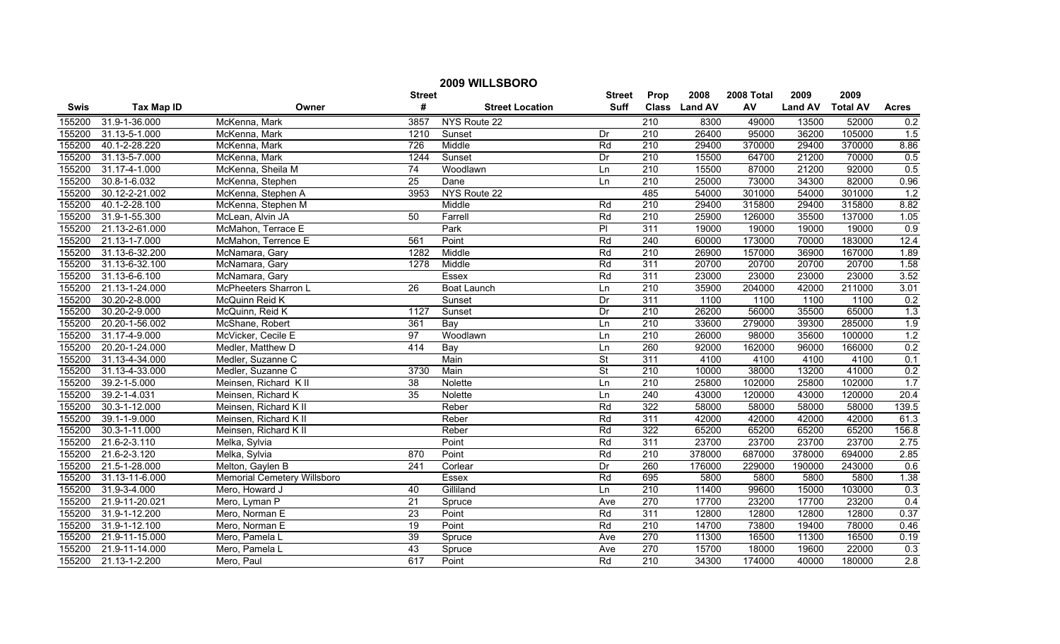# 2009 WILLSBORO

| Swis | Tax Map ID | Owner | Street # | Street Location | Street Suff | Prop Class | 2008 Land AV | 2008 Total AV | 2009 Land AV | 2009 Total AV | Acres |
|---|---|---|---|---|---|---|---|---|---|---|---|
| 155200 | 31.9-1-36.000 | McKenna, Mark | 3857 | NYS Route 22 | | 210 | 8300 | 49000 | 13500 | 52000 | 0.2 |
| 155200 | 31.13-5-1.000 | McKenna, Mark | 1210 | Sunset | Dr | 210 | 26400 | 95000 | 36200 | 105000 | 1.5 |
| 155200 | 40.1-2-28.220 | McKenna, Mark | 726 | Middle | Rd | 210 | 29400 | 370000 | 29400 | 370000 | 8.86 |
| 155200 | 31.13-5-7.000 | McKenna, Mark | 1244 | Sunset | Dr | 210 | 15500 | 64700 | 21200 | 70000 | 0.5 |
| 155200 | 31.17-4-1.000 | McKenna, Sheila M | 74 | Woodlawn | Ln | 210 | 15500 | 87000 | 21200 | 92000 | 0.5 |
| 155200 | 30.8-1-6.032 | McKenna, Stephen | 25 | Dane | Ln | 210 | 25000 | 73000 | 34300 | 82000 | 0.96 |
| 155200 | 30.12-2-21.002 | McKenna, Stephen A | 3953 | NYS Route 22 | | 485 | 54000 | 301000 | 54000 | 301000 | 1.2 |
| 155200 | 40.1-2-28.100 | McKenna, Stephen M | | Middle | Rd | 210 | 29400 | 315800 | 29400 | 315800 | 8.82 |
| 155200 | 31.9-1-55.300 | McLean, Alvin JA | 50 | Farrell | Rd | 210 | 25900 | 126000 | 35500 | 137000 | 1.05 |
| 155200 | 21.13-2-61.000 | McMahon, Terrace E | | Park | Pl | 311 | 19000 | 19000 | 19000 | 19000 | 0.9 |
| 155200 | 21.13-1-7.000 | McMahon, Terrence E | 561 | Point | Rd | 240 | 60000 | 173000 | 70000 | 183000 | 12.4 |
| 155200 | 31.13-6-32.200 | McNamara, Gary | 1282 | Middle | Rd | 210 | 26900 | 157000 | 36900 | 167000 | 1.89 |
| 155200 | 31.13-6-32.100 | McNamara, Gary | 1278 | Middle | Rd | 311 | 20700 | 20700 | 20700 | 20700 | 1.58 |
| 155200 | 31.13-6-6.100 | McNamara, Gary | | Essex | Rd | 311 | 23000 | 23000 | 23000 | 23000 | 3.52 |
| 155200 | 21.13-1-24.000 | McPheeters Sharron L | 26 | Boat Launch | Ln | 210 | 35900 | 204000 | 42000 | 211000 | 3.01 |
| 155200 | 30.20-2-8.000 | McQuinn Reid K | | Sunset | Dr | 311 | 1100 | 1100 | 1100 | 1100 | 0.2 |
| 155200 | 30.20-2-9.000 | McQuinn, Reid K | 1127 | Sunset | Dr | 210 | 26200 | 56000 | 35500 | 65000 | 1.3 |
| 155200 | 20.20-1-56.002 | McShane, Robert | 361 | Bay | Ln | 210 | 33600 | 279000 | 39300 | 285000 | 1.9 |
| 155200 | 31.17-4-9.000 | McVicker, Cecile E | 97 | Woodlawn | Ln | 210 | 26000 | 98000 | 35600 | 100000 | 1.2 |
| 155200 | 20.20-1-24.000 | Medler, Matthew D | 414 | Bay | Ln | 260 | 92000 | 162000 | 96000 | 166000 | 0.2 |
| 155200 | 31.13-4-34.000 | Medler, Suzanne C | | Main | St | 311 | 4100 | 4100 | 4100 | 4100 | 0.1 |
| 155200 | 31.13-4-33.000 | Medler, Suzanne C | 3730 | Main | St | 210 | 10000 | 38000 | 13200 | 41000 | 0.2 |
| 155200 | 39.2-1-5.000 | Meinsen, Richard K II | 38 | Nolette | Ln | 210 | 25800 | 102000 | 25800 | 102000 | 1.7 |
| 155200 | 39.2-1-4.031 | Meinsen, Richard K | 35 | Nolette | Ln | 240 | 43000 | 120000 | 43000 | 120000 | 20.4 |
| 155200 | 30.3-1-12.000 | Meinsen, Richard K II | | Reber | Rd | 322 | 58000 | 58000 | 58000 | 58000 | 139.5 |
| 155200 | 39.1-1-9.000 | Meinsen, Richard K II | | Reber | Rd | 311 | 42000 | 42000 | 42000 | 42000 | 61.3 |
| 155200 | 30.3-1-11.000 | Meinsen, Richard K II | | Reber | Rd | 322 | 65200 | 65200 | 65200 | 65200 | 156.8 |
| 155200 | 21.6-2-3.110 | Melka, Sylvia | | Point | Rd | 311 | 23700 | 23700 | 23700 | 23700 | 2.75 |
| 155200 | 21.6-2-3.120 | Melka, Sylvia | 870 | Point | Rd | 210 | 378000 | 687000 | 378000 | 694000 | 2.85 |
| 155200 | 21.5-1-28.000 | Melton, Gaylen B | 241 | Corlear | Dr | 260 | 176000 | 229000 | 190000 | 243000 | 0.6 |
| 155200 | 31.13-11-6.000 | Memorial Cemetery Willsboro | | Essex | Rd | 695 | 5800 | 5800 | 5800 | 5800 | 1.38 |
| 155200 | 31.9-3-4.000 | Mero, Howard J | 40 | Gilliland | Ln | 210 | 11400 | 99600 | 15000 | 103000 | 0.3 |
| 155200 | 21.9-11-20.021 | Mero, Lyman P | 21 | Spruce | Ave | 270 | 17700 | 23200 | 17700 | 23200 | 0.4 |
| 155200 | 31.9-1-12.200 | Mero, Norman E | 23 | Point | Rd | 311 | 12800 | 12800 | 12800 | 12800 | 0.37 |
| 155200 | 31.9-1-12.100 | Mero, Norman E | 19 | Point | Rd | 210 | 14700 | 73800 | 19400 | 78000 | 0.46 |
| 155200 | 21.9-11-15.000 | Mero, Pamela L | 39 | Spruce | Ave | 270 | 11300 | 16500 | 11300 | 16500 | 0.19 |
| 155200 | 21.9-11-14.000 | Mero, Pamela L | 43 | Spruce | Ave | 270 | 15700 | 18000 | 19600 | 22000 | 0.3 |
| 155200 | 21.13-1-2.200 | Mero, Paul | 617 | Point | Rd | 210 | 34300 | 174000 | 40000 | 180000 | 2.8 |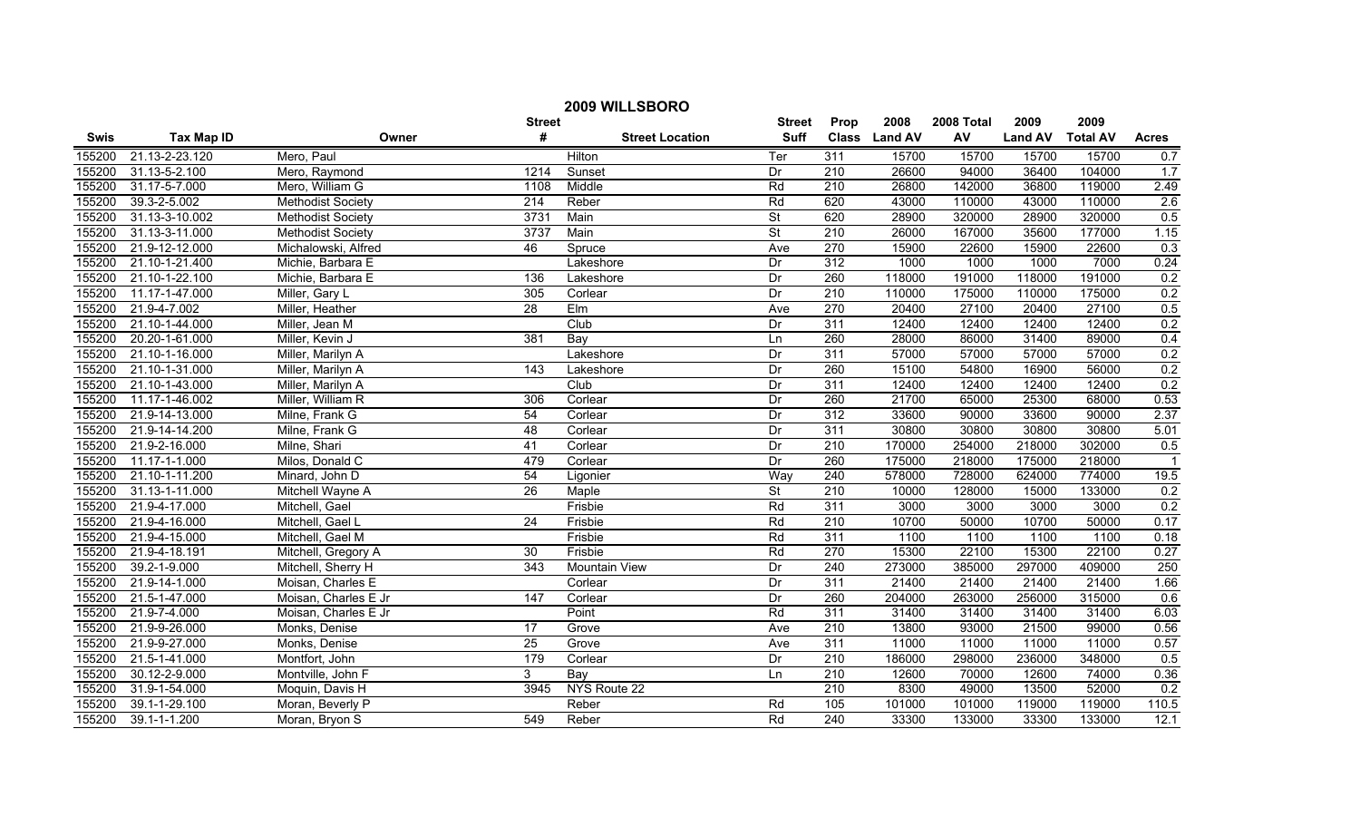# 2009 WILLSBORO

| Swis | Tax Map ID | Owner | Street # | Street Location | Street Suff | Prop Class | 2008 Land AV | 2008 Total AV | 2009 Land AV | 2009 Total AV | Acres |
|---|---|---|---|---|---|---|---|---|---|---|---|
| 155200 | 21.13-2-23.120 | Mero, Paul | | Hilton | Ter | 311 | 15700 | 15700 | 15700 | 15700 | 0.7 |
| 155200 | 31.13-5-2.100 | Mero, Raymond | 1214 | Sunset | Dr | 210 | 26600 | 94000 | 36400 | 104000 | 1.7 |
| 155200 | 31.17-5-7.000 | Mero, William G | 1108 | Middle | Rd | 210 | 26800 | 142000 | 36800 | 119000 | 2.49 |
| 155200 | 39.3-2-5.002 | Methodist Society | 214 | Reber | Rd | 620 | 43000 | 110000 | 43000 | 110000 | 2.6 |
| 155200 | 31.13-3-10.002 | Methodist Society | 3731 | Main | St | 620 | 28900 | 320000 | 28900 | 320000 | 0.5 |
| 155200 | 31.13-3-11.000 | Methodist Society | 3737 | Main | St | 210 | 26000 | 167000 | 35600 | 177000 | 1.15 |
| 155200 | 21.9-12-12.000 | Michalowski, Alfred | 46 | Spruce | Ave | 270 | 15900 | 22600 | 15900 | 22600 | 0.3 |
| 155200 | 21.10-1-21.400 | Michie, Barbara E | | Lakeshore | Dr | 312 | 1000 | 1000 | 1000 | 7000 | 0.24 |
| 155200 | 21.10-1-22.100 | Michie, Barbara E | 136 | Lakeshore | Dr | 260 | 118000 | 191000 | 118000 | 191000 | 0.2 |
| 155200 | 11.17-1-47.000 | Miller, Gary L | 305 | Corlear | Dr | 210 | 110000 | 175000 | 110000 | 175000 | 0.2 |
| 155200 | 21.9-4-7.002 | Miller, Heather | 28 | Elm | Ave | 270 | 20400 | 27100 | 20400 | 27100 | 0.5 |
| 155200 | 21.10-1-44.000 | Miller, Jean M | | Club | Dr | 311 | 12400 | 12400 | 12400 | 12400 | 0.2 |
| 155200 | 20.20-1-61.000 | Miller, Kevin J | 381 | Bay | Ln | 260 | 28000 | 86000 | 31400 | 89000 | 0.4 |
| 155200 | 21.10-1-16.000 | Miller, Marilyn A | | Lakeshore | Dr | 311 | 57000 | 57000 | 57000 | 57000 | 0.2 |
| 155200 | 21.10-1-31.000 | Miller, Marilyn A | 143 | Lakeshore | Dr | 260 | 15100 | 54800 | 16900 | 56000 | 0.2 |
| 155200 | 21.10-1-43.000 | Miller, Marilyn A | | Club | Dr | 311 | 12400 | 12400 | 12400 | 12400 | 0.2 |
| 155200 | 11.17-1-46.002 | Miller, William R | 306 | Corlear | Dr | 260 | 21700 | 65000 | 25300 | 68000 | 0.53 |
| 155200 | 21.9-14-13.000 | Milne, Frank G | 54 | Corlear | Dr | 312 | 33600 | 90000 | 33600 | 90000 | 2.37 |
| 155200 | 21.9-14-14.200 | Milne, Frank G | 48 | Corlear | Dr | 311 | 30800 | 30800 | 30800 | 30800 | 5.01 |
| 155200 | 21.9-2-16.000 | Milne, Shari | 41 | Corlear | Dr | 210 | 170000 | 254000 | 218000 | 302000 | 0.5 |
| 155200 | 11.17-1-1.000 | Milos, Donald C | 479 | Corlear | Dr | 260 | 175000 | 218000 | 175000 | 218000 | 1 |
| 155200 | 21.10-1-11.200 | Minard, John D | 54 | Ligonier | Way | 240 | 578000 | 728000 | 624000 | 774000 | 19.5 |
| 155200 | 31.13-1-11.000 | Mitchell Wayne A | 26 | Maple | St | 210 | 10000 | 128000 | 15000 | 133000 | 0.2 |
| 155200 | 21.9-4-17.000 | Mitchell, Gael | | Frisbie | Rd | 311 | 3000 | 3000 | 3000 | 3000 | 0.2 |
| 155200 | 21.9-4-16.000 | Mitchell, Gael L | 24 | Frisbie | Rd | 210 | 10700 | 50000 | 10700 | 50000 | 0.17 |
| 155200 | 21.9-4-15.000 | Mitchell, Gael M | | Frisbie | Rd | 311 | 1100 | 1100 | 1100 | 1100 | 0.18 |
| 155200 | 21.9-4-18.191 | Mitchell, Gregory A | 30 | Frisbie | Rd | 270 | 15300 | 22100 | 15300 | 22100 | 0.27 |
| 155200 | 39.2-1-9.000 | Mitchell, Sherry H | 343 | Mountain View | Dr | 240 | 273000 | 385000 | 297000 | 409000 | 250 |
| 155200 | 21.9-14-1.000 | Moisan, Charles E | | Corlear | Dr | 311 | 21400 | 21400 | 21400 | 21400 | 1.66 |
| 155200 | 21.5-1-47.000 | Moisan, Charles E Jr | 147 | Corlear | Dr | 260 | 204000 | 263000 | 256000 | 315000 | 0.6 |
| 155200 | 21.9-7-4.000 | Moisan, Charles E Jr | | Point | Rd | 311 | 31400 | 31400 | 31400 | 31400 | 6.03 |
| 155200 | 21.9-9-26.000 | Monks, Denise | 17 | Grove | Ave | 210 | 13800 | 93000 | 21500 | 99000 | 0.56 |
| 155200 | 21.9-9-27.000 | Monks, Denise | 25 | Grove | Ave | 311 | 11000 | 11000 | 11000 | 11000 | 0.57 |
| 155200 | 21.5-1-41.000 | Montfort, John | 179 | Corlear | Dr | 210 | 186000 | 298000 | 236000 | 348000 | 0.5 |
| 155200 | 30.12-2-9.000 | Montville, John F | 3 | Bay | Ln | 210 | 12600 | 70000 | 12600 | 74000 | 0.36 |
| 155200 | 31.9-1-54.000 | Moquin, Davis H | 3945 | NYS Route 22 | | 210 | 8300 | 49000 | 13500 | 52000 | 0.2 |
| 155200 | 39.1-1-29.100 | Moran, Beverly P | | Reber | Rd | 105 | 101000 | 101000 | 119000 | 119000 | 110.5 |
| 155200 | 39.1-1-1.200 | Moran, Bryon S | 549 | Reber | Rd | 240 | 33300 | 133000 | 33300 | 133000 | 12.1 |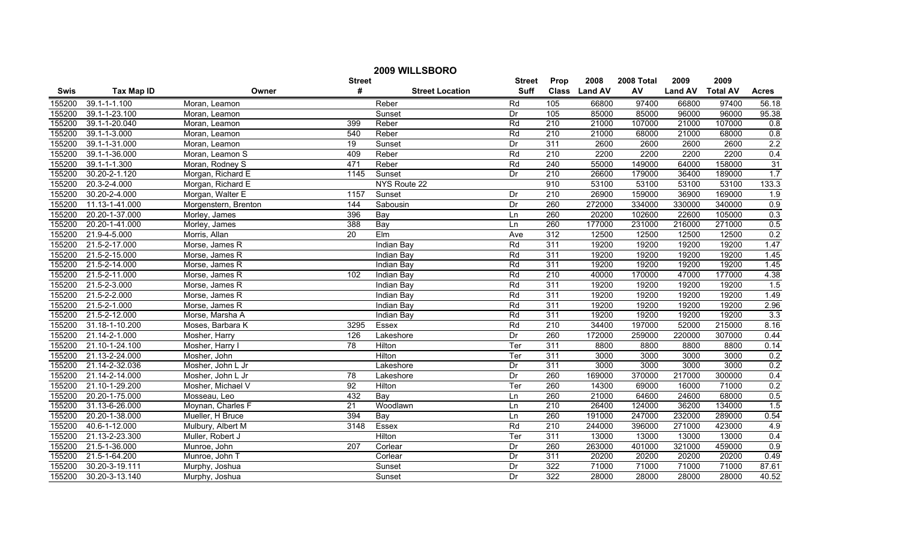## 2009 WILLSBORO

| Swis | Tax Map ID | Owner | Street # | Street Location | Street Suff | Prop Class | 2008 Land AV | 2008 Total AV | 2009 Land AV | 2009 Total AV | Acres |
|---|---|---|---|---|---|---|---|---|---|---|---|
| 155200 | 39.1-1-1.100 | Moran, Leamon | | Reber | Rd | 105 | 66800 | 97400 | 66800 | 97400 | 56.18 |
| 155200 | 39.1-1-23.100 | Moran, Leamon | | Sunset | Dr | 105 | 85000 | 85000 | 96000 | 96000 | 95.38 |
| 155200 | 39.1-1-20.040 | Moran, Leamon | 399 | Reber | Rd | 210 | 21000 | 107000 | 21000 | 107000 | 0.8 |
| 155200 | 39.1-1-3.000 | Moran, Leamon | 540 | Reber | Rd | 210 | 21000 | 68000 | 21000 | 68000 | 0.8 |
| 155200 | 39.1-1-31.000 | Moran, Leamon | 19 | Sunset | Dr | 311 | 2600 | 2600 | 2600 | 2600 | 2.2 |
| 155200 | 39.1-1-36.000 | Moran, Leamon S | 409 | Reber | Rd | 210 | 2200 | 2200 | 2200 | 2200 | 0.4 |
| 155200 | 39.1-1-1.300 | Moran, Rodney S | 471 | Reber | Rd | 240 | 55000 | 149000 | 64000 | 158000 | 31 |
| 155200 | 30.20-2-1.120 | Morgan, Richard E | 1145 | Sunset | Dr | 210 | 26600 | 179000 | 36400 | 189000 | 1.7 |
| 155200 | 20.3-2-4.000 | Morgan, Richard E | | NYS Route 22 | | 910 | 53100 | 53100 | 53100 | 53100 | 133.3 |
| 155200 | 30.20-2-4.000 | Morgan, Walter E | 1157 | Sunset | Dr | 210 | 26900 | 159000 | 36900 | 169000 | 1.9 |
| 155200 | 11.13-1-41.000 | Morgenstern, Brenton | 144 | Sabousin | Dr | 260 | 272000 | 334000 | 330000 | 340000 | 0.9 |
| 155200 | 20.20-1-37.000 | Morley, James | 396 | Bay | Ln | 260 | 20200 | 102600 | 22600 | 105000 | 0.3 |
| 155200 | 20.20-1-41.000 | Morley, James | 388 | Bay | Ln | 260 | 177000 | 231000 | 216000 | 271000 | 0.5 |
| 155200 | 21.9-4-5.000 | Morris, Allan | 20 | Elm | Ave | 312 | 12500 | 12500 | 12500 | 12500 | 0.2 |
| 155200 | 21.5-2-17.000 | Morse, James R | | Indian Bay | Rd | 311 | 19200 | 19200 | 19200 | 19200 | 1.47 |
| 155200 | 21.5-2-15.000 | Morse, James R | | Indian Bay | Rd | 311 | 19200 | 19200 | 19200 | 19200 | 1.45 |
| 155200 | 21.5-2-14.000 | Morse, James R | | Indian Bay | Rd | 311 | 19200 | 19200 | 19200 | 19200 | 1.45 |
| 155200 | 21.5-2-11.000 | Morse, James R | 102 | Indian Bay | Rd | 210 | 40000 | 170000 | 47000 | 177000 | 4.38 |
| 155200 | 21.5-2-3.000 | Morse, James R | | Indian Bay | Rd | 311 | 19200 | 19200 | 19200 | 19200 | 1.5 |
| 155200 | 21.5-2-2.000 | Morse, James R | | Indian Bay | Rd | 311 | 19200 | 19200 | 19200 | 19200 | 1.49 |
| 155200 | 21.5-2-1.000 | Morse, James R | | Indian Bay | Rd | 311 | 19200 | 19200 | 19200 | 19200 | 2.96 |
| 155200 | 21.5-2-12.000 | Morse, Marsha A | | Indian Bay | Rd | 311 | 19200 | 19200 | 19200 | 19200 | 3.3 |
| 155200 | 31.18-1-10.200 | Moses, Barbara K | 3295 | Essex | Rd | 210 | 34400 | 197000 | 52000 | 215000 | 8.16 |
| 155200 | 21.14-2-1.000 | Mosher, Harry | 126 | Lakeshore | Dr | 260 | 172000 | 259000 | 220000 | 307000 | 0.44 |
| 155200 | 21.10-1-24.100 | Mosher, Harry I | 78 | Hilton | Ter | 311 | 8800 | 8800 | 8800 | 8800 | 0.14 |
| 155200 | 21.13-2-24.000 | Mosher, John | | Hilton | Ter | 311 | 3000 | 3000 | 3000 | 3000 | 0.2 |
| 155200 | 21.14-2-32.036 | Mosher, John L Jr | | Lakeshore | Dr | 311 | 3000 | 3000 | 3000 | 3000 | 0.2 |
| 155200 | 21.14-2-14.000 | Mosher, John L Jr | 78 | Lakeshore | Dr | 260 | 169000 | 370000 | 217000 | 300000 | 0.4 |
| 155200 | 21.10-1-29.200 | Mosher, Michael V | 92 | Hilton | Ter | 260 | 14300 | 69000 | 16000 | 71000 | 0.2 |
| 155200 | 20.20-1-75.000 | Mosseau, Leo | 432 | Bay | Ln | 260 | 21000 | 64600 | 24600 | 68000 | 0.5 |
| 155200 | 31.13-6-26.000 | Moynan, Charles F | 21 | Woodlawn | Ln | 210 | 26400 | 124000 | 36200 | 134000 | 1.5 |
| 155200 | 20.20-1-38.000 | Mueller, H Bruce | 394 | Bay | Ln | 260 | 191000 | 247000 | 232000 | 289000 | 0.54 |
| 155200 | 40.6-1-12.000 | Mulbury, Albert M | 3148 | Essex | Rd | 210 | 244000 | 396000 | 271000 | 423000 | 4.9 |
| 155200 | 21.13-2-23.300 | Muller, Robert J | | Hilton | Ter | 311 | 13000 | 13000 | 13000 | 13000 | 0.4 |
| 155200 | 21.5-1-36.000 | Munroe, John | 207 | Corlear | Dr | 260 | 263000 | 401000 | 321000 | 459000 | 0.9 |
| 155200 | 21.5-1-64.200 | Munroe, John T | | Corlear | Dr | 311 | 20200 | 20200 | 20200 | 20200 | 0.49 |
| 155200 | 30.20-3-19.111 | Murphy, Joshua | | Sunset | Dr | 322 | 71000 | 71000 | 71000 | 71000 | 87.61 |
| 155200 | 30.20-3-13.140 | Murphy, Joshua | | Sunset | Dr | 322 | 28000 | 28000 | 28000 | 28000 | 40.52 |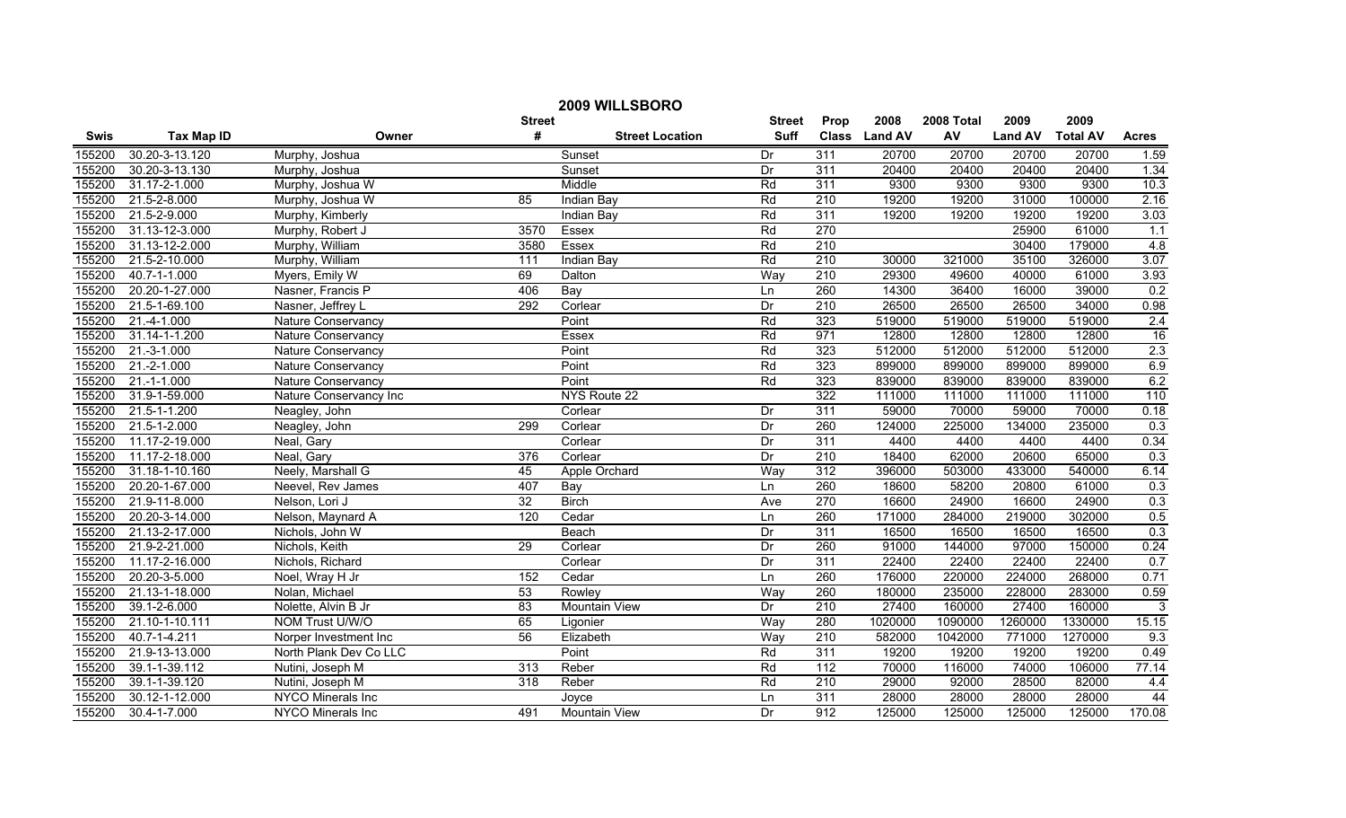# 2009 WILLSBORO

| Swis | Tax Map ID | Owner | Street # | Street Location | Street Suff | Prop Class | 2008 Land AV | 2008 Total AV | 2009 Land AV | 2009 Total AV | Acres |
|---|---|---|---|---|---|---|---|---|---|---|---|
| 155200 | 30.20-3-13.120 | Murphy, Joshua | | Sunset | Dr | 311 | 20700 | 20700 | 20700 | 20700 | 1.59 |
| 155200 | 30.20-3-13.130 | Murphy, Joshua | | Sunset | Dr | 311 | 20400 | 20400 | 20400 | 20400 | 1.34 |
| 155200 | 31.17-2-1.000 | Murphy, Joshua W | | Middle | Rd | 311 | 9300 | 9300 | 9300 | 9300 | 10.3 |
| 155200 | 21.5-2-8.000 | Murphy, Joshua W | 85 | Indian Bay | Rd | 210 | 19200 | 19200 | 31000 | 100000 | 2.16 |
| 155200 | 21.5-2-9.000 | Murphy, Kimberly | | Indian Bay | Rd | 311 | 19200 | 19200 | 19200 | 19200 | 3.03 |
| 155200 | 31.13-12-3.000 | Murphy, Robert J | 3570 | Essex | Rd | 270 | | | 25900 | 61000 | 1.1 |
| 155200 | 31.13-12-2.000 | Murphy, William | 3580 | Essex | Rd | 210 | | | 30400 | 179000 | 4.8 |
| 155200 | 21.5-2-10.000 | Murphy, William | 111 | Indian Bay | Rd | 210 | 30000 | 321000 | 35100 | 326000 | 3.07 |
| 155200 | 40.7-1-1.000 | Myers, Emily W | 69 | Dalton | Way | 210 | 29300 | 49600 | 40000 | 61000 | 3.93 |
| 155200 | 20.20-1-27.000 | Nasner, Francis P | 406 | Bay | Ln | 260 | 14300 | 36400 | 16000 | 39000 | 0.2 |
| 155200 | 21.5-1-69.100 | Nasner, Jeffrey L | 292 | Corlear | Dr | 210 | 26500 | 26500 | 26500 | 34000 | 0.98 |
| 155200 | 21.-4-1.000 | Nature Conservancy | | Point | Rd | 323 | 519000 | 519000 | 519000 | 519000 | 2.4 |
| 155200 | 31.14-1-1.200 | Nature Conservancy | | Essex | Rd | 971 | 12800 | 12800 | 12800 | 12800 | 16 |
| 155200 | 21.-3-1.000 | Nature Conservancy | | Point | Rd | 323 | 512000 | 512000 | 512000 | 512000 | 2.3 |
| 155200 | 21.-2-1.000 | Nature Conservancy | | Point | Rd | 323 | 899000 | 899000 | 899000 | 899000 | 6.9 |
| 155200 | 21.-1-1.000 | Nature Conservancy | | Point | Rd | 323 | 839000 | 839000 | 839000 | 839000 | 6.2 |
| 155200 | 31.9-1-59.000 | Nature Conservancy Inc | | NYS Route 22 | | 322 | 111000 | 111000 | 111000 | 111000 | 110 |
| 155200 | 21.5-1-1.200 | Neagley, John | | Corlear | Dr | 311 | 59000 | 70000 | 59000 | 70000 | 0.18 |
| 155200 | 21.5-1-2.000 | Neagley, John | 299 | Corlear | Dr | 260 | 124000 | 225000 | 134000 | 235000 | 0.3 |
| 155200 | 11.17-2-19.000 | Neal, Gary | | Corlear | Dr | 311 | 4400 | 4400 | 4400 | 4400 | 0.34 |
| 155200 | 11.17-2-18.000 | Neal, Gary | 376 | Corlear | Dr | 210 | 18400 | 62000 | 20600 | 65000 | 0.3 |
| 155200 | 31.18-1-10.160 | Neely, Marshall G | 45 | Apple Orchard | Way | 312 | 396000 | 503000 | 433000 | 540000 | 6.14 |
| 155200 | 20.20-1-67.000 | Neevel, Rev James | 407 | Bay | Ln | 260 | 18600 | 58200 | 20800 | 61000 | 0.3 |
| 155200 | 21.9-11-8.000 | Nelson, Lori J | 32 | Birch | Ave | 270 | 16600 | 24900 | 16600 | 24900 | 0.3 |
| 155200 | 20.20-3-14.000 | Nelson, Maynard A | 120 | Cedar | Ln | 260 | 171000 | 284000 | 219000 | 302000 | 0.5 |
| 155200 | 21.13-2-17.000 | Nichols, John W | | Beach | Dr | 311 | 16500 | 16500 | 16500 | 16500 | 0.3 |
| 155200 | 21.9-2-21.000 | Nichols, Keith | 29 | Corlear | Dr | 260 | 91000 | 144000 | 97000 | 150000 | 0.24 |
| 155200 | 11.17-2-16.000 | Nichols, Richard | | Corlear | Dr | 311 | 22400 | 22400 | 22400 | 22400 | 0.7 |
| 155200 | 20.20-3-5.000 | Noel, Wray H Jr | 152 | Cedar | Ln | 260 | 176000 | 220000 | 224000 | 268000 | 0.71 |
| 155200 | 21.13-1-18.000 | Nolan, Michael | 53 | Rowley | Way | 260 | 180000 | 235000 | 228000 | 283000 | 0.59 |
| 155200 | 39.1-2-6.000 | Nolette, Alvin B Jr | 83 | Mountain View | Dr | 210 | 27400 | 160000 | 27400 | 160000 | 3 |
| 155200 | 21.10-1-10.111 | NOM Trust U/W/O | 65 | Ligonier | Way | 280 | 1020000 | 1090000 | 1260000 | 1330000 | 15.15 |
| 155200 | 40.7-1-4.211 | Norper Investment Inc | 56 | Elizabeth | Way | 210 | 582000 | 1042000 | 771000 | 1270000 | 9.3 |
| 155200 | 21.9-13-13.000 | North Plank Dev Co LLC | | Point | Rd | 311 | 19200 | 19200 | 19200 | 19200 | 0.49 |
| 155200 | 39.1-1-39.112 | Nutini, Joseph M | 313 | Reber | Rd | 112 | 70000 | 116000 | 74000 | 106000 | 77.14 |
| 155200 | 39.1-1-39.120 | Nutini, Joseph M | 318 | Reber | Rd | 210 | 29000 | 92000 | 28500 | 82000 | 4.4 |
| 155200 | 30.12-1-12.000 | NYCO Minerals Inc | | Joyce | Ln | 311 | 28000 | 28000 | 28000 | 28000 | 44 |
| 155200 | 30.4-1-7.000 | NYCO Minerals Inc | 491 | Mountain View | Dr | 912 | 125000 | 125000 | 125000 | 125000 | 170.08 |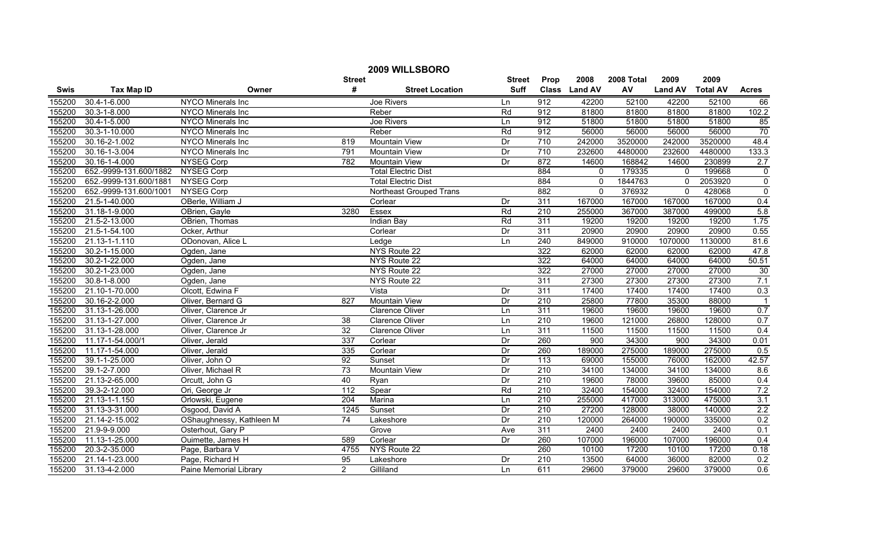# 2009 WILLSBORO

| Swis | Tax Map ID | Owner | Street # | Street Location | Street Suff | Prop Class | 2008 Land AV | 2008 Total AV | 2009 Land AV | 2009 Total AV | Acres |
|---|---|---|---|---|---|---|---|---|---|---|---|
| 155200 | 30.4-1-6.000 | NYCO Minerals Inc | | Joe Rivers | Ln | 912 | 42200 | 52100 | 42200 | 52100 | 66 |
| 155200 | 30.3-1-8.000 | NYCO Minerals Inc | | Reber | Rd | 912 | 81800 | 81800 | 81800 | 81800 | 102.2 |
| 155200 | 30.4-1-5.000 | NYCO Minerals Inc | | Joe Rivers | Ln | 912 | 51800 | 51800 | 51800 | 51800 | 85 |
| 155200 | 30.3-1-10.000 | NYCO Minerals Inc | | Reber | Rd | 912 | 56000 | 56000 | 56000 | 56000 | 70 |
| 155200 | 30.16-2-1.002 | NYCO Minerals Inc | 819 | Mountain View | Dr | 710 | 242000 | 3520000 | 242000 | 3520000 | 48.4 |
| 155200 | 30.16-1-3.004 | NYCO Minerals Inc | 791 | Mountain View | Dr | 710 | 232600 | 4480000 | 232600 | 4480000 | 133.3 |
| 155200 | 30.16-1-4.000 | NYSEG Corp | 782 | Mountain View | Dr | 872 | 14600 | 168842 | 14600 | 230899 | 2.7 |
| 155200 | 652.-9999-131.600/1882 | NYSEG Corp | | Total Electric Dist | | 884 | 0 | 179335 | 0 | 199668 | 0 |
| 155200 | 652.-9999-131.600/1881 | NYSEG Corp | | Total Electric Dist | | 884 | 0 | 1844763 | 0 | 2053920 | 0 |
| 155200 | 652.-9999-131.600/1001 | NYSEG Corp | | Northeast Grouped Trans | | 882 | 0 | 376932 | 0 | 428068 | 0 |
| 155200 | 21.5-1-40.000 | OBerle, William J | | Corlear | Dr | 311 | 167000 | 167000 | 167000 | 167000 | 0.4 |
| 155200 | 31.18-1-9.000 | OBrien, Gayle | 3280 | Essex | Rd | 210 | 255000 | 367000 | 387000 | 499000 | 5.8 |
| 155200 | 21.5-2-13.000 | OBrien, Thomas | | Indian Bay | Rd | 311 | 19200 | 19200 | 19200 | 19200 | 1.75 |
| 155200 | 21.5-1-54.100 | Ocker, Arthur | | Corlear | Dr | 311 | 20900 | 20900 | 20900 | 20900 | 0.55 |
| 155200 | 21.13-1-1.110 | ODonovan, Alice L | | Ledge | Ln | 240 | 849000 | 910000 | 1070000 | 1130000 | 81.6 |
| 155200 | 30.2-1-15.000 | Ogden, Jane | | NYS Route 22 | | 322 | 62000 | 62000 | 62000 | 62000 | 47.8 |
| 155200 | 30.2-1-22.000 | Ogden, Jane | | NYS Route 22 | | 322 | 64000 | 64000 | 64000 | 64000 | 50.51 |
| 155200 | 30.2-1-23.000 | Ogden, Jane | | NYS Route 22 | | 322 | 27000 | 27000 | 27000 | 27000 | 30 |
| 155200 | 30.8-1-8.000 | Ogden, Jane | | NYS Route 22 | | 311 | 27300 | 27300 | 27300 | 27300 | 7.1 |
| 155200 | 21.10-1-70.000 | Olcott, Edwina F | | Vista | Dr | 311 | 17400 | 17400 | 17400 | 17400 | 0.3 |
| 155200 | 30.16-2-2.000 | Oliver, Bernard G | 827 | Mountain View | Dr | 210 | 25800 | 77800 | 35300 | 88000 | 1 |
| 155200 | 31.13-1-26.000 | Oliver, Clarence Jr | | Clarence Oliver | Ln | 311 | 19600 | 19600 | 19600 | 19600 | 0.7 |
| 155200 | 31.13-1-27.000 | Oliver, Clarence Jr | 38 | Clarence Oliver | Ln | 210 | 19600 | 121000 | 26800 | 128000 | 0.7 |
| 155200 | 31.13-1-28.000 | Oliver, Clarence Jr | 32 | Clarence Oliver | Ln | 311 | 11500 | 11500 | 11500 | 11500 | 0.4 |
| 155200 | 11.17-1-54.000/1 | Oliver, Jerald | 337 | Corlear | Dr | 260 | 900 | 34300 | 900 | 34300 | 0.01 |
| 155200 | 11.17-1-54.000 | Oliver, Jerald | 335 | Corlear | Dr | 260 | 189000 | 275000 | 189000 | 275000 | 0.5 |
| 155200 | 39.1-1-25.000 | Oliver, John O | 92 | Sunset | Dr | 113 | 69000 | 155000 | 76000 | 162000 | 42.57 |
| 155200 | 39.1-2-7.000 | Oliver, Michael R | 73 | Mountain View | Dr | 210 | 34100 | 134000 | 34100 | 134000 | 8.6 |
| 155200 | 21.13-2-65.000 | Orcutt, John G | 40 | Ryan | Dr | 210 | 19600 | 78000 | 39600 | 85000 | 0.4 |
| 155200 | 39.3-2-12.000 | Ori, George Jr | 112 | Spear | Rd | 210 | 32400 | 154000 | 32400 | 154000 | 7.2 |
| 155200 | 21.13-1-1.150 | Orlowski, Eugene | 204 | Marina | Ln | 210 | 255000 | 417000 | 313000 | 475000 | 3.1 |
| 155200 | 31.13-3-31.000 | Osgood, David A | 1245 | Sunset | Dr | 210 | 27200 | 128000 | 38000 | 140000 | 2.2 |
| 155200 | 21.14-2-15.002 | OShaughnessy, Kathleen M | 74 | Lakeshore | Dr | 210 | 120000 | 264000 | 190000 | 335000 | 0.2 |
| 155200 | 21.9-9-9.000 | Osterhout, Gary P | | Grove | Ave | 311 | 2400 | 2400 | 2400 | 2400 | 0.1 |
| 155200 | 11.13-1-25.000 | Ouimette, James H | 589 | Corlear | Dr | 260 | 107000 | 196000 | 107000 | 196000 | 0.4 |
| 155200 | 20.3-2-35.000 | Page, Barbara V | 4755 | NYS Route 22 | | 260 | 10100 | 17200 | 10100 | 17200 | 0.18 |
| 155200 | 21.14-1-23.000 | Page, Richard H | 95 | Lakeshore | Dr | 210 | 13500 | 64000 | 36000 | 82000 | 0.2 |
| 155200 | 31.13-4-2.000 | Paine Memorial Library | 2 | Gilliland | Ln | 611 | 29600 | 379000 | 29600 | 379000 | 0.6 |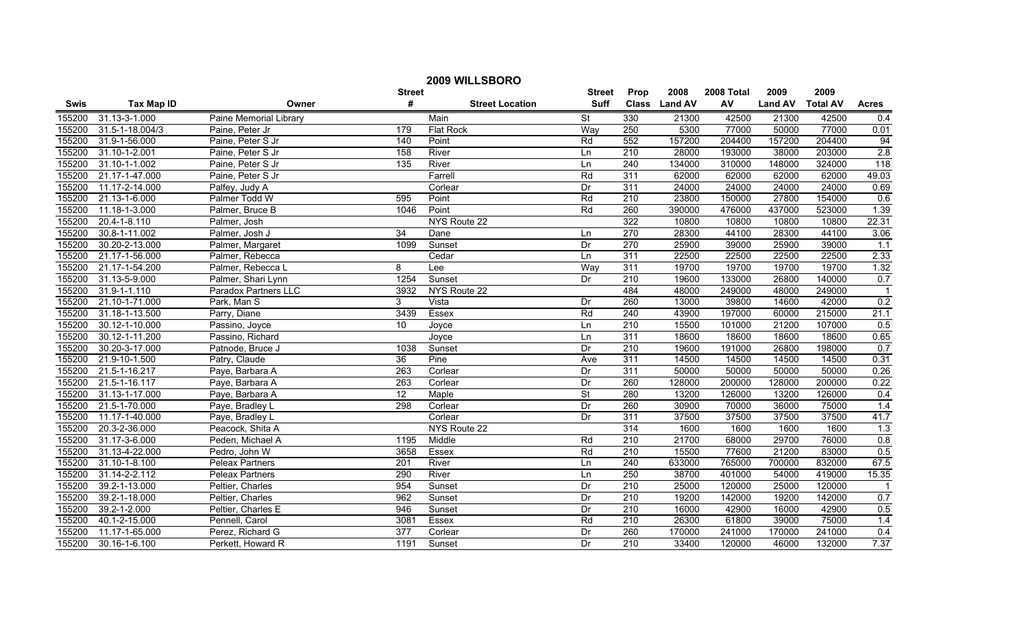# 2009 WILLSBORO

| Swis | Tax Map ID | Owner | Street # | Street Location | Street Suff | Prop Class | 2008 Land AV | 2008 Total AV | 2009 Land AV | 2009 Total AV | Acres |
|---|---|---|---|---|---|---|---|---|---|---|---|
| 155200 | 31.13-3-1.000 | Paine Memorial Library | | Main | St | 330 | 21300 | 42500 | 21300 | 42500 | 0.4 |
| 155200 | 31.5-1-18.004/3 | Paine, Peter Jr | 179 | Flat Rock | Way | 250 | 5300 | 77000 | 50000 | 77000 | 0.01 |
| 155200 | 31.9-1-56.000 | Paine, Peter S Jr | 140 | Point | Rd | 552 | 157200 | 204400 | 157200 | 204400 | 94 |
| 155200 | 31.10-1-2.001 | Paine, Peter S Jr | 158 | River | Ln | 210 | 28000 | 193000 | 38000 | 203000 | 2.8 |
| 155200 | 31.10-1-1.002 | Paine, Peter S Jr | 135 | River | Ln | 240 | 134000 | 310000 | 148000 | 324000 | 118 |
| 155200 | 21.17-1-47.000 | Paine, Peter S Jr | | Farrell | Rd | 311 | 62000 | 62000 | 62000 | 62000 | 49.03 |
| 155200 | 11.17-2-14.000 | Palfey, Judy A | | Corlear | Dr | 311 | 24000 | 24000 | 24000 | 24000 | 0.69 |
| 155200 | 21.13-1-6.000 | Palmer Todd W | 595 | Point | Rd | 210 | 23800 | 150000 | 27800 | 154000 | 0.6 |
| 155200 | 11.18-1-3.000 | Palmer, Bruce B | 1046 | Point | Rd | 260 | 390000 | 476000 | 437000 | 523000 | 1.39 |
| 155200 | 20.4-1-8.110 | Palmer, Josh | | NYS Route 22 | | 322 | 10800 | 10800 | 10800 | 10800 | 22.31 |
| 155200 | 30.8-1-11.002 | Palmer, Josh J | 34 | Dane | Ln | 270 | 28300 | 44100 | 28300 | 44100 | 3.06 |
| 155200 | 30.20-2-13.000 | Palmer, Margaret | 1099 | Sunset | Dr | 270 | 25900 | 39000 | 25900 | 39000 | 1.1 |
| 155200 | 21.17-1-56.000 | Palmer, Rebecca | | Cedar | Ln | 311 | 22500 | 22500 | 22500 | 22500 | 2.33 |
| 155200 | 21.17-1-54.200 | Palmer, Rebecca L | 8 | Lee | Way | 311 | 19700 | 19700 | 19700 | 19700 | 1.32 |
| 155200 | 31.13-5-9.000 | Palmer, Shari Lynn | 1254 | Sunset | Dr | 210 | 19600 | 133000 | 26800 | 140000 | 0.7 |
| 155200 | 31.9-1-1.110 | Paradox Partners LLC | 3932 | NYS Route 22 | | 484 | 48000 | 249000 | 48000 | 249000 | 1 |
| 155200 | 21.10-1-71.000 | Park, Man S | 3 | Vista | Dr | 260 | 13000 | 39800 | 14600 | 42000 | 0.2 |
| 155200 | 31.18-1-13.500 | Parry, Diane | 3439 | Essex | Rd | 240 | 43900 | 197000 | 60000 | 215000 | 21.1 |
| 155200 | 30.12-1-10.000 | Passino, Joyce | 10 | Joyce | Ln | 210 | 15500 | 101000 | 21200 | 107000 | 0.5 |
| 155200 | 30.12-1-11.200 | Passino, Richard | | Joyce | Ln | 311 | 18600 | 18600 | 18600 | 18600 | 0.65 |
| 155200 | 30.20-3-17.000 | Patnode, Bruce J | 1038 | Sunset | Dr | 210 | 19600 | 191000 | 26800 | 198000 | 0.7 |
| 155200 | 21.9-10-1.500 | Patry, Claude | 36 | Pine | Ave | 311 | 14500 | 14500 | 14500 | 14500 | 0.31 |
| 155200 | 21.5-1-16.217 | Paye, Barbara A | 263 | Corlear | Dr | 311 | 50000 | 50000 | 50000 | 50000 | 0.26 |
| 155200 | 21.5-1-16.117 | Paye, Barbara A | 263 | Corlear | Dr | 260 | 128000 | 200000 | 128000 | 200000 | 0.22 |
| 155200 | 31.13-1-17.000 | Paye, Barbara A | 12 | Maple | St | 280 | 13200 | 126000 | 13200 | 126000 | 0.4 |
| 155200 | 21.5-1-70.000 | Paye, Bradley L | 298 | Corlear | Dr | 260 | 30900 | 70000 | 36000 | 75000 | 1.4 |
| 155200 | 11.17-1-40.000 | Paye, Bradley L | | Corlear | Dr | 311 | 37500 | 37500 | 37500 | 37500 | 41.7 |
| 155200 | 20.3-2-36.000 | Peacock, Shita A | | NYS Route 22 | | 314 | 1600 | 1600 | 1600 | 1600 | 1.3 |
| 155200 | 31.17-3-6.000 | Peden, Michael A | 1195 | Middle | Rd | 210 | 21700 | 68000 | 29700 | 76000 | 0.8 |
| 155200 | 31.13-4-22.000 | Pedro, John W | 3658 | Essex | Rd | 210 | 15500 | 77600 | 21200 | 83000 | 0.5 |
| 155200 | 31.10-1-8.100 | Peleax Partners | 201 | River | Ln | 240 | 633000 | 765000 | 700000 | 832000 | 67.5 |
| 155200 | 31.14-2-2.112 | Peleax Partners | 290 | River | Ln | 250 | 38700 | 401000 | 54000 | 419000 | 15.35 |
| 155200 | 39.2-1-13.000 | Peltier, Charles | 954 | Sunset | Dr | 210 | 25000 | 120000 | 25000 | 120000 | 1 |
| 155200 | 39.2-1-18.000 | Peltier, Charles | 962 | Sunset | Dr | 210 | 19200 | 142000 | 19200 | 142000 | 0.7 |
| 155200 | 39.2-1-2.000 | Peltier, Charles E | 946 | Sunset | Dr | 210 | 16000 | 42900 | 16000 | 42900 | 0.5 |
| 155200 | 40.1-2-15.000 | Pennell, Carol | 3081 | Essex | Rd | 210 | 26300 | 61800 | 39000 | 75000 | 1.4 |
| 155200 | 11.17-1-65.000 | Perez, Richard G | 377 | Corlear | Dr | 260 | 170000 | 241000 | 170000 | 241000 | 0.4 |
| 155200 | 30.16-1-6.100 | Perkett, Howard R | 1191 | Sunset | Dr | 210 | 33400 | 120000 | 46000 | 132000 | 7.37 |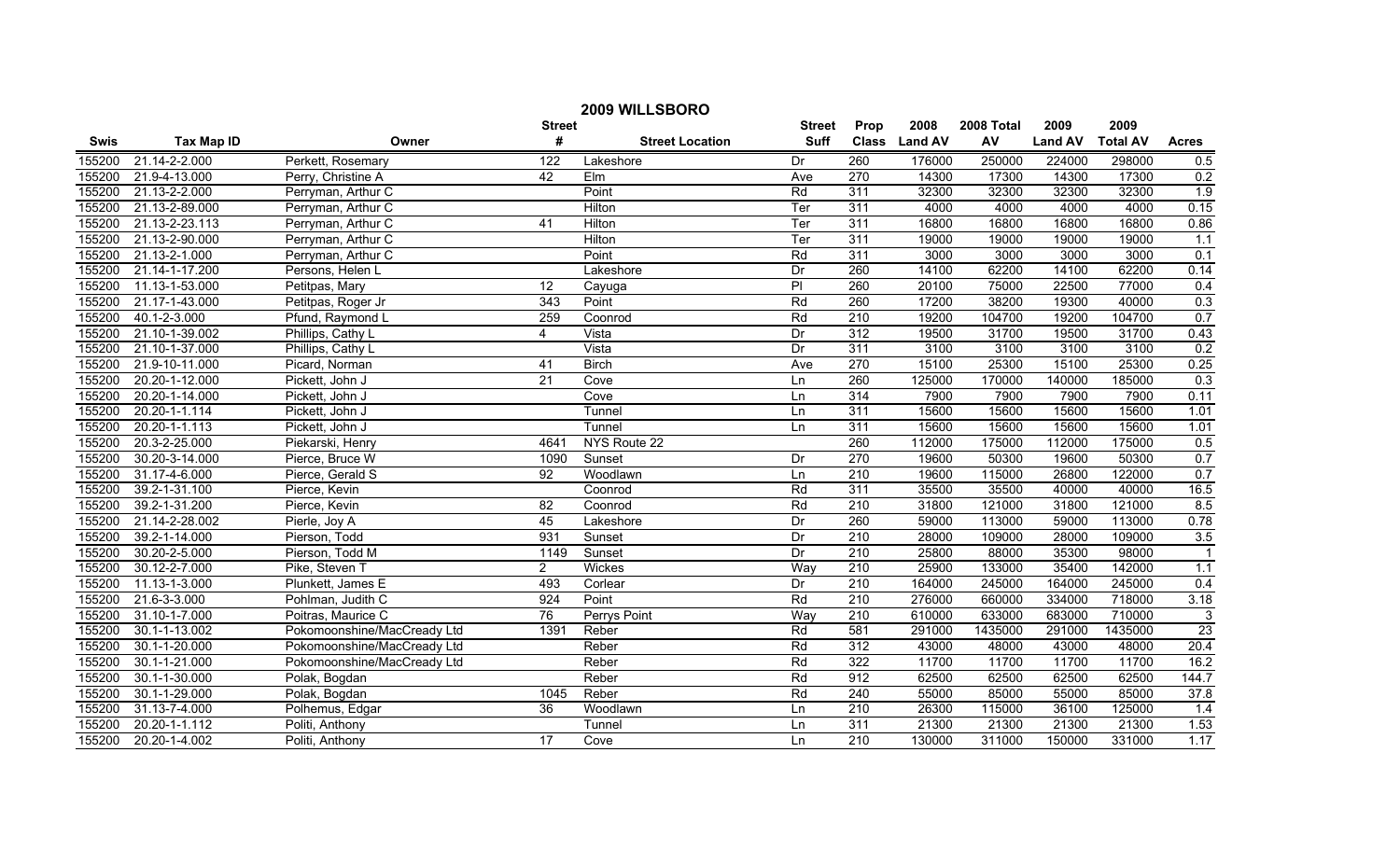# 2009 WILLSBORO

| Swis | Tax Map ID | Owner | Street # | Street Location | Street Suff | Prop Class | 2008 Land AV | 2008 Total AV | 2009 Land AV | 2009 Total AV | Acres |
|---|---|---|---|---|---|---|---|---|---|---|---|
| 155200 | 21.14-2-2.000 | Perkett, Rosemary | 122 | Lakeshore | Dr | 260 | 176000 | 250000 | 224000 | 298000 | 0.5 |
| 155200 | 21.9-4-13.000 | Perry, Christine A | 42 | Elm | Ave | 270 | 14300 | 17300 | 14300 | 17300 | 0.2 |
| 155200 | 21.13-2-2.000 | Perryman, Arthur C | | Point | Rd | 311 | 32300 | 32300 | 32300 | 32300 | 1.9 |
| 155200 | 21.13-2-89.000 | Perryman, Arthur C | | Hilton | Ter | 311 | 4000 | 4000 | 4000 | 4000 | 0.15 |
| 155200 | 21.13-2-23.113 | Perryman, Arthur C | 41 | Hilton | Ter | 311 | 16800 | 16800 | 16800 | 16800 | 0.86 |
| 155200 | 21.13-2-90.000 | Perryman, Arthur C | | Hilton | Ter | 311 | 19000 | 19000 | 19000 | 19000 | 1.1 |
| 155200 | 21.13-2-1.000 | Perryman, Arthur C | | Point | Rd | 311 | 3000 | 3000 | 3000 | 3000 | 0.1 |
| 155200 | 21.14-1-17.200 | Persons, Helen L | | Lakeshore | Dr | 260 | 14100 | 62200 | 14100 | 62200 | 0.14 |
| 155200 | 11.13-1-53.000 | Petitpas, Mary | 12 | Cayuga | Pl | 260 | 20100 | 75000 | 22500 | 77000 | 0.4 |
| 155200 | 21.17-1-43.000 | Petitpas, Roger Jr | 343 | Point | Rd | 260 | 17200 | 38200 | 19300 | 40000 | 0.3 |
| 155200 | 40.1-2-3.000 | Pfund, Raymond L | 259 | Coonrod | Rd | 210 | 19200 | 104700 | 19200 | 104700 | 0.7 |
| 155200 | 21.10-1-39.002 | Phillips, Cathy L | 4 | Vista | Dr | 312 | 19500 | 31700 | 19500 | 31700 | 0.43 |
| 155200 | 21.10-1-37.000 | Phillips, Cathy L | | Vista | Dr | 311 | 3100 | 3100 | 3100 | 3100 | 0.2 |
| 155200 | 21.9-10-11.000 | Picard, Norman | 41 | Birch | Ave | 270 | 15100 | 25300 | 15100 | 25300 | 0.25 |
| 155200 | 20.20-1-12.000 | Pickett, John J | 21 | Cove | Ln | 260 | 125000 | 170000 | 140000 | 185000 | 0.3 |
| 155200 | 20.20-1-14.000 | Pickett, John J | | Cove | Ln | 314 | 7900 | 7900 | 7900 | 7900 | 0.11 |
| 155200 | 20.20-1-1.114 | Pickett, John J | | Tunnel | Ln | 311 | 15600 | 15600 | 15600 | 15600 | 1.01 |
| 155200 | 20.20-1-1.113 | Pickett, John J | | Tunnel | Ln | 311 | 15600 | 15600 | 15600 | 15600 | 1.01 |
| 155200 | 20.3-2-25.000 | Piekarski, Henry | 4641 | NYS Route 22 | | 260 | 112000 | 175000 | 112000 | 175000 | 0.5 |
| 155200 | 30.20-3-14.000 | Pierce, Bruce W | 1090 | Sunset | Dr | 270 | 19600 | 50300 | 19600 | 50300 | 0.7 |
| 155200 | 31.17-4-6.000 | Pierce, Gerald S | 92 | Woodlawn | Ln | 210 | 19600 | 115000 | 26800 | 122000 | 0.7 |
| 155200 | 39.2-1-31.100 | Pierce, Kevin | | Coonrod | Rd | 311 | 35500 | 35500 | 40000 | 40000 | 16.5 |
| 155200 | 39.2-1-31.200 | Pierce, Kevin | 82 | Coonrod | Rd | 210 | 31800 | 121000 | 31800 | 121000 | 8.5 |
| 155200 | 21.14-2-28.002 | Pierle, Joy A | 45 | Lakeshore | Dr | 260 | 59000 | 113000 | 59000 | 113000 | 0.78 |
| 155200 | 39.2-1-14.000 | Pierson, Todd | 931 | Sunset | Dr | 210 | 28000 | 109000 | 28000 | 109000 | 3.5 |
| 155200 | 30.20-2-5.000 | Pierson, Todd M | 1149 | Sunset | Dr | 210 | 25800 | 88000 | 35300 | 98000 | 1 |
| 155200 | 30.12-2-7.000 | Pike, Steven T | 2 | Wickes | Way | 210 | 25900 | 133000 | 35400 | 142000 | 1.1 |
| 155200 | 11.13-1-3.000 | Plunkett, James E | 493 | Corlear | Dr | 210 | 164000 | 245000 | 164000 | 245000 | 0.4 |
| 155200 | 21.6-3-3.000 | Pohlman, Judith C | 924 | Point | Rd | 210 | 276000 | 660000 | 334000 | 718000 | 3.18 |
| 155200 | 31.10-1-7.000 | Poitras, Maurice C | 76 | Perrys Point | Way | 210 | 610000 | 633000 | 683000 | 710000 | 3 |
| 155200 | 30.1-1-13.002 | Pokomoonshine/MacCready Ltd | 1391 | Reber | Rd | 581 | 291000 | 1435000 | 291000 | 1435000 | 23 |
| 155200 | 30.1-1-20.000 | Pokomoonshine/MacCready Ltd | | Reber | Rd | 312 | 43000 | 48000 | 43000 | 48000 | 20.4 |
| 155200 | 30.1-1-21.000 | Pokomoonshine/MacCready Ltd | | Reber | Rd | 322 | 11700 | 11700 | 11700 | 11700 | 16.2 |
| 155200 | 30.1-1-30.000 | Polak, Bogdan | | Reber | Rd | 912 | 62500 | 62500 | 62500 | 62500 | 144.7 |
| 155200 | 30.1-1-29.000 | Polak, Bogdan | 1045 | Reber | Rd | 240 | 55000 | 85000 | 55000 | 85000 | 37.8 |
| 155200 | 31.13-7-4.000 | Polhemus, Edgar | 36 | Woodlawn | Ln | 210 | 26300 | 115000 | 36100 | 125000 | 1.4 |
| 155200 | 20.20-1-1.112 | Politi, Anthony | | Tunnel | Ln | 311 | 21300 | 21300 | 21300 | 21300 | 1.53 |
| 155200 | 20.20-1-4.002 | Politi, Anthony | 17 | Cove | Ln | 210 | 130000 | 311000 | 150000 | 331000 | 1.17 |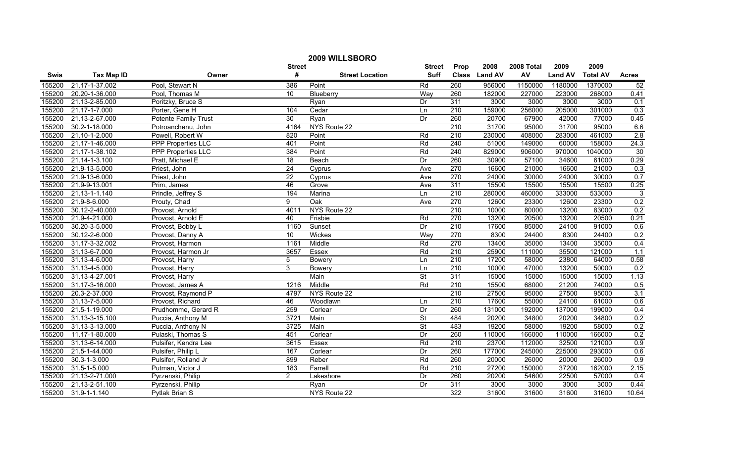# 2009 WILLSBORO

| Swis | Tax Map ID | Owner | Street # | Street Location | Street Suff | Prop Class | 2008 Land AV | 2008 Total AV | 2009 Land AV | 2009 Total AV | Acres |
|---|---|---|---|---|---|---|---|---|---|---|---|
| 155200 | 21.17-1-37.002 | Pool, Stewart N | 386 | Point | Rd | 260 | 956000 | 1150000 | 1180000 | 1370000 | 52 |
| 155200 | 20.20-1-36.000 | Pool, Thomas M | 10 | Blueberry | Way | 260 | 182000 | 227000 | 223000 | 268000 | 0.41 |
| 155200 | 21.13-2-85.000 | Poritzky, Bruce S | | Ryan | Dr | 311 | 3000 | 3000 | 3000 | 3000 | 0.1 |
| 155200 | 21.17-1-7.000 | Porter, Gene H | 104 | Cedar | Ln | 210 | 159000 | 256000 | 205000 | 301000 | 0.3 |
| 155200 | 21.13-2-67.000 | Potente Family Trust | 30 | Ryan | Dr | 260 | 20700 | 67900 | 42000 | 77000 | 0.45 |
| 155200 | 30.2-1-18.000 | Potroanchenu, John | 4164 | NYS Route 22 | | 210 | 31700 | 95000 | 31700 | 95000 | 6.6 |
| 155200 | 21.10-1-2.000 | Powell, Robert W | 820 | Point | Rd | 210 | 230000 | 408000 | 283000 | 461000 | 2.8 |
| 155200 | 21.17-1-46.000 | PPP Properties LLC | 401 | Point | Rd | 240 | 51000 | 149000 | 60000 | 158000 | 24.3 |
| 155200 | 21.17-1-38.102 | PPP Properties LLC | 384 | Point | Rd | 240 | 829000 | 906000 | 970000 | 1040000 | 30 |
| 155200 | 21.14-1-3.100 | Pratt, Michael E | 18 | Beach | Dr | 260 | 30900 | 57100 | 34600 | 61000 | 0.29 |
| 155200 | 21.9-13-5.000 | Priest, John | 24 | Cyprus | Ave | 270 | 16600 | 21000 | 16600 | 21000 | 0.3 |
| 155200 | 21.9-13-6.000 | Priest, John | 22 | Cyprus | Ave | 270 | 24000 | 30000 | 24000 | 30000 | 0.7 |
| 155200 | 21.9-9-13.001 | Prim, James | 46 | Grove | Ave | 311 | 15500 | 15500 | 15500 | 15500 | 0.25 |
| 155200 | 21.13-1-1.140 | Prindle, Jeffrey S | 194 | Marina | Ln | 210 | 280000 | 460000 | 333000 | 533000 | 3 |
| 155200 | 21.9-8-6.000 | Prouty, Chad | 9 | Oak | Ave | 270 | 12600 | 23300 | 12600 | 23300 | 0.2 |
| 155200 | 30.12-2-40.000 | Provost, Arnold | 4011 | NYS Route 22 | | 210 | 10000 | 80000 | 13200 | 83000 | 0.2 |
| 155200 | 21.9-4-21.000 | Provost, Arnold E | 40 | Frisbie | Rd | 270 | 13200 | 20500 | 13200 | 20500 | 0.21 |
| 155200 | 30.20-3-5.000 | Provost, Bobby L | 1160 | Sunset | Dr | 210 | 17600 | 85000 | 24100 | 91000 | 0.6 |
| 155200 | 30.12-2-6.000 | Provost, Danny A | 10 | Wickes | Way | 270 | 8300 | 24400 | 8300 | 24400 | 0.2 |
| 155200 | 31.17-3-32.002 | Provost, Harmon | 1161 | Middle | Rd | 270 | 13400 | 35000 | 13400 | 35000 | 0.4 |
| 155200 | 31.13-6-7.000 | Provost, Harmon Jr | 3657 | Essex | Rd | 210 | 25900 | 111000 | 35500 | 121000 | 1.1 |
| 155200 | 31.13-4-6.000 | Provost, Harry | 5 | Bowery | Ln | 210 | 17200 | 58000 | 23800 | 64000 | 0.58 |
| 155200 | 31.13-4-5.000 | Provost, Harry | 3 | Bowery | Ln | 210 | 10000 | 47000 | 13200 | 50000 | 0.2 |
| 155200 | 31.13-4-27.001 | Provost, Harry | | Main | St | 311 | 15000 | 15000 | 15000 | 15000 | 1.13 |
| 155200 | 31.17-3-16.000 | Provost, James A | 1216 | Middle | Rd | 210 | 15500 | 68000 | 21200 | 74000 | 0.5 |
| 155200 | 20.3-2-37.000 | Provost, Raymond P | 4797 | NYS Route 22 | | 210 | 27500 | 95000 | 27500 | 95000 | 3.1 |
| 155200 | 31.13-7-5.000 | Provost, Richard | 46 | Woodlawn | Ln | 210 | 17600 | 55000 | 24100 | 61000 | 0.6 |
| 155200 | 21.5-1-19.000 | Prudhomme, Gerard R | 259 | Corlear | Dr | 260 | 131000 | 192000 | 137000 | 199000 | 0.4 |
| 155200 | 31.13-3-15.100 | Puccia, Anthony M | 3721 | Main | St | 484 | 20200 | 34800 | 20200 | 34800 | 0.2 |
| 155200 | 31.13-3-13.000 | Puccia, Anthony N | 3725 | Main | St | 483 | 19200 | 58000 | 19200 | 58000 | 0.2 |
| 155200 | 11.17-1-80.000 | Pulaski, Thomas S | 451 | Corlear | Dr | 260 | 110000 | 166000 | 110000 | 166000 | 0.2 |
| 155200 | 31.13-6-14.000 | Pulsifer, Kendra Lee | 3615 | Essex | Rd | 210 | 23700 | 112000 | 32500 | 121000 | 0.9 |
| 155200 | 21.5-1-44.000 | Pulsifer, Philip L | 167 | Corlear | Dr | 260 | 177000 | 245000 | 225000 | 293000 | 0.6 |
| 155200 | 30.3-1-3.000 | Pulsifer, Rolland Jr | 899 | Reber | Rd | 260 | 20000 | 26000 | 20000 | 26000 | 0.9 |
| 155200 | 31.5-1-5.000 | Putman, Victor J | 183 | Farrell | Rd | 210 | 27200 | 150000 | 37200 | 162000 | 2.15 |
| 155200 | 21.13-2-71.000 | Pyrzenski, Philip | 2 | Lakeshore | Dr | 260 | 20200 | 54600 | 22500 | 57000 | 0.4 |
| 155200 | 21.13-2-51.100 | Pyrzenski, Philip | | Ryan | Dr | 311 | 3000 | 3000 | 3000 | 3000 | 0.44 |
| 155200 | 31.9-1-1.140 | Pytlak Brian S | | NYS Route 22 | | 322 | 31600 | 31600 | 31600 | 31600 | 10.64 |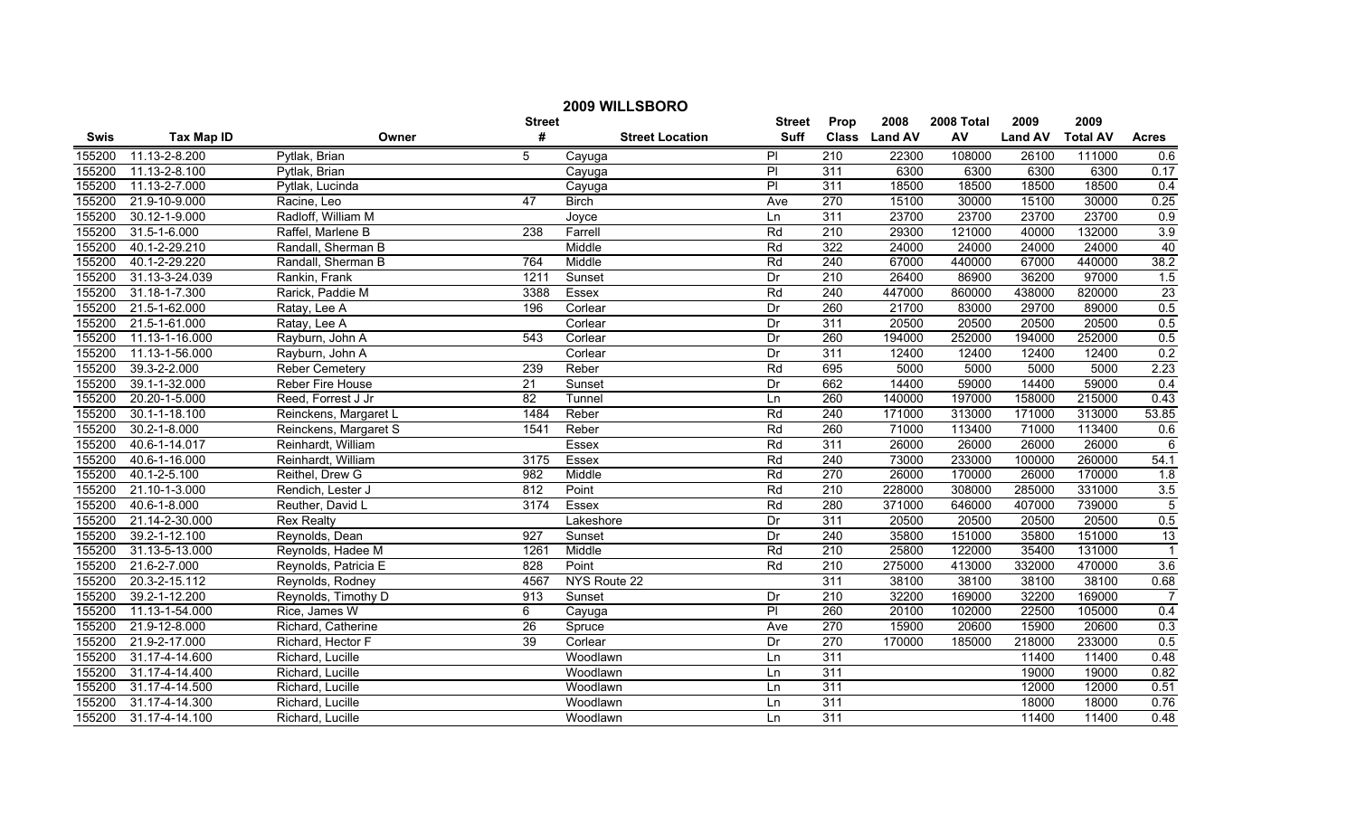# 2009 WILLSBORO

| Swis | Tax Map ID | Owner | Street # | Street Location | Street Suff | Prop Class | 2008 Land AV | 2008 Total AV | 2009 Land AV | 2009 Total AV | Acres |
|---|---|---|---|---|---|---|---|---|---|---|---|
| 155200 | 11.13-2-8.200 | Pytlak, Brian | 5 | Cayuga | Pl | 210 | 22300 | 108000 | 26100 | 111000 | 0.6 |
| 155200 | 11.13-2-8.100 | Pytlak, Brian | | Cayuga | Pl | 311 | 6300 | 6300 | 6300 | 6300 | 0.17 |
| 155200 | 11.13-2-7.000 | Pytlak, Lucinda | | Cayuga | Pl | 311 | 18500 | 18500 | 18500 | 18500 | 0.4 |
| 155200 | 21.9-10-9.000 | Racine, Leo | 47 | Birch | Ave | 270 | 15100 | 30000 | 15100 | 30000 | 0.25 |
| 155200 | 30.12-1-9.000 | Radloff, William M | | Joyce | Ln | 311 | 23700 | 23700 | 23700 | 23700 | 0.9 |
| 155200 | 31.5-1-6.000 | Raffel, Marlene B | 238 | Farrell | Rd | 210 | 29300 | 121000 | 40000 | 132000 | 3.9 |
| 155200 | 40.1-2-29.210 | Randall, Sherman B | | Middle | Rd | 322 | 24000 | 24000 | 24000 | 24000 | 40 |
| 155200 | 40.1-2-29.220 | Randall, Sherman B | 764 | Middle | Rd | 240 | 67000 | 440000 | 67000 | 440000 | 38.2 |
| 155200 | 31.13-3-24.039 | Rankin, Frank | 1211 | Sunset | Dr | 210 | 26400 | 86900 | 36200 | 97000 | 1.5 |
| 155200 | 31.18-1-7.300 | Rarick, Paddie M | 3388 | Essex | Rd | 240 | 447000 | 860000 | 438000 | 820000 | 23 |
| 155200 | 21.5-1-62.000 | Ratay, Lee A | 196 | Corlear | Dr | 260 | 21700 | 83000 | 29700 | 89000 | 0.5 |
| 155200 | 21.5-1-61.000 | Ratay, Lee A | | Corlear | Dr | 311 | 20500 | 20500 | 20500 | 20500 | 0.5 |
| 155200 | 11.13-1-16.000 | Rayburn, John A | 543 | Corlear | Dr | 260 | 194000 | 252000 | 194000 | 252000 | 0.5 |
| 155200 | 11.13-1-56.000 | Rayburn, John A | | Corlear | Dr | 311 | 12400 | 12400 | 12400 | 12400 | 0.2 |
| 155200 | 39.3-2-2.000 | Reber Cemetery | 239 | Reber | Rd | 695 | 5000 | 5000 | 5000 | 5000 | 2.23 |
| 155200 | 39.1-1-32.000 | Reber Fire House | 21 | Sunset | Dr | 662 | 14400 | 59000 | 14400 | 59000 | 0.4 |
| 155200 | 20.20-1-5.000 | Reed, Forrest J Jr | 82 | Tunnel | Ln | 260 | 140000 | 197000 | 158000 | 215000 | 0.43 |
| 155200 | 30.1-1-18.100 | Reinckens, Margaret L | 1484 | Reber | Rd | 240 | 171000 | 313000 | 171000 | 313000 | 53.85 |
| 155200 | 30.2-1-8.000 | Reinckens, Margaret S | 1541 | Reber | Rd | 260 | 71000 | 113400 | 71000 | 113400 | 0.6 |
| 155200 | 40.6-1-14.017 | Reinhardt, William | | Essex | Rd | 311 | 26000 | 26000 | 26000 | 26000 | 6 |
| 155200 | 40.6-1-16.000 | Reinhardt, William | 3175 | Essex | Rd | 240 | 73000 | 233000 | 100000 | 260000 | 54.1 |
| 155200 | 40.1-2-5.100 | Reithel, Drew G | 982 | Middle | Rd | 270 | 26000 | 170000 | 26000 | 170000 | 1.8 |
| 155200 | 21.10-1-3.000 | Rendich, Lester J | 812 | Point | Rd | 210 | 228000 | 308000 | 285000 | 331000 | 3.5 |
| 155200 | 40.6-1-8.000 | Reuther, David L | 3174 | Essex | Rd | 280 | 371000 | 646000 | 407000 | 739000 | 5 |
| 155200 | 21.14-2-30.000 | Rex Realty | | Lakeshore | Dr | 311 | 20500 | 20500 | 20500 | 20500 | 0.5 |
| 155200 | 39.2-1-12.100 | Reynolds, Dean | 927 | Sunset | Dr | 240 | 35800 | 151000 | 35800 | 151000 | 13 |
| 155200 | 31.13-5-13.000 | Reynolds, Hadee M | 1261 | Middle | Rd | 210 | 25800 | 122000 | 35400 | 131000 | 1 |
| 155200 | 21.6-2-7.000 | Reynolds, Patricia E | 828 | Point | Rd | 210 | 275000 | 413000 | 332000 | 470000 | 3.6 |
| 155200 | 20.3-2-15.112 | Reynolds, Rodney | 4567 | NYS Route 22 | | 311 | 38100 | 38100 | 38100 | 38100 | 0.68 |
| 155200 | 39.2-1-12.200 | Reynolds, Timothy D | 913 | Sunset | Dr | 210 | 32200 | 169000 | 32200 | 169000 | 7 |
| 155200 | 11.13-1-54.000 | Rice, James W | 6 | Cayuga | Pl | 260 | 20100 | 102000 | 22500 | 105000 | 0.4 |
| 155200 | 21.9-12-8.000 | Richard, Catherine | 26 | Spruce | Ave | 270 | 15900 | 20600 | 15900 | 20600 | 0.3 |
| 155200 | 21.9-2-17.000 | Richard, Hector F | 39 | Corlear | Dr | 270 | 170000 | 185000 | 218000 | 233000 | 0.5 |
| 155200 | 31.17-4-14.600 | Richard, Lucille | | Woodlawn | Ln | 311 | | | 11400 | 11400 | 0.48 |
| 155200 | 31.17-4-14.400 | Richard, Lucille | | Woodlawn | Ln | 311 | | | 19000 | 19000 | 0.82 |
| 155200 | 31.17-4-14.500 | Richard, Lucille | | Woodlawn | Ln | 311 | | | 12000 | 12000 | 0.51 |
| 155200 | 31.17-4-14.300 | Richard, Lucille | | Woodlawn | Ln | 311 | | | 18000 | 18000 | 0.76 |
| 155200 | 31.17-4-14.100 | Richard, Lucille | | Woodlawn | Ln | 311 | | | 11400 | 11400 | 0.48 |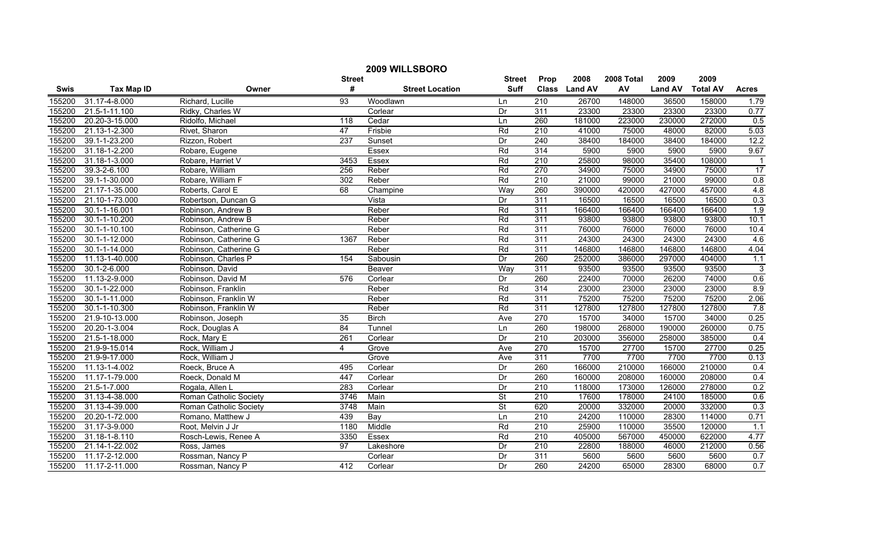# 2009 WILLSBORO

| Swis | Tax Map ID | Owner | Street # | Street Location | Street Suff | Prop Class | 2008 Land AV | 2008 Total AV | 2009 Land AV | 2009 Total AV | Acres |
|---|---|---|---|---|---|---|---|---|---|---|---|
| 155200 | 31.17-4-8.000 | Richard, Lucille | 93 | Woodlawn | Ln | 210 | 26700 | 148000 | 36500 | 158000 | 1.79 |
| 155200 | 21.5-1-11.100 | Ridky, Charles W | | Corlear | Dr | 311 | 23300 | 23300 | 23300 | 23300 | 0.77 |
| 155200 | 20.20-3-15.000 | Ridolfo, Michael | 118 | Cedar | Ln | 260 | 181000 | 223000 | 230000 | 272000 | 0.5 |
| 155200 | 21.13-1-2.300 | Rivet, Sharon | 47 | Frisbie | Rd | 210 | 41000 | 75000 | 48000 | 82000 | 5.03 |
| 155200 | 39.1-1-23.200 | Rizzon, Robert | 237 | Sunset | Dr | 240 | 38400 | 184000 | 38400 | 184000 | 12.2 |
| 155200 | 31.18-1-2.200 | Robare, Eugene | | Essex | Rd | 314 | 5900 | 5900 | 5900 | 5900 | 9.67 |
| 155200 | 31.18-1-3.000 | Robare, Harriet V | 3453 | Essex | Rd | 210 | 25800 | 98000 | 35400 | 108000 | 1 |
| 155200 | 39.3-2-6.100 | Robare, William | 256 | Reber | Rd | 270 | 34900 | 75000 | 34900 | 75000 | 17 |
| 155200 | 39.1-1-30.000 | Robare, William F | 302 | Reber | Rd | 210 | 21000 | 99000 | 21000 | 99000 | 0.8 |
| 155200 | 21.17-1-35.000 | Roberts, Carol E | 68 | Champine | Way | 260 | 390000 | 420000 | 427000 | 457000 | 4.8 |
| 155200 | 21.10-1-73.000 | Robertson, Duncan G | | Vista | Dr | 311 | 16500 | 16500 | 16500 | 16500 | 0.3 |
| 155200 | 30.1-1-16.001 | Robinson, Andrew B | | Reber | Rd | 311 | 166400 | 166400 | 166400 | 166400 | 1.9 |
| 155200 | 30.1-1-10.200 | Robinson, Andrew B | | Reber | Rd | 311 | 93800 | 93800 | 93800 | 93800 | 10.1 |
| 155200 | 30.1-1-10.100 | Robinson, Catherine G | | Reber | Rd | 311 | 76000 | 76000 | 76000 | 76000 | 10.4 |
| 155200 | 30.1-1-12.000 | Robinson, Catherine G | 1367 | Reber | Rd | 311 | 24300 | 24300 | 24300 | 24300 | 4.6 |
| 155200 | 30.1-1-14.000 | Robinson, Catherine G | | Reber | Rd | 311 | 146800 | 146800 | 146800 | 146800 | 4.04 |
| 155200 | 11.13-1-40.000 | Robinson, Charles P | 154 | Sabousin | Dr | 260 | 252000 | 386000 | 297000 | 404000 | 1.1 |
| 155200 | 30.1-2-6.000 | Robinson, David | | Beaver | Way | 311 | 93500 | 93500 | 93500 | 93500 | 3 |
| 155200 | 11.13-2-9.000 | Robinson, David M | 576 | Corlear | Dr | 260 | 22400 | 70000 | 26200 | 74000 | 0.6 |
| 155200 | 30.1-1-22.000 | Robinson, Franklin | | Reber | Rd | 314 | 23000 | 23000 | 23000 | 23000 | 8.9 |
| 155200 | 30.1-1-11.000 | Robinson, Franklin W | | Reber | Rd | 311 | 75200 | 75200 | 75200 | 75200 | 2.06 |
| 155200 | 30.1-1-10.300 | Robinson, Franklin W | | Reber | Rd | 311 | 127800 | 127800 | 127800 | 127800 | 7.8 |
| 155200 | 21.9-10-13.000 | Robinson, Joseph | 35 | Birch | Ave | 270 | 15700 | 34000 | 15700 | 34000 | 0.25 |
| 155200 | 20.20-1-3.004 | Rock, Douglas A | 84 | Tunnel | Ln | 260 | 198000 | 268000 | 190000 | 260000 | 0.75 |
| 155200 | 21.5-1-18.000 | Rock, Mary E | 261 | Corlear | Dr | 210 | 203000 | 356000 | 258000 | 385000 | 0.4 |
| 155200 | 21.9-9-15.014 | Rock, William J | 4 | Grove | Ave | 270 | 15700 | 27700 | 15700 | 27700 | 0.25 |
| 155200 | 21.9-9-17.000 | Rock, William J | | Grove | Ave | 311 | 7700 | 7700 | 7700 | 7700 | 0.13 |
| 155200 | 11.13-1-4.002 | Roeck, Bruce A | 495 | Corlear | Dr | 260 | 166000 | 210000 | 166000 | 210000 | 0.4 |
| 155200 | 11.17-1-79.000 | Roeck, Donald M | 447 | Corlear | Dr | 260 | 160000 | 208000 | 160000 | 208000 | 0.4 |
| 155200 | 21.5-1-7.000 | Rogala, Allen L | 283 | Corlear | Dr | 210 | 118000 | 173000 | 126000 | 278000 | 0.2 |
| 155200 | 31.13-4-38.000 | Roman Catholic Society | 3746 | Main | St | 210 | 17600 | 178000 | 24100 | 185000 | 0.6 |
| 155200 | 31.13-4-39.000 | Roman Catholic Society | 3748 | Main | St | 620 | 20000 | 332000 | 20000 | 332000 | 0.3 |
| 155200 | 20.20-1-72.000 | Romano, Matthew J | 439 | Bay | Ln | 210 | 24200 | 110000 | 28300 | 114000 | 0.71 |
| 155200 | 31.17-3-9.000 | Root, Melvin J Jr | 1180 | Middle | Rd | 210 | 25900 | 110000 | 35500 | 120000 | 1.1 |
| 155200 | 31.18-1-8.110 | Rosch-Lewis, Renee A | 3350 | Essex | Rd | 210 | 405000 | 567000 | 450000 | 622000 | 4.77 |
| 155200 | 21.14-1-22.002 | Ross, James | 97 | Lakeshore | Dr | 210 | 22800 | 188000 | 46000 | 212000 | 0.56 |
| 155200 | 11.17-2-12.000 | Rossman, Nancy P | | Corlear | Dr | 311 | 5600 | 5600 | 5600 | 5600 | 0.7 |
| 155200 | 11.17-2-11.000 | Rossman, Nancy P | 412 | Corlear | Dr | 260 | 24200 | 65000 | 28300 | 68000 | 0.7 |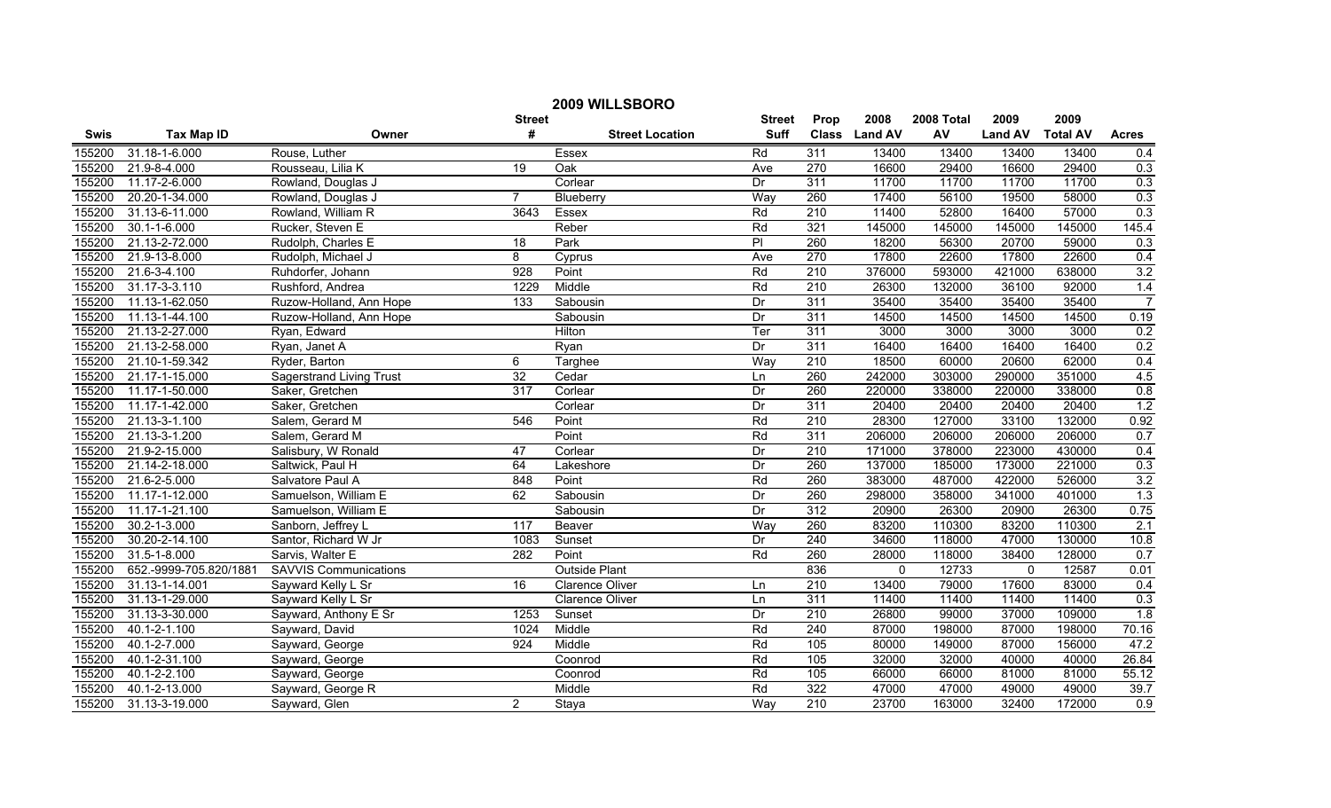# 2009 WILLSBORO

| Swis | Tax Map ID | Owner | Street # | Street Location | Street Suff | Prop Class | 2008 Land AV | 2008 Total AV | 2009 Land AV | 2009 Total AV | Acres |
|---|---|---|---|---|---|---|---|---|---|---|---|
| 155200 | 31.18-1-6.000 | Rouse, Luther | | Essex | Rd | 311 | 13400 | 13400 | 13400 | 13400 | 0.4 |
| 155200 | 21.9-8-4.000 | Rousseau, Lilia K | 19 | Oak | Ave | 270 | 16600 | 29400 | 16600 | 29400 | 0.3 |
| 155200 | 11.17-2-6.000 | Rowland, Douglas J | | Corlear | Dr | 311 | 11700 | 11700 | 11700 | 11700 | 0.3 |
| 155200 | 20.20-1-34.000 | Rowland, Douglas J | 7 | Blueberry | Way | 260 | 17400 | 56100 | 19500 | 58000 | 0.3 |
| 155200 | 31.13-6-11.000 | Rowland, William R | 3643 | Essex | Rd | 210 | 11400 | 52800 | 16400 | 57000 | 0.3 |
| 155200 | 30.1-1-6.000 | Rucker, Steven E | | Reber | Rd | 321 | 145000 | 145000 | 145000 | 145000 | 145.4 |
| 155200 | 21.13-2-72.000 | Rudolph, Charles E | 18 | Park | Pl | 260 | 18200 | 56300 | 20700 | 59000 | 0.3 |
| 155200 | 21.9-13-8.000 | Rudolph, Michael J | 8 | Cyprus | Ave | 270 | 17800 | 22600 | 17800 | 22600 | 0.4 |
| 155200 | 21.6-3-4.100 | Ruhdorfer, Johann | 928 | Point | Rd | 210 | 376000 | 593000 | 421000 | 638000 | 3.2 |
| 155200 | 31.17-3-3.110 | Rushford, Andrea | 1229 | Middle | Rd | 210 | 26300 | 132000 | 36100 | 92000 | 1.4 |
| 155200 | 11.13-1-62.050 | Ruzow-Holland, Ann Hope | 133 | Sabousin | Dr | 311 | 35400 | 35400 | 35400 | 35400 | 7 |
| 155200 | 11.13-1-44.100 | Ruzow-Holland, Ann Hope | | Sabousin | Dr | 311 | 14500 | 14500 | 14500 | 14500 | 0.19 |
| 155200 | 21.13-2-27.000 | Ryan, Edward | | Hilton | Ter | 311 | 3000 | 3000 | 3000 | 3000 | 0.2 |
| 155200 | 21.13-2-58.000 | Ryan, Janet A | | Ryan | Dr | 311 | 16400 | 16400 | 16400 | 16400 | 0.2 |
| 155200 | 21.10-1-59.342 | Ryder, Barton | 6 | Targhee | Way | 210 | 18500 | 60000 | 20600 | 62000 | 0.4 |
| 155200 | 21.17-1-15.000 | Sagerstrand Living Trust | 32 | Cedar | Ln | 260 | 242000 | 303000 | 290000 | 351000 | 4.5 |
| 155200 | 11.17-1-50.000 | Saker, Gretchen | 317 | Corlear | Dr | 260 | 220000 | 338000 | 220000 | 338000 | 0.8 |
| 155200 | 11.17-1-42.000 | Saker, Gretchen | | Corlear | Dr | 311 | 20400 | 20400 | 20400 | 20400 | 1.2 |
| 155200 | 21.13-3-1.100 | Salem, Gerard M | 546 | Point | Rd | 210 | 28300 | 127000 | 33100 | 132000 | 0.92 |
| 155200 | 21.13-3-1.200 | Salem, Gerard M | | Point | Rd | 311 | 206000 | 206000 | 206000 | 206000 | 0.7 |
| 155200 | 21.9-2-15.000 | Salisbury, W Ronald | 47 | Corlear | Dr | 210 | 171000 | 378000 | 223000 | 430000 | 0.4 |
| 155200 | 21.14-2-18.000 | Saltwick, Paul H | 64 | Lakeshore | Dr | 260 | 137000 | 185000 | 173000 | 221000 | 0.3 |
| 155200 | 21.6-2-5.000 | Salvatore Paul A | 848 | Point | Rd | 260 | 383000 | 487000 | 422000 | 526000 | 3.2 |
| 155200 | 11.17-1-12.000 | Samuelson, William E | 62 | Sabousin | Dr | 260 | 298000 | 358000 | 341000 | 401000 | 1.3 |
| 155200 | 11.17-1-21.100 | Samuelson, William E | | Sabousin | Dr | 312 | 20900 | 26300 | 20900 | 26300 | 0.75 |
| 155200 | 30.2-1-3.000 | Sanborn, Jeffrey L | 117 | Beaver | Way | 260 | 83200 | 110300 | 83200 | 110300 | 2.1 |
| 155200 | 30.20-2-14.100 | Santor, Richard W Jr | 1083 | Sunset | Dr | 240 | 34600 | 118000 | 47000 | 130000 | 10.8 |
| 155200 | 31.5-1-8.000 | Sarvis, Walter E | 282 | Point | Rd | 260 | 28000 | 118000 | 38400 | 128000 | 0.7 |
| 155200 | 652.-9999-705.820/1881 | SAVVIS Communications | | Outside Plant | | 836 | 0 | 12733 | 0 | 12587 | 0.01 |
| 155200 | 31.13-1-14.001 | Sayward Kelly L Sr | 16 | Clarence Oliver | Ln | 210 | 13400 | 79000 | 17600 | 83000 | 0.4 |
| 155200 | 31.13-1-29.000 | Sayward Kelly L Sr | | Clarence Oliver | Ln | 311 | 11400 | 11400 | 11400 | 11400 | 0.3 |
| 155200 | 31.13-3-30.000 | Sayward, Anthony E Sr | 1253 | Sunset | Dr | 210 | 26800 | 99000 | 37000 | 109000 | 1.8 |
| 155200 | 40.1-2-1.100 | Sayward, David | 1024 | Middle | Rd | 240 | 87000 | 198000 | 87000 | 198000 | 70.16 |
| 155200 | 40.1-2-7.000 | Sayward, George | 924 | Middle | Rd | 105 | 80000 | 149000 | 87000 | 156000 | 47.2 |
| 155200 | 40.1-2-31.100 | Sayward, George | | Coonrod | Rd | 105 | 32000 | 32000 | 40000 | 40000 | 26.84 |
| 155200 | 40.1-2-2.100 | Sayward, George | | Coonrod | Rd | 105 | 66000 | 66000 | 81000 | 81000 | 55.12 |
| 155200 | 40.1-2-13.000 | Sayward, George R | | Middle | Rd | 322 | 47000 | 47000 | 49000 | 49000 | 39.7 |
| 155200 | 31.13-3-19.000 | Sayward, Glen | 2 | Staya | Way | 210 | 23700 | 163000 | 32400 | 172000 | 0.9 |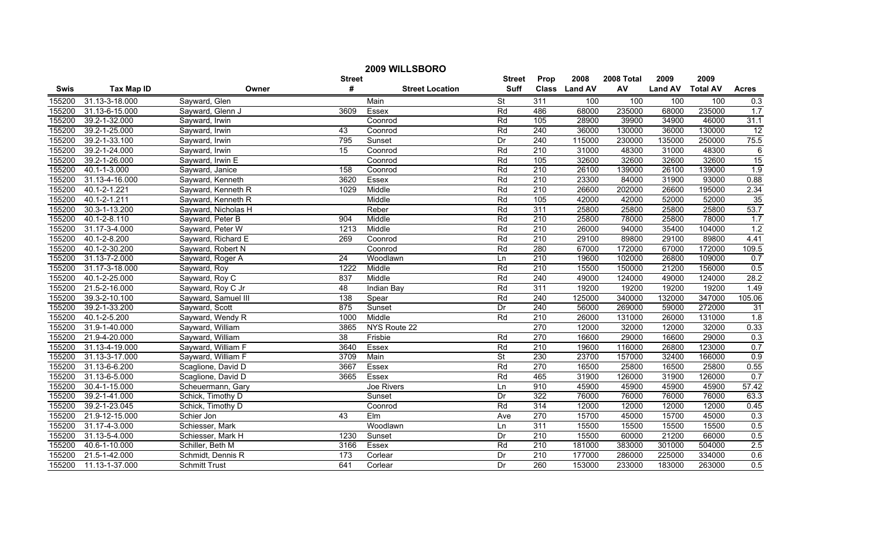# 2009 WILLSBORO

| Swis | Tax Map ID | Owner | Street # | Street Location | Street Suff | Prop Class | 2008 Land AV | 2008 Total AV | 2009 Land AV | 2009 Total AV | Acres |
|---|---|---|---|---|---|---|---|---|---|---|---|
| 155200 | 31.13-3-18.000 | Sayward, Glen | | Main | St | 311 | 100 | 100 | 100 | 100 | 0.3 |
| 155200 | 31.13-6-15.000 | Sayward, Glenn J | 3609 | Essex | Rd | 486 | 68000 | 235000 | 68000 | 235000 | 1.7 |
| 155200 | 39.2-1-32.000 | Sayward, Irwin | | Coonrod | Rd | 105 | 28900 | 39900 | 34900 | 46000 | 31.1 |
| 155200 | 39.2-1-25.000 | Sayward, Irwin | 43 | Coonrod | Rd | 240 | 36000 | 130000 | 36000 | 130000 | 12 |
| 155200 | 39.2-1-33.100 | Sayward, Irwin | 795 | Sunset | Dr | 240 | 115000 | 230000 | 135000 | 250000 | 75.5 |
| 155200 | 39.2-1-24.000 | Sayward, Irwin | 15 | Coonrod | Rd | 210 | 31000 | 48300 | 31000 | 48300 | 6 |
| 155200 | 39.2-1-26.000 | Sayward, Irwin E | | Coonrod | Rd | 105 | 32600 | 32600 | 32600 | 32600 | 15 |
| 155200 | 40.1-1-3.000 | Sayward, Janice | 158 | Coonrod | Rd | 210 | 26100 | 139000 | 26100 | 139000 | 1.9 |
| 155200 | 31.13-4-16.000 | Sayward, Kenneth | 3620 | Essex | Rd | 210 | 23300 | 84000 | 31900 | 93000 | 0.88 |
| 155200 | 40.1-2-1.221 | Sayward, Kenneth R | 1029 | Middle | Rd | 210 | 26600 | 202000 | 26600 | 195000 | 2.34 |
| 155200 | 40.1-2-1.211 | Sayward, Kenneth R | | Middle | Rd | 105 | 42000 | 42000 | 52000 | 52000 | 35 |
| 155200 | 30.3-1-13.200 | Sayward, Nicholas H | | Reber | Rd | 311 | 25800 | 25800 | 25800 | 25800 | 53.7 |
| 155200 | 40.1-2-8.110 | Sayward, Peter B | 904 | Middle | Rd | 210 | 25800 | 78000 | 25800 | 78000 | 1.7 |
| 155200 | 31.17-3-4.000 | Sayward, Peter W | 1213 | Middle | Rd | 210 | 26000 | 94000 | 35400 | 104000 | 1.2 |
| 155200 | 40.1-2-8.200 | Sayward, Richard E | 269 | Coonrod | Rd | 210 | 29100 | 89800 | 29100 | 89800 | 4.41 |
| 155200 | 40.1-2-30.200 | Sayward, Robert N | | Coonrod | Rd | 280 | 67000 | 172000 | 67000 | 172000 | 109.5 |
| 155200 | 31.13-7-2.000 | Sayward, Roger A | 24 | Woodlawn | Ln | 210 | 19600 | 102000 | 26800 | 109000 | 0.7 |
| 155200 | 31.17-3-18.000 | Sayward, Roy | 1222 | Middle | Rd | 210 | 15500 | 150000 | 21200 | 156000 | 0.5 |
| 155200 | 40.1-2-25.000 | Sayward, Roy C | 837 | Middle | Rd | 240 | 49000 | 124000 | 49000 | 124000 | 28.2 |
| 155200 | 21.5-2-16.000 | Sayward, Roy C Jr | 48 | Indian Bay | Rd | 311 | 19200 | 19200 | 19200 | 19200 | 1.49 |
| 155200 | 39.3-2-10.100 | Sayward, Samuel III | 138 | Spear | Rd | 240 | 125000 | 340000 | 132000 | 347000 | 105.06 |
| 155200 | 39.2-1-33.200 | Sayward, Scott | 875 | Sunset | Dr | 240 | 56000 | 269000 | 59000 | 272000 | 31 |
| 155200 | 40.1-2-5.200 | Sayward, Wendy R | 1000 | Middle | Rd | 210 | 26000 | 131000 | 26000 | 131000 | 1.8 |
| 155200 | 31.9-1-40.000 | Sayward, William | 3865 | NYS Route 22 | | 270 | 12000 | 32000 | 12000 | 32000 | 0.33 |
| 155200 | 21.9-4-20.000 | Sayward, William | 38 | Frisbie | Rd | 270 | 16600 | 29000 | 16600 | 29000 | 0.3 |
| 155200 | 31.13-4-19.000 | Sayward, William F | 3640 | Essex | Rd | 210 | 19600 | 116000 | 26800 | 123000 | 0.7 |
| 155200 | 31.13-3-17.000 | Sayward, William F | 3709 | Main | St | 230 | 23700 | 157000 | 32400 | 166000 | 0.9 |
| 155200 | 31.13-6-6.200 | Scaglione, David D | 3667 | Essex | Rd | 270 | 16500 | 25800 | 16500 | 25800 | 0.55 |
| 155200 | 31.13-6-5.000 | Scaglione, David D | 3665 | Essex | Rd | 465 | 31900 | 126000 | 31900 | 126000 | 0.7 |
| 155200 | 30.4-1-15.000 | Scheuermann, Gary | | Joe Rivers | Ln | 910 | 45900 | 45900 | 45900 | 45900 | 57.42 |
| 155200 | 39.2-1-41.000 | Schick, Timothy D | | Sunset | Dr | 322 | 76000 | 76000 | 76000 | 76000 | 63.3 |
| 155200 | 39.2-1-23.045 | Schick, Timothy D | | Coonrod | Rd | 314 | 12000 | 12000 | 12000 | 12000 | 0.45 |
| 155200 | 21.9-12-15.000 | Schier Jon | 43 | Elm | Ave | 270 | 15700 | 45000 | 15700 | 45000 | 0.3 |
| 155200 | 31.17-4-3.000 | Schiesser, Mark | | Woodlawn | Ln | 311 | 15500 | 15500 | 15500 | 15500 | 0.5 |
| 155200 | 31.13-5-4.000 | Schiesser, Mark H | 1230 | Sunset | Dr | 210 | 15500 | 60000 | 21200 | 66000 | 0.5 |
| 155200 | 40.6-1-10.000 | Schiller, Beth M | 3166 | Essex | Rd | 210 | 181000 | 383000 | 301000 | 504000 | 2.5 |
| 155200 | 21.5-1-42.000 | Schmidt, Dennis R | 173 | Corlear | Dr | 210 | 177000 | 286000 | 225000 | 334000 | 0.6 |
| 155200 | 11.13-1-37.000 | Schmitt Trust | 641 | Corlear | Dr | 260 | 153000 | 233000 | 183000 | 263000 | 0.5 |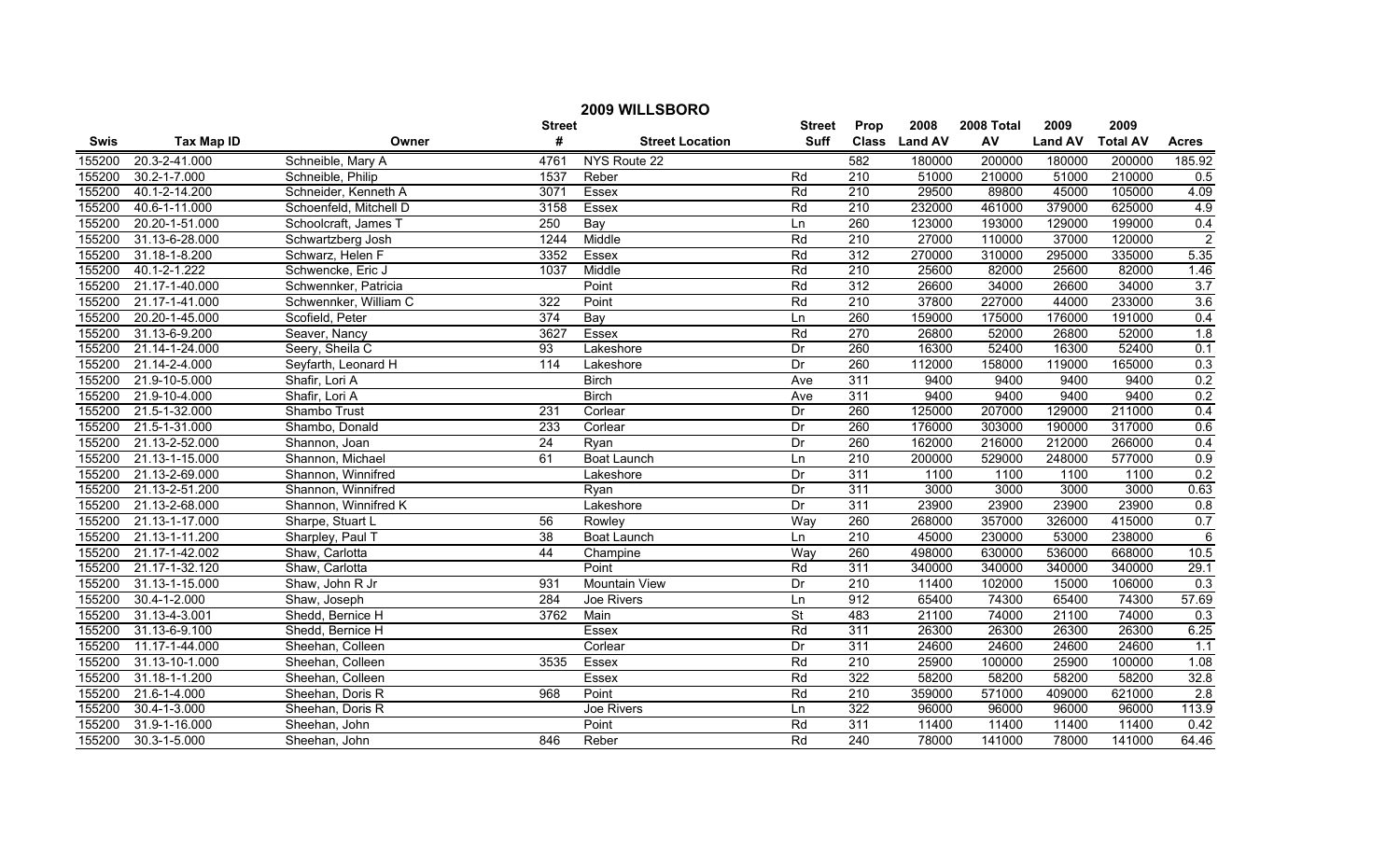## 2009 WILLSBORO

| Swis | Tax Map ID | Owner | Street # | Street Location | Street Suff | Prop Class | 2008 Land AV | 2008 Total AV | 2009 Land AV | 2009 Total AV | Acres |
|---|---|---|---|---|---|---|---|---|---|---|---|
| 155200 | 20.3-2-41.000 | Schneible, Mary A | 4761 | NYS Route 22 | | 582 | 180000 | 200000 | 180000 | 200000 | 185.92 |
| 155200 | 30.2-1-7.000 | Schneible, Philip | 1537 | Reber | Rd | 210 | 51000 | 210000 | 51000 | 210000 | 0.5 |
| 155200 | 40.1-2-14.200 | Schneider, Kenneth A | 3071 | Essex | Rd | 210 | 29500 | 89800 | 45000 | 105000 | 4.09 |
| 155200 | 40.6-1-11.000 | Schoenfeld, Mitchell D | 3158 | Essex | Rd | 210 | 232000 | 461000 | 379000 | 625000 | 4.9 |
| 155200 | 20.20-1-51.000 | Schoolcraft, James T | 250 | Bay | Ln | 260 | 123000 | 193000 | 129000 | 199000 | 0.4 |
| 155200 | 31.13-6-28.000 | Schwartzberg Josh | 1244 | Middle | Rd | 210 | 27000 | 110000 | 37000 | 120000 | 2 |
| 155200 | 31.18-1-8.200 | Schwarz, Helen F | 3352 | Essex | Rd | 312 | 270000 | 310000 | 295000 | 335000 | 5.35 |
| 155200 | 40.1-2-1.222 | Schwencke, Eric J | 1037 | Middle | Rd | 210 | 25600 | 82000 | 25600 | 82000 | 1.46 |
| 155200 | 21.17-1-40.000 | Schwennker, Patricia | | Point | Rd | 312 | 26600 | 34000 | 26600 | 34000 | 3.7 |
| 155200 | 21.17-1-41.000 | Schwennker, William C | 322 | Point | Rd | 210 | 37800 | 227000 | 44000 | 233000 | 3.6 |
| 155200 | 20.20-1-45.000 | Scofield, Peter | 374 | Bay | Ln | 260 | 159000 | 175000 | 176000 | 191000 | 0.4 |
| 155200 | 31.13-6-9.200 | Seaver, Nancy | 3627 | Essex | Rd | 270 | 26800 | 52000 | 26800 | 52000 | 1.8 |
| 155200 | 21.14-1-24.000 | Seery, Sheila C | 93 | Lakeshore | Dr | 260 | 16300 | 52400 | 16300 | 52400 | 0.1 |
| 155200 | 21.14-2-4.000 | Seyfarth, Leonard H | 114 | Lakeshore | Dr | 260 | 112000 | 158000 | 119000 | 165000 | 0.3 |
| 155200 | 21.9-10-5.000 | Shafir, Lori A | | Birch | Ave | 311 | 9400 | 9400 | 9400 | 9400 | 0.2 |
| 155200 | 21.9-10-4.000 | Shafir, Lori A | | Birch | Ave | 311 | 9400 | 9400 | 9400 | 9400 | 0.2 |
| 155200 | 21.5-1-32.000 | Shambo Trust | 231 | Corlear | Dr | 260 | 125000 | 207000 | 129000 | 211000 | 0.4 |
| 155200 | 21.5-1-31.000 | Shambo, Donald | 233 | Corlear | Dr | 260 | 176000 | 303000 | 190000 | 317000 | 0.6 |
| 155200 | 21.13-2-52.000 | Shannon, Joan | 24 | Ryan | Dr | 260 | 162000 | 216000 | 212000 | 266000 | 0.4 |
| 155200 | 21.13-1-15.000 | Shannon, Michael | 61 | Boat Launch | Ln | 210 | 200000 | 529000 | 248000 | 577000 | 0.9 |
| 155200 | 21.13-2-69.000 | Shannon, Winnifred | | Lakeshore | Dr | 311 | 1100 | 1100 | 1100 | 1100 | 0.2 |
| 155200 | 21.13-2-51.200 | Shannon, Winnifred | | Ryan | Dr | 311 | 3000 | 3000 | 3000 | 3000 | 0.63 |
| 155200 | 21.13-2-68.000 | Shannon, Winnifred K | | Lakeshore | Dr | 311 | 23900 | 23900 | 23900 | 23900 | 0.8 |
| 155200 | 21.13-1-17.000 | Sharpe, Stuart L | 56 | Rowley | Way | 260 | 268000 | 357000 | 326000 | 415000 | 0.7 |
| 155200 | 21.13-1-11.200 | Sharpley, Paul T | 38 | Boat Launch | Ln | 210 | 45000 | 230000 | 53000 | 238000 | 6 |
| 155200 | 21.17-1-42.002 | Shaw, Carlotta | 44 | Champine | Way | 260 | 498000 | 630000 | 536000 | 668000 | 10.5 |
| 155200 | 21.17-1-32.120 | Shaw, Carlotta | | Point | Rd | 311 | 340000 | 340000 | 340000 | 340000 | 29.1 |
| 155200 | 31.13-1-15.000 | Shaw, John R Jr | 931 | Mountain View | Dr | 210 | 11400 | 102000 | 15000 | 106000 | 0.3 |
| 155200 | 30.4-1-2.000 | Shaw, Joseph | 284 | Joe Rivers | Ln | 912 | 65400 | 74300 | 65400 | 74300 | 57.69 |
| 155200 | 31.13-4-3.001 | Shedd, Bernice H | 3762 | Main | St | 483 | 21100 | 74000 | 21100 | 74000 | 0.3 |
| 155200 | 31.13-6-9.100 | Shedd, Bernice H | | Essex | Rd | 311 | 26300 | 26300 | 26300 | 26300 | 6.25 |
| 155200 | 11.17-1-44.000 | Sheehan, Colleen | | Corlear | Dr | 311 | 24600 | 24600 | 24600 | 24600 | 1.1 |
| 155200 | 31.13-10-1.000 | Sheehan, Colleen | 3535 | Essex | Rd | 210 | 25900 | 100000 | 25900 | 100000 | 1.08 |
| 155200 | 31.18-1-1.200 | Sheehan, Colleen | | Essex | Rd | 322 | 58200 | 58200 | 58200 | 58200 | 32.8 |
| 155200 | 21.6-1-4.000 | Sheehan, Doris R | 968 | Point | Rd | 210 | 359000 | 571000 | 409000 | 621000 | 2.8 |
| 155200 | 30.4-1-3.000 | Sheehan, Doris R | | Joe Rivers | Ln | 322 | 96000 | 96000 | 96000 | 96000 | 113.9 |
| 155200 | 31.9-1-16.000 | Sheehan, John | | Point | Rd | 311 | 11400 | 11400 | 11400 | 11400 | 0.42 |
| 155200 | 30.3-1-5.000 | Sheehan, John | 846 | Reber | Rd | 240 | 78000 | 141000 | 78000 | 141000 | 64.46 |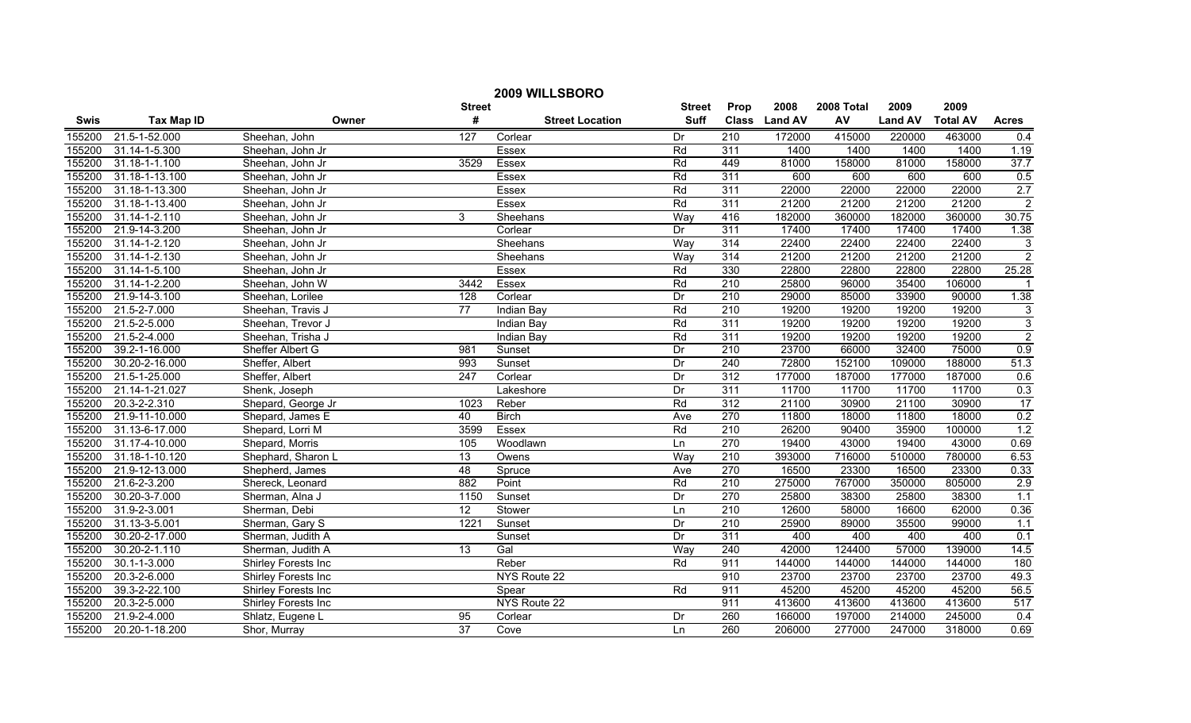# 2009 WILLSBORO

| Swis | Tax Map ID | Owner | Street # | Street Location | Street Suff | Prop Class | 2008 Land AV | 2008 Total AV | 2009 Land AV | 2009 Total AV | Acres |
|---|---|---|---|---|---|---|---|---|---|---|---|
| 155200 | 21.5-1-52.000 | Sheehan, John | 127 | Corlear | Dr | 210 | 172000 | 415000 | 220000 | 463000 | 0.4 |
| 155200 | 31.14-1-5.300 | Sheehan, John Jr | | Essex | Rd | 311 | 1400 | 1400 | 1400 | 1400 | 1.19 |
| 155200 | 31.18-1-1.100 | Sheehan, John Jr | 3529 | Essex | Rd | 449 | 81000 | 158000 | 81000 | 158000 | 37.7 |
| 155200 | 31.18-1-13.100 | Sheehan, John Jr | | Essex | Rd | 311 | 600 | 600 | 600 | 600 | 0.5 |
| 155200 | 31.18-1-13.300 | Sheehan, John Jr | | Essex | Rd | 311 | 22000 | 22000 | 22000 | 22000 | 2.7 |
| 155200 | 31.18-1-13.400 | Sheehan, John Jr | | Essex | Rd | 311 | 21200 | 21200 | 21200 | 21200 | 2 |
| 155200 | 31.14-1-2.110 | Sheehan, John Jr | 3 | Sheehans | Way | 416 | 182000 | 360000 | 182000 | 360000 | 30.75 |
| 155200 | 21.9-14-3.200 | Sheehan, John Jr | | Corlear | Dr | 311 | 17400 | 17400 | 17400 | 17400 | 1.38 |
| 155200 | 31.14-1-2.120 | Sheehan, John Jr | | Sheehans | Way | 314 | 22400 | 22400 | 22400 | 22400 | 3 |
| 155200 | 31.14-1-2.130 | Sheehan, John Jr | | Sheehans | Way | 314 | 21200 | 21200 | 21200 | 21200 | 2 |
| 155200 | 31.14-1-5.100 | Sheehan, John Jr | | Essex | Rd | 330 | 22800 | 22800 | 22800 | 22800 | 25.28 |
| 155200 | 31.14-1-2.200 | Sheehan, John W | 3442 | Essex | Rd | 210 | 25800 | 96000 | 35400 | 106000 | 1 |
| 155200 | 21.9-14-3.100 | Sheehan, Lorilee | 128 | Corlear | Dr | 210 | 29000 | 85000 | 33900 | 90000 | 1.38 |
| 155200 | 21.5-2-7.000 | Sheehan, Travis J | 77 | Indian Bay | Rd | 210 | 19200 | 19200 | 19200 | 19200 | 3 |
| 155200 | 21.5-2-5.000 | Sheehan, Trevor J | | Indian Bay | Rd | 311 | 19200 | 19200 | 19200 | 19200 | 3 |
| 155200 | 21.5-2-4.000 | Sheehan, Trisha J | | Indian Bay | Rd | 311 | 19200 | 19200 | 19200 | 19200 | 2 |
| 155200 | 39.2-1-16.000 | Sheffer Albert G | 981 | Sunset | Dr | 210 | 23700 | 66000 | 32400 | 75000 | 0.9 |
| 155200 | 30.20-2-16.000 | Sheffer, Albert | 993 | Sunset | Dr | 240 | 72800 | 152100 | 109000 | 188000 | 51.3 |
| 155200 | 21.5-1-25.000 | Sheffer, Albert | 247 | Corlear | Dr | 312 | 177000 | 187000 | 177000 | 187000 | 0.6 |
| 155200 | 21.14-1-21.027 | Shenk, Joseph | | Lakeshore | Dr | 311 | 11700 | 11700 | 11700 | 11700 | 0.3 |
| 155200 | 20.3-2-2.310 | Shepard, George Jr | 1023 | Reber | Rd | 312 | 21100 | 30900 | 21100 | 30900 | 17 |
| 155200 | 21.9-11-10.000 | Shepard, James E | 40 | Birch | Ave | 270 | 11800 | 18000 | 11800 | 18000 | 0.2 |
| 155200 | 31.13-6-17.000 | Shepard, Lorri M | 3599 | Essex | Rd | 210 | 26200 | 90400 | 35900 | 100000 | 1.2 |
| 155200 | 31.17-4-10.000 | Shepard, Morris | 105 | Woodlawn | Ln | 270 | 19400 | 43000 | 19400 | 43000 | 0.69 |
| 155200 | 31.18-1-10.120 | Shephard, Sharon L | 13 | Owens | Way | 210 | 393000 | 716000 | 510000 | 780000 | 6.53 |
| 155200 | 21.9-12-13.000 | Shepherd, James | 48 | Spruce | Ave | 270 | 16500 | 23300 | 16500 | 23300 | 0.33 |
| 155200 | 21.6-2-3.200 | Shereck, Leonard | 882 | Point | Rd | 210 | 275000 | 767000 | 350000 | 805000 | 2.9 |
| 155200 | 30.20-3-7.000 | Sherman, Alna J | 1150 | Sunset | Dr | 270 | 25800 | 38300 | 25800 | 38300 | 1.1 |
| 155200 | 31.9-2-3.001 | Sherman, Debi | 12 | Stower | Ln | 210 | 12600 | 58000 | 16600 | 62000 | 0.36 |
| 155200 | 31.13-3-5.001 | Sherman, Gary S | 1221 | Sunset | Dr | 210 | 25900 | 89000 | 35500 | 99000 | 1.1 |
| 155200 | 30.20-2-17.000 | Sherman, Judith A | | Sunset | Dr | 311 | 400 | 400 | 400 | 400 | 0.1 |
| 155200 | 30.20-2-1.110 | Sherman, Judith A | 13 | Gal | Way | 240 | 42000 | 124400 | 57000 | 139000 | 14.5 |
| 155200 | 30.1-1-3.000 | Shirley Forests Inc | | Reber | Rd | 911 | 144000 | 144000 | 144000 | 144000 | 180 |
| 155200 | 20.3-2-6.000 | Shirley Forests Inc | | NYS Route 22 | | 910 | 23700 | 23700 | 23700 | 23700 | 49.3 |
| 155200 | 39.3-2-22.100 | Shirley Forests Inc | | Spear | Rd | 911 | 45200 | 45200 | 45200 | 45200 | 56.5 |
| 155200 | 20.3-2-5.000 | Shirley Forests Inc | | NYS Route 22 | | 911 | 413600 | 413600 | 413600 | 413600 | 517 |
| 155200 | 21.9-2-4.000 | Shlatz, Eugene L | 95 | Corlear | Dr | 260 | 166000 | 197000 | 214000 | 245000 | 0.4 |
| 155200 | 20.20-1-18.200 | Shor, Murray | 37 | Cove | Ln | 260 | 206000 | 277000 | 247000 | 318000 | 0.69 |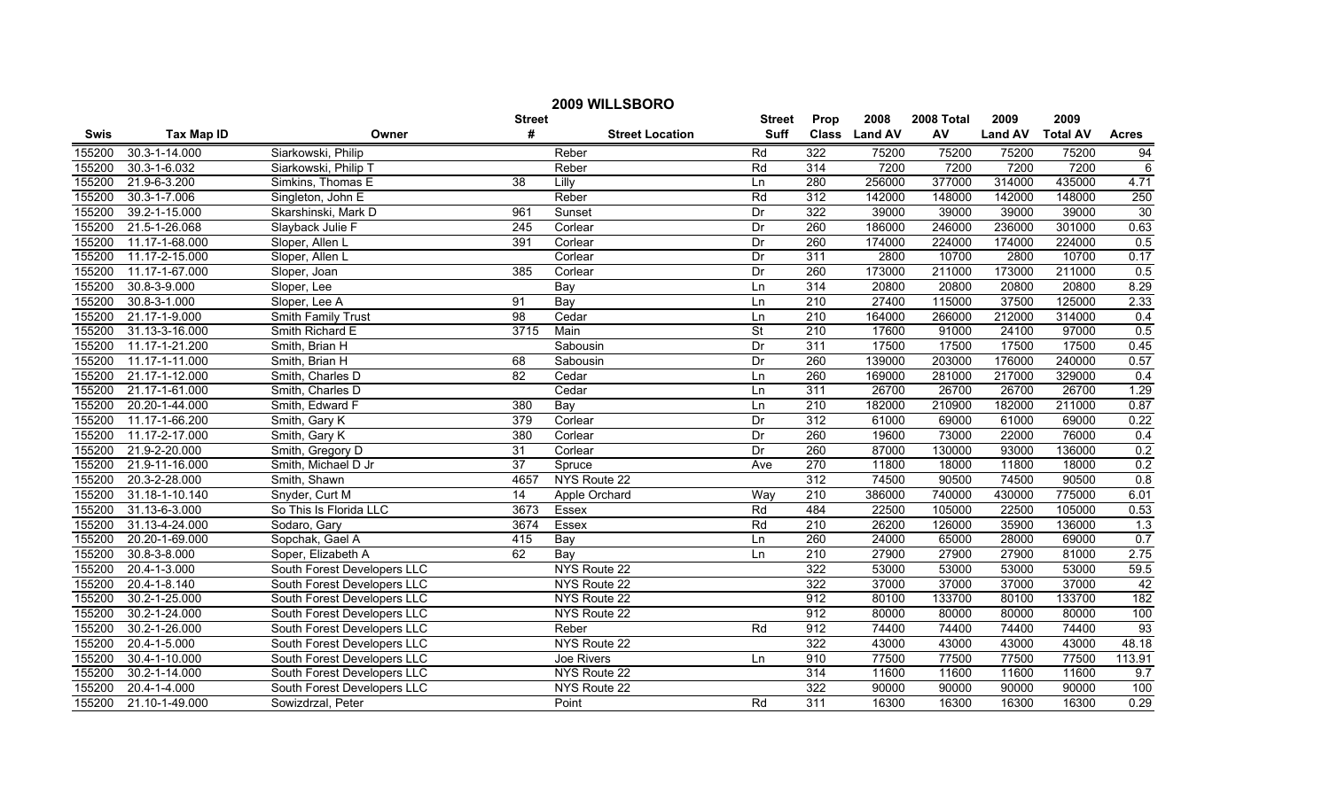# 2009 WILLSBORO

| Swis | Tax Map ID | Owner | Street # | Street Location | Street Suff | Prop Class | 2008 Land AV | 2008 Total AV | 2009 Land AV | 2009 Total AV | Acres |
|---|---|---|---|---|---|---|---|---|---|---|---|
| 155200 | 30.3-1-14.000 | Siarkowski, Philip | | Reber | Rd | 322 | 75200 | 75200 | 75200 | 75200 | 94 |
| 155200 | 30.3-1-6.032 | Siarkowski, Philip T | | Reber | Rd | 314 | 7200 | 7200 | 7200 | 7200 | 6 |
| 155200 | 21.9-6-3.200 | Simkins, Thomas E | 38 | Lilly | Ln | 280 | 256000 | 377000 | 314000 | 435000 | 4.71 |
| 155200 | 30.3-1-7.006 | Singleton, John E | | Reber | Rd | 312 | 142000 | 148000 | 142000 | 148000 | 250 |
| 155200 | 39.2-1-15.000 | Skarshinski, Mark D | 961 | Sunset | Dr | 322 | 39000 | 39000 | 39000 | 39000 | 30 |
| 155200 | 21.5-1-26.068 | Slayback Julie F | 245 | Corlear | Dr | 260 | 186000 | 246000 | 236000 | 301000 | 0.63 |
| 155200 | 11.17-1-68.000 | Sloper, Allen L | 391 | Corlear | Dr | 260 | 174000 | 224000 | 174000 | 224000 | 0.5 |
| 155200 | 11.17-2-15.000 | Sloper, Allen L | | Corlear | Dr | 311 | 2800 | 10700 | 2800 | 10700 | 0.17 |
| 155200 | 11.17-1-67.000 | Sloper, Joan | 385 | Corlear | Dr | 260 | 173000 | 211000 | 173000 | 211000 | 0.5 |
| 155200 | 30.8-3-9.000 | Sloper, Lee | | Bay | Ln | 314 | 20800 | 20800 | 20800 | 20800 | 8.29 |
| 155200 | 30.8-3-1.000 | Sloper, Lee A | 91 | Bay | Ln | 210 | 27400 | 115000 | 37500 | 125000 | 2.33 |
| 155200 | 21.17-1-9.000 | Smith Family Trust | 98 | Cedar | Ln | 210 | 164000 | 266000 | 212000 | 314000 | 0.4 |
| 155200 | 31.13-3-16.000 | Smith Richard E | 3715 | Main | St | 210 | 17600 | 91000 | 24100 | 97000 | 0.5 |
| 155200 | 11.17-1-21.200 | Smith, Brian H | | Sabousin | Dr | 311 | 17500 | 17500 | 17500 | 17500 | 0.45 |
| 155200 | 11.17-1-11.000 | Smith, Brian H | 68 | Sabousin | Dr | 260 | 139000 | 203000 | 176000 | 240000 | 0.57 |
| 155200 | 21.17-1-12.000 | Smith, Charles D | 82 | Cedar | Ln | 260 | 169000 | 281000 | 217000 | 329000 | 0.4 |
| 155200 | 21.17-1-61.000 | Smith, Charles D | | Cedar | Ln | 311 | 26700 | 26700 | 26700 | 26700 | 1.29 |
| 155200 | 20.20-1-44.000 | Smith, Edward F | 380 | Bay | Ln | 210 | 182000 | 210900 | 182000 | 211000 | 0.87 |
| 155200 | 11.17-1-66.200 | Smith, Gary K | 379 | Corlear | Dr | 312 | 61000 | 69000 | 61000 | 69000 | 0.22 |
| 155200 | 11.17-2-17.000 | Smith, Gary K | 380 | Corlear | Dr | 260 | 19600 | 73000 | 22000 | 76000 | 0.4 |
| 155200 | 21.9-2-20.000 | Smith, Gregory D | 31 | Corlear | Dr | 260 | 87000 | 130000 | 93000 | 136000 | 0.2 |
| 155200 | 21.9-11-16.000 | Smith, Michael D Jr | 37 | Spruce | Ave | 270 | 11800 | 18000 | 11800 | 18000 | 0.2 |
| 155200 | 20.3-2-28.000 | Smith, Shawn | 4657 | NYS Route 22 | | 312 | 74500 | 90500 | 74500 | 90500 | 0.8 |
| 155200 | 31.18-1-10.140 | Snyder, Curt M | 14 | Apple Orchard | Way | 210 | 386000 | 740000 | 430000 | 775000 | 6.01 |
| 155200 | 31.13-6-3.000 | So This Is Florida LLC | 3673 | Essex | Rd | 484 | 22500 | 105000 | 22500 | 105000 | 0.53 |
| 155200 | 31.13-4-24.000 | Sodaro, Gary | 3674 | Essex | Rd | 210 | 26200 | 126000 | 35900 | 136000 | 1.3 |
| 155200 | 20.20-1-69.000 | Sopchak, Gael A | 415 | Bay | Ln | 260 | 24000 | 65000 | 28000 | 69000 | 0.7 |
| 155200 | 30.8-3-8.000 | Soper, Elizabeth A | 62 | Bay | Ln | 210 | 27900 | 27900 | 27900 | 81000 | 2.75 |
| 155200 | 20.4-1-3.000 | South Forest Developers LLC | | NYS Route 22 | | 322 | 53000 | 53000 | 53000 | 53000 | 59.5 |
| 155200 | 20.4-1-8.140 | South Forest Developers LLC | | NYS Route 22 | | 322 | 37000 | 37000 | 37000 | 37000 | 42 |
| 155200 | 30.2-1-25.000 | South Forest Developers LLC | | NYS Route 22 | | 912 | 80100 | 133700 | 80100 | 133700 | 182 |
| 155200 | 30.2-1-24.000 | South Forest Developers LLC | | NYS Route 22 | | 912 | 80000 | 80000 | 80000 | 80000 | 100 |
| 155200 | 30.2-1-26.000 | South Forest Developers LLC | | Reber | Rd | 912 | 74400 | 74400 | 74400 | 74400 | 93 |
| 155200 | 20.4-1-5.000 | South Forest Developers LLC | | NYS Route 22 | | 322 | 43000 | 43000 | 43000 | 43000 | 48.18 |
| 155200 | 30.4-1-10.000 | South Forest Developers LLC | | Joe Rivers | Ln | 910 | 77500 | 77500 | 77500 | 77500 | 113.91 |
| 155200 | 30.2-1-14.000 | South Forest Developers LLC | | NYS Route 22 | | 314 | 11600 | 11600 | 11600 | 11600 | 9.7 |
| 155200 | 20.4-1-4.000 | South Forest Developers LLC | | NYS Route 22 | | 322 | 90000 | 90000 | 90000 | 90000 | 100 |
| 155200 | 21.10-1-49.000 | Sowizdrzal, Peter | | Point | Rd | 311 | 16300 | 16300 | 16300 | 16300 | 0.29 |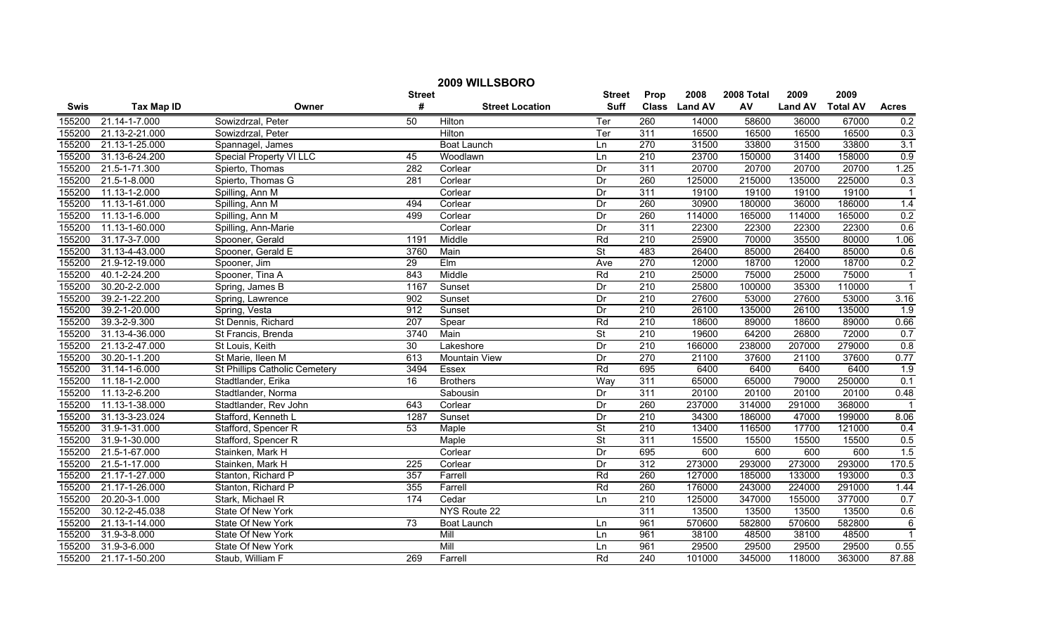# 2009 WILLSBORO

| Swis | Tax Map ID | Owner | Street # | Street Location | Street Suff | Prop Class | 2008 Land AV | 2008 Total AV | 2009 Land AV | 2009 Total AV | Acres |
|---|---|---|---|---|---|---|---|---|---|---|---|
| 155200 | 21.14-1-7.000 | Sowizdrzal, Peter | 50 | Hilton | Ter | 260 | 14000 | 58600 | 36000 | 67000 | 0.2 |
| 155200 | 21.13-2-21.000 | Sowizdrzal, Peter | | Hilton | Ter | 311 | 16500 | 16500 | 16500 | 16500 | 0.3 |
| 155200 | 21.13-1-25.000 | Spannagel, James | | Boat Launch | Ln | 270 | 31500 | 33800 | 31500 | 33800 | 3.1 |
| 155200 | 31.13-6-24.200 | Special Property VI LLC | 45 | Woodlawn | Ln | 210 | 23700 | 150000 | 31400 | 158000 | 0.9 |
| 155200 | 21.5-1-71.300 | Spierto, Thomas | 282 | Corlear | Dr | 311 | 20700 | 20700 | 20700 | 20700 | 1.25 |
| 155200 | 21.5-1-8.000 | Spierto, Thomas G | 281 | Corlear | Dr | 260 | 125000 | 215000 | 135000 | 225000 | 0.3 |
| 155200 | 11.13-1-2.000 | Spilling, Ann M | | Corlear | Dr | 311 | 19100 | 19100 | 19100 | 19100 | 1 |
| 155200 | 11.13-1-61.000 | Spilling, Ann M | 494 | Corlear | Dr | 260 | 30900 | 180000 | 36000 | 186000 | 1.4 |
| 155200 | 11.13-1-6.000 | Spilling, Ann M | 499 | Corlear | Dr | 260 | 114000 | 165000 | 114000 | 165000 | 0.2 |
| 155200 | 11.13-1-60.000 | Spilling, Ann-Marie | | Corlear | Dr | 311 | 22300 | 22300 | 22300 | 22300 | 0.6 |
| 155200 | 31.17-3-7.000 | Spooner, Gerald | 1191 | Middle | Rd | 210 | 25900 | 70000 | 35500 | 80000 | 1.06 |
| 155200 | 31.13-4-43.000 | Spooner, Gerald E | 3760 | Main | St | 483 | 26400 | 85000 | 26400 | 85000 | 0.6 |
| 155200 | 21.9-12-19.000 | Spooner, Jim | 29 | Elm | Ave | 270 | 12000 | 18700 | 12000 | 18700 | 0.2 |
| 155200 | 40.1-2-24.200 | Spooner, Tina A | 843 | Middle | Rd | 210 | 25000 | 75000 | 25000 | 75000 | 1 |
| 155200 | 30.20-2-2.000 | Spring, James B | 1167 | Sunset | Dr | 210 | 25800 | 100000 | 35300 | 110000 | 1 |
| 155200 | 39.2-1-22.200 | Spring, Lawrence | 902 | Sunset | Dr | 210 | 27600 | 53000 | 27600 | 53000 | 3.16 |
| 155200 | 39.2-1-20.000 | Spring, Vesta | 912 | Sunset | Dr | 210 | 26100 | 135000 | 26100 | 135000 | 1.9 |
| 155200 | 39.3-2-9.300 | St Dennis, Richard | 207 | Spear | Rd | 210 | 18600 | 89000 | 18600 | 89000 | 0.66 |
| 155200 | 31.13-4-36.000 | St Francis, Brenda | 3740 | Main | St | 210 | 19600 | 64200 | 26800 | 72000 | 0.7 |
| 155200 | 21.13-2-47.000 | St Louis, Keith | 30 | Lakeshore | Dr | 210 | 166000 | 238000 | 207000 | 279000 | 0.8 |
| 155200 | 30.20-1-1.200 | St Marie, Ileen M | 613 | Mountain View | Dr | 270 | 21100 | 37600 | 21100 | 37600 | 0.77 |
| 155200 | 31.14-1-6.000 | St Phillips Catholic Cemetery | 3494 | Essex | Rd | 695 | 6400 | 6400 | 6400 | 6400 | 1.9 |
| 155200 | 11.18-1-2.000 | Stadtlander, Erika | 16 | Brothers | Way | 311 | 65000 | 65000 | 79000 | 250000 | 0.1 |
| 155200 | 11.13-2-6.200 | Stadtlander, Norma | | Sabousin | Dr | 311 | 20100 | 20100 | 20100 | 20100 | 0.48 |
| 155200 | 11.13-1-38.000 | Stadtlander, Rev John | 643 | Corlear | Dr | 260 | 237000 | 314000 | 291000 | 368000 | 1 |
| 155200 | 31.13-3-23.024 | Stafford, Kenneth L | 1287 | Sunset | Dr | 210 | 34300 | 186000 | 47000 | 199000 | 8.06 |
| 155200 | 31.9-1-31.000 | Stafford, Spencer R | 53 | Maple | St | 210 | 13400 | 116500 | 17700 | 121000 | 0.4 |
| 155200 | 31.9-1-30.000 | Stafford, Spencer R | | Maple | St | 311 | 15500 | 15500 | 15500 | 15500 | 0.5 |
| 155200 | 21.5-1-67.000 | Stainken, Mark H | | Corlear | Dr | 695 | 600 | 600 | 600 | 600 | 1.5 |
| 155200 | 21.5-1-17.000 | Stainken, Mark H | 225 | Corlear | Dr | 312 | 273000 | 293000 | 273000 | 293000 | 170.5 |
| 155200 | 21.17-1-27.000 | Stanton, Richard P | 357 | Farrell | Rd | 260 | 127000 | 185000 | 133000 | 193000 | 0.3 |
| 155200 | 21.17-1-26.000 | Stanton, Richard P | 355 | Farrell | Rd | 260 | 176000 | 243000 | 224000 | 291000 | 1.44 |
| 155200 | 20.20-3-1.000 | Stark, Michael R | 174 | Cedar | Ln | 210 | 125000 | 347000 | 155000 | 377000 | 0.7 |
| 155200 | 30.12-2-45.038 | State Of New York | | NYS Route 22 | | 311 | 13500 | 13500 | 13500 | 13500 | 0.6 |
| 155200 | 21.13-1-14.000 | State Of New York | 73 | Boat Launch | Ln | 961 | 570600 | 582800 | 570600 | 582800 | 6 |
| 155200 | 31.9-3-8.000 | State Of New York | | Mill | Ln | 961 | 38100 | 48500 | 38100 | 48500 | 1 |
| 155200 | 31.9-3-6.000 | State Of New York | | Mill | Ln | 961 | 29500 | 29500 | 29500 | 29500 | 0.55 |
| 155200 | 21.17-1-50.200 | Staub, William F | 269 | Farrell | Rd | 240 | 101000 | 345000 | 118000 | 363000 | 87.88 |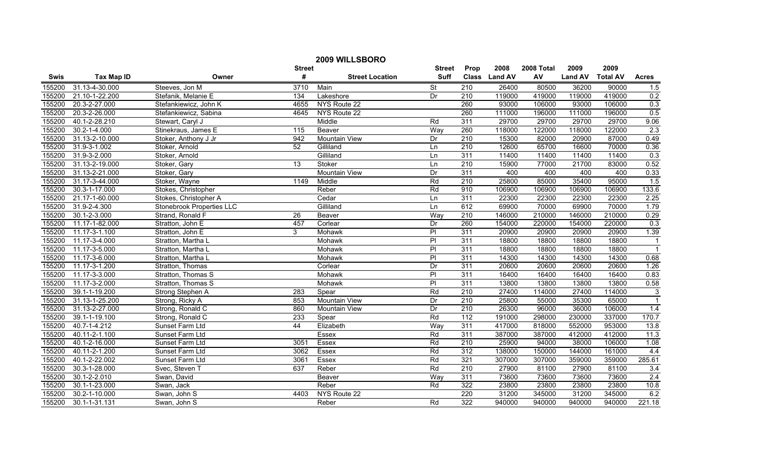# 2009 WILLSBORO

| Swis | Tax Map ID | Owner | Street # | Street Location | Street Suff | Prop Class | 2008 Land AV | 2008 Total AV | 2009 Land AV | 2009 Total AV | Acres |
|---|---|---|---|---|---|---|---|---|---|---|---|
| 155200 | 31.13-4-30.000 | Steeves, Jon M | 3710 | Main | St | 210 | 26400 | 80500 | 36200 | 90000 | 1.5 |
| 155200 | 21.10-1-22.200 | Stefanik, Melanie E | 134 | Lakeshore | Dr | 210 | 119000 | 419000 | 119000 | 419000 | 0.2 |
| 155200 | 20.3-2-27.000 | Stefankiewicz, John K | 4655 | NYS Route 22 | | 260 | 93000 | 106000 | 93000 | 106000 | 0.3 |
| 155200 | 20.3-2-26.000 | Stefankiewicz, Sabina | 4645 | NYS Route 22 | | 260 | 111000 | 196000 | 111000 | 196000 | 0.5 |
| 155200 | 40.1-2-28.210 | Stewart, Caryl J | | Middle | Rd | 311 | 29700 | 29700 | 29700 | 29700 | 9.06 |
| 155200 | 30.2-1-4.000 | Stinekraus, James E | 115 | Beaver | Way | 260 | 118000 | 122000 | 118000 | 122000 | 2.3 |
| 155200 | 31.13-2-10.000 | Stoker, Anthony J Jr | 942 | Mountain View | Dr | 210 | 15300 | 82000 | 20900 | 87000 | 0.49 |
| 155200 | 31.9-3-1.002 | Stoker, Arnold | 52 | Gilliland | Ln | 210 | 12600 | 65700 | 16600 | 70000 | 0.36 |
| 155200 | 31.9-3-2.000 | Stoker, Arnold | | Gilliland | Ln | 311 | 11400 | 11400 | 11400 | 11400 | 0.3 |
| 155200 | 31.13-2-19.000 | Stoker, Gary | 13 | Stoker | Ln | 210 | 15900 | 77000 | 21700 | 83000 | 0.52 |
| 155200 | 31.13-2-21.000 | Stoker, Gary | | Mountain View | Dr | 311 | 400 | 400 | 400 | 400 | 0.33 |
| 155200 | 31.17-3-44.000 | Stoker, Wayne | 1149 | Middle | Rd | 210 | 25800 | 85000 | 35400 | 95000 | 1.5 |
| 155200 | 30.3-1-17.000 | Stokes, Christopher | | Reber | Rd | 910 | 106900 | 106900 | 106900 | 106900 | 133.6 |
| 155200 | 21.17-1-60.000 | Stokes, Christopher A | | Cedar | Ln | 311 | 22300 | 22300 | 22300 | 22300 | 2.25 |
| 155200 | 31.9-2-4.300 | Stonebrook Properties LLC | | Gilliland | Ln | 612 | 69900 | 70000 | 69900 | 70000 | 1.79 |
| 155200 | 30.1-2-3.000 | Strand, Ronald F | 26 | Beaver | Way | 210 | 146000 | 210000 | 146000 | 210000 | 0.29 |
| 155200 | 11.17-1-82.000 | Stratton, John E | 457 | Corlear | Dr | 260 | 154000 | 220000 | 154000 | 220000 | 0.3 |
| 155200 | 11.17-3-1.100 | Stratton, John E | 3 | Mohawk | Pl | 311 | 20900 | 20900 | 20900 | 20900 | 1.39 |
| 155200 | 11.17-3-4.000 | Stratton, Martha L | | Mohawk | Pl | 311 | 18800 | 18800 | 18800 | 18800 | 1 |
| 155200 | 11.17-3-5.000 | Stratton, Martha L | | Mohawk | Pl | 311 | 18800 | 18800 | 18800 | 18800 | 1 |
| 155200 | 11.17-3-6.000 | Stratton, Martha L | | Mohawk | Pl | 311 | 14300 | 14300 | 14300 | 14300 | 0.68 |
| 155200 | 11.17-3-1.200 | Stratton, Thomas | | Corlear | Dr | 311 | 20600 | 20600 | 20600 | 20600 | 1.26 |
| 155200 | 11.17-3-3.000 | Stratton, Thomas S | | Mohawk | Pl | 311 | 16400 | 16400 | 16400 | 16400 | 0.83 |
| 155200 | 11.17-3-2.000 | Stratton, Thomas S | | Mohawk | Pl | 311 | 13800 | 13800 | 13800 | 13800 | 0.58 |
| 155200 | 39.1-1-19.200 | Strong Stephen A | 283 | Spear | Rd | 210 | 27400 | 114000 | 27400 | 114000 | 3 |
| 155200 | 31.13-1-25.200 | Strong, Ricky A | 853 | Mountain View | Dr | 210 | 25800 | 55000 | 35300 | 65000 | 1 |
| 155200 | 31.13-2-27.000 | Strong, Ronald C | 860 | Mountain View | Dr | 210 | 26300 | 96000 | 36000 | 106000 | 1.4 |
| 155200 | 39.1-1-19.100 | Strong, Ronald C | 233 | Spear | Rd | 112 | 191000 | 298000 | 230000 | 337000 | 170.7 |
| 155200 | 40.7-1-4.212 | Sunset Farm Ltd | 44 | Elizabeth | Way | 311 | 417000 | 818000 | 552000 | 953000 | 13.8 |
| 155200 | 40.11-2-1.100 | Sunset Farm Ltd | | Essex | Rd | 311 | 387000 | 387000 | 412000 | 412000 | 11.3 |
| 155200 | 40.1-2-16.000 | Sunset Farm Ltd | 3051 | Essex | Rd | 210 | 25900 | 94000 | 38000 | 106000 | 1.08 |
| 155200 | 40.11-2-1.200 | Sunset Farm Ltd | 3062 | Essex | Rd | 312 | 138000 | 150000 | 144000 | 161000 | 4.4 |
| 155200 | 40.1-2-22.002 | Sunset Farm Ltd | 3061 | Essex | Rd | 321 | 307000 | 307000 | 359000 | 359000 | 285.61 |
| 155200 | 30.3-1-28.000 | Svec, Steven T | 637 | Reber | Rd | 210 | 27900 | 81100 | 27900 | 81100 | 3.4 |
| 155200 | 30.1-2-2.010 | Swan, David | | Beaver | Way | 311 | 73600 | 73600 | 73600 | 73600 | 2.4 |
| 155200 | 30.1-1-23.000 | Swan, Jack | | Reber | Rd | 322 | 23800 | 23800 | 23800 | 23800 | 10.8 |
| 155200 | 30.2-1-10.000 | Swan, John S | 4403 | NYS Route 22 | | 220 | 31200 | 345000 | 31200 | 345000 | 6.2 |
| 155200 | 30.1-1-31.131 | Swan, John S | | Reber | Rd | 322 | 940000 | 940000 | 940000 | 940000 | 221.18 |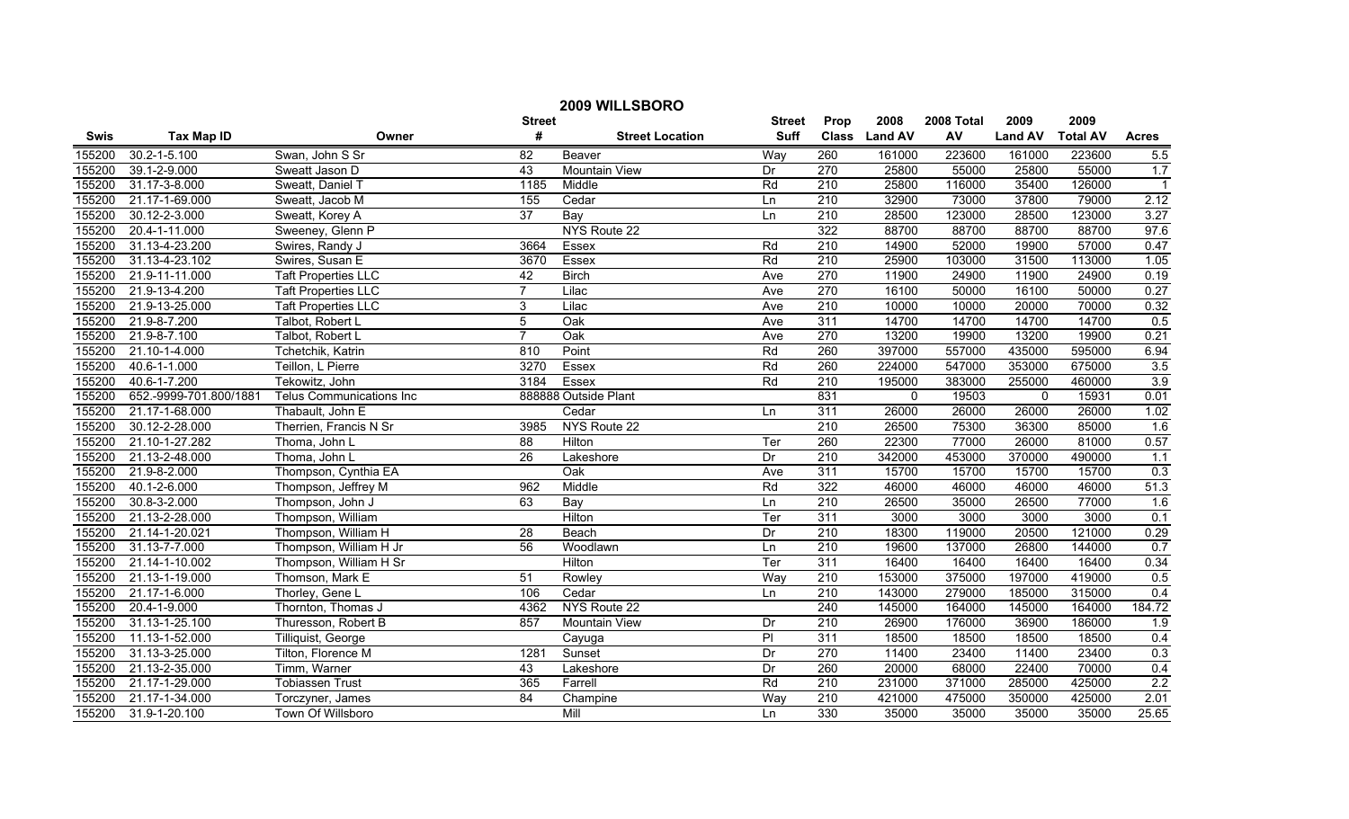# 2009 WILLSBORO

| Swis | Tax Map ID | Owner | Street # | Street Location | Street Suff | Prop Class | 2008 Land AV | 2008 Total AV | 2009 Land AV | 2009 Total AV | Acres |
|---|---|---|---|---|---|---|---|---|---|---|---|
| 155200 | 30.2-1-5.100 | Swan, John S Sr | 82 | Beaver | Way | 260 | 161000 | 223600 | 161000 | 223600 | 5.5 |
| 155200 | 39.1-2-9.000 | Sweatt Jason D | 43 | Mountain View | Dr | 270 | 25800 | 55000 | 25800 | 55000 | 1.7 |
| 155200 | 31.17-3-8.000 | Sweatt, Daniel T | 1185 | Middle | Rd | 210 | 25800 | 116000 | 35400 | 126000 | 1 |
| 155200 | 21.17-1-69.000 | Sweatt, Jacob M | 155 | Cedar | Ln | 210 | 32900 | 73000 | 37800 | 79000 | 2.12 |
| 155200 | 30.12-2-3.000 | Sweatt, Korey A | 37 | Bay | Ln | 210 | 28500 | 123000 | 28500 | 123000 | 3.27 |
| 155200 | 20.4-1-11.000 | Sweeney, Glenn P | | NYS Route 22 | | 322 | 88700 | 88700 | 88700 | 88700 | 97.6 |
| 155200 | 31.13-4-23.200 | Swires, Randy J | 3664 | Essex | Rd | 210 | 14900 | 52000 | 19900 | 57000 | 0.47 |
| 155200 | 31.13-4-23.102 | Swires, Susan E | 3670 | Essex | Rd | 210 | 25900 | 103000 | 31500 | 113000 | 1.05 |
| 155200 | 21.9-11-11.000 | Taft Properties LLC | 42 | Birch | Ave | 270 | 11900 | 24900 | 11900 | 24900 | 0.19 |
| 155200 | 21.9-13-4.200 | Taft Properties LLC | 7 | Lilac | Ave | 270 | 16100 | 50000 | 16100 | 50000 | 0.27 |
| 155200 | 21.9-13-25.000 | Taft Properties LLC | 3 | Lilac | Ave | 210 | 10000 | 10000 | 20000 | 70000 | 0.32 |
| 155200 | 21.9-8-7.200 | Talbot, Robert L | 5 | Oak | Ave | 311 | 14700 | 14700 | 14700 | 14700 | 0.5 |
| 155200 | 21.9-8-7.100 | Talbot, Robert L | 7 | Oak | Ave | 270 | 13200 | 19900 | 13200 | 19900 | 0.21 |
| 155200 | 21.10-1-4.000 | Tchetchik, Katrin | 810 | Point | Rd | 260 | 397000 | 557000 | 435000 | 595000 | 6.94 |
| 155200 | 40.6-1-1.000 | Teillon, L Pierre | 3270 | Essex | Rd | 260 | 224000 | 547000 | 353000 | 675000 | 3.5 |
| 155200 | 40.6-1-7.200 | Tekowitz, John | 3184 | Essex | Rd | 210 | 195000 | 383000 | 255000 | 460000 | 3.9 |
| 155200 | 652.-9999-701.800/1881 | Telus Communications Inc | 888888 | Outside Plant | | 831 | 0 | 19503 | 0 | 15931 | 0.01 |
| 155200 | 21.17-1-68.000 | Thabault, John E | | Cedar | Ln | 311 | 26000 | 26000 | 26000 | 26000 | 1.02 |
| 155200 | 30.12-2-28.000 | Therrien, Francis N Sr | 3985 | NYS Route 22 | | 210 | 26500 | 75300 | 36300 | 85000 | 1.6 |
| 155200 | 21.10-1-27.282 | Thoma, John L | 88 | Hilton | Ter | 260 | 22300 | 77000 | 26000 | 81000 | 0.57 |
| 155200 | 21.13-2-48.000 | Thoma, John L | 26 | Lakeshore | Dr | 210 | 342000 | 453000 | 370000 | 490000 | 1.1 |
| 155200 | 21.9-8-2.000 | Thompson, Cynthia EA | | Oak | Ave | 311 | 15700 | 15700 | 15700 | 15700 | 0.3 |
| 155200 | 40.1-2-6.000 | Thompson, Jeffrey M | 962 | Middle | Rd | 322 | 46000 | 46000 | 46000 | 46000 | 51.3 |
| 155200 | 30.8-3-2.000 | Thompson, John J | 63 | Bay | Ln | 210 | 26500 | 35000 | 26500 | 77000 | 1.6 |
| 155200 | 21.13-2-28.000 | Thompson, William | | Hilton | Ter | 311 | 3000 | 3000 | 3000 | 3000 | 0.1 |
| 155200 | 21.14-1-20.021 | Thompson, William H | 28 | Beach | Dr | 210 | 18300 | 119000 | 20500 | 121000 | 0.29 |
| 155200 | 31.13-7-7.000 | Thompson, William H Jr | 56 | Woodlawn | Ln | 210 | 19600 | 137000 | 26800 | 144000 | 0.7 |
| 155200 | 21.14-1-10.002 | Thompson, William H Sr | | Hilton | Ter | 311 | 16400 | 16400 | 16400 | 16400 | 0.34 |
| 155200 | 21.13-1-19.000 | Thomson, Mark E | 51 | Rowley | Way | 210 | 153000 | 375000 | 197000 | 419000 | 0.5 |
| 155200 | 21.17-1-6.000 | Thorley, Gene L | 106 | Cedar | Ln | 210 | 143000 | 279000 | 185000 | 315000 | 0.4 |
| 155200 | 20.4-1-9.000 | Thornton, Thomas J | 4362 | NYS Route 22 | | 240 | 145000 | 164000 | 145000 | 164000 | 184.72 |
| 155200 | 31.13-1-25.100 | Thuresson, Robert B | 857 | Mountain View | Dr | 210 | 26900 | 176000 | 36900 | 186000 | 1.9 |
| 155200 | 11.13-1-52.000 | Tilliquist, George | | Cayuga | Pl | 311 | 18500 | 18500 | 18500 | 18500 | 0.4 |
| 155200 | 31.13-3-25.000 | Tilton, Florence M | 1281 | Sunset | Dr | 270 | 11400 | 23400 | 11400 | 23400 | 0.3 |
| 155200 | 21.13-2-35.000 | Timm, Warner | 43 | Lakeshore | Dr | 260 | 20000 | 68000 | 22400 | 70000 | 0.4 |
| 155200 | 21.17-1-29.000 | Tobiassen Trust | 365 | Farrell | Rd | 210 | 231000 | 371000 | 285000 | 425000 | 2.2 |
| 155200 | 21.17-1-34.000 | Torczyner, James | 84 | Champine | Way | 210 | 421000 | 475000 | 350000 | 425000 | 2.01 |
| 155200 | 31.9-1-20.100 | Town Of Willsboro | | Mill | Ln | 330 | 35000 | 35000 | 35000 | 35000 | 25.65 |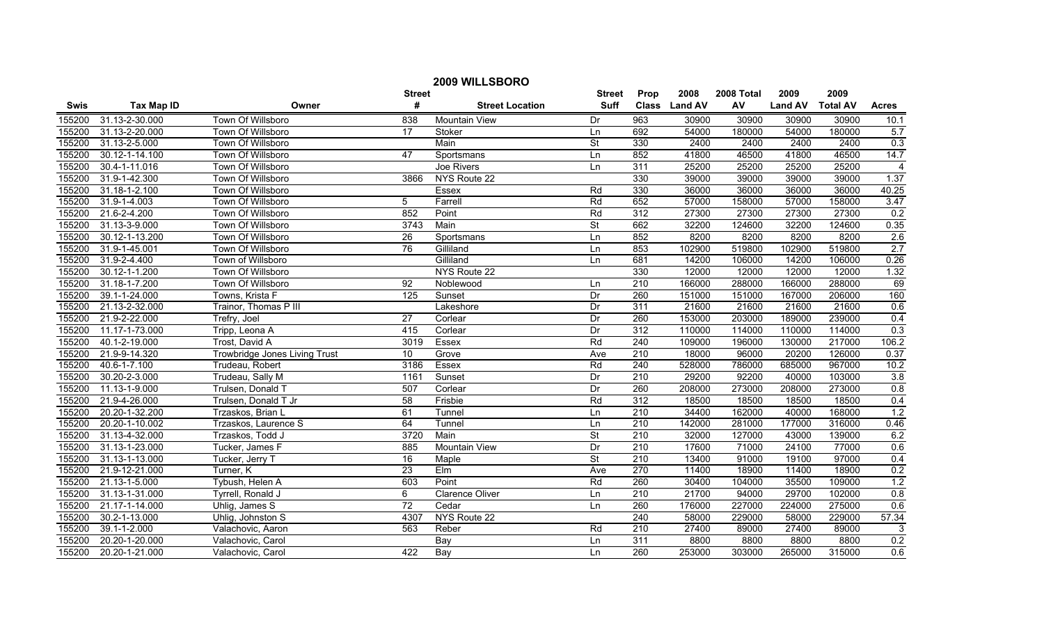# 2009 WILLSBORO

| Swis | Tax Map ID | Owner | Street # | Street Location | Street Suff | Prop Class | 2008 Land AV | 2008 Total AV | 2009 Land AV | 2009 Total AV | Acres |
|---|---|---|---|---|---|---|---|---|---|---|---|
| 155200 | 31.13-2-30.000 | Town Of Willsboro | 838 | Mountain View | Dr | 963 | 30900 | 30900 | 30900 | 30900 | 10.1 |
| 155200 | 31.13-2-20.000 | Town Of Willsboro | 17 | Stoker | Ln | 692 | 54000 | 180000 | 54000 | 180000 | 5.7 |
| 155200 | 31.13-2-5.000 | Town Of Willsboro | | Main | St | 330 | 2400 | 2400 | 2400 | 2400 | 0.3 |
| 155200 | 30.12-1-14.100 | Town Of Willsboro | 47 | Sportsmans | Ln | 852 | 41800 | 46500 | 41800 | 46500 | 14.7 |
| 155200 | 30.4-1-11.016 | Town Of Willsboro | | Joe Rivers | Ln | 311 | 25200 | 25200 | 25200 | 25200 | 4 |
| 155200 | 31.9-1-42.300 | Town Of Willsboro | 3866 | NYS Route 22 | | 330 | 39000 | 39000 | 39000 | 39000 | 1.37 |
| 155200 | 31.18-1-2.100 | Town Of Willsboro | | Essex | Rd | 330 | 36000 | 36000 | 36000 | 36000 | 40.25 |
| 155200 | 31.9-1-4.003 | Town Of Willsboro | 5 | Farrell | Rd | 652 | 57000 | 158000 | 57000 | 158000 | 3.47 |
| 155200 | 21.6-2-4.200 | Town Of Willsboro | 852 | Point | Rd | 312 | 27300 | 27300 | 27300 | 27300 | 0.2 |
| 155200 | 31.13-3-9.000 | Town Of Willsboro | 3743 | Main | St | 662 | 32200 | 124600 | 32200 | 124600 | 0.35 |
| 155200 | 30.12-1-13.200 | Town Of Willsboro | 26 | Sportsmans | Ln | 852 | 8200 | 8200 | 8200 | 8200 | 2.6 |
| 155200 | 31.9-1-45.001 | Town Of Willsboro | 76 | Gilliland | Ln | 853 | 102900 | 519800 | 102900 | 519800 | 2.7 |
| 155200 | 31.9-2-4.400 | Town of Willsboro | | Gilliland | Ln | 681 | 14200 | 106000 | 14200 | 106000 | 0.26 |
| 155200 | 30.12-1-1.200 | Town Of Willsboro | | NYS Route 22 | | 330 | 12000 | 12000 | 12000 | 12000 | 1.32 |
| 155200 | 31.18-1-7.200 | Town Of Willsboro | 92 | Noblewood | Ln | 210 | 166000 | 288000 | 166000 | 288000 | 69 |
| 155200 | 39.1-1-24.000 | Towns, Krista F | 125 | Sunset | Dr | 260 | 151000 | 151000 | 167000 | 206000 | 160 |
| 155200 | 21.13-2-32.000 | Trainor, Thomas P III | | Lakeshore | Dr | 311 | 21600 | 21600 | 21600 | 21600 | 0.6 |
| 155200 | 21.9-2-22.000 | Trefry, Joel | 27 | Corlear | Dr | 260 | 153000 | 203000 | 189000 | 239000 | 0.4 |
| 155200 | 11.17-1-73.000 | Tripp, Leona A | 415 | Corlear | Dr | 312 | 110000 | 114000 | 110000 | 114000 | 0.3 |
| 155200 | 40.1-2-19.000 | Trost, David A | 3019 | Essex | Rd | 240 | 109000 | 196000 | 130000 | 217000 | 106.2 |
| 155200 | 21.9-9-14.320 | Trowbridge Jones Living Trust | 10 | Grove | Ave | 210 | 18000 | 96000 | 20200 | 126000 | 0.37 |
| 155200 | 40.6-1-7.100 | Trudeau, Robert | 3186 | Essex | Rd | 240 | 528000 | 786000 | 685000 | 967000 | 10.2 |
| 155200 | 30.20-2-3.000 | Trudeau, Sally M | 1161 | Sunset | Dr | 210 | 29200 | 92200 | 40000 | 103000 | 3.8 |
| 155200 | 11.13-1-9.000 | Trulsen, Donald T | 507 | Corlear | Dr | 260 | 208000 | 273000 | 208000 | 273000 | 0.8 |
| 155200 | 21.9-4-26.000 | Trulsen, Donald T Jr | 58 | Frisbie | Rd | 312 | 18500 | 18500 | 18500 | 18500 | 0.4 |
| 155200 | 20.20-1-32.200 | Trzaskos, Brian L | 61 | Tunnel | Ln | 210 | 34400 | 162000 | 40000 | 168000 | 1.2 |
| 155200 | 20.20-1-10.002 | Trzaskos, Laurence S | 64 | Tunnel | Ln | 210 | 142000 | 281000 | 177000 | 316000 | 0.46 |
| 155200 | 31.13-4-32.000 | Trzaskos, Todd J | 3720 | Main | St | 210 | 32000 | 127000 | 43000 | 139000 | 6.2 |
| 155200 | 31.13-1-23.000 | Tucker, James F | 885 | Mountain View | Dr | 210 | 17600 | 71000 | 24100 | 77000 | 0.6 |
| 155200 | 31.13-1-13.000 | Tucker, Jerry T | 16 | Maple | St | 210 | 13400 | 91000 | 19100 | 97000 | 0.4 |
| 155200 | 21.9-12-21.000 | Turner, K | 23 | Elm | Ave | 270 | 11400 | 18900 | 11400 | 18900 | 0.2 |
| 155200 | 21.13-1-5.000 | Tybush, Helen A | 603 | Point | Rd | 260 | 30400 | 104000 | 35500 | 109000 | 1.2 |
| 155200 | 31.13-1-31.000 | Tyrrell, Ronald J | 6 | Clarence Oliver | Ln | 210 | 21700 | 94000 | 29700 | 102000 | 0.8 |
| 155200 | 21.17-1-14.000 | Uhlig, James S | 72 | Cedar | Ln | 260 | 176000 | 227000 | 224000 | 275000 | 0.6 |
| 155200 | 30.2-1-13.000 | Uhlig, Johnston S | 4307 | NYS Route 22 | | 240 | 58000 | 229000 | 58000 | 229000 | 57.34 |
| 155200 | 39.1-1-2.000 | Valachovic, Aaron | 563 | Reber | Rd | 210 | 27400 | 89000 | 27400 | 89000 | 3 |
| 155200 | 20.20-1-20.000 | Valachovic, Carol | | Bay | Ln | 311 | 8800 | 8800 | 8800 | 8800 | 0.2 |
| 155200 | 20.20-1-21.000 | Valachovic, Carol | 422 | Bay | Ln | 260 | 253000 | 303000 | 265000 | 315000 | 0.6 |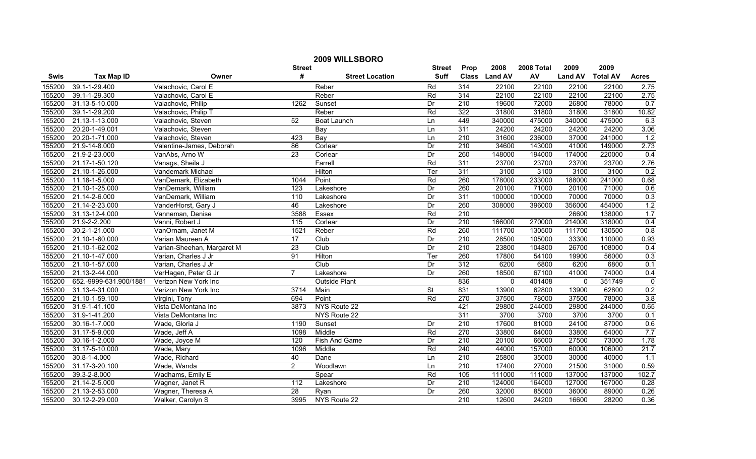# 2009 WILLSBORO

| Swis | Tax Map ID | Owner | Street # | Street Location | Street Suff | Prop Class | 2008 Land AV | 2008 Total AV | 2009 Land AV | 2009 Total AV | Acres |
|---|---|---|---|---|---|---|---|---|---|---|---|
| 155200 | 39.1-1-29.400 | Valachovic, Carol E | | Reber | Rd | 314 | 22100 | 22100 | 22100 | 22100 | 2.75 |
| 155200 | 39.1-1-29.300 | Valachovic, Carol E | | Reber | Rd | 314 | 22100 | 22100 | 22100 | 22100 | 2.75 |
| 155200 | 31.13-5-10.000 | Valachovic, Philip | 1262 | Sunset | Dr | 210 | 19600 | 72000 | 26800 | 78000 | 0.7 |
| 155200 | 39.1-1-29.200 | Valachovic, Philip T | | Reber | Rd | 322 | 31800 | 31800 | 31800 | 31800 | 10.82 |
| 155200 | 21.13-1-13.000 | Valachovic, Steven | 52 | Boat Launch | Ln | 449 | 340000 | 475000 | 340000 | 475000 | 6.3 |
| 155200 | 20.20-1-49.001 | Valachovic, Steven | | Bay | Ln | 311 | 24200 | 24200 | 24200 | 24200 | 3.06 |
| 155200 | 20.20-1-71.000 | Valachovic, Steven | 423 | Bay | Ln | 210 | 31600 | 236000 | 37000 | 241000 | 1.2 |
| 155200 | 21.9-14-8.000 | Valentine-James, Deborah | 86 | Corlear | Dr | 210 | 34600 | 143000 | 41000 | 149000 | 2.73 |
| 155200 | 21.9-2-23.000 | VanAbs, Arno W | 23 | Corlear | Dr | 260 | 148000 | 194000 | 174000 | 220000 | 0.4 |
| 155200 | 21.17-1-50.120 | Vanags, Sheila J | | Farrell | Rd | 311 | 23700 | 23700 | 23700 | 23700 | 2.76 |
| 155200 | 21.10-1-26.000 | Vandemark Michael | | Hilton | Ter | 311 | 3100 | 3100 | 3100 | 3100 | 0.2 |
| 155200 | 11.18-1-5.000 | VanDemark, Elizabeth | 1044 | Point | Rd | 260 | 178000 | 233000 | 188000 | 241000 | 0.68 |
| 155200 | 21.10-1-25.000 | VanDemark, William | 123 | Lakeshore | Dr | 260 | 20100 | 71000 | 20100 | 71000 | 0.6 |
| 155200 | 21.14-2-6.000 | VanDemark, William | 110 | Lakeshore | Dr | 311 | 100000 | 100000 | 70000 | 70000 | 0.3 |
| 155200 | 21.14-2-23.000 | VanderHorst, Gary J | 46 | Lakeshore | Dr | 260 | 308000 | 396000 | 356000 | 454000 | 1.2 |
| 155200 | 31.13-12-4.000 | Vanneman, Denise | 3588 | Essex | Rd | 210 | | | 26600 | 138000 | 1.7 |
| 155200 | 21.9-2-2.200 | Vanni, Robert J | 115 | Corlear | Dr | 210 | 166000 | 270000 | 214000 | 318000 | 0.4 |
| 155200 | 30.2-1-21.000 | VanOrnam, Janet M | 1521 | Reber | Rd | 260 | 111700 | 130500 | 111700 | 130500 | 0.8 |
| 155200 | 21.10-1-60.000 | Varian Maureen A | 17 | Club | Dr | 210 | 28500 | 105000 | 33300 | 110000 | 0.93 |
| 155200 | 21.10-1-62.002 | Varian-Sheehan, Margaret M | 23 | Club | Dr | 210 | 23800 | 104800 | 26700 | 108000 | 0.4 |
| 155200 | 21.10-1-47.000 | Varian, Charles J Jr | 91 | Hilton | Ter | 260 | 17800 | 54100 | 19900 | 56000 | 0.3 |
| 155200 | 21.10-1-57.000 | Varian, Charles J Jr | | Club | Dr | 312 | 6200 | 6800 | 6200 | 6800 | 0.1 |
| 155200 | 21.13-2-44.000 | VerHagen, Peter G Jr | 7 | Lakeshore | Dr | 260 | 18500 | 67100 | 41000 | 74000 | 0.4 |
| 155200 | 652.-9999-631.900/1881 | Verizon New York Inc | | Outside Plant | | 836 | 0 | 401408 | 0 | 351749 | 0 |
| 155200 | 31.13-4-31.000 | Verizon New York Inc | 3714 | Main | St | 831 | 13900 | 62800 | 13900 | 62800 | 0.2 |
| 155200 | 21.10-1-59.100 | Virgini, Tony | 694 | Point | Rd | 270 | 37500 | 78000 | 37500 | 78000 | 3.8 |
| 155200 | 31.9-1-41.100 | Vista DeMontana Inc | 3873 | NYS Route 22 | | 421 | 29800 | 244000 | 29800 | 244000 | 0.65 |
| 155200 | 31.9-1-41.200 | Vista DeMontana Inc | | NYS Route 22 | | 311 | 3700 | 3700 | 3700 | 3700 | 0.1 |
| 155200 | 30.16-1-7.000 | Wade, Gloria J | 1190 | Sunset | Dr | 210 | 17600 | 81000 | 24100 | 87000 | 0.6 |
| 155200 | 31.17-5-9.000 | Wade, Jeff A | 1098 | Middle | Rd | 270 | 33800 | 64000 | 33800 | 64000 | 7.7 |
| 155200 | 30.16-1-2.000 | Wade, Joyce M | 120 | Fish And Game | Dr | 210 | 20100 | 66000 | 27500 | 73000 | 1.78 |
| 155200 | 31.17-5-10.000 | Wade, Mary | 1096 | Middle | Rd | 240 | 44000 | 157000 | 60000 | 106000 | 21.7 |
| 155200 | 30.8-1-4.000 | Wade, Richard | 40 | Dane | Ln | 210 | 25800 | 35000 | 30000 | 40000 | 1.1 |
| 155200 | 31.17-3-20.100 | Wade, Wanda | 2 | Woodlawn | Ln | 210 | 17400 | 27000 | 21500 | 31000 | 0.59 |
| 155200 | 39.3-2-8.000 | Wadhams, Emily E | | Spear | Rd | 105 | 111000 | 111000 | 137000 | 137000 | 102.7 |
| 155200 | 21.14-2-5.000 | Wagner, Janet R | 112 | Lakeshore | Dr | 210 | 124000 | 164000 | 127000 | 167000 | 0.28 |
| 155200 | 21.13-2-53.000 | Wagner, Theresa A | 28 | Ryan | Dr | 260 | 32000 | 85000 | 36000 | 89000 | 0.26 |
| 155200 | 30.12-2-29.000 | Walker, Carolyn S | 3995 | NYS Route 22 | | 210 | 12600 | 24200 | 16600 | 28200 | 0.36 |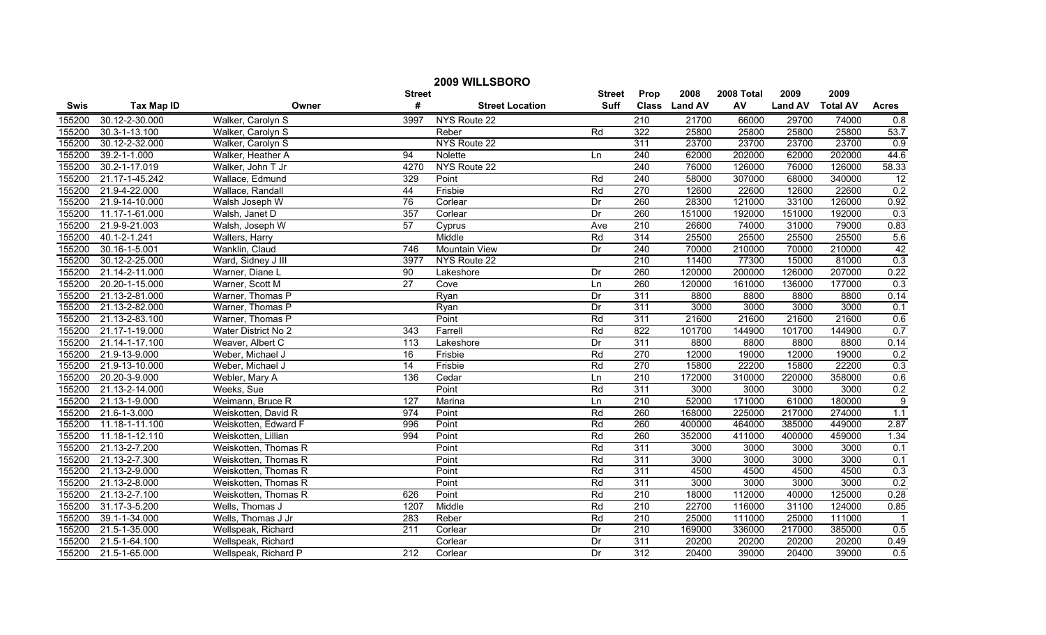# 2009 WILLSBORO

| Swis | Tax Map ID | Owner | Street # | Street Location | Street Suff | Prop Class | 2008 Land AV | 2008 Total AV | 2009 Land AV | 2009 Total AV | Acres |
|---|---|---|---|---|---|---|---|---|---|---|---|
| 155200 | 30.12-2-30.000 | Walker, Carolyn S | 3997 | NYS Route 22 | | 210 | 21700 | 66000 | 29700 | 74000 | 0.8 |
| 155200 | 30.3-1-13.100 | Walker, Carolyn S | | Reber | Rd | 322 | 25800 | 25800 | 25800 | 25800 | 53.7 |
| 155200 | 30.12-2-32.000 | Walker, Carolyn S | | NYS Route 22 | | 311 | 23700 | 23700 | 23700 | 23700 | 0.9 |
| 155200 | 39.2-1-1.000 | Walker, Heather A | 94 | Nolette | Ln | 240 | 62000 | 202000 | 62000 | 202000 | 44.6 |
| 155200 | 30.2-1-17.019 | Walker, John T Jr | 4270 | NYS Route 22 | | 240 | 76000 | 126000 | 76000 | 126000 | 58.33 |
| 155200 | 21.17-1-45.242 | Wallace, Edmund | 329 | Point | Rd | 240 | 58000 | 307000 | 68000 | 340000 | 12 |
| 155200 | 21.9-4-22.000 | Wallace, Randall | 44 | Frisbie | Rd | 270 | 12600 | 22600 | 12600 | 22600 | 0.2 |
| 155200 | 21.9-14-10.000 | Walsh Joseph W | 76 | Corlear | Dr | 260 | 28300 | 121000 | 33100 | 126000 | 0.92 |
| 155200 | 11.17-1-61.000 | Walsh, Janet D | 357 | Corlear | Dr | 260 | 151000 | 192000 | 151000 | 192000 | 0.3 |
| 155200 | 21.9-9-21.003 | Walsh, Joseph W | 57 | Cyprus | Ave | 210 | 26600 | 74000 | 31000 | 79000 | 0.83 |
| 155200 | 40.1-2-1.241 | Walters, Harry | | Middle | Rd | 314 | 25500 | 25500 | 25500 | 25500 | 5.6 |
| 155200 | 30.16-1-5.001 | Wanklin, Claud | 746 | Mountain View | Dr | 240 | 70000 | 210000 | 70000 | 210000 | 42 |
| 155200 | 30.12-2-25.000 | Ward, Sidney J III | 3977 | NYS Route 22 | | 210 | 11400 | 77300 | 15000 | 81000 | 0.3 |
| 155200 | 21.14-2-11.000 | Warner, Diane L | 90 | Lakeshore | Dr | 260 | 120000 | 200000 | 126000 | 207000 | 0.22 |
| 155200 | 20.20-1-15.000 | Warner, Scott M | 27 | Cove | Ln | 260 | 120000 | 161000 | 136000 | 177000 | 0.3 |
| 155200 | 21.13-2-81.000 | Warner, Thomas P | | Ryan | Dr | 311 | 8800 | 8800 | 8800 | 8800 | 0.14 |
| 155200 | 21.13-2-82.000 | Warner, Thomas P | | Ryan | Dr | 311 | 3000 | 3000 | 3000 | 3000 | 0.1 |
| 155200 | 21.13-2-83.100 | Warner, Thomas P | | Point | Rd | 311 | 21600 | 21600 | 21600 | 21600 | 0.6 |
| 155200 | 21.17-1-19.000 | Water District No 2 | 343 | Farrell | Rd | 822 | 101700 | 144900 | 101700 | 144900 | 0.7 |
| 155200 | 21.14-1-17.100 | Weaver, Albert C | 113 | Lakeshore | Dr | 311 | 8800 | 8800 | 8800 | 8800 | 0.14 |
| 155200 | 21.9-13-9.000 | Weber, Michael J | 16 | Frisbie | Rd | 270 | 12000 | 19000 | 12000 | 19000 | 0.2 |
| 155200 | 21.9-13-10.000 | Weber, Michael J | 14 | Frisbie | Rd | 270 | 15800 | 22200 | 15800 | 22200 | 0.3 |
| 155200 | 20.20-3-9.000 | Webler, Mary A | 136 | Cedar | Ln | 210 | 172000 | 310000 | 220000 | 358000 | 0.6 |
| 155200 | 21.13-2-14.000 | Weeks, Sue | | Point | Rd | 311 | 3000 | 3000 | 3000 | 3000 | 0.2 |
| 155200 | 21.13-1-9.000 | Weimann, Bruce R | 127 | Marina | Ln | 210 | 52000 | 171000 | 61000 | 180000 | 9 |
| 155200 | 21.6-1-3.000 | Weiskotten, David R | 974 | Point | Rd | 260 | 168000 | 225000 | 217000 | 274000 | 1.1 |
| 155200 | 11.18-1-11.100 | Weiskotten, Edward F | 996 | Point | Rd | 260 | 400000 | 464000 | 385000 | 449000 | 2.87 |
| 155200 | 11.18-1-12.110 | Weiskotten, Lillian | 994 | Point | Rd | 260 | 352000 | 411000 | 400000 | 459000 | 1.34 |
| 155200 | 21.13-2-7.200 | Weiskotten, Thomas R | | Point | Rd | 311 | 3000 | 3000 | 3000 | 3000 | 0.1 |
| 155200 | 21.13-2-7.300 | Weiskotten, Thomas R | | Point | Rd | 311 | 3000 | 3000 | 3000 | 3000 | 0.1 |
| 155200 | 21.13-2-9.000 | Weiskotten, Thomas R | | Point | Rd | 311 | 4500 | 4500 | 4500 | 4500 | 0.3 |
| 155200 | 21.13-2-8.000 | Weiskotten, Thomas R | | Point | Rd | 311 | 3000 | 3000 | 3000 | 3000 | 0.2 |
| 155200 | 21.13-2-7.100 | Weiskotten, Thomas R | 626 | Point | Rd | 210 | 18000 | 112000 | 40000 | 125000 | 0.28 |
| 155200 | 31.17-3-5.200 | Wells, Thomas J | 1207 | Middle | Rd | 210 | 22700 | 116000 | 31100 | 124000 | 0.85 |
| 155200 | 39.1-1-34.000 | Wells, Thomas J Jr | 283 | Reber | Rd | 210 | 25000 | 111000 | 25000 | 111000 | 1 |
| 155200 | 21.5-1-35.000 | Wellspeak, Richard | 211 | Corlear | Dr | 210 | 169000 | 336000 | 217000 | 385000 | 0.5 |
| 155200 | 21.5-1-64.100 | Wellspeak, Richard | | Corlear | Dr | 311 | 20200 | 20200 | 20200 | 20200 | 0.49 |
| 155200 | 21.5-1-65.000 | Wellspeak, Richard P | 212 | Corlear | Dr | 312 | 20400 | 39000 | 20400 | 39000 | 0.5 |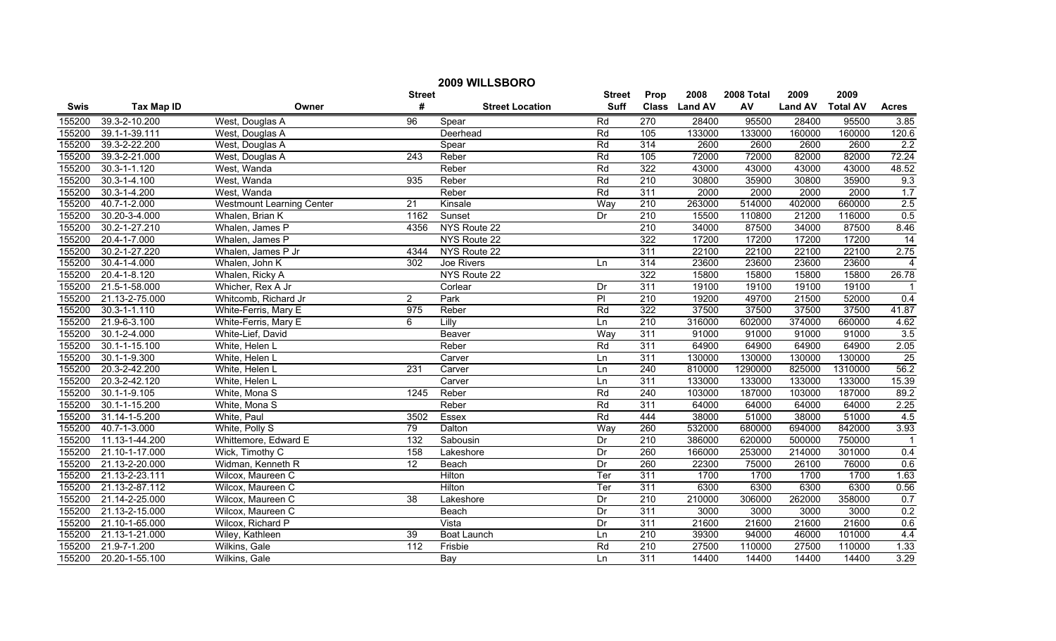# 2009 WILLSBORO

| Swis | Tax Map ID | Owner | Street # | Street Location | Street Suff | Prop Class | 2008 Land AV | 2008 Total AV | 2009 Land AV | 2009 Total AV | Acres |
|---|---|---|---|---|---|---|---|---|---|---|---|
| 155200 | 39.3-2-10.200 | West, Douglas A | 96 | Spear | Rd | 270 | 28400 | 95500 | 28400 | 95500 | 3.85 |
| 155200 | 39.1-1-39.111 | West, Douglas A | | Deerhead | Rd | 105 | 133000 | 133000 | 160000 | 160000 | 120.6 |
| 155200 | 39.3-2-22.200 | West, Douglas A | | Spear | Rd | 314 | 2600 | 2600 | 2600 | 2600 | 2.2 |
| 155200 | 39.3-2-21.000 | West, Douglas A | 243 | Reber | Rd | 105 | 72000 | 72000 | 82000 | 82000 | 72.24 |
| 155200 | 30.3-1-1.120 | West, Wanda | | Reber | Rd | 322 | 43000 | 43000 | 43000 | 43000 | 48.52 |
| 155200 | 30.3-1-4.100 | West, Wanda | 935 | Reber | Rd | 210 | 30800 | 35900 | 30800 | 35900 | 9.3 |
| 155200 | 30.3-1-4.200 | West, Wanda | | Reber | Rd | 311 | 2000 | 2000 | 2000 | 2000 | 1.7 |
| 155200 | 40.7-1-2.000 | Westmount Learning Center | 21 | Kinsale | Way | 210 | 263000 | 514000 | 402000 | 660000 | 2.5 |
| 155200 | 30.20-3-4.000 | Whalen, Brian K | 1162 | Sunset | Dr | 210 | 15500 | 110800 | 21200 | 116000 | 0.5 |
| 155200 | 30.2-1-27.210 | Whalen, James P | 4356 | NYS Route 22 | | 210 | 34000 | 87500 | 34000 | 87500 | 8.46 |
| 155200 | 20.4-1-7.000 | Whalen, James P | | NYS Route 22 | | 322 | 17200 | 17200 | 17200 | 17200 | 14 |
| 155200 | 30.2-1-27.220 | Whalen, James P Jr | 4344 | NYS Route 22 | | 311 | 22100 | 22100 | 22100 | 22100 | 2.75 |
| 155200 | 30.4-1-4.000 | Whalen, John K | 302 | Joe Rivers | Ln | 314 | 23600 | 23600 | 23600 | 23600 | 4 |
| 155200 | 20.4-1-8.120 | Whalen, Ricky A | | NYS Route 22 | | 322 | 15800 | 15800 | 15800 | 15800 | 26.78 |
| 155200 | 21.5-1-58.000 | Whicher, Rex A Jr | | Corlear | Dr | 311 | 19100 | 19100 | 19100 | 19100 | 1 |
| 155200 | 21.13-2-75.000 | Whitcomb, Richard Jr | 2 | Park | Pl | 210 | 19200 | 49700 | 21500 | 52000 | 0.4 |
| 155200 | 30.3-1-1.110 | White-Ferris, Mary E | 975 | Reber | Rd | 322 | 37500 | 37500 | 37500 | 37500 | 41.87 |
| 155200 | 21.9-6-3.100 | White-Ferris, Mary E | 6 | Lilly | Ln | 210 | 316000 | 602000 | 374000 | 660000 | 4.62 |
| 155200 | 30.1-2-4.000 | White-Lief, David | | Beaver | Way | 311 | 91000 | 91000 | 91000 | 91000 | 3.5 |
| 155200 | 30.1-1-15.100 | White, Helen L | | Reber | Rd | 311 | 64900 | 64900 | 64900 | 64900 | 2.05 |
| 155200 | 30.1-1-9.300 | White, Helen L | | Carver | Ln | 311 | 130000 | 130000 | 130000 | 130000 | 25 |
| 155200 | 20.3-2-42.200 | White, Helen L | 231 | Carver | Ln | 240 | 810000 | 1290000 | 825000 | 1310000 | 56.2 |
| 155200 | 20.3-2-42.120 | White, Helen L | | Carver | Ln | 311 | 133000 | 133000 | 133000 | 133000 | 15.39 |
| 155200 | 30.1-1-9.105 | White, Mona S | 1245 | Reber | Rd | 240 | 103000 | 187000 | 103000 | 187000 | 89.2 |
| 155200 | 30.1-1-15.200 | White, Mona S | | Reber | Rd | 311 | 64000 | 64000 | 64000 | 64000 | 2.25 |
| 155200 | 31.14-1-5.200 | White, Paul | 3502 | Essex | Rd | 444 | 38000 | 51000 | 38000 | 51000 | 4.5 |
| 155200 | 40.7-1-3.000 | White, Polly S | 79 | Dalton | Way | 260 | 532000 | 680000 | 694000 | 842000 | 3.93 |
| 155200 | 11.13-1-44.200 | Whittemore, Edward E | 132 | Sabousin | Dr | 210 | 386000 | 620000 | 500000 | 750000 | 1 |
| 155200 | 21.10-1-17.000 | Wick, Timothy C | 158 | Lakeshore | Dr | 260 | 166000 | 253000 | 214000 | 301000 | 0.4 |
| 155200 | 21.13-2-20.000 | Widman, Kenneth R | 12 | Beach | Dr | 260 | 22300 | 75000 | 26100 | 76000 | 0.6 |
| 155200 | 21.13-2-23.111 | Wilcox, Maureen C | | Hilton | Ter | 311 | 1700 | 1700 | 1700 | 1700 | 1.63 |
| 155200 | 21.13-2-87.112 | Wilcox, Maureen C | | Hilton | Ter | 311 | 6300 | 6300 | 6300 | 6300 | 0.56 |
| 155200 | 21.14-2-25.000 | Wilcox, Maureen C | 38 | Lakeshore | Dr | 210 | 210000 | 306000 | 262000 | 358000 | 0.7 |
| 155200 | 21.13-2-15.000 | Wilcox, Maureen C | | Beach | Dr | 311 | 3000 | 3000 | 3000 | 3000 | 0.2 |
| 155200 | 21.10-1-65.000 | Wilcox, Richard P | | Vista | Dr | 311 | 21600 | 21600 | 21600 | 21600 | 0.6 |
| 155200 | 21.13-1-21.000 | Wiley, Kathleen | 39 | Boat Launch | Ln | 210 | 39300 | 94000 | 46000 | 101000 | 4.4 |
| 155200 | 21.9-7-1.200 | Wilkins, Gale | 112 | Frisbie | Rd | 210 | 27500 | 110000 | 27500 | 110000 | 1.33 |
| 155200 | 20.20-1-55.100 | Wilkins, Gale | | Bay | Ln | 311 | 14400 | 14400 | 14400 | 14400 | 3.29 |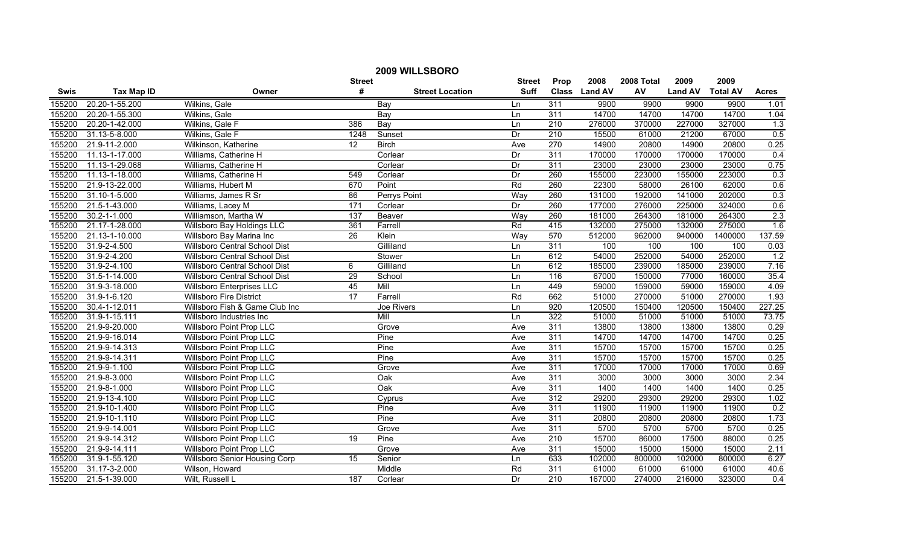# 2009 WILLSBORO

| Swis | Tax Map ID | Owner | Street # | Street Location | Street Suff | Prop Class | 2008 Land AV | 2008 Total AV | 2009 Land AV | 2009 Total AV | Acres |
|---|---|---|---|---|---|---|---|---|---|---|---|
| 155200 | 20.20-1-55.200 | Wilkins, Gale | | Bay | Ln | 311 | 9900 | 9900 | 9900 | 9900 | 1.01 |
| 155200 | 20.20-1-55.300 | Wilkins, Gale | | Bay | Ln | 311 | 14700 | 14700 | 14700 | 14700 | 1.04 |
| 155200 | 20.20-1-42.000 | Wilkins, Gale F | 386 | Bay | Ln | 210 | 276000 | 370000 | 227000 | 327000 | 1.3 |
| 155200 | 31.13-5-8.000 | Wilkins, Gale F | 1248 | Sunset | Dr | 210 | 15500 | 61000 | 21200 | 67000 | 0.5 |
| 155200 | 21.9-11-2.000 | Wilkinson, Katherine | 12 | Birch | Ave | 270 | 14900 | 20800 | 14900 | 20800 | 0.25 |
| 155200 | 11.13-1-17.000 | Williams, Catherine H | | Corlear | Dr | 311 | 170000 | 170000 | 170000 | 170000 | 0.4 |
| 155200 | 11.13-1-29.068 | Williams, Catherine H | | Corlear | Dr | 311 | 23000 | 23000 | 23000 | 23000 | 0.75 |
| 155200 | 11.13-1-18.000 | Williams, Catherine H | 549 | Corlear | Dr | 260 | 155000 | 223000 | 155000 | 223000 | 0.3 |
| 155200 | 21.9-13-22.000 | Williams, Hubert M | 670 | Point | Rd | 260 | 22300 | 58000 | 26100 | 62000 | 0.6 |
| 155200 | 31.10-1-5.000 | Williams, James R Sr | 86 | Perrys Point | Way | 260 | 131000 | 192000 | 141000 | 202000 | 0.3 |
| 155200 | 21.5-1-43.000 | Williams, Lacey M | 171 | Corlear | Dr | 260 | 177000 | 276000 | 225000 | 324000 | 0.6 |
| 155200 | 30.2-1-1.000 | Williamson, Martha W | 137 | Beaver | Way | 260 | 181000 | 264300 | 181000 | 264300 | 2.3 |
| 155200 | 21.17-1-28.000 | Willsboro Bay Holdings LLC | 361 | Farrell | Rd | 415 | 132000 | 275000 | 132000 | 275000 | 1.6 |
| 155200 | 21.13-1-10.000 | Willsboro Bay Marina Inc | 26 | Klein | Way | 570 | 512000 | 962000 | 940000 | 1400000 | 137.59 |
| 155200 | 31.9-2-4.500 | Willsboro Central School Dist | | Gilliland | Ln | 311 | 100 | 100 | 100 | 100 | 0.03 |
| 155200 | 31.9-2-4.200 | Willsboro Central School Dist | | Stower | Ln | 612 | 54000 | 252000 | 54000 | 252000 | 1.2 |
| 155200 | 31.9-2-4.100 | Willsboro Central School Dist | 6 | Gilliland | Ln | 612 | 185000 | 239000 | 185000 | 239000 | 7.16 |
| 155200 | 31.5-1-14.000 | Willsboro Central School Dist | 29 | School | Ln | 116 | 67000 | 150000 | 77000 | 160000 | 35.4 |
| 155200 | 31.9-3-18.000 | Willsboro Enterprises LLC | 45 | Mill | Ln | 449 | 59000 | 159000 | 59000 | 159000 | 4.09 |
| 155200 | 31.9-1-6.120 | Willsboro Fire District | 17 | Farrell | Rd | 662 | 51000 | 270000 | 51000 | 270000 | 1.93 |
| 155200 | 30.4-1-12.011 | Willsboro Fish & Game Club Inc | | Joe Rivers | Ln | 920 | 120500 | 150400 | 120500 | 150400 | 227.25 |
| 155200 | 31.9-1-15.111 | Willsboro Industries Inc | | Mill | Ln | 322 | 51000 | 51000 | 51000 | 51000 | 73.75 |
| 155200 | 21.9-9-20.000 | Willsboro Point Prop LLC | | Grove | Ave | 311 | 13800 | 13800 | 13800 | 13800 | 0.29 |
| 155200 | 21.9-9-16.014 | Willsboro Point Prop LLC | | Pine | Ave | 311 | 14700 | 14700 | 14700 | 14700 | 0.25 |
| 155200 | 21.9-9-14.313 | Willsboro Point Prop LLC | | Pine | Ave | 311 | 15700 | 15700 | 15700 | 15700 | 0.25 |
| 155200 | 21.9-9-14.311 | Willsboro Point Prop LLC | | Pine | Ave | 311 | 15700 | 15700 | 15700 | 15700 | 0.25 |
| 155200 | 21.9-9-1.100 | Willsboro Point Prop LLC | | Grove | Ave | 311 | 17000 | 17000 | 17000 | 17000 | 0.69 |
| 155200 | 21.9-8-3.000 | Willsboro Point Prop LLC | | Oak | Ave | 311 | 3000 | 3000 | 3000 | 3000 | 2.34 |
| 155200 | 21.9-8-1.000 | Willsboro Point Prop LLC | | Oak | Ave | 311 | 1400 | 1400 | 1400 | 1400 | 0.25 |
| 155200 | 21.9-13-4.100 | Willsboro Point Prop LLC | | Cyprus | Ave | 312 | 29200 | 29300 | 29200 | 29300 | 1.02 |
| 155200 | 21.9-10-1.400 | Willsboro Point Prop LLC | | Pine | Ave | 311 | 11900 | 11900 | 11900 | 11900 | 0.2 |
| 155200 | 21.9-10-1.110 | Willsboro Point Prop LLC | | Pine | Ave | 311 | 20800 | 20800 | 20800 | 20800 | 1.73 |
| 155200 | 21.9-9-14.001 | Willsboro Point Prop LLC | | Grove | Ave | 311 | 5700 | 5700 | 5700 | 5700 | 0.25 |
| 155200 | 21.9-9-14.312 | Willsboro Point Prop LLC | 19 | Pine | Ave | 210 | 15700 | 86000 | 17500 | 88000 | 0.25 |
| 155200 | 21.9-9-14.111 | Willsboro Point Prop LLC | | Grove | Ave | 311 | 15000 | 15000 | 15000 | 15000 | 2.11 |
| 155200 | 31.9-1-55.120 | Willsboro Senior Housing Corp | 15 | Senior | Ln | 633 | 102000 | 800000 | 102000 | 800000 | 6.27 |
| 155200 | 31.17-3-2.000 | Wilson, Howard | | Middle | Rd | 311 | 61000 | 61000 | 61000 | 61000 | 40.6 |
| 155200 | 21.5-1-39.000 | Wilt, Russell L | 187 | Corlear | Dr | 210 | 167000 | 274000 | 216000 | 323000 | 0.4 |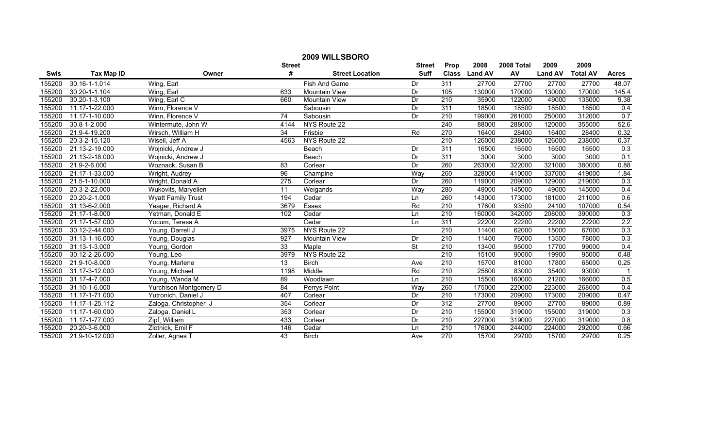# 2009 WILLSBORO

| Swis | Tax Map ID | Owner | Street # | Street Location | Street Suff | Prop Class | 2008 Land AV | 2008 Total AV | 2009 Land AV | 2009 Total AV | Acres |
|---|---|---|---|---|---|---|---|---|---|---|---|
| 155200 | 30.16-1-1.014 | Wing, Earl | | Fish And Game | Dr | 311 | 27700 | 27700 | 27700 | 27700 | 48.07 |
| 155200 | 30.20-1-1.104 | Wing, Earl | 633 | Mountain View | Dr | 105 | 130000 | 170000 | 130000 | 170000 | 145.4 |
| 155200 | 30.20-1-3.100 | Wing, Earl C | 660 | Mountain View | Dr | 210 | 35900 | 122000 | 49000 | 135000 | 9.38 |
| 155200 | 11.17-1-22.000 | Winn, Florence V | | Sabousin | Dr | 311 | 18500 | 18500 | 18500 | 18500 | 0.4 |
| 155200 | 11.17-1-10.000 | Winn, Florence V | 74 | Sabousin | Dr | 210 | 199000 | 261000 | 250000 | 312000 | 0.7 |
| 155200 | 30.8-1-2.000 | Wintermute, John W | 4144 | NYS Route 22 | | 240 | 88000 | 288000 | 120000 | 355000 | 52.6 |
| 155200 | 21.9-4-19.200 | Wirsch, William H | 34 | Frisbie | Rd | 270 | 16400 | 28400 | 16400 | 28400 | 0.32 |
| 155200 | 20.3-2-15.120 | Wisell, Jeff A | 4563 | NYS Route 22 | | 210 | 126000 | 238000 | 126000 | 238000 | 0.37 |
| 155200 | 21.13-2-19.000 | Wojnicki, Andrew J | | Beach | Dr | 311 | 16500 | 16500 | 16500 | 16500 | 0.3 |
| 155200 | 21.13-2-18.000 | Wojnicki, Andrew J | | Beach | Dr | 311 | 3000 | 3000 | 3000 | 3000 | 0.1 |
| 155200 | 21.9-2-6.000 | Woznack, Susan B | 83 | Corlear | Dr | 260 | 263000 | 322000 | 321000 | 380000 | 0.88 |
| 155200 | 21.17-1-33.000 | Wright, Audrey | 96 | Champine | Way | 260 | 328000 | 410000 | 337000 | 419000 | 1.84 |
| 155200 | 21.5-1-10.000 | Wright, Donald A | 275 | Corlear | Dr | 260 | 119000 | 209000 | 129000 | 219000 | 0.3 |
| 155200 | 20.3-2-22.000 | Wukovits, Maryellen | 11 | Weigands | Way | 280 | 49000 | 145000 | 49000 | 145000 | 0.4 |
| 155200 | 20.20-2-1.000 | Wyatt Family Trust | 194 | Cedar | Ln | 260 | 143000 | 173000 | 181000 | 211000 | 0.6 |
| 155200 | 31.13-6-2.000 | Yeager, Richard A | 3679 | Essex | Rd | 210 | 17600 | 93500 | 24100 | 107000 | 0.54 |
| 155200 | 21.17-1-8.000 | Yetman, Donald E | 102 | Cedar | Ln | 210 | 160000 | 342000 | 208000 | 390000 | 0.3 |
| 155200 | 21.17-1-57.000 | Yocum, Teresa A | | Cedar | Ln | 311 | 22200 | 22200 | 22200 | 22200 | 2.2 |
| 155200 | 30.12-2-44.000 | Young, Darrell J | 3975 | NYS Route 22 | | 210 | 11400 | 62000 | 15000 | 67000 | 0.3 |
| 155200 | 31.13-1-16.000 | Young, Douglas | 927 | Mountain View | Dr | 210 | 11400 | 76000 | 13500 | 78000 | 0.3 |
| 155200 | 31.13-1-3.000 | Young, Gordon | 33 | Maple | St | 210 | 13400 | 95000 | 17700 | 99000 | 0.4 |
| 155200 | 30.12-2-26.000 | Young, Leo | 3979 | NYS Route 22 | | 210 | 15100 | 90000 | 19900 | 95000 | 0.48 |
| 155200 | 21.9-10-8.000 | Young, Marlene | 13 | Birch | Ave | 210 | 15700 | 81000 | 17800 | 65000 | 0.25 |
| 155200 | 31.17-3-12.000 | Young, Michael | 1198 | Middle | Rd | 210 | 25800 | 83000 | 35400 | 93000 | 1 |
| 155200 | 31.17-4-7.000 | Young, Wanda M | 89 | Woodlawn | Ln | 210 | 15500 | 160000 | 21200 | 166000 | 0.5 |
| 155200 | 31.10-1-6.000 | Yurchison Montgomery D | 84 | Perrys Point | Way | 260 | 175000 | 220000 | 223000 | 268000 | 0.4 |
| 155200 | 11.17-1-71.000 | Yutronich, Daniel J | 407 | Corlear | Dr | 210 | 173000 | 209000 | 173000 | 209000 | 0.47 |
| 155200 | 11.17-1-25.112 | Zaloga, Christopher J | 354 | Corlear | Dr | 312 | 27700 | 89000 | 27700 | 89000 | 0.89 |
| 155200 | 11.17-1-60.000 | Zaloga, Daniel L | 353 | Corlear | Dr | 210 | 155000 | 319000 | 155000 | 319000 | 0.3 |
| 155200 | 11.17-1-77.000 | Zipf, William | 433 | Corlear | Dr | 210 | 227000 | 319000 | 227000 | 319000 | 0.8 |
| 155200 | 20.20-3-6.000 | Zlotnick, Emil F | 146 | Cedar | Ln | 210 | 176000 | 244000 | 224000 | 292000 | 0.66 |
| 155200 | 21.9-10-12.000 | Zoller, Agnes T | 43 | Birch | Ave | 270 | 15700 | 29700 | 15700 | 29700 | 0.25 |